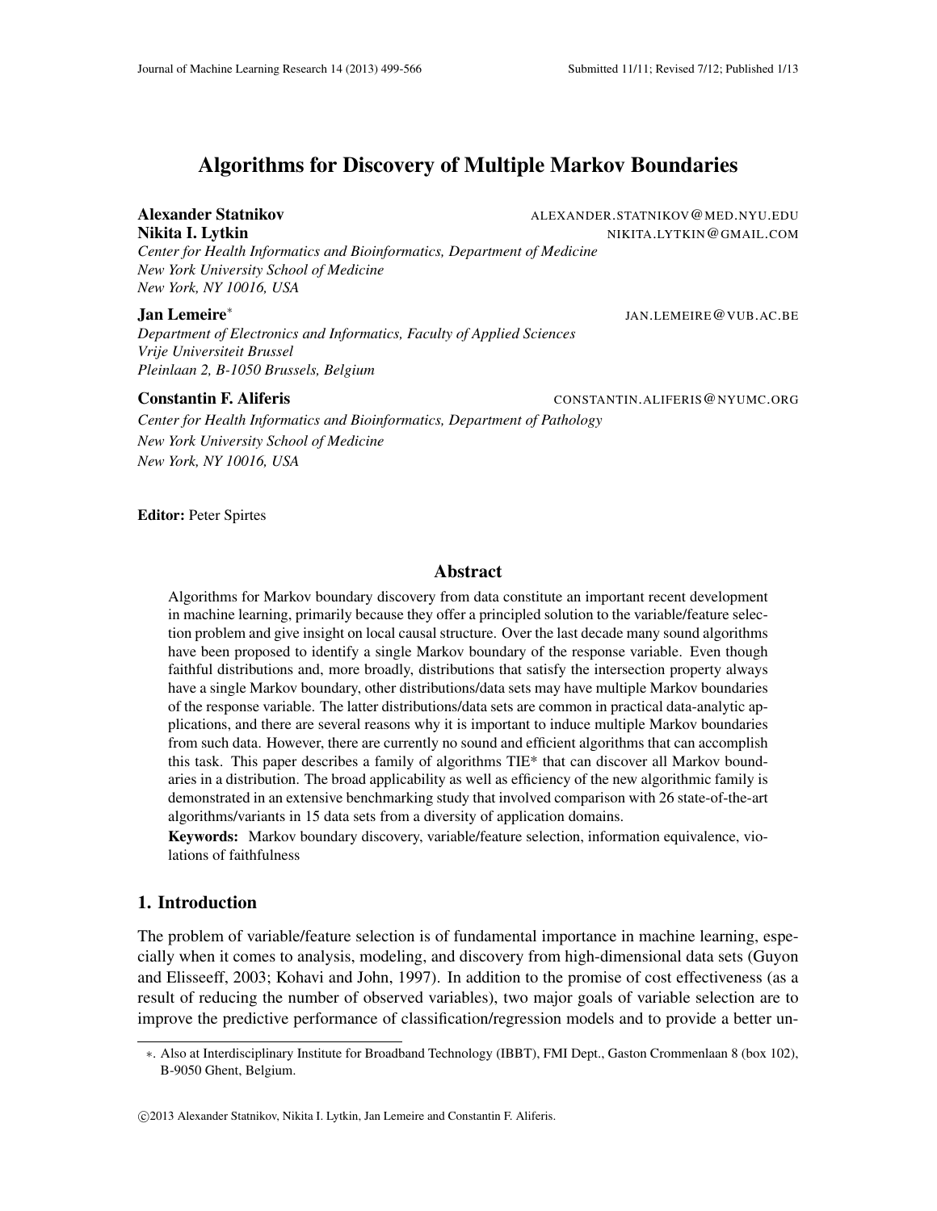# Algorithms for Discovery of Multiple Markov Boundaries

**Alexander Statnikov** ALEXANDER.STATNIKOV@MED.NYU.EDU
**Nikita I. Lytkin** NIKITA.LYTKIN@GMAIL.COM
*Center for Health Informatics and Bioinformatics, Department of Medicine*
*New York University School of Medicine*
*New York, NY 10016, USA*

**Jan Lemeire*** JAN.LEMEIRE@VUB.AC.BE
*Department of Electronics and Informatics, Faculty of Applied Sciences*
*Vrije Universiteit Brussel*
*Pleinlaan 2, B-1050 Brussels, Belgium*

**Constantin F. Aliferis** CONSTANTIN.ALIFERIS@NYUMC.ORG
*Center for Health Informatics and Bioinformatics, Department of Pathology*
*New York University School of Medicine*
*New York, NY 10016, USA*

**Editor:** Peter Spirtes

## Abstract

Algorithms for Markov boundary discovery from data constitute an important recent development in machine learning, primarily because they offer a principled solution to the variable/feature selection problem and give insight on local causal structure. Over the last decade many sound algorithms have been proposed to identify a single Markov boundary of the response variable. Even though faithful distributions and, more broadly, distributions that satisfy the intersection property always have a single Markov boundary, other distributions/data sets may have multiple Markov boundaries of the response variable. The latter distributions/data sets are common in practical data-analytic applications, and there are several reasons why it is important to induce multiple Markov boundaries from such data. However, there are currently no sound and efficient algorithms that can accomplish this task. This paper describes a family of algorithms TIE* that can discover all Markov boundaries in a distribution. The broad applicability as well as efficiency of the new algorithmic family is demonstrated in an extensive benchmarking study that involved comparison with 26 state-of-the-art algorithms/variants in 15 data sets from a diversity of application domains.

**Keywords:** Markov boundary discovery, variable/feature selection, information equivalence, violations of faithfulness

## 1. Introduction

The problem of variable/feature selection is of fundamental importance in machine learning, especially when it comes to analysis, modeling, and discovery from high-dimensional data sets (Guyon and Elisseeff, 2003; Kohavi and John, 1997). In addition to the promise of cost effectiveness (as a result of reducing the number of observed variables), two major goals of variable selection are to improve the predictive performance of classification/regression models and to provide a better un-

*. Also at Interdisciplinary Institute for Broadband Technology (IBBT), FMI Dept., Gaston Crommenlaan 8 (box 102), B-9050 Ghent, Belgium.

©2013 Alexander Statnikov, Nikita I. Lytkin, Jan Lemeire and Constantin F. Aliferis.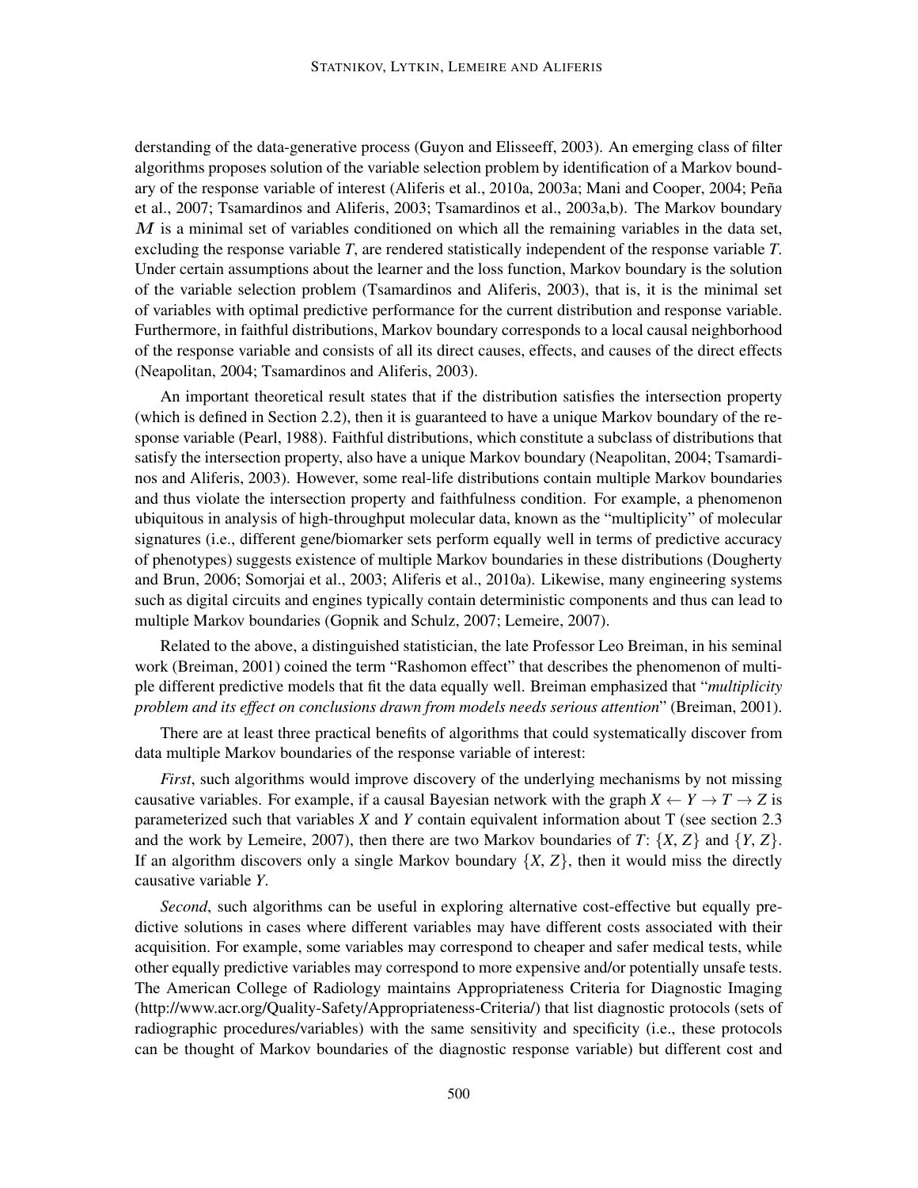derstanding of the data-generative process (Guyon and Elisseeff, 2003). An emerging class of filter algorithms proposes solution of the variable selection problem by identification of a Markov boundary of the response variable of interest (Aliferis et al., 2010a, 2003a; Mani and Cooper, 2004; Peña et al., 2007; Tsamardinos and Aliferis, 2003; Tsamardinos et al., 2003a,b). The Markov boundary $M$ is a minimal set of variables conditioned on which all the remaining variables in the data set, excluding the response variable $T$, are rendered statistically independent of the response variable $T$. Under certain assumptions about the learner and the loss function, Markov boundary is the solution of the variable selection problem (Tsamardinos and Aliferis, 2003), that is, it is the minimal set of variables with optimal predictive performance for the current distribution and response variable. Furthermore, in faithful distributions, Markov boundary corresponds to a local causal neighborhood of the response variable and consists of all its direct causes, effects, and causes of the direct effects (Neapolitan, 2004; Tsamardinos and Aliferis, 2003).

An important theoretical result states that if the distribution satisfies the intersection property (which is defined in Section 2.2), then it is guaranteed to have a unique Markov boundary of the response variable (Pearl, 1988). Faithful distributions, which constitute a subclass of distributions that satisfy the intersection property, also have a unique Markov boundary (Neapolitan, 2004; Tsamardinos and Aliferis, 2003). However, some real-life distributions contain multiple Markov boundaries and thus violate the intersection property and faithfulness condition. For example, a phenomenon ubiquitous in analysis of high-throughput molecular data, known as the "multiplicity" of molecular signatures (i.e., different gene/biomarker sets perform equally well in terms of predictive accuracy of phenotypes) suggests existence of multiple Markov boundaries in these distributions (Dougherty and Brun, 2006; Somorjai et al., 2003; Aliferis et al., 2010a). Likewise, many engineering systems such as digital circuits and engines typically contain deterministic components and thus can lead to multiple Markov boundaries (Gopnik and Schulz, 2007; Lemeire, 2007).

Related to the above, a distinguished statistician, the late Professor Leo Breiman, in his seminal work (Breiman, 2001) coined the term "Rashomon effect" that describes the phenomenon of multiple different predictive models that fit the data equally well. Breiman emphasized that "*multiplicity problem and its effect on conclusions drawn from models needs serious attention*" (Breiman, 2001).

There are at least three practical benefits of algorithms that could systematically discover from data multiple Markov boundaries of the response variable of interest:

*First*, such algorithms would improve discovery of the underlying mechanisms by not missing causative variables. For example, if a causal Bayesian network with the graph $X \leftarrow Y \rightarrow T \rightarrow Z$ is parameterized such that variables $X$ and $Y$ contain equivalent information about T (see section 2.3 and the work by Lemeire, 2007), then there are two Markov boundaries of $T$: $\{X, Z\}$ and $\{Y, Z\}$. If an algorithm discovers only a single Markov boundary $\{X, Z\}$, then it would miss the directly causative variable $Y$.

*Second*, such algorithms can be useful in exploring alternative cost-effective but equally predictive solutions in cases where different variables may have different costs associated with their acquisition. For example, some variables may correspond to cheaper and safer medical tests, while other equally predictive variables may correspond to more expensive and/or potentially unsafe tests. The American College of Radiology maintains Appropriateness Criteria for Diagnostic Imaging (http://www.acr.org/Quality-Safety/Appropriateness-Criteria/) that list diagnostic protocols (sets of radiographic procedures/variables) with the same sensitivity and specificity (i.e., these protocols can be thought of Markov boundaries of the diagnostic response variable) but different cost and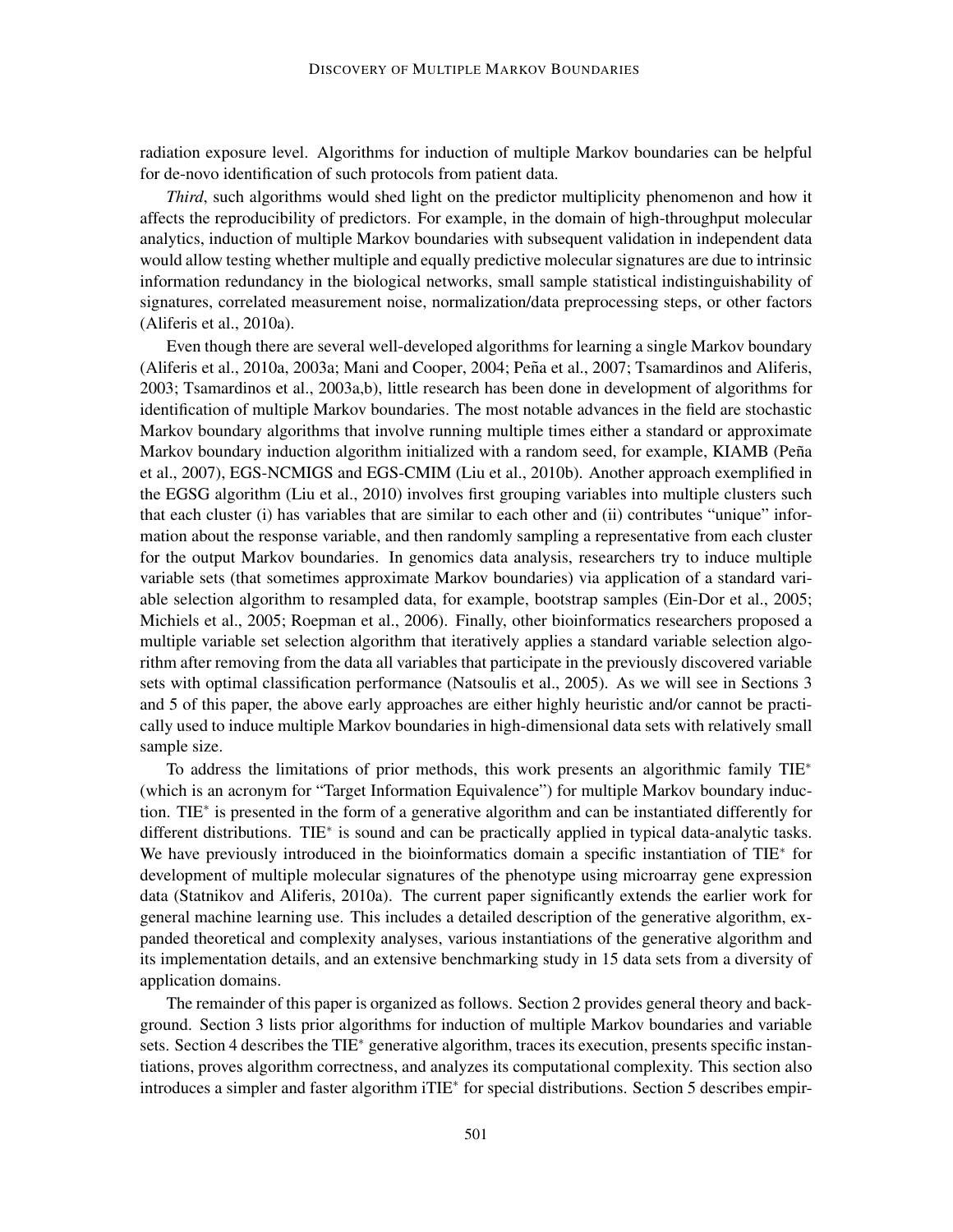radiation exposure level. Algorithms for induction of multiple Markov boundaries can be helpful for de-novo identification of such protocols from patient data.

*Third*, such algorithms would shed light on the predictor multiplicity phenomenon and how it affects the reproducibility of predictors. For example, in the domain of high-throughput molecular analytics, induction of multiple Markov boundaries with subsequent validation in independent data would allow testing whether multiple and equally predictive molecular signatures are due to intrinsic information redundancy in the biological networks, small sample statistical indistinguishability of signatures, correlated measurement noise, normalization/data preprocessing steps, or other factors (Aliferis et al., 2010a).

Even though there are several well-developed algorithms for learning a single Markov boundary (Aliferis et al., 2010a, 2003a; Mani and Cooper, 2004; Peña et al., 2007; Tsamardinos and Aliferis, 2003; Tsamardinos et al., 2003a,b), little research has been done in development of algorithms for identification of multiple Markov boundaries. The most notable advances in the field are stochastic Markov boundary algorithms that involve running multiple times either a standard or approximate Markov boundary induction algorithm initialized with a random seed, for example, KIAMB (Peña et al., 2007), EGS-NCMIGS and EGS-CMIM (Liu et al., 2010b). Another approach exemplified in the EGSG algorithm (Liu et al., 2010) involves first grouping variables into multiple clusters such that each cluster (i) has variables that are similar to each other and (ii) contributes "unique" information about the response variable, and then randomly sampling a representative from each cluster for the output Markov boundaries. In genomics data analysis, researchers try to induce multiple variable sets (that sometimes approximate Markov boundaries) via application of a standard variable selection algorithm to resampled data, for example, bootstrap samples (Ein-Dor et al., 2005; Michiels et al., 2005; Roepman et al., 2006). Finally, other bioinformatics researchers proposed a multiple variable set selection algorithm that iteratively applies a standard variable selection algorithm after removing from the data all variables that participate in the previously discovered variable sets with optimal classification performance (Natsoulis et al., 2005). As we will see in Sections 3 and 5 of this paper, the above early approaches are either highly heuristic and/or cannot be practically used to induce multiple Markov boundaries in high-dimensional data sets with relatively small sample size.

To address the limitations of prior methods, this work presents an algorithmic family TIE* (which is an acronym for "Target Information Equivalence") for multiple Markov boundary induction. TIE* is presented in the form of a generative algorithm and can be instantiated differently for different distributions. TIE* is sound and can be practically applied in typical data-analytic tasks. We have previously introduced in the bioinformatics domain a specific instantiation of TIE* for development of multiple molecular signatures of the phenotype using microarray gene expression data (Statnikov and Aliferis, 2010a). The current paper significantly extends the earlier work for general machine learning use. This includes a detailed description of the generative algorithm, expanded theoretical and complexity analyses, various instantiations of the generative algorithm and its implementation details, and an extensive benchmarking study in 15 data sets from a diversity of application domains.

The remainder of this paper is organized as follows. Section 2 provides general theory and background. Section 3 lists prior algorithms for induction of multiple Markov boundaries and variable sets. Section 4 describes the TIE* generative algorithm, traces its execution, presents specific instantiations, proves algorithm correctness, and analyzes its computational complexity. This section also introduces a simpler and faster algorithm iTIE* for special distributions. Section 5 describes empir-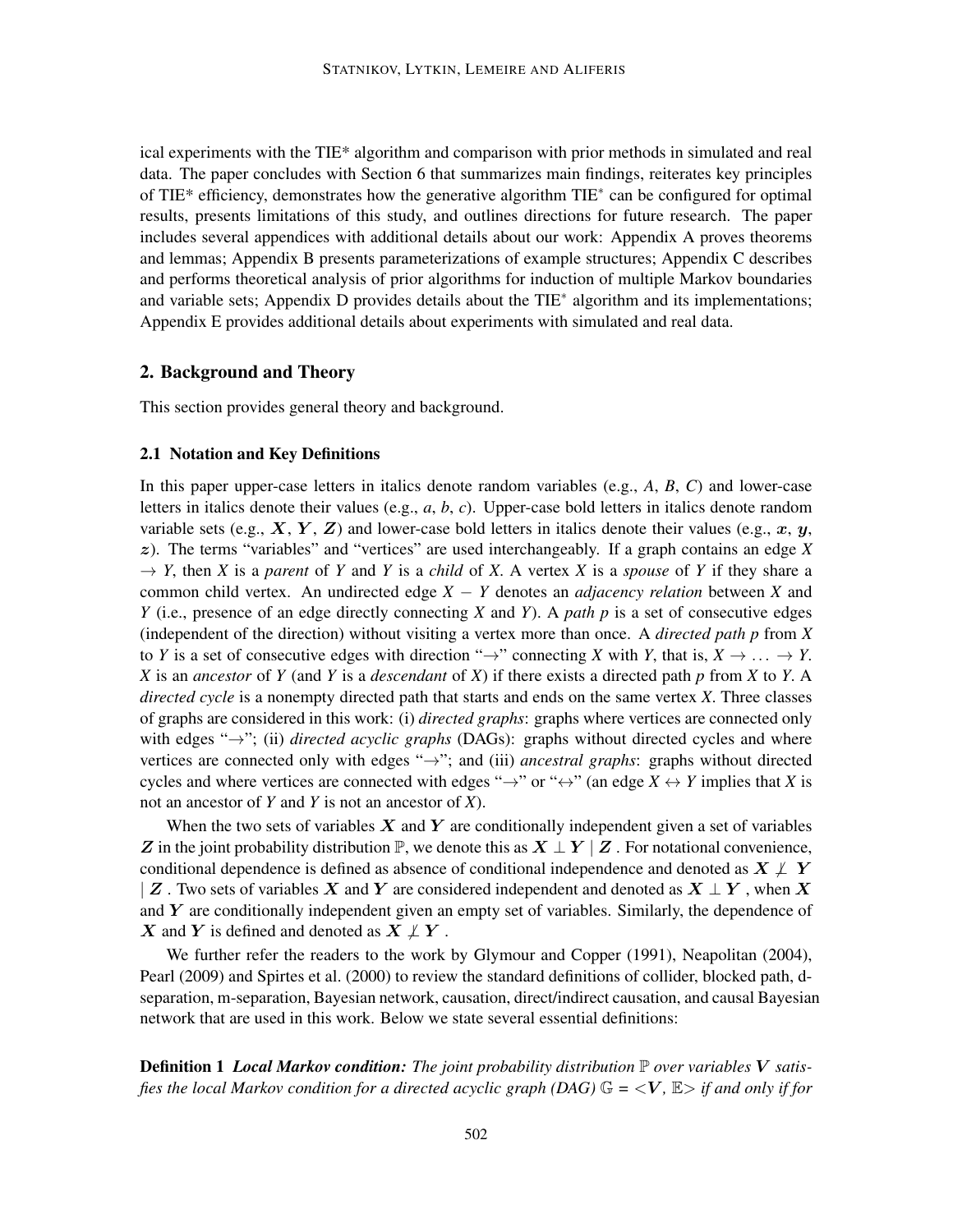ical experiments with the TIE* algorithm and comparison with prior methods in simulated and real data. The paper concludes with Section 6 that summarizes main findings, reiterates key principles of TIE* efficiency, demonstrates how the generative algorithm TIE* can be configured for optimal results, presents limitations of this study, and outlines directions for future research. The paper includes several appendices with additional details about our work: Appendix A proves theorems and lemmas; Appendix B presents parameterizations of example structures; Appendix C describes and performs theoretical analysis of prior algorithms for induction of multiple Markov boundaries and variable sets; Appendix D provides details about the TIE* algorithm and its implementations; Appendix E provides additional details about experiments with simulated and real data.

## 2. Background and Theory

This section provides general theory and background.

### 2.1 Notation and Key Definitions

In this paper upper-case letters in italics denote random variables (e.g., $A$, $B$, $C$) and lower-case letters in italics denote their values (e.g., $a$, $b$, $c$). Upper-case bold letters in italics denote random variable sets (e.g., $\boldsymbol{X}$, $\boldsymbol{Y}$, $\boldsymbol{Z}$) and lower-case bold letters in italics denote their values (e.g., $\boldsymbol{x}$, $\boldsymbol{y}$, $\boldsymbol{z}$). The terms "variables" and "vertices" are used interchangeably. If a graph contains an edge $X \rightarrow Y$, then $X$ is a *parent* of $Y$ and $Y$ is a *child* of $X$. A vertex $X$ is a *spouse* of $Y$ if they share a common child vertex. An undirected edge $X - Y$ denotes an *adjacency relation* between $X$ and $Y$ (i.e., presence of an edge directly connecting $X$ and $Y$). A *path* $p$ is a set of consecutive edges (independent of the direction) without visiting a vertex more than once. A *directed path* $p$ from $X$ to $Y$ is a set of consecutive edges with direction "$\rightarrow$" connecting $X$ with $Y$, that is, $X \rightarrow \ldots \rightarrow Y$. $X$ is an *ancestor* of $Y$ (and $Y$ is a *descendant* of $X$) if there exists a directed path $p$ from $X$ to $Y$. A *directed cycle* is a nonempty directed path that starts and ends on the same vertex $X$. Three classes of graphs are considered in this work: (i) *directed graphs*: graphs where vertices are connected only with edges "$\rightarrow$"; (ii) *directed acyclic graphs* (DAGs): graphs without directed cycles and where vertices are connected only with edges "$\rightarrow$"; and (iii) *ancestral graphs*: graphs without directed cycles and where vertices are connected with edges "$\rightarrow$" or "$\leftrightarrow$" (an edge $X \leftrightarrow Y$ implies that $X$ is not an ancestor of $Y$ and $Y$ is not an ancestor of $X$).

When the two sets of variables $\boldsymbol{X}$ and $\boldsymbol{Y}$ are conditionally independent given a set of variables $\boldsymbol{Z}$ in the joint probability distribution $\mathbb{P}$, we denote this as $\boldsymbol{X} \perp \boldsymbol{Y} \mid \boldsymbol{Z}$. For notational convenience, conditional dependence is defined as absence of conditional independence and denoted as $\boldsymbol{X} \not\perp \boldsymbol{Y} \mid \boldsymbol{Z}$. Two sets of variables $\boldsymbol{X}$ and $\boldsymbol{Y}$ are considered independent and denoted as $\boldsymbol{X} \perp \boldsymbol{Y}$, when $\boldsymbol{X}$ and $\boldsymbol{Y}$ are conditionally independent given an empty set of variables. Similarly, the dependence of $\boldsymbol{X}$ and $\boldsymbol{Y}$ is defined and denoted as $\boldsymbol{X} \not\perp \boldsymbol{Y}$.

We further refer the readers to the work by Glymour and Copper (1991), Neapolitan (2004), Pearl (2009) and Spirtes et al. (2000) to review the standard definitions of collider, blocked path, d-separation, m-separation, Bayesian network, causation, direct/indirect causation, and causal Bayesian network that are used in this work. Below we state several essential definitions:

**Definition 1** ***Local Markov condition:*** *The joint probability distribution $\mathbb{P}$ over variables $\boldsymbol{V}$ satisfies the local Markov condition for a directed acyclic graph (DAG) $\mathbb{G} = <\boldsymbol{V}, \mathbb{E}>$ if and only if for*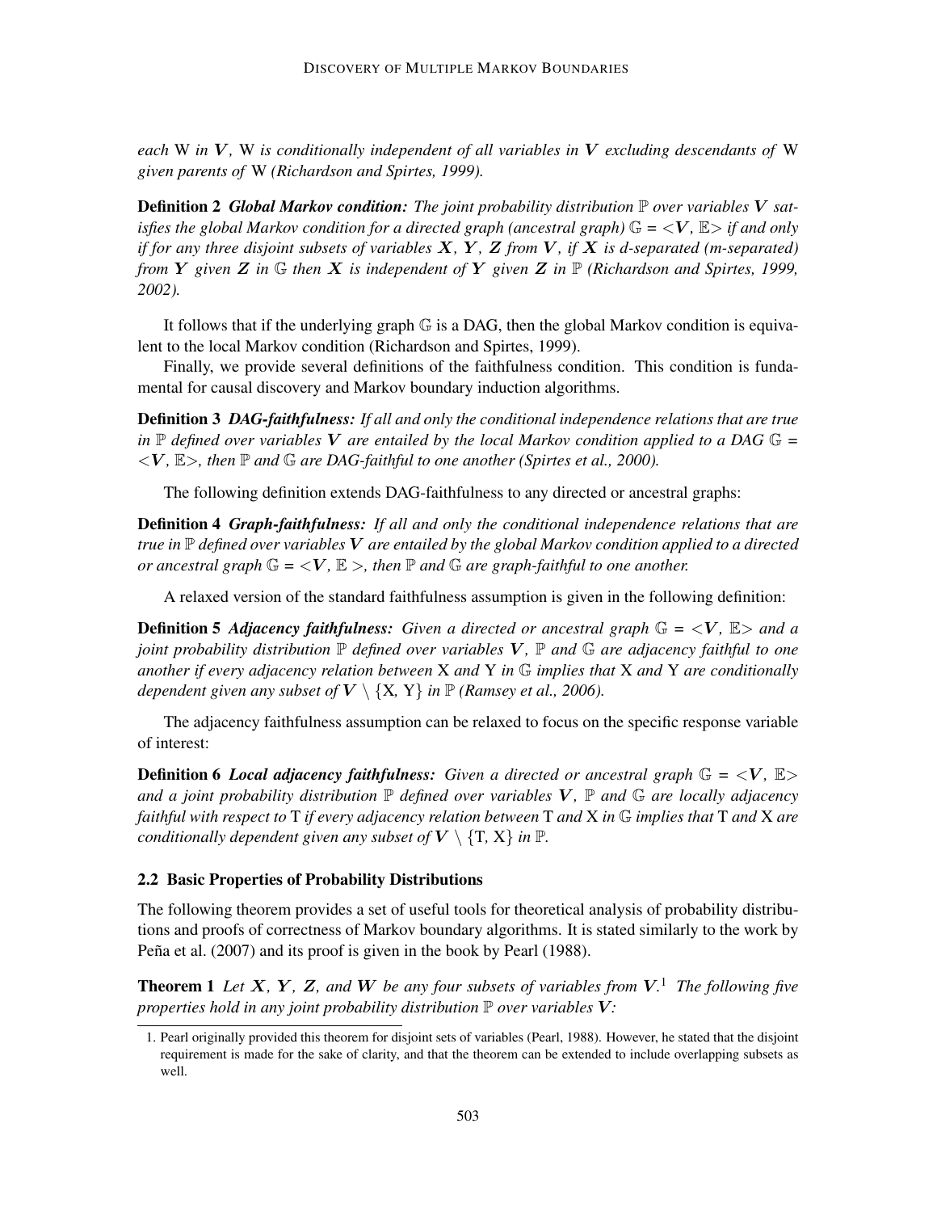*each* W *in* $\boldsymbol{V}$*,* W *is conditionally independent of all variables in* $\boldsymbol{V}$ *excluding descendants of* W *given parents of* W *(Richardson and Spirtes, 1999).*

**Definition 2** ***Global Markov condition:*** *The joint probability distribution* $\mathbb{P}$ *over variables* $\boldsymbol{V}$ *satisfies the global Markov condition for a directed graph (ancestral graph)* $\mathbb{G} = <\boldsymbol{V}, \mathbb{E}>$ *if and only if for any three disjoint subsets of variables* $\boldsymbol{X}$*,* $\boldsymbol{Y}$*,* $\boldsymbol{Z}$ *from* $\boldsymbol{V}$*, if* $\boldsymbol{X}$ *is d-separated (m-separated) from* $\boldsymbol{Y}$ *given* $\boldsymbol{Z}$ *in* $\mathbb{G}$ *then* $\boldsymbol{X}$ *is independent of* $\boldsymbol{Y}$ *given* $\boldsymbol{Z}$ *in* $\mathbb{P}$ *(Richardson and Spirtes, 1999, 2002).*

It follows that if the underlying graph $\mathbb{G}$ is a DAG, then the global Markov condition is equivalent to the local Markov condition (Richardson and Spirtes, 1999).

Finally, we provide several definitions of the faithfulness condition. This condition is fundamental for causal discovery and Markov boundary induction algorithms.

**Definition 3** ***DAG-faithfulness:*** *If all and only the conditional independence relations that are true in* $\mathbb{P}$ *defined over variables* $\boldsymbol{V}$ *are entailed by the local Markov condition applied to a DAG* $\mathbb{G} = <\boldsymbol{V}, \mathbb{E}>$*, then* $\mathbb{P}$ *and* $\mathbb{G}$ *are DAG-faithful to one another (Spirtes et al., 2000).*

The following definition extends DAG-faithfulness to any directed or ancestral graphs:

**Definition 4** ***Graph-faithfulness:*** *If all and only the conditional independence relations that are true in* $\mathbb{P}$ *defined over variables* $\boldsymbol{V}$ *are entailed by the global Markov condition applied to a directed or ancestral graph* $\mathbb{G} = <\boldsymbol{V}, \mathbb{E}>$*, then* $\mathbb{P}$ *and* $\mathbb{G}$ *are graph-faithful to one another.*

A relaxed version of the standard faithfulness assumption is given in the following definition:

**Definition 5** ***Adjacency faithfulness:*** *Given a directed or ancestral graph* $\mathbb{G} = <\boldsymbol{V}, \mathbb{E}>$ *and a joint probability distribution* $\mathbb{P}$ *defined over variables* $\boldsymbol{V}$*,* $\mathbb{P}$ *and* $\mathbb{G}$ *are adjacency faithful to one another if every adjacency relation between* X *and* Y *in* $\mathbb{G}$ *implies that* X *and* Y *are conditionally dependent given any subset of* $\boldsymbol{V} \setminus \{\text{X, Y}\}$ *in* $\mathbb{P}$ *(Ramsey et al., 2006).*

The adjacency faithfulness assumption can be relaxed to focus on the specific response variable of interest:

**Definition 6** ***Local adjacency faithfulness:*** *Given a directed or ancestral graph* $\mathbb{G} = <\boldsymbol{V}, \mathbb{E}>$ *and a joint probability distribution* $\mathbb{P}$ *defined over variables* $\boldsymbol{V}$*,* $\mathbb{P}$ *and* $\mathbb{G}$ *are locally adjacency faithful with respect to* T *if every adjacency relation between* T *and* X *in* $\mathbb{G}$ *implies that* T *and* X *are conditionally dependent given any subset of* $\boldsymbol{V} \setminus \{\text{T, X}\}$ *in* $\mathbb{P}$*.*

### 2.2 Basic Properties of Probability Distributions

The following theorem provides a set of useful tools for theoretical analysis of probability distributions and proofs of correctness of Markov boundary algorithms. It is stated similarly to the work by Peña et al. (2007) and its proof is given in the book by Pearl (1988).

**Theorem 1** *Let* $\boldsymbol{X}$*,* $\boldsymbol{Y}$*,* $\boldsymbol{Z}$*, and* $\boldsymbol{W}$ *be any four subsets of variables from* $\boldsymbol{V}$*.*[1] *The following five properties hold in any joint probability distribution* $\mathbb{P}$ *over variables* $\boldsymbol{V}$*:*

1. Pearl originally provided this theorem for disjoint sets of variables (Pearl, 1988). However, he stated that the disjoint requirement is made for the sake of clarity, and that the theorem can be extended to include overlapping subsets as well.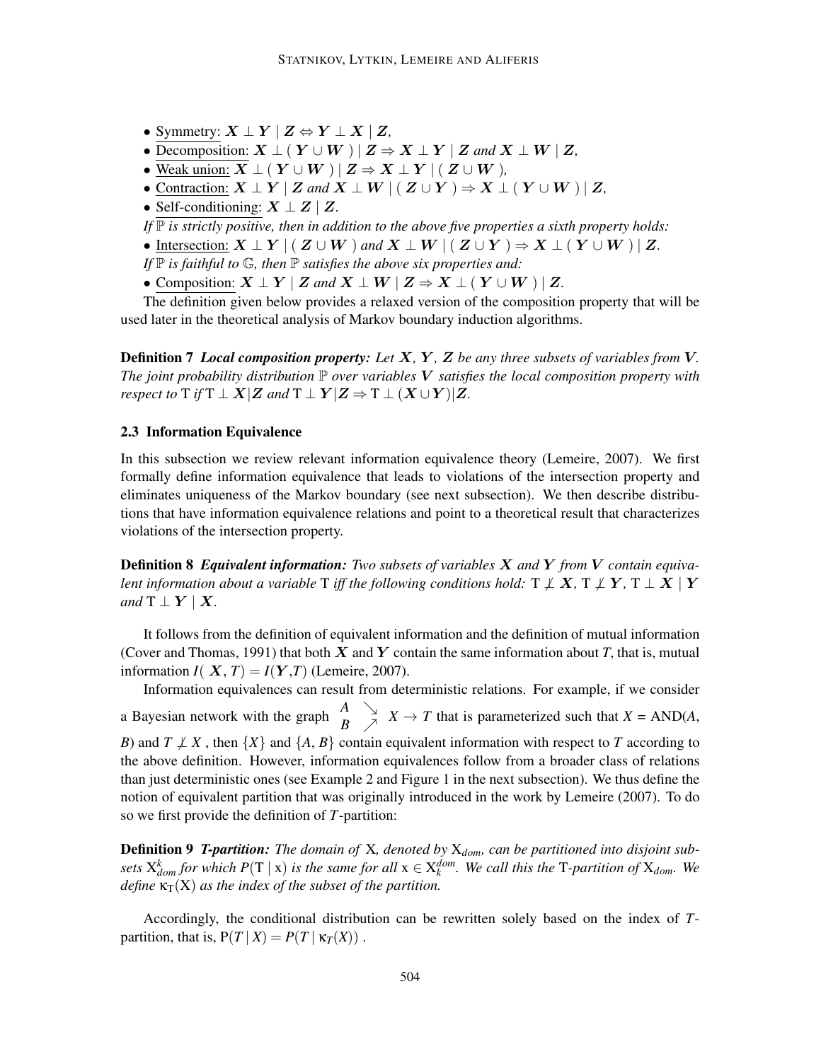- Symmetry: $\boldsymbol{X} \perp \boldsymbol{Y} \mid \boldsymbol{Z} \Leftrightarrow \boldsymbol{Y} \perp \boldsymbol{X} \mid \boldsymbol{Z}$,
- Decomposition: $\boldsymbol{X} \perp (\boldsymbol{Y} \cup \boldsymbol{W}) \mid \boldsymbol{Z} \Rightarrow \boldsymbol{X} \perp \boldsymbol{Y} \mid \boldsymbol{Z}$ *and* $\boldsymbol{X} \perp \boldsymbol{W} \mid \boldsymbol{Z}$,
- Weak union: $\boldsymbol{X} \perp (\boldsymbol{Y} \cup \boldsymbol{W}) \mid \boldsymbol{Z} \Rightarrow \boldsymbol{X} \perp \boldsymbol{Y} \mid (\boldsymbol{Z} \cup \boldsymbol{W})$,
- Contraction: $\boldsymbol{X} \perp \boldsymbol{Y} \mid \boldsymbol{Z}$ *and* $\boldsymbol{X} \perp \boldsymbol{W} \mid (\boldsymbol{Z} \cup \boldsymbol{Y}) \Rightarrow \boldsymbol{X} \perp (\boldsymbol{Y} \cup \boldsymbol{W}) \mid \boldsymbol{Z}$,
- Self-conditioning: $\boldsymbol{X} \perp \boldsymbol{Z} \mid \boldsymbol{Z}$.

*If $\mathbb{P}$ is strictly positive, then in addition to the above five properties a sixth property holds:*

- Intersection: $\boldsymbol{X} \perp \boldsymbol{Y} \mid (\boldsymbol{Z} \cup \boldsymbol{W})$ *and* $\boldsymbol{X} \perp \boldsymbol{W} \mid (\boldsymbol{Z} \cup \boldsymbol{Y}) \Rightarrow \boldsymbol{X} \perp (\boldsymbol{Y} \cup \boldsymbol{W}) \mid \boldsymbol{Z}$.

*If $\mathbb{P}$ is faithful to $\mathbb{G}$, then $\mathbb{P}$ satisfies the above six properties and:*

- Composition: $\boldsymbol{X} \perp \boldsymbol{Y} \mid \boldsymbol{Z}$ *and* $\boldsymbol{X} \perp \boldsymbol{W} \mid \boldsymbol{Z} \Rightarrow \boldsymbol{X} \perp (\boldsymbol{Y} \cup \boldsymbol{W}) \mid \boldsymbol{Z}$.

The definition given below provides a relaxed version of the composition property that will be used later in the theoretical analysis of Markov boundary induction algorithms.

**Definition 7** ***Local composition property:*** *Let $\boldsymbol{X}$, $\boldsymbol{Y}$, $\boldsymbol{Z}$ be any three subsets of variables from $\boldsymbol{V}$. The joint probability distribution $\mathbb{P}$ over variables $\boldsymbol{V}$ satisfies the local composition property with respect to* T *if* $\mathrm{T} \perp \boldsymbol{X} \mid \boldsymbol{Z}$ *and* $\mathrm{T} \perp \boldsymbol{Y} \mid \boldsymbol{Z} \Rightarrow \mathrm{T} \perp (\boldsymbol{X} \cup \boldsymbol{Y}) \mid \boldsymbol{Z}$.

### 2.3 Information Equivalence

In this subsection we review relevant information equivalence theory (Lemeire, 2007). We first formally define information equivalence that leads to violations of the intersection property and eliminates uniqueness of the Markov boundary (see next subsection). We then describe distributions that have information equivalence relations and point to a theoretical result that characterizes violations of the intersection property.

**Definition 8** ***Equivalent information:*** *Two subsets of variables $\boldsymbol{X}$ and $\boldsymbol{Y}$ from $\boldsymbol{V}$ contain equivalent information about a variable* T *iff the following conditions hold:* $\mathrm{T} \not\perp \boldsymbol{X}$, $\mathrm{T} \not\perp \boldsymbol{Y}$, $\mathrm{T} \perp \boldsymbol{X} \mid \boldsymbol{Y}$ *and* $\mathrm{T} \perp \boldsymbol{Y} \mid \boldsymbol{X}$.

It follows from the definition of equivalent information and the definition of mutual information (Cover and Thomas, 1991) that both $\boldsymbol{X}$ and $\boldsymbol{Y}$ contain the same information about *T*, that is, mutual information $I(\boldsymbol{X}, T) = I(\boldsymbol{Y}, T)$ (Lemeire, 2007).

Information equivalences can result from deterministic relations. For example, if we consider a Bayesian network with the graph $\begin{matrix} A & \searrow & \\ B & \nearrow & \end{matrix} X \rightarrow T$ that is parameterized such that $X = \mathrm{AND}(A, B)$ and $T \not\perp X$ , then $\{X\}$ and $\{A, B\}$ contain equivalent information with respect to *T* according to the above definition. However, information equivalences follow from a broader class of relations than just deterministic ones (see Example 2 and Figure 1 in the next subsection). We thus define the notion of equivalent partition that was originally introduced in the work by Lemeire (2007). To do so we first provide the definition of *T*-partition:

**Definition 9** ***T-partition:*** *The domain of* X*, denoted by* $\mathrm{X}_{dom}$*, can be partitioned into disjoint subsets* $\mathrm{X}^{k}_{dom}$ *for which* $P(\mathrm{T} \mid \mathrm{x})$ *is the same for all* $\mathrm{x} \in \mathrm{X}^{dom}_{k}$*. We call this the* T*-partition of* $\mathrm{X}_{dom}$*. We define* $\kappa_{\mathrm{T}}(\mathrm{X})$ *as the index of the subset of the partition.*

Accordingly, the conditional distribution can be rewritten solely based on the index of *T*-partition, that is, $\mathrm{P}(T \mid X) = P(T \mid \kappa_{T}(X))$ .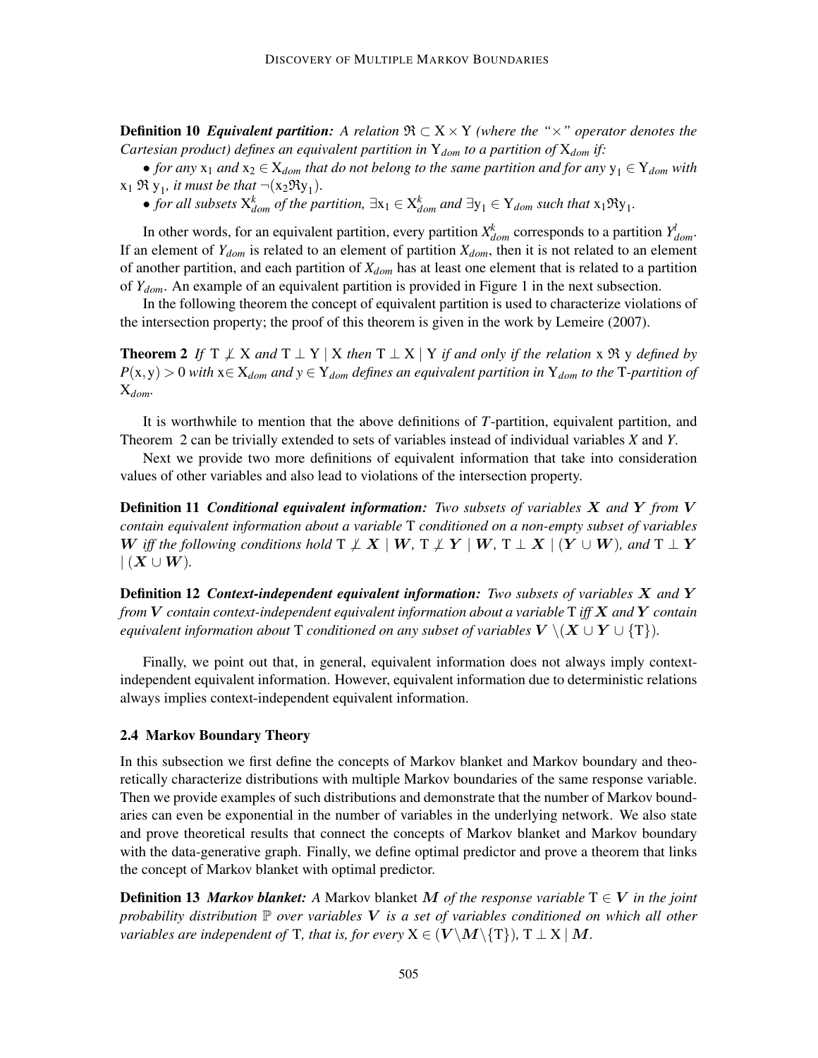**Definition 10** ***Equivalent partition:*** *A relation $\mathfrak{R} \subset \mathrm{X} \times \mathrm{Y}$ (where the "$\times$" operator denotes the Cartesian product) defines an equivalent partition in $\mathrm{Y}_{dom}$ to a partition of $\mathrm{X}_{dom}$ if:*

- *for any $\mathrm{x}_1$ and $\mathrm{x}_2 \in \mathrm{X}_{dom}$ that do not belong to the same partition and for any $\mathrm{y}_1 \in \mathrm{Y}_{dom}$ with $\mathrm{x}_1 \mathfrak{R} \mathrm{y}_1$, it must be that $\neg(\mathrm{x}_2 \mathfrak{R} \mathrm{y}_1)$.*
- *for all subsets $\mathrm{X}^k_{dom}$ of the partition, $\exists \mathrm{x}_1 \in \mathrm{X}^k_{dom}$ and $\exists \mathrm{y}_1 \in \mathrm{Y}_{dom}$ such that $\mathrm{x}_1 \mathfrak{R} \mathrm{y}_1$.*

In other words, for an equivalent partition, every partition $X^k_{dom}$ corresponds to a partition $Y^l_{dom}$. If an element of $Y_{dom}$ is related to an element of partition $X_{dom}$, then it is not related to an element of another partition, and each partition of $X_{dom}$ has at least one element that is related to a partition of $Y_{dom}$. An example of an equivalent partition is provided in Figure 1 in the next subsection.

In the following theorem the concept of equivalent partition is used to characterize violations of the intersection property; the proof of this theorem is given in the work by Lemeire (2007).

**Theorem 2** *If $\mathrm{T} \not\perp \mathrm{X}$ and $\mathrm{T} \perp \mathrm{Y} \mid \mathrm{X}$ then $\mathrm{T} \perp \mathrm{X} \mid \mathrm{Y}$ if and only if the relation $\mathrm{x}\, \mathfrak{R}\, \mathrm{y}$ defined by $P(\mathrm{x}, \mathrm{y}) > 0$ with $\mathrm{x} \in \mathrm{X}_{dom}$ and $y \in \mathrm{Y}_{dom}$ defines an equivalent partition in $\mathrm{Y}_{dom}$ to the $\mathrm{T}$-partition of $\mathrm{X}_{dom}$.*

It is worthwhile to mention that the above definitions of *T*-partition, equivalent partition, and Theorem 2 can be trivially extended to sets of variables instead of individual variables *X* and *Y*.

Next we provide two more definitions of equivalent information that take into consideration values of other variables and also lead to violations of the intersection property.

**Definition 11** ***Conditional equivalent information:*** *Two subsets of variables $\boldsymbol{X}$ and $\boldsymbol{Y}$ from $\boldsymbol{V}$ contain equivalent information about a variable $\mathrm{T}$ conditioned on a non-empty subset of variables $\boldsymbol{W}$ iff the following conditions hold $\mathrm{T} \not\perp \boldsymbol{X} \mid \boldsymbol{W}$, $\mathrm{T} \not\perp \boldsymbol{Y} \mid \boldsymbol{W}$, $\mathrm{T} \perp \boldsymbol{X} \mid (\boldsymbol{Y} \cup \boldsymbol{W})$, and $\mathrm{T} \perp \boldsymbol{Y} \mid (\boldsymbol{X} \cup \boldsymbol{W})$.*

**Definition 12** ***Context-independent equivalent information:*** *Two subsets of variables $\boldsymbol{X}$ and $\boldsymbol{Y}$ from $\boldsymbol{V}$ contain context-independent equivalent information about a variable $\mathrm{T}$ iff $\boldsymbol{X}$ and $\boldsymbol{Y}$ contain equivalent information about $\mathrm{T}$ conditioned on any subset of variables $\boldsymbol{V} \setminus (\boldsymbol{X} \cup \boldsymbol{Y} \cup \{\mathrm{T}\})$.*

Finally, we point out that, in general, equivalent information does not always imply context-independent equivalent information. However, equivalent information due to deterministic relations always implies context-independent equivalent information.

### 2.4 Markov Boundary Theory

In this subsection we first define the concepts of Markov blanket and Markov boundary and theoretically characterize distributions with multiple Markov boundaries of the same response variable. Then we provide examples of such distributions and demonstrate that the number of Markov boundaries can even be exponential in the number of variables in the underlying network. We also state and prove theoretical results that connect the concepts of Markov blanket and Markov boundary with the data-generative graph. Finally, we define optimal predictor and prove a theorem that links the concept of Markov blanket with optimal predictor.

**Definition 13** ***Markov blanket:*** *A* Markov blanket *$\boldsymbol{M}$ of the response variable $\mathrm{T} \in \boldsymbol{V}$ in the joint probability distribution $\mathbb{P}$ over variables $\boldsymbol{V}$ is a set of variables conditioned on which all other variables are independent of $\mathrm{T}$, that is, for every $\mathrm{X} \in (\boldsymbol{V} \setminus \boldsymbol{M} \setminus \{\mathrm{T}\})$, $\mathrm{T} \perp \mathrm{X} \mid \boldsymbol{M}$.*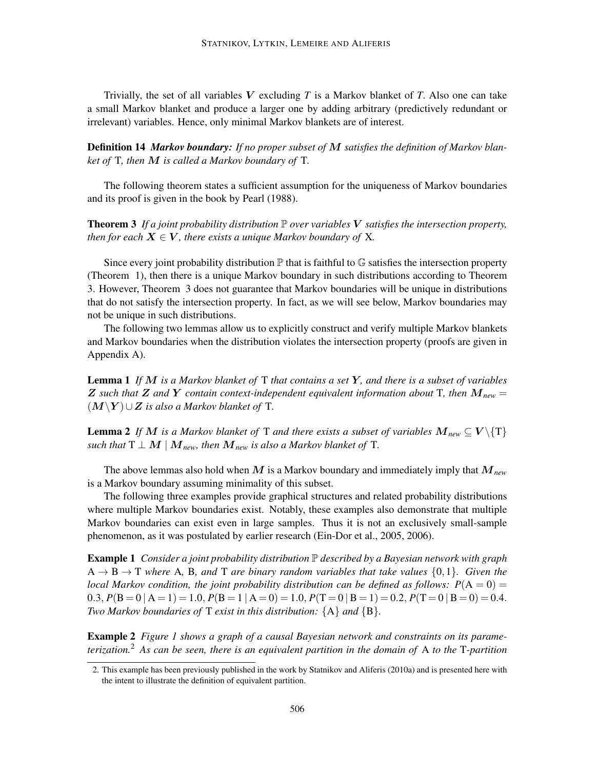Trivially, the set of all variables $\boldsymbol{V}$ excluding $T$ is a Markov blanket of $T$. Also one can take a small Markov blanket and produce a larger one by adding arbitrary (predictively redundant or irrelevant) variables. Hence, only minimal Markov blankets are of interest.

**Definition 14** ***Markov boundary:*** *If no proper subset of* $\boldsymbol{M}$ *satisfies the definition of Markov blanket of* T*, then* $\boldsymbol{M}$ *is called a Markov boundary of* T*.*

The following theorem states a sufficient assumption for the uniqueness of Markov boundaries and its proof is given in the book by Pearl (1988).

**Theorem 3** *If a joint probability distribution* $\mathbb{P}$ *over variables* $\boldsymbol{V}$ *satisfies the intersection property, then for each* $\boldsymbol{X} \in \boldsymbol{V}$*, there exists a unique Markov boundary of* X*.*

Since every joint probability distribution $\mathbb{P}$ that is faithful to $\mathbb{G}$ satisfies the intersection property (Theorem 1), then there is a unique Markov boundary in such distributions according to Theorem 3. However, Theorem 3 does not guarantee that Markov boundaries will be unique in distributions that do not satisfy the intersection property. In fact, as we will see below, Markov boundaries may not be unique in such distributions.

The following two lemmas allow us to explicitly construct and verify multiple Markov blankets and Markov boundaries when the distribution violates the intersection property (proofs are given in Appendix A).

**Lemma 1** *If* $\boldsymbol{M}$ *is a Markov blanket of* T *that contains a set* $\boldsymbol{Y}$*, and there is a subset of variables* $\boldsymbol{Z}$ *such that* $\boldsymbol{Z}$ *and* $\boldsymbol{Y}$ *contain context-independent equivalent information about* T*, then* $\boldsymbol{M}_{new} = (\boldsymbol{M} \backslash \boldsymbol{Y}) \cup \boldsymbol{Z}$ *is also a Markov blanket of* T*.*

**Lemma 2** *If* $\boldsymbol{M}$ *is a Markov blanket of* T *and there exists a subset of variables* $\boldsymbol{M}_{new} \subseteq \boldsymbol{V} \backslash \{\mathrm{T}\}$ *such that* $\mathrm{T} \perp \boldsymbol{M} \mid \boldsymbol{M}_{new}$*, then* $\boldsymbol{M}_{new}$ *is also a Markov blanket of* T*.*

The above lemmas also hold when $\boldsymbol{M}$ is a Markov boundary and immediately imply that $\boldsymbol{M}_{new}$ is a Markov boundary assuming minimality of this subset.

The following three examples provide graphical structures and related probability distributions where multiple Markov boundaries exist. Notably, these examples also demonstrate that multiple Markov boundaries can exist even in large samples. Thus it is not an exclusively small-sample phenomenon, as it was postulated by earlier research (Ein-Dor et al., 2005, 2006).

**Example 1** *Consider a joint probability distribution* $\mathbb{P}$ *described by a Bayesian network with graph* $\mathrm{A} \rightarrow \mathrm{B} \rightarrow \mathrm{T}$ *where* A*,* B*, and* T *are binary random variables that take values* $\{0, 1\}$*. Given the local Markov condition, the joint probability distribution can be defined as follows:* $P(\mathrm{A} = 0) = 0.3$, $P(\mathrm{B} = 0 \mid \mathrm{A} = 1) = 1.0$, $P(\mathrm{B} = 1 \mid \mathrm{A} = 0) = 1.0$, $P(\mathrm{T} = 0 \mid \mathrm{B} = 1) = 0.2$, $P(\mathrm{T} = 0 \mid \mathrm{B} = 0) = 0.4$*. Two Markov boundaries of* T *exist in this distribution:* $\{\mathrm{A}\}$ *and* $\{\mathrm{B}\}$*.*

**Example 2** *Figure 1 shows a graph of a causal Bayesian network and constraints on its parameterization.*[2] *As can be seen, there is an equivalent partition in the domain of* A *to the* T*-partition*

2. This example has been previously published in the work by Statnikov and Aliferis (2010a) and is presented here with the intent to illustrate the definition of equivalent partition.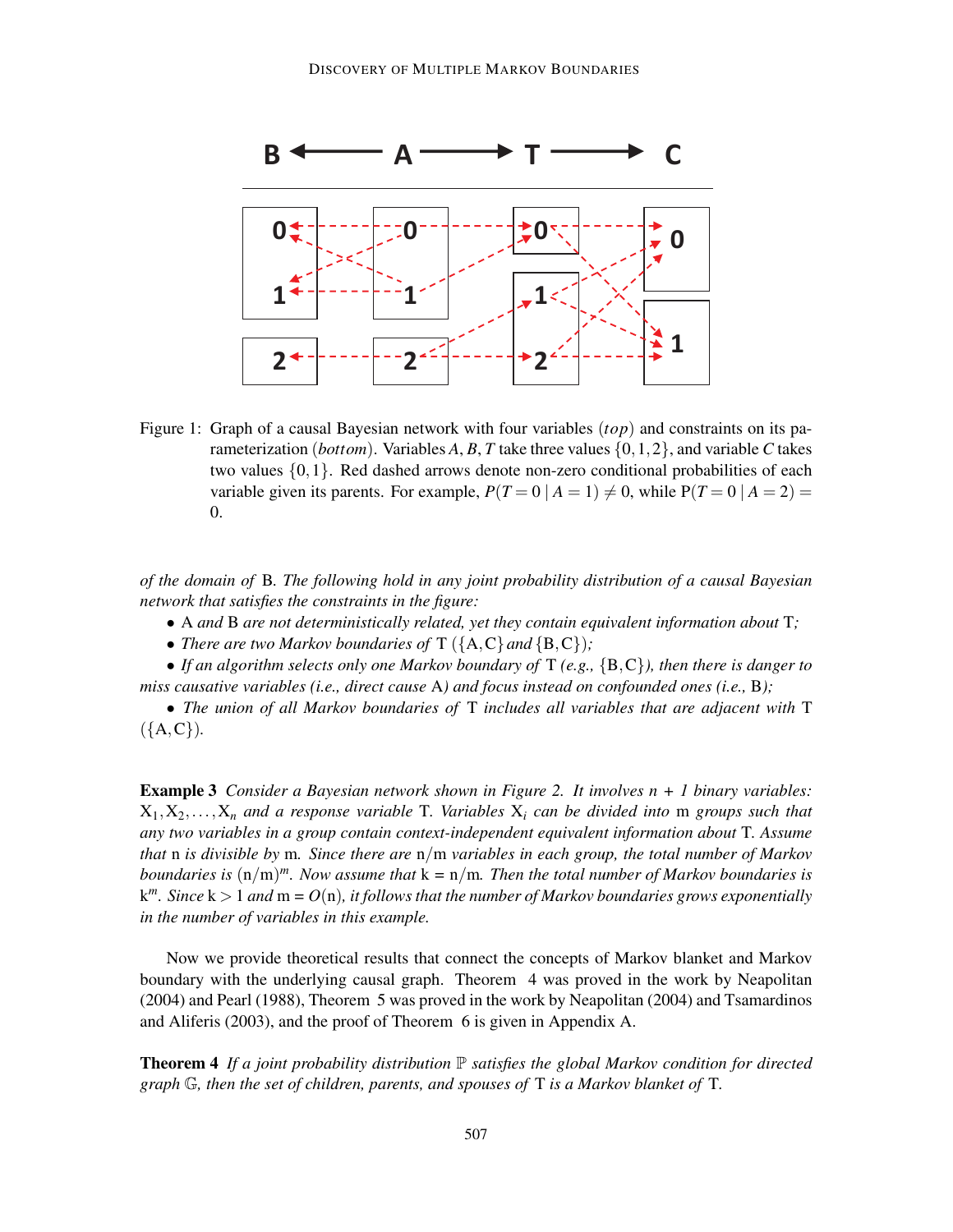Figure 1: Graph of a causal Bayesian network with four variables ($top$) and constraints on its parameterization ($bottom$). Variables $A$, $B$, $T$ take three values $\{0,1,2\}$, and variable $C$ takes two values $\{0,1\}$. Red dashed arrows denote non-zero conditional probabilities of each variable given its parents. For example, $P(T=0 \mid A=1) \neq 0$, while $\mathrm{P}(T=0 \mid A=2) = 0$.

*of the domain of* B*. The following hold in any joint probability distribution of a causal Bayesian network that satisfies the constraints in the figure:*

- A *and* B *are not deterministically related, yet they contain equivalent information about* T*;*
- *There are two Markov boundaries of* T *(*$\{\mathrm{A},\mathrm{C}\}$ *and* $\{\mathrm{B},\mathrm{C}\}$*);*
- *If an algorithm selects only one Markov boundary of* T *(e.g.,* $\{\mathrm{B},\mathrm{C}\}$*), then there is danger to miss causative variables (i.e., direct cause* A*) and focus instead on confounded ones (i.e.,* B*);*
- *The union of all Markov boundaries of* T *includes all variables that are adjacent with* T *(*$\{\mathrm{A},\mathrm{C}\}$*).*

**Example 3** *Consider a Bayesian network shown in Figure 2. It involves n + 1 binary variables:* $\mathrm{X}_1, \mathrm{X}_2, \ldots, \mathrm{X}_n$ *and a response variable* T*. Variables* $\mathrm{X}_i$ *can be divided into* m *groups such that any two variables in a group contain context-independent equivalent information about* T*. Assume that* n *is divisible by* m*. Since there are* n/m *variables in each group, the total number of Markov boundaries is* $(\mathrm{n}/\mathrm{m})^m$*. Now assume that* k = n/m*. Then the total number of Markov boundaries is* $\mathrm{k}^m$*. Since* k > 1 *and* m = $O(\mathrm{n})$*, it follows that the number of Markov boundaries grows exponentially in the number of variables in this example.*

Now we provide theoretical results that connect the concepts of Markov blanket and Markov boundary with the underlying causal graph. Theorem 4 was proved in the work by Neapolitan (2004) and Pearl (1988), Theorem 5 was proved in the work by Neapolitan (2004) and Tsamardinos and Aliferis (2003), and the proof of Theorem 6 is given in Appendix A.

**Theorem 4** *If a joint probability distribution* $\mathbb{P}$ *satisfies the global Markov condition for directed graph* $\mathbb{G}$*, then the set of children, parents, and spouses of* T *is a Markov blanket of* T*.*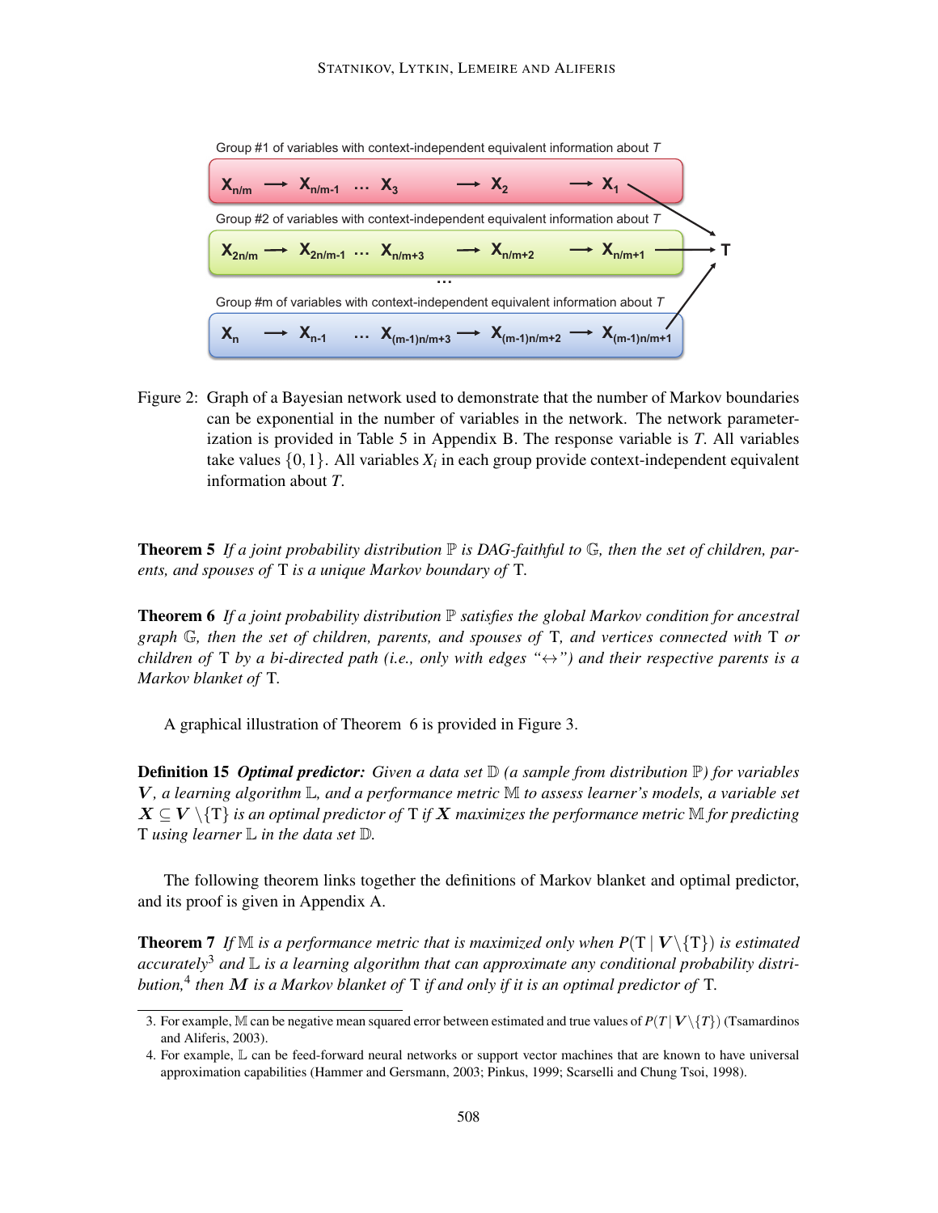Figure 2: Graph of a Bayesian network used to demonstrate that the number of Markov boundaries can be exponential in the number of variables in the network. The network parameterization is provided in Table 5 in Appendix B. The response variable is $T$. All variables take values $\{0,1\}$. All variables $X_i$ in each group provide context-independent equivalent information about $T$.

**Theorem 5** *If a joint probability distribution $\mathbb{P}$ is DAG-faithful to $\mathbb{G}$, then the set of children, parents, and spouses of* $\mathrm{T}$ *is a unique Markov boundary of* $\mathrm{T}$.

**Theorem 6** *If a joint probability distribution $\mathbb{P}$ satisfies the global Markov condition for ancestral graph $\mathbb{G}$, then the set of children, parents, and spouses of* $\mathrm{T}$*, and vertices connected with* $\mathrm{T}$ *or children of* $\mathrm{T}$ *by a bi-directed path (i.e., only with edges "$\leftrightarrow$") and their respective parents is a Markov blanket of* $\mathrm{T}$.

A graphical illustration of Theorem 6 is provided in Figure 3.

**Definition 15** ***Optimal predictor:*** *Given a data set $\mathbb{D}$ (a sample from distribution $\mathbb{P}$) for variables $\boldsymbol{V}$, a learning algorithm $\mathbb{L}$, and a performance metric $\mathbb{M}$ to assess learner's models, a variable set $\boldsymbol{X} \subseteq \boldsymbol{V} \setminus \{\mathrm{T}\}$ is an optimal predictor of* $\mathrm{T}$ *if $\boldsymbol{X}$ maximizes the performance metric $\mathbb{M}$ for predicting* $\mathrm{T}$ *using learner $\mathbb{L}$ in the data set $\mathbb{D}$.*

The following theorem links together the definitions of Markov blanket and optimal predictor, and its proof is given in Appendix A.

**Theorem 7** *If $\mathbb{M}$ is a performance metric that is maximized only when $P(\mathrm{T} \mid \boldsymbol{V} \setminus \{\mathrm{T}\})$ is estimated accurately*[3] *and $\mathbb{L}$ is a learning algorithm that can approximate any conditional probability distribution,*[4] *then $\boldsymbol{M}$ is a Markov blanket of* $\mathrm{T}$ *if and only if it is an optimal predictor of* $\mathrm{T}$.

3. For example, $\mathbb{M}$ can be negative mean squared error between estimated and true values of $P(T \mid \boldsymbol{V} \setminus \{T\})$ (Tsamardinos and Aliferis, 2003).

4. For example, $\mathbb{L}$ can be feed-forward neural networks or support vector machines that are known to have universal approximation capabilities (Hammer and Gersmann, 2003; Pinkus, 1999; Scarselli and Chung Tsoi, 1998).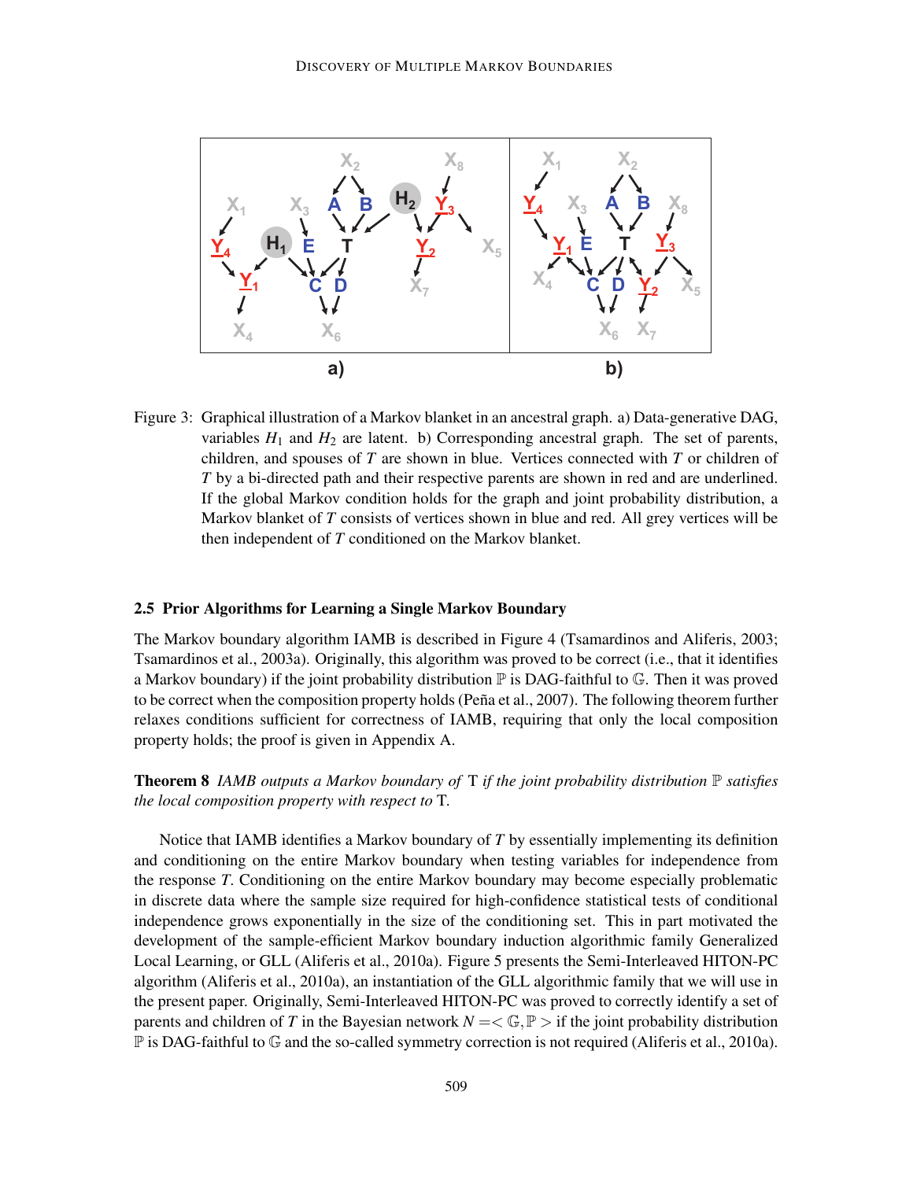Figure 3: Graphical illustration of a Markov blanket in an ancestral graph. a) Data-generative DAG, variables $H_1$ and $H_2$ are latent. b) Corresponding ancestral graph. The set of parents, children, and spouses of $T$ are shown in blue. Vertices connected with $T$ or children of $T$ by a bi-directed path and their respective parents are shown in red and are underlined. If the global Markov condition holds for the graph and joint probability distribution, a Markov blanket of $T$ consists of vertices shown in blue and red. All grey vertices will be then independent of $T$ conditioned on the Markov blanket.

### 2.5 Prior Algorithms for Learning a Single Markov Boundary

The Markov boundary algorithm IAMB is described in Figure 4 (Tsamardinos and Aliferis, 2003; Tsamardinos et al., 2003a). Originally, this algorithm was proved to be correct (i.e., that it identifies a Markov boundary) if the joint probability distribution $\mathbb{P}$ is DAG-faithful to $\mathbb{G}$. Then it was proved to be correct when the composition property holds (Peña et al., 2007). The following theorem further relaxes conditions sufficient for correctness of IAMB, requiring that only the local composition property holds; the proof is given in Appendix A.

**Theorem 8** *IAMB outputs a Markov boundary of* T *if the joint probability distribution* $\mathbb{P}$ *satisfies the local composition property with respect to* T.

Notice that IAMB identifies a Markov boundary of $T$ by essentially implementing its definition and conditioning on the entire Markov boundary when testing variables for independence from the response $T$. Conditioning on the entire Markov boundary may become especially problematic in discrete data where the sample size required for high-confidence statistical tests of conditional independence grows exponentially in the size of the conditioning set. This in part motivated the development of the sample-efficient Markov boundary induction algorithmic family Generalized Local Learning, or GLL (Aliferis et al., 2010a). Figure 5 presents the Semi-Interleaved HITON-PC algorithm (Aliferis et al., 2010a), an instantiation of the GLL algorithmic family that we will use in the present paper. Originally, Semi-Interleaved HITON-PC was proved to correctly identify a set of parents and children of $T$ in the Bayesian network $N = < \mathbb{G}, \mathbb{P} >$ if the joint probability distribution $\mathbb{P}$ is DAG-faithful to $\mathbb{G}$ and the so-called symmetry correction is not required (Aliferis et al., 2010a).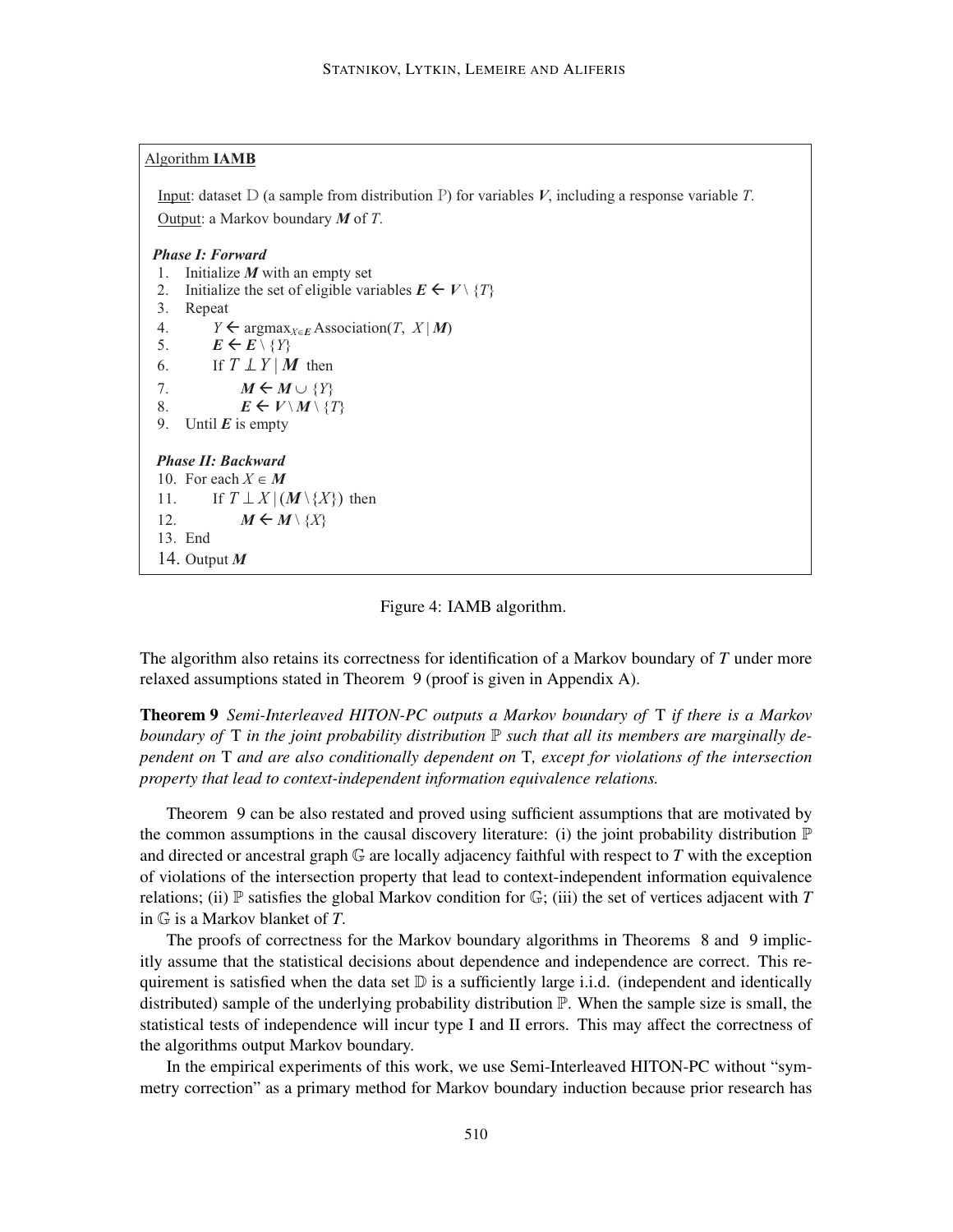Algorithm **IAMB**

Input: dataset $\mathbb{D}$ (a sample from distribution $\mathbb{P}$) for variables $\boldsymbol{V}$, including a response variable $T$.
Output: a Markov boundary $\boldsymbol{M}$ of $T$.

***Phase I: Forward***

```
1.  Initialize M with an empty set
2.  Initialize the set of eligible variables E ← V \ {T}
3.  Repeat
4.      Y ← argmax_{X∈E} Association(T, X | M)
5.      E ← E \ {Y}
6.      If T ⊥̸ Y | M then
7.          M ← M ∪ {Y}
8.          E ← V \ M \ {T}
9.  Until E is empty
```

***Phase II: Backward***

```
10. For each X ∈ M
11.     If T ⊥ X | (M \ {X}) then
12.         M ← M \ {X}
13. End
14. Output M
```

Figure 4: IAMB algorithm.

The algorithm also retains its correctness for identification of a Markov boundary of $T$ under more relaxed assumptions stated in Theorem 9 (proof is given in Appendix A).

**Theorem 9** *Semi-Interleaved HITON-PC outputs a Markov boundary of* T *if there is a Markov boundary of* T *in the joint probability distribution* $\mathbb{P}$ *such that all its members are marginally dependent on* T *and are also conditionally dependent on* T*, except for violations of the intersection property that lead to context-independent information equivalence relations.*

Theorem 9 can be also restated and proved using sufficient assumptions that are motivated by the common assumptions in the causal discovery literature: (i) the joint probability distribution $\mathbb{P}$ and directed or ancestral graph $\mathbb{G}$ are locally adjacency faithful with respect to $T$ with the exception of violations of the intersection property that lead to context-independent information equivalence relations; (ii) $\mathbb{P}$ satisfies the global Markov condition for $\mathbb{G}$; (iii) the set of vertices adjacent with $T$ in $\mathbb{G}$ is a Markov blanket of $T$.

The proofs of correctness for the Markov boundary algorithms in Theorems 8 and 9 implicitly assume that the statistical decisions about dependence and independence are correct. This requirement is satisfied when the data set $\mathbb{D}$ is a sufficiently large i.i.d. (independent and identically distributed) sample of the underlying probability distribution $\mathbb{P}$. When the sample size is small, the statistical tests of independence will incur type I and II errors. This may affect the correctness of the algorithms output Markov boundary.

In the empirical experiments of this work, we use Semi-Interleaved HITON-PC without "symmetry correction" as a primary method for Markov boundary induction because prior research has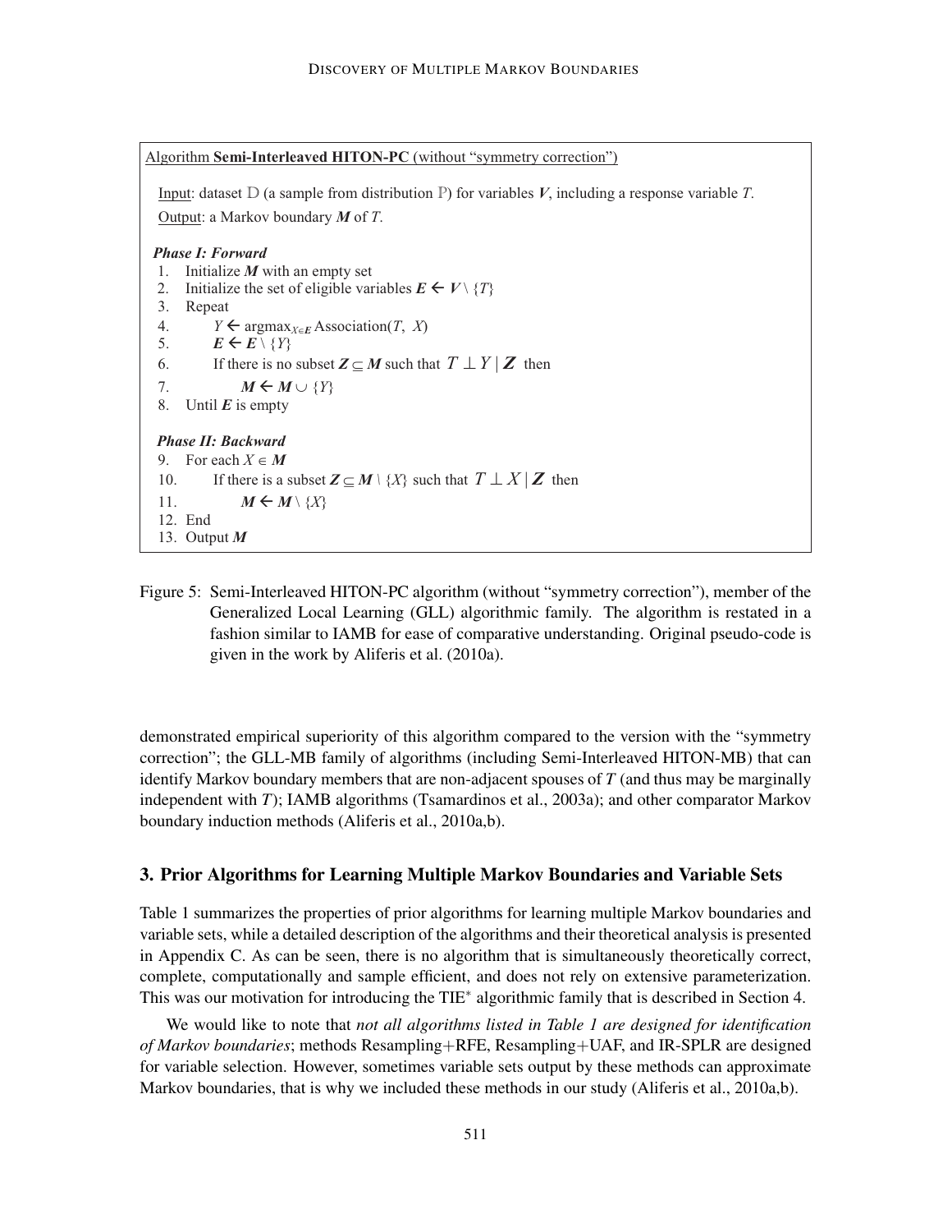Algorithm **Semi-Interleaved HITON-PC** (without "symmetry correction")

Input: dataset $\mathbb{D}$ (a sample from distribution $\mathbb{P}$) for variables $\boldsymbol{V}$, including a response variable $T$.
Output: a Markov boundary $\boldsymbol{M}$ of $T$.

***Phase I: Forward***

```
1.  Initialize M with an empty set
2.  Initialize the set of eligible variables E ← V \ {T}
3.  Repeat
4.      Y ← argmax_{X∈E} Association(T, X)
5.      E ← E \ {Y}
6.      If there is no subset Z ⊆ M such that T ⊥ Y | Z then
7.          M ← M ∪ {Y}
8.  Until E is empty
```

***Phase II: Backward***

```
9.  For each X ∈ M
10.     If there is a subset Z ⊆ M \ {X} such that T ⊥ X | Z then
11.         M ← M \ {X}
12. End
13. Output M
```

Figure 5: Semi-Interleaved HITON-PC algorithm (without "symmetry correction"), member of the Generalized Local Learning (GLL) algorithmic family. The algorithm is restated in a fashion similar to IAMB for ease of comparative understanding. Original pseudo-code is given in the work by Aliferis et al. (2010a).

demonstrated empirical superiority of this algorithm compared to the version with the "symmetry correction"; the GLL-MB family of algorithms (including Semi-Interleaved HITON-MB) that can identify Markov boundary members that are non-adjacent spouses of $T$ (and thus may be marginally independent with $T$); IAMB algorithms (Tsamardinos et al., 2003a); and other comparator Markov boundary induction methods (Aliferis et al., 2010a,b).

## 3. Prior Algorithms for Learning Multiple Markov Boundaries and Variable Sets

Table 1 summarizes the properties of prior algorithms for learning multiple Markov boundaries and variable sets, while a detailed description of the algorithms and their theoretical analysis is presented in Appendix C. As can be seen, there is no algorithm that is simultaneously theoretically correct, complete, computationally and sample efficient, and does not rely on extensive parameterization. This was our motivation for introducing the TIE* algorithmic family that is described in Section 4.

We would like to note that *not all algorithms listed in Table 1 are designed for identification of Markov boundaries*; methods Resampling+RFE, Resampling+UAF, and IR-SPLR are designed for variable selection. However, sometimes variable sets output by these methods can approximate Markov boundaries, that is why we included these methods in our study (Aliferis et al., 2010a,b).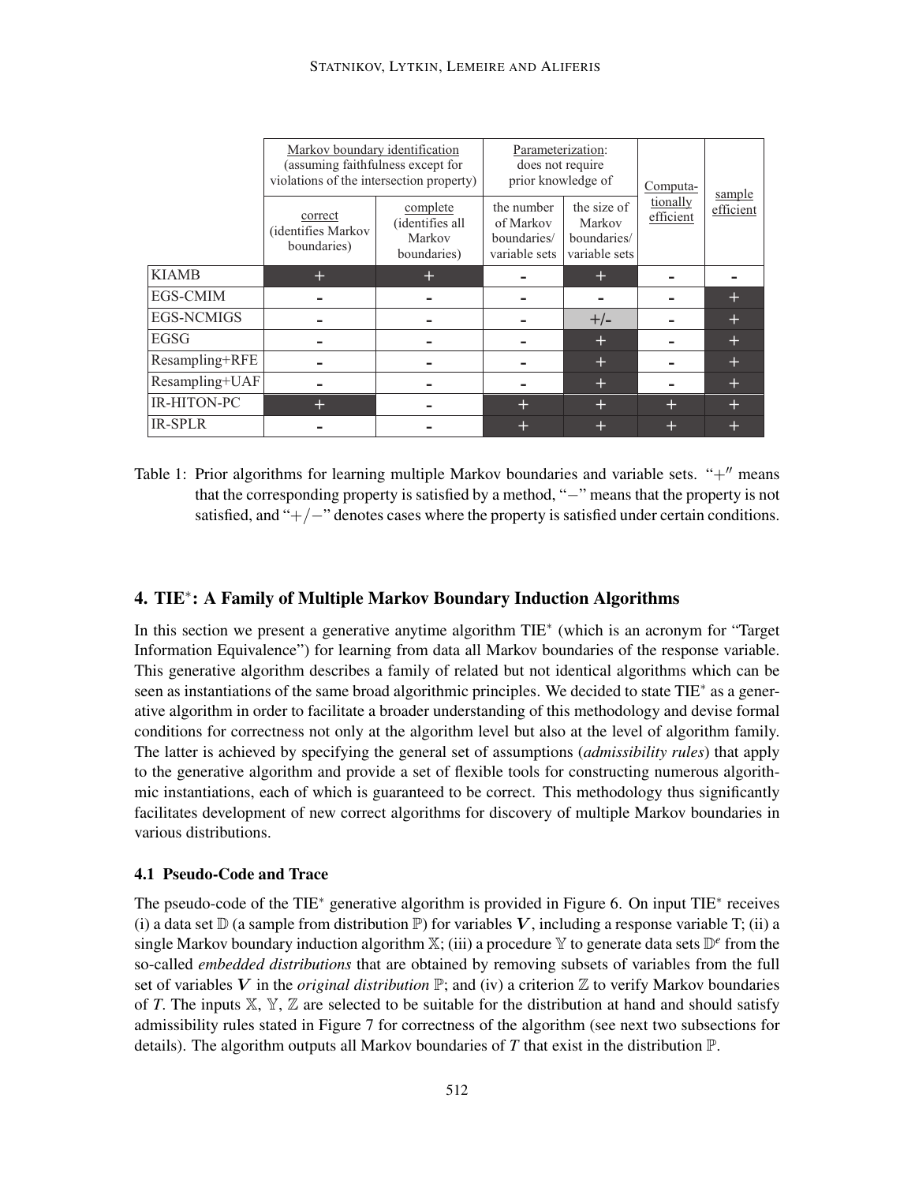| | Markov boundary identification (assuming faithfulness except for violations of the intersection property) | | Parameterization: does not require prior knowledge of | | Computationally efficient | sample efficient |
|---|---|---|---|---|---|---|
| | correct (identifies Markov boundaries) | complete (identifies all Markov boundaries) | the number of Markov boundaries/ variable sets | the size of Markov boundaries/ variable sets | | |
| KIAMB | + | + | - | + | - | - |
| EGS-CMIM | - | - | - | - | - | + |
| EGS-NCMIGS | - | - | - | +/- | - | + |
| EGSG | - | - | - | + | - | + |
| Resampling+RFE | - | - | - | + | - | + |
| Resampling+UAF | - | - | - | + | - | + |
| IR-HITON-PC | + | - | + | + | + | + |
| IR-SPLR | - | - | + | + | + | + |

Table 1: Prior algorithms for learning multiple Markov boundaries and variable sets. "+" means that the corresponding property is satisfied by a method, "−" means that the property is not satisfied, and "+/−" denotes cases where the property is satisfied under certain conditions.

## 4. TIE*: A Family of Multiple Markov Boundary Induction Algorithms

In this section we present a generative anytime algorithm TIE* (which is an acronym for "Target Information Equivalence") for learning from data all Markov boundaries of the response variable. This generative algorithm describes a family of related but not identical algorithms which can be seen as instantiations of the same broad algorithmic principles. We decided to state TIE* as a generative algorithm in order to facilitate a broader understanding of this methodology and devise formal conditions for correctness not only at the algorithm level but also at the level of algorithm family. The latter is achieved by specifying the general set of assumptions (*admissibility rules*) that apply to the generative algorithm and provide a set of flexible tools for constructing numerous algorithmic instantiations, each of which is guaranteed to be correct. This methodology thus significantly facilitates development of new correct algorithms for discovery of multiple Markov boundaries in various distributions.

### 4.1 Pseudo-Code and Trace

The pseudo-code of the TIE* generative algorithm is provided in Figure 6. On input TIE* receives (i) a data set $\mathbb{D}$ (a sample from distribution $\mathbb{P}$) for variables $\boldsymbol{V}$, including a response variable T; (ii) a single Markov boundary induction algorithm $\mathbb{X}$; (iii) a procedure $\mathbb{Y}$ to generate data sets $\mathbb{D}^e$ from the so-called *embedded distributions* that are obtained by removing subsets of variables from the full set of variables $\boldsymbol{V}$ in the *original distribution* $\mathbb{P}$; and (iv) a criterion $\mathbb{Z}$ to verify Markov boundaries of $T$. The inputs $\mathbb{X}$, $\mathbb{Y}$, $\mathbb{Z}$ are selected to be suitable for the distribution at hand and should satisfy admissibility rules stated in Figure 7 for correctness of the algorithm (see next two subsections for details). The algorithm outputs all Markov boundaries of $T$ that exist in the distribution $\mathbb{P}$.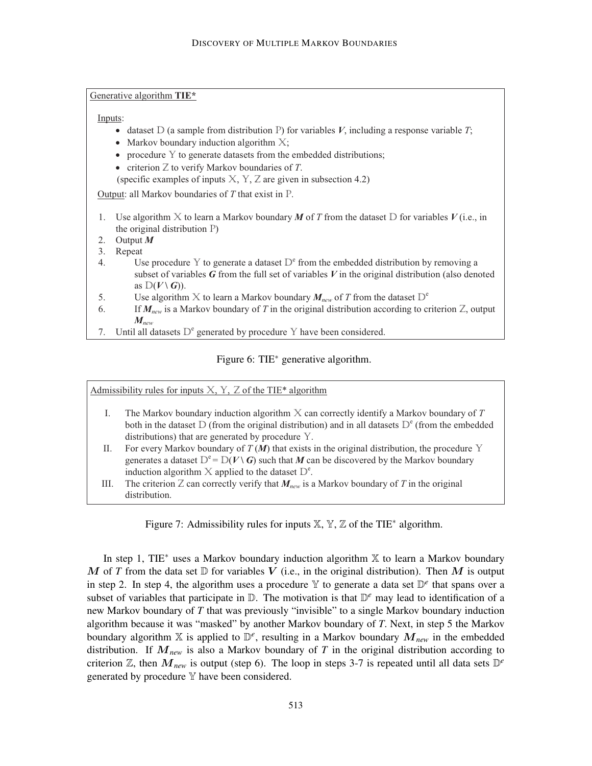Generative algorithm **TIE***

Inputs:

- dataset $\mathbb{D}$ (a sample from distribution $\mathbb{P}$) for variables $\boldsymbol{V}$, including a response variable $T$;
- Markov boundary induction algorithm $\mathbb{X}$;
- procedure $\mathbb{Y}$ to generate datasets from the embedded distributions;
- criterion $\mathbb{Z}$ to verify Markov boundaries of $T$.

(specific examples of inputs $\mathbb{X}$, $\mathbb{Y}$, $\mathbb{Z}$ are given in subsection 4.2)

Output: all Markov boundaries of $T$ that exist in $\mathbb{P}$.

1. Use algorithm $\mathbb{X}$ to learn a Markov boundary $\boldsymbol{M}$ of $T$ from the dataset $\mathbb{D}$ for variables $\boldsymbol{V}$ (i.e., in the original distribution $\mathbb{P}$)
2. Output $\boldsymbol{M}$
3. Repeat
4. Use procedure $\mathbb{Y}$ to generate a dataset $\mathbb{D}^e$ from the embedded distribution by removing a subset of variables $\boldsymbol{G}$ from the full set of variables $\boldsymbol{V}$ in the original distribution (also denoted as $\mathbb{D}(\boldsymbol{V} \setminus \boldsymbol{G})$).
5. Use algorithm $\mathbb{X}$ to learn a Markov boundary $\boldsymbol{M}_{new}$ of $T$ from the dataset $\mathbb{D}^e$
6. If $\boldsymbol{M}_{new}$ is a Markov boundary of $T$ in the original distribution according to criterion $\mathbb{Z}$, output $\boldsymbol{M}_{new}$
7. Until all datasets $\mathbb{D}^e$ generated by procedure $\mathbb{Y}$ have been considered.

Figure 6: TIE* generative algorithm.

Admissibility rules for inputs $\mathbb{X}$, $\mathbb{Y}$, $\mathbb{Z}$ of the TIE* algorithm

I. The Markov boundary induction algorithm $\mathbb{X}$ can correctly identify a Markov boundary of $T$ both in the dataset $\mathbb{D}$ (from the original distribution) and in all datasets $\mathbb{D}^e$ (from the embedded distributions) that are generated by procedure $\mathbb{Y}$.

II. For every Markov boundary of $T$ ($\boldsymbol{M}$) that exists in the original distribution, the procedure $\mathbb{Y}$ generates a dataset $\mathbb{D}^e = \mathbb{D}(\boldsymbol{V} \setminus \boldsymbol{G})$ such that $\boldsymbol{M}$ can be discovered by the Markov boundary induction algorithm $\mathbb{X}$ applied to the dataset $\mathbb{D}^e$.

III. The criterion $\mathbb{Z}$ can correctly verify that $\boldsymbol{M}_{new}$ is a Markov boundary of $T$ in the original distribution.

Figure 7: Admissibility rules for inputs $\mathbb{X}$, $\mathbb{Y}$, $\mathbb{Z}$ of the TIE* algorithm.

In step 1, TIE* uses a Markov boundary induction algorithm $\mathbb{X}$ to learn a Markov boundary $\boldsymbol{M}$ of $T$ from the data set $\mathbb{D}$ for variables $\boldsymbol{V}$ (i.e., in the original distribution). Then $\boldsymbol{M}$ is output in step 2. In step 4, the algorithm uses a procedure $\mathbb{Y}$ to generate a data set $\mathbb{D}^e$ that spans over a subset of variables that participate in $\mathbb{D}$. The motivation is that $\mathbb{D}^e$ may lead to identification of a new Markov boundary of $T$ that was previously "invisible" to a single Markov boundary induction algorithm because it was "masked" by another Markov boundary of $T$. Next, in step 5 the Markov boundary algorithm $\mathbb{X}$ is applied to $\mathbb{D}^e$, resulting in a Markov boundary $\boldsymbol{M}_{new}$ in the embedded distribution. If $\boldsymbol{M}_{new}$ is also a Markov boundary of $T$ in the original distribution according to criterion $\mathbb{Z}$, then $\boldsymbol{M}_{new}$ is output (step 6). The loop in steps 3-7 is repeated until all data sets $\mathbb{D}^e$ generated by procedure $\mathbb{Y}$ have been considered.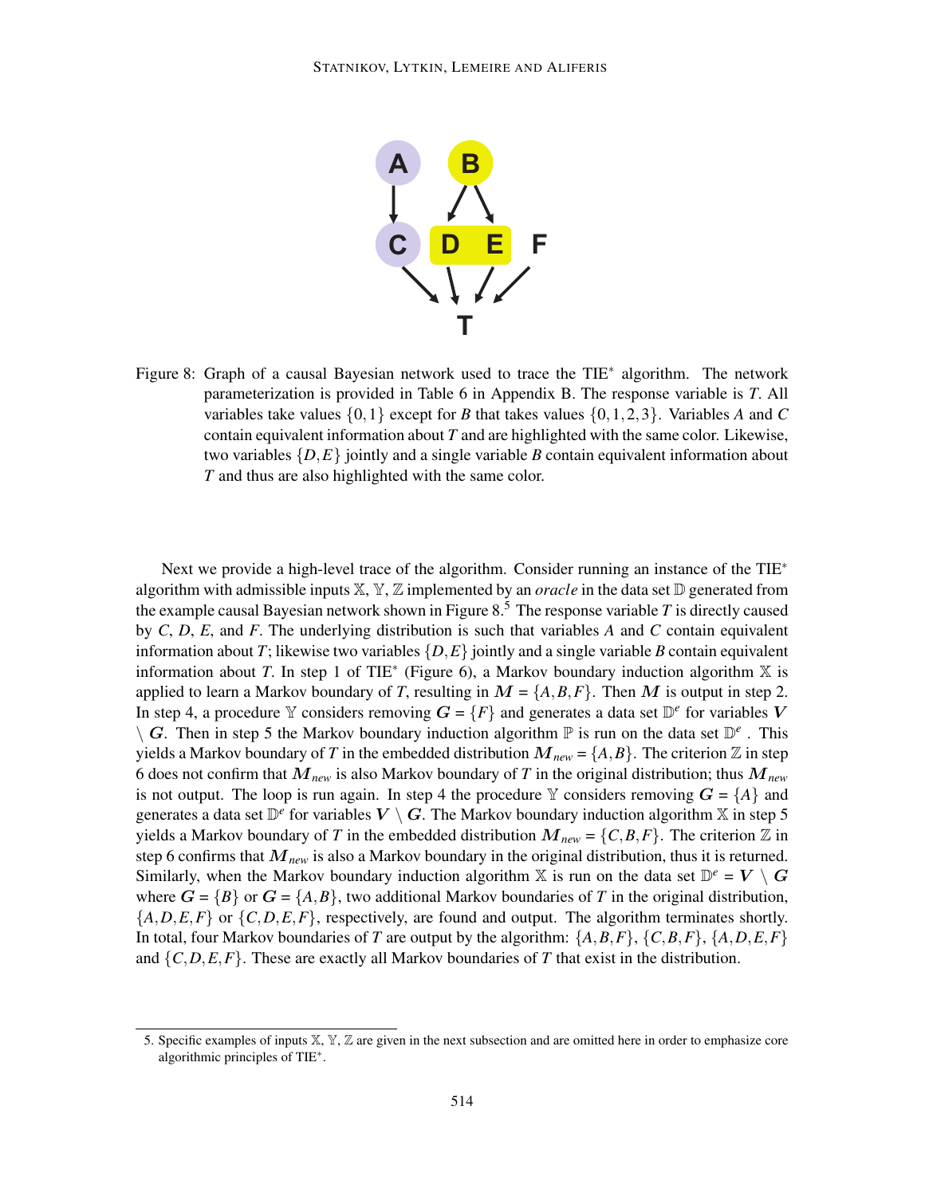Figure 8: Graph of a causal Bayesian network used to trace the TIE* algorithm. The network parameterization is provided in Table 6 in Appendix B. The response variable is $T$. All variables take values $\{0,1\}$ except for $B$ that takes values $\{0,1,2,3\}$. Variables $A$ and $C$ contain equivalent information about $T$ and are highlighted with the same color. Likewise, two variables $\{D,E\}$ jointly and a single variable $B$ contain equivalent information about $T$ and thus are also highlighted with the same color.

Next we provide a high-level trace of the algorithm. Consider running an instance of the TIE* algorithm with admissible inputs $\mathbb{X}$, $\mathbb{Y}$, $\mathbb{Z}$ implemented by an *oracle* in the data set $\mathbb{D}$ generated from the example causal Bayesian network shown in Figure 8.[5] The response variable $T$ is directly caused by $C$, $D$, $E$, and $F$. The underlying distribution is such that variables $A$ and $C$ contain equivalent information about $T$; likewise two variables $\{D,E\}$ jointly and a single variable $B$ contain equivalent information about $T$. In step 1 of TIE* (Figure 6), a Markov boundary induction algorithm $\mathbb{X}$ is applied to learn a Markov boundary of $T$, resulting in $\boldsymbol{M} = \{A,B,F\}$. Then $\boldsymbol{M}$ is output in step 2. In step 4, a procedure $\mathbb{Y}$ considers removing $\boldsymbol{G} = \{F\}$ and generates a data set $\mathbb{D}^e$ for variables $\boldsymbol{V} \setminus \boldsymbol{G}$. Then in step 5 the Markov boundary induction algorithm $\mathbb{P}$ is run on the data set $\mathbb{D}^e$. This yields a Markov boundary of $T$ in the embedded distribution $\boldsymbol{M}_{new} = \{A,B\}$. The criterion $\mathbb{Z}$ in step 6 does not confirm that $\boldsymbol{M}_{new}$ is also Markov boundary of $T$ in the original distribution; thus $\boldsymbol{M}_{new}$ is not output. The loop is run again. In step 4 the procedure $\mathbb{Y}$ considers removing $\boldsymbol{G} = \{A\}$ and generates a data set $\mathbb{D}^e$ for variables $\boldsymbol{V} \setminus \boldsymbol{G}$. The Markov boundary induction algorithm $\mathbb{X}$ in step 5 yields a Markov boundary of $T$ in the embedded distribution $\boldsymbol{M}_{new} = \{C,B,F\}$. The criterion $\mathbb{Z}$ in step 6 confirms that $\boldsymbol{M}_{new}$ is also a Markov boundary in the original distribution, thus it is returned. Similarly, when the Markov boundary induction algorithm $\mathbb{X}$ is run on the data set $\mathbb{D}^e = \boldsymbol{V} \setminus \boldsymbol{G}$ where $\boldsymbol{G} = \{B\}$ or $\boldsymbol{G} = \{A,B\}$, two additional Markov boundaries of $T$ in the original distribution, $\{A,D,E,F\}$ or $\{C,D,E,F\}$, respectively, are found and output. The algorithm terminates shortly. In total, four Markov boundaries of $T$ are output by the algorithm: $\{A,B,F\}$, $\{C,B,F\}$, $\{A,D,E,F\}$ and $\{C,D,E,F\}$. These are exactly all Markov boundaries of $T$ that exist in the distribution.

5. Specific examples of inputs $\mathbb{X}$, $\mathbb{Y}$, $\mathbb{Z}$ are given in the next subsection and are omitted here in order to emphasize core algorithmic principles of TIE*.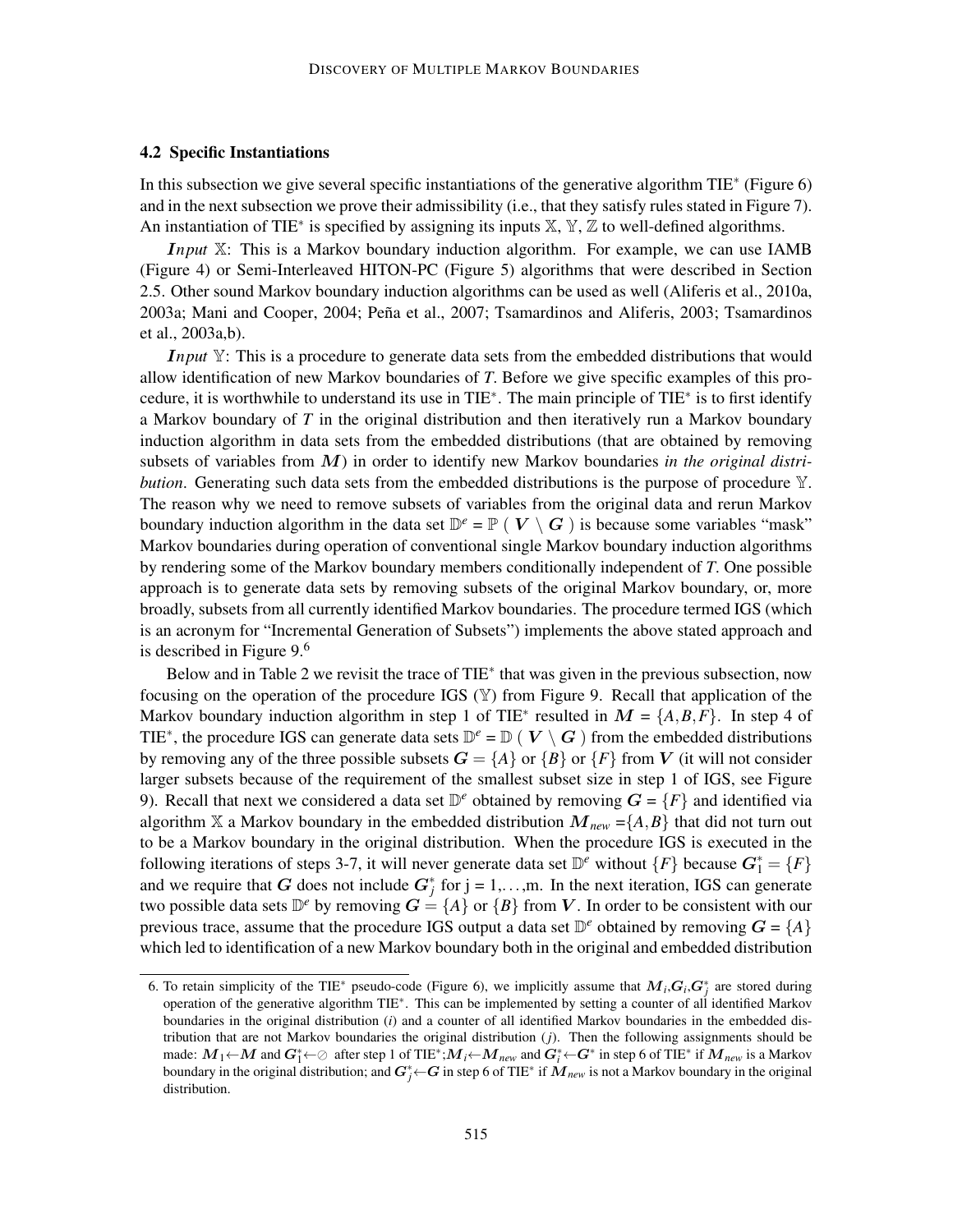### 4.2 Specific Instantiations

In this subsection we give several specific instantiations of the generative algorithm TIE* (Figure 6) and in the next subsection we prove their admissibility (i.e., that they satisfy rules stated in Figure 7). An instantiation of TIE* is specified by assigning its inputs $\mathbb{X}$, $\mathbb{Y}$, $\mathbb{Z}$ to well-defined algorithms.

***Input*** $\mathbb{X}$: This is a Markov boundary induction algorithm. For example, we can use IAMB (Figure 4) or Semi-Interleaved HITON-PC (Figure 5) algorithms that were described in Section 2.5. Other sound Markov boundary induction algorithms can be used as well (Aliferis et al., 2010a, 2003a; Mani and Cooper, 2004; Peña et al., 2007; Tsamardinos and Aliferis, 2003; Tsamardinos et al., 2003a,b).

***Input*** $\mathbb{Y}$: This is a procedure to generate data sets from the embedded distributions that would allow identification of new Markov boundaries of $T$. Before we give specific examples of this procedure, it is worthwhile to understand its use in TIE*. The main principle of TIE* is to first identify a Markov boundary of $T$ in the original distribution and then iteratively run a Markov boundary induction algorithm in data sets from the embedded distributions (that are obtained by removing subsets of variables from $\boldsymbol{M}$) in order to identify new Markov boundaries *in the original distribution*. Generating such data sets from the embedded distributions is the purpose of procedure $\mathbb{Y}$. The reason why we need to remove subsets of variables from the original data and rerun Markov boundary induction algorithm in the data set $\mathbb{D}^e = \mathbb{P}\ (\ \boldsymbol{V} \setminus \boldsymbol{G}\ )$ is because some variables "mask" Markov boundaries during operation of conventional single Markov boundary induction algorithms by rendering some of the Markov boundary members conditionally independent of $T$. One possible approach is to generate data sets by removing subsets of the original Markov boundary, or, more broadly, subsets from all currently identified Markov boundaries. The procedure termed IGS (which is an acronym for "Incremental Generation of Subsets") implements the above stated approach and is described in Figure 9.[6]

Below and in Table 2 we revisit the trace of TIE* that was given in the previous subsection, now focusing on the operation of the procedure IGS ($\mathbb{Y}$) from Figure 9. Recall that application of the Markov boundary induction algorithm in step 1 of TIE* resulted in $\boldsymbol{M} = \{A,B,F\}$. In step 4 of TIE*, the procedure IGS can generate data sets $\mathbb{D}^e = \mathbb{D}\ (\ \boldsymbol{V} \setminus \boldsymbol{G}\ )$ from the embedded distributions by removing any of the three possible subsets $\boldsymbol{G} = \{A\}$ or $\{B\}$ or $\{F\}$ from $\boldsymbol{V}$ (it will not consider larger subsets because of the requirement of the smallest subset size in step 1 of IGS, see Figure 9). Recall that next we considered a data set $\mathbb{D}^e$ obtained by removing $\boldsymbol{G} = \{F\}$ and identified via algorithm $\mathbb{X}$ a Markov boundary in the embedded distribution $\boldsymbol{M}_{new} = \{A,B\}$ that did not turn out to be a Markov boundary in the original distribution. When the procedure IGS is executed in the following iterations of steps 3-7, it will never generate data set $\mathbb{D}^e$ without $\{F\}$ because $\boldsymbol{G}_1^* = \{F\}$ and we require that $\boldsymbol{G}$ does not include $\boldsymbol{G}_j^*$ for j = 1,...,m. In the next iteration, IGS can generate two possible data sets $\mathbb{D}^e$ by removing $\boldsymbol{G} = \{A\}$ or $\{B\}$ from $\boldsymbol{V}$. In order to be consistent with our previous trace, assume that the procedure IGS output a data set $\mathbb{D}^e$ obtained by removing $\boldsymbol{G} = \{A\}$ which led to identification of a new Markov boundary both in the original and embedded distribution

6. To retain simplicity of the TIE* pseudo-code (Figure 6), we implicitly assume that $\boldsymbol{M}_i$,$\boldsymbol{G}_i$,$\boldsymbol{G}_j^*$ are stored during operation of the generative algorithm TIE*. This can be implemented by setting a counter of all identified Markov boundaries in the original distribution ($i$) and a counter of all identified Markov boundaries in the embedded distribution that are not Markov boundaries the original distribution ($j$). Then the following assignments should be made: $\boldsymbol{M}_1 \leftarrow \boldsymbol{M}$ and $\boldsymbol{G}_1^* \leftarrow \emptyset$ after step 1 of TIE*; $\boldsymbol{M}_i \leftarrow \boldsymbol{M}_{new}$ and $\boldsymbol{G}_i^* \leftarrow \boldsymbol{G}^*$ in step 6 of TIE* if $\boldsymbol{M}_{new}$ is a Markov boundary in the original distribution; and $\boldsymbol{G}_j^* \leftarrow \boldsymbol{G}$ in step 6 of TIE* if $\boldsymbol{M}_{new}$ is not a Markov boundary in the original distribution.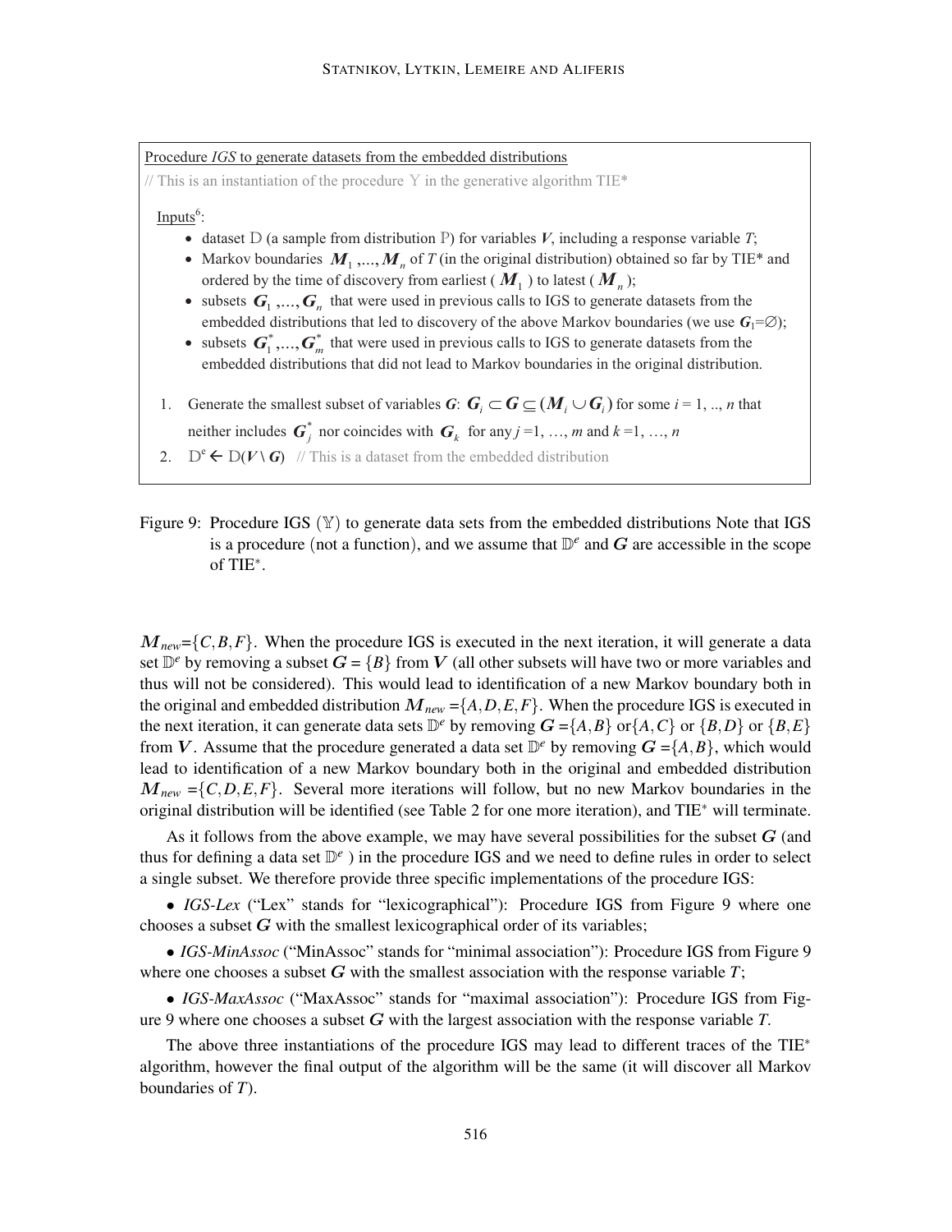Procedure *IGS* to generate datasets from the embedded distributions

// This is an instantiation of the procedure $\mathbb{Y}$ in the generative algorithm TIE*

Inputs[6]:

- dataset $\mathbb{D}$ (a sample from distribution $\mathbb{P}$) for variables $\boldsymbol{V}$, including a response variable $T$;
- Markov boundaries $\boldsymbol{M}_1,\ldots,\boldsymbol{M}_n$ of $T$ (in the original distribution) obtained so far by TIE* and ordered by the time of discovery from earliest ($\boldsymbol{M}_1$) to latest ($\boldsymbol{M}_n$);
- subsets $\boldsymbol{G}_1,\ldots,\boldsymbol{G}_n$ that were used in previous calls to IGS to generate datasets from the embedded distributions that led to discovery of the above Markov boundaries (we use $\boldsymbol{G}_1=\varnothing$);
- subsets $\boldsymbol{G}_1^*,\ldots,\boldsymbol{G}_m^*$ that were used in previous calls to IGS to generate datasets from the embedded distributions that did not lead to Markov boundaries in the original distribution.

1. Generate the smallest subset of variables $\boldsymbol{G}$: $\boldsymbol{G}_i \subset \boldsymbol{G} \subseteq (\boldsymbol{M}_i \cup \boldsymbol{G}_i)$ for some $i = 1, .., n$ that neither includes $\boldsymbol{G}_j^*$ nor coincides with $\boldsymbol{G}_k$ for any $j=1, \ldots, m$ and $k=1, \ldots, n$
2. $\mathbb{D}^e \leftarrow \mathbb{D}(\boldsymbol{V} \setminus \boldsymbol{G})$ // This is a dataset from the embedded distribution

Figure 9: Procedure IGS ($\mathbb{Y}$) to generate data sets from the embedded distributions Note that IGS is a procedure (not a function), and we assume that $\mathbb{D}^e$ and $\boldsymbol{G}$ are accessible in the scope of TIE*.

$\boldsymbol{M}_{new}=\{C,B,F\}$. When the procedure IGS is executed in the next iteration, it will generate a data set $\mathbb{D}^e$ by removing a subset $\boldsymbol{G}=\{B\}$ from $\boldsymbol{V}$ (all other subsets will have two or more variables and thus will not be considered). This would lead to identification of a new Markov boundary both in the original and embedded distribution $\boldsymbol{M}_{new}=\{A,D,E,F\}$. When the procedure IGS is executed in the next iteration, it can generate data sets $\mathbb{D}^e$ by removing $\boldsymbol{G}=\{A,B\}$ or $\{A,C\}$ or $\{B,D\}$ or $\{B,E\}$ from $\boldsymbol{V}$. Assume that the procedure generated a data set $\mathbb{D}^e$ by removing $\boldsymbol{G}=\{A,B\}$, which would lead to identification of a new Markov boundary both in the original and embedded distribution $\boldsymbol{M}_{new}=\{C,D,E,F\}$. Several more iterations will follow, but no new Markov boundaries in the original distribution will be identified (see Table 2 for one more iteration), and TIE* will terminate.

As it follows from the above example, we may have several possibilities for the subset $\boldsymbol{G}$ (and thus for defining a data set $\mathbb{D}^e$) in the procedure IGS and we need to define rules in order to select a single subset. We therefore provide three specific implementations of the procedure IGS:

• *IGS-Lex* ("Lex" stands for "lexicographical"): Procedure IGS from Figure 9 where one chooses a subset $\boldsymbol{G}$ with the smallest lexicographical order of its variables;

• *IGS-MinAssoc* ("MinAssoc" stands for "minimal association"): Procedure IGS from Figure 9 where one chooses a subset $\boldsymbol{G}$ with the smallest association with the response variable $T$;

• *IGS-MaxAssoc* ("MaxAssoc" stands for "maximal association"): Procedure IGS from Figure 9 where one chooses a subset $\boldsymbol{G}$ with the largest association with the response variable $T$.

The above three instantiations of the procedure IGS may lead to different traces of the TIE* algorithm, however the final output of the algorithm will be the same (it will discover all Markov boundaries of $T$).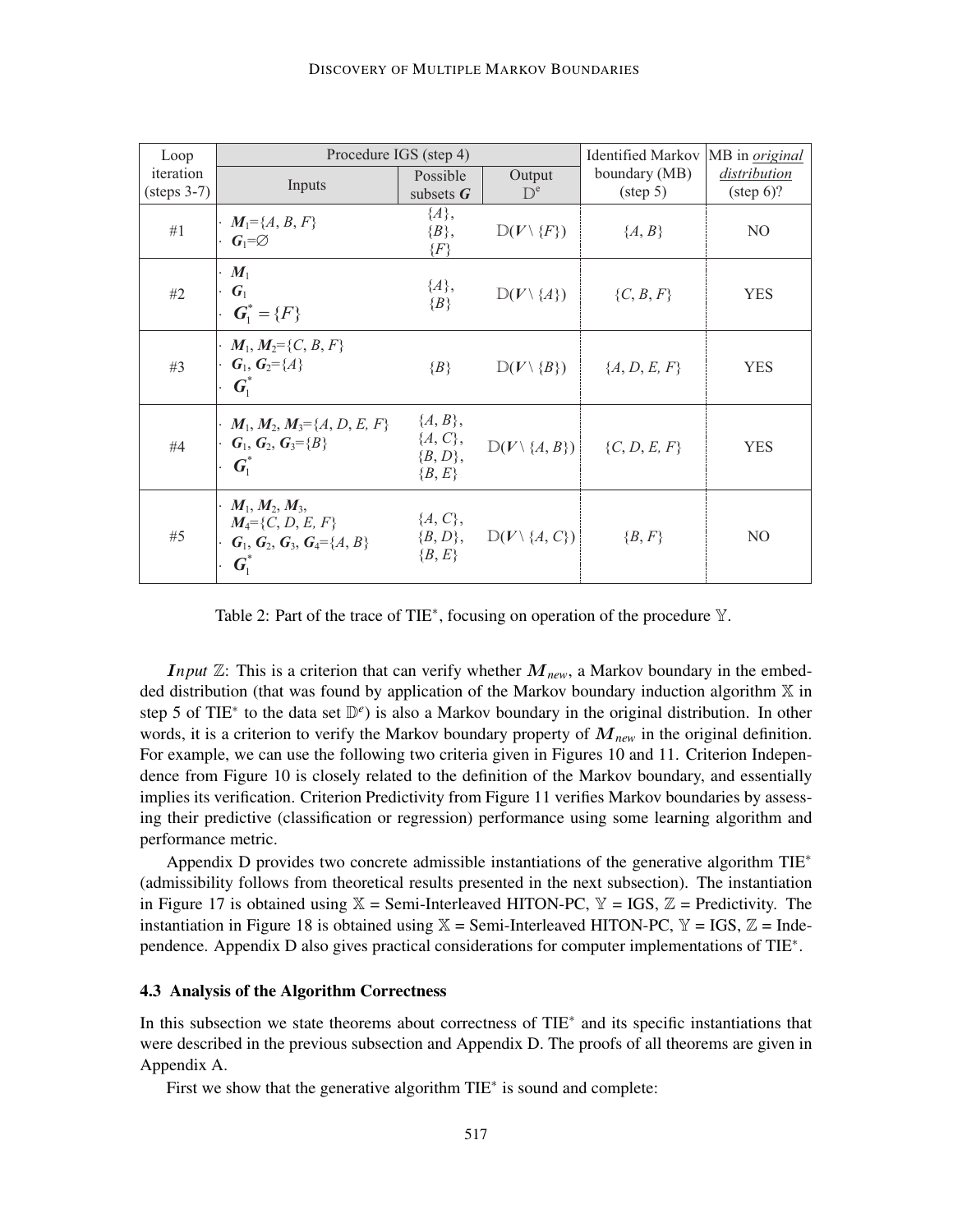| Loop iteration (steps 3-7) | Procedure IGS (step 4) | | | Identified Markov boundary (MB) (step 5) | MB in *original distribution* (step 6)? |
|---|---|---|---|---|---|
| | Inputs | Possible subsets $\boldsymbol{G}$ | Output $\mathbb{D}^e$ | | |
| #1 | · $\boldsymbol{M}_1=\{A, B, F\}$ · $\boldsymbol{G}_1=\varnothing$ | $\{A\}$, $\{B\}$, $\{F\}$ | $\mathbb{D}(\boldsymbol{V}\setminus\{F\})$ | $\{A, B\}$ | NO |
| #2 | · $\boldsymbol{M}_1$ · $\boldsymbol{G}_1$ · $\boldsymbol{G}_1^*=\{F\}$ | $\{A\}$, $\{B\}$ | $\mathbb{D}(\boldsymbol{V}\setminus\{A\})$ | $\{C, B, F\}$ | YES |
| #3 | · $\boldsymbol{M}_1$, $\boldsymbol{M}_2=\{C, B, F\}$ · $\boldsymbol{G}_1$, $\boldsymbol{G}_2=\{A\}$ · $\boldsymbol{G}_1^*$ | $\{B\}$ | $\mathbb{D}(\boldsymbol{V}\setminus\{B\})$ | $\{A, D, E, F\}$ | YES |
| #4 | · $\boldsymbol{M}_1$, $\boldsymbol{M}_2$, $\boldsymbol{M}_3=\{A, D, E, F\}$ · $\boldsymbol{G}_1$, $\boldsymbol{G}_2$, $\boldsymbol{G}_3=\{B\}$ · $\boldsymbol{G}_1^*$ | $\{A, B\}$, $\{A, C\}$, $\{B, D\}$, $\{B, E\}$ | $\mathbb{D}(\boldsymbol{V}\setminus\{A, B\})$ | $\{C, D, E, F\}$ | YES |
| #5 | · $\boldsymbol{M}_1$, $\boldsymbol{M}_2$, $\boldsymbol{M}_3$, $\boldsymbol{M}_4=\{C, D, E, F\}$ · $\boldsymbol{G}_1$, $\boldsymbol{G}_2$, $\boldsymbol{G}_3$, $\boldsymbol{G}_4=\{A, B\}$ · $\boldsymbol{G}_1^*$ | $\{A, C\}$, $\{B, D\}$, $\{B, E\}$ | $\mathbb{D}(\boldsymbol{V}\setminus\{A, C\})$ | $\{B, F\}$ | NO |

Table 2: Part of the trace of TIE$^*$, focusing on operation of the procedure $\mathbb{Y}$.

***Input*** $\mathbb{Z}$: This is a criterion that can verify whether $\boldsymbol{M}_{new}$, a Markov boundary in the embedded distribution (that was found by application of the Markov boundary induction algorithm $\mathbb{X}$ in step 5 of TIE$^*$ to the data set $\mathbb{D}^e$) is also a Markov boundary in the original distribution. In other words, it is a criterion to verify the Markov boundary property of $\boldsymbol{M}_{new}$ in the original definition. For example, we can use the following two criteria given in Figures 10 and 11. Criterion Independence from Figure 10 is closely related to the definition of the Markov boundary, and essentially implies its verification. Criterion Predictivity from Figure 11 verifies Markov boundaries by assessing their predictive (classification or regression) performance using some learning algorithm and performance metric.

Appendix D provides two concrete admissible instantiations of the generative algorithm TIE$^*$ (admissibility follows from theoretical results presented in the next subsection). The instantiation in Figure 17 is obtained using $\mathbb{X}$ = Semi-Interleaved HITON-PC, $\mathbb{Y}$ = IGS, $\mathbb{Z}$ = Predictivity. The instantiation in Figure 18 is obtained using $\mathbb{X}$ = Semi-Interleaved HITON-PC, $\mathbb{Y}$ = IGS, $\mathbb{Z}$ = Independence. Appendix D also gives practical considerations for computer implementations of TIE$^*$.

### 4.3 Analysis of the Algorithm Correctness

In this subsection we state theorems about correctness of TIE$^*$ and its specific instantiations that were described in the previous subsection and Appendix D. The proofs of all theorems are given in Appendix A.

First we show that the generative algorithm TIE$^*$ is sound and complete: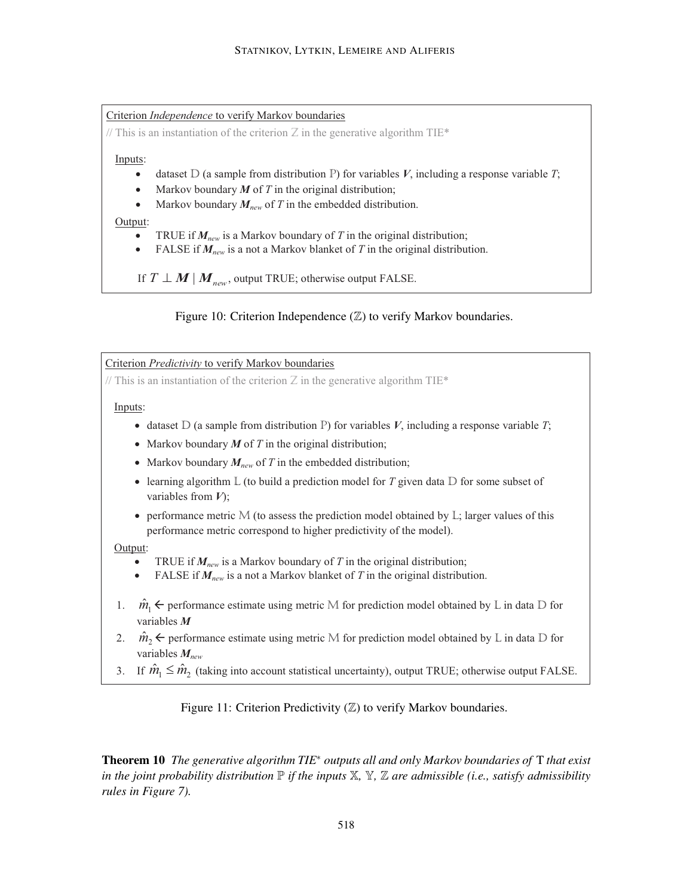Criterion *Independence* to verify Markov boundaries

// This is an instantiation of the criterion $\mathbb{Z}$ in the generative algorithm TIE*

Inputs:

- dataset $\mathbb{D}$ (a sample from distribution $\mathbb{P}$) for variables $\boldsymbol{V}$, including a response variable $T$;
- Markov boundary $\boldsymbol{M}$ of $T$ in the original distribution;
- Markov boundary $\boldsymbol{M}_{new}$ of $T$ in the embedded distribution.

Output:

- TRUE if $\boldsymbol{M}_{new}$ is a Markov boundary of $T$ in the original distribution;
- FALSE if $\boldsymbol{M}_{new}$ is a not a Markov blanket of $T$ in the original distribution.

If $T \perp \boldsymbol{M} \mid \boldsymbol{M}_{new}$, output TRUE; otherwise output FALSE.

Figure 10: Criterion Independence ($\mathbb{Z}$) to verify Markov boundaries.

Criterion *Predictivity* to verify Markov boundaries

// This is an instantiation of the criterion $\mathbb{Z}$ in the generative algorithm TIE*

Inputs:

- dataset $\mathbb{D}$ (a sample from distribution $\mathbb{P}$) for variables $\boldsymbol{V}$, including a response variable $T$;
- Markov boundary $\boldsymbol{M}$ of $T$ in the original distribution;
- Markov boundary $\boldsymbol{M}_{new}$ of $T$ in the embedded distribution;
- learning algorithm $\mathbb{L}$ (to build a prediction model for $T$ given data $\mathbb{D}$ for some subset of variables from $\boldsymbol{V}$);
- performance metric $\mathbb{M}$ (to assess the prediction model obtained by $\mathbb{L}$; larger values of this performance metric correspond to higher predictivity of the model).

Output:

- TRUE if $\boldsymbol{M}_{new}$ is a Markov boundary of $T$ in the original distribution;
- FALSE if $\boldsymbol{M}_{new}$ is a not a Markov blanket of $T$ in the original distribution.

1. $\hat{m}_1 \leftarrow$ performance estimate using metric $\mathbb{M}$ for prediction model obtained by $\mathbb{L}$ in data $\mathbb{D}$ for variables $\boldsymbol{M}$
2. $\hat{m}_2 \leftarrow$ performance estimate using metric $\mathbb{M}$ for prediction model obtained by $\mathbb{L}$ in data $\mathbb{D}$ for variables $\boldsymbol{M}_{new}$
3. If $\hat{m}_1 \leq \hat{m}_2$ (taking into account statistical uncertainty), output TRUE; otherwise output FALSE.

Figure 11: Criterion Predictivity ($\mathbb{Z}$) to verify Markov boundaries.

**Theorem 10** *The generative algorithm TIE\* outputs all and only Markov boundaries of* T *that exist in the joint probability distribution* $\mathbb{P}$ *if the inputs* $\mathbb{X}$, $\mathbb{Y}$, $\mathbb{Z}$ *are admissible (i.e., satisfy admissibility rules in Figure 7).*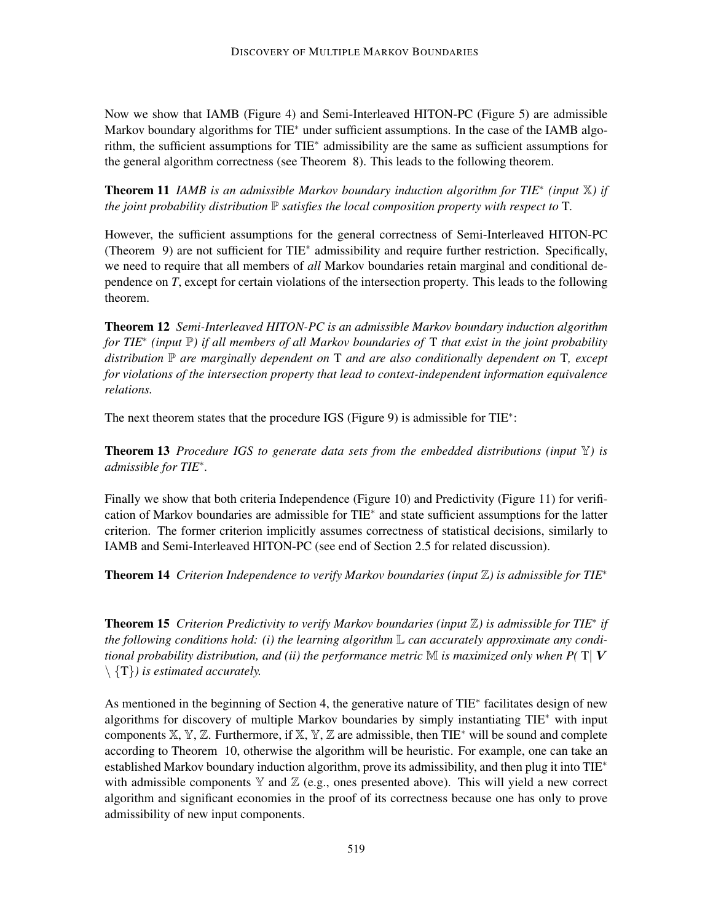Now we show that IAMB (Figure 4) and Semi-Interleaved HITON-PC (Figure 5) are admissible Markov boundary algorithms for TIE* under sufficient assumptions. In the case of the IAMB algorithm, the sufficient assumptions for TIE* admissibility are the same as sufficient assumptions for the general algorithm correctness (see Theorem 8). This leads to the following theorem.

**Theorem 11** *IAMB is an admissible Markov boundary induction algorithm for TIE* (input $\mathbb{X}$) if the joint probability distribution $\mathbb{P}$ satisfies the local composition property with respect to* T.

However, the sufficient assumptions for the general correctness of Semi-Interleaved HITON-PC (Theorem 9) are not sufficient for TIE* admissibility and require further restriction. Specifically, we need to require that all members of *all* Markov boundaries retain marginal and conditional dependence on *T*, except for certain violations of the intersection property. This leads to the following theorem.

**Theorem 12** *Semi-Interleaved HITON-PC is an admissible Markov boundary induction algorithm for TIE* (input $\mathbb{P}$) if all members of all Markov boundaries of* T *that exist in the joint probability distribution $\mathbb{P}$ are marginally dependent on* T *and are also conditionally dependent on* T*, except for violations of the intersection property that lead to context-independent information equivalence relations.*

The next theorem states that the procedure IGS (Figure 9) is admissible for TIE*:

**Theorem 13** *Procedure IGS to generate data sets from the embedded distributions (input $\mathbb{Y}$) is admissible for TIE*.*

Finally we show that both criteria Independence (Figure 10) and Predictivity (Figure 11) for verification of Markov boundaries are admissible for TIE* and state sufficient assumptions for the latter criterion. The former criterion implicitly assumes correctness of statistical decisions, similarly to IAMB and Semi-Interleaved HITON-PC (see end of Section 2.5 for related discussion).

**Theorem 14** *Criterion Independence to verify Markov boundaries (input $\mathbb{Z}$) is admissible for TIE**

**Theorem 15** *Criterion Predictivity to verify Markov boundaries (input $\mathbb{Z}$) is admissible for TIE* if the following conditions hold: (i) the learning algorithm $\mathbb{L}$ can accurately approximate any conditional probability distribution, and (ii) the performance metric $\mathbb{M}$ is maximized only when $P(\mathrm{T} \mid \boldsymbol{V} \setminus \{\mathrm{T}\})$ is estimated accurately.*

As mentioned in the beginning of Section 4, the generative nature of TIE* facilitates design of new algorithms for discovery of multiple Markov boundaries by simply instantiating TIE* with input components $\mathbb{X}$, $\mathbb{Y}$, $\mathbb{Z}$. Furthermore, if $\mathbb{X}$, $\mathbb{Y}$, $\mathbb{Z}$ are admissible, then TIE* will be sound and complete according to Theorem 10, otherwise the algorithm will be heuristic. For example, one can take an established Markov boundary induction algorithm, prove its admissibility, and then plug it into TIE* with admissible components $\mathbb{Y}$ and $\mathbb{Z}$ (e.g., ones presented above). This will yield a new correct algorithm and significant economies in the proof of its correctness because one has only to prove admissibility of new input components.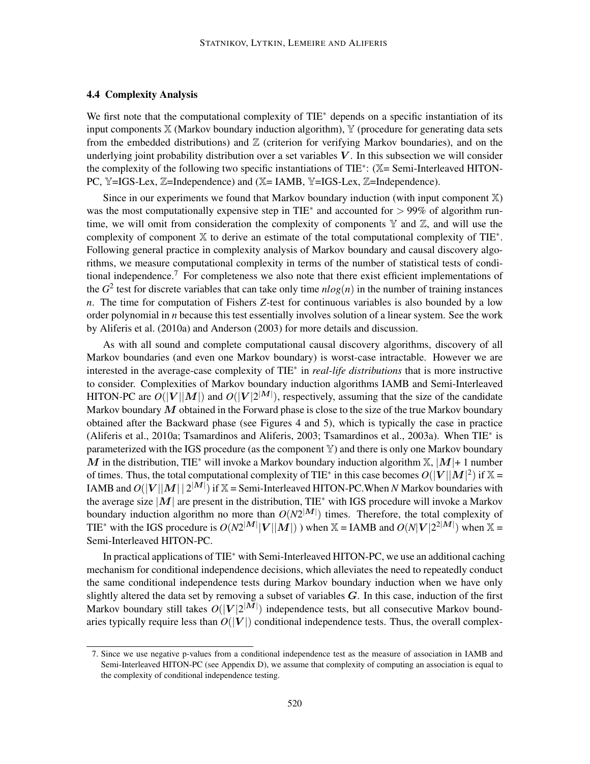### 4.4 Complexity Analysis

We first note that the computational complexity of TIE$^*$ depends on a specific instantiation of its input components $\mathbb{X}$ (Markov boundary induction algorithm), $\mathbb{Y}$ (procedure for generating data sets from the embedded distributions) and $\mathbb{Z}$ (criterion for verifying Markov boundaries), and on the underlying joint probability distribution over a set variables $\boldsymbol{V}$. In this subsection we will consider the complexity of the following two specific instantiations of TIE$^*$: ($\mathbb{X}$= Semi-Interleaved HITON-PC, $\mathbb{Y}$=IGS-Lex, $\mathbb{Z}$=Independence) and ($\mathbb{X}$= IAMB, $\mathbb{Y}$=IGS-Lex, $\mathbb{Z}$=Independence).

Since in our experiments we found that Markov boundary induction (with input component $\mathbb{X}$) was the most computationally expensive step in TIE$^*$ and accounted for $> 99\%$ of algorithm runtime, we will omit from consideration the complexity of components $\mathbb{Y}$ and $\mathbb{Z}$, and will use the complexity of component $\mathbb{X}$ to derive an estimate of the total computational complexity of TIE$^*$. Following general practice in complexity analysis of Markov boundary and causal discovery algorithms, we measure computational complexity in terms of the number of statistical tests of conditional independence.[7] For completeness we also note that there exist efficient implementations of the $G^2$ test for discrete variables that can take only time $n\log(n)$ in the number of training instances $n$. The time for computation of Fishers $Z$-test for continuous variables is also bounded by a low order polynomial in $n$ because this test essentially involves solution of a linear system. See the work by Aliferis et al. (2010a) and Anderson (2003) for more details and discussion.

As with all sound and complete computational causal discovery algorithms, discovery of all Markov boundaries (and even one Markov boundary) is worst-case intractable. However we are interested in the average-case complexity of TIE$^*$ in *real-life distributions* that is more instructive to consider. Complexities of Markov boundary induction algorithms IAMB and Semi-Interleaved HITON-PC are $O(|\boldsymbol{V}||\boldsymbol{M}|)$ and $O(|\boldsymbol{V}|2^{|\boldsymbol{M}|})$, respectively, assuming that the size of the candidate Markov boundary $\boldsymbol{M}$ obtained in the Forward phase is close to the size of the true Markov boundary obtained after the Backward phase (see Figures 4 and 5), which is typically the case in practice (Aliferis et al., 2010a; Tsamardinos and Aliferis, 2003; Tsamardinos et al., 2003a). When TIE$^*$ is parameterized with the IGS procedure (as the component $\mathbb{Y}$) and there is only one Markov boundary $\boldsymbol{M}$ in the distribution, TIE$^*$ will invoke a Markov boundary induction algorithm $\mathbb{X}$, $|\boldsymbol{M}|$+ 1 number of times. Thus, the total computational complexity of TIE$^*$ in this case becomes $O(|\boldsymbol{V}||\boldsymbol{M}|^2)$ if $\mathbb{X}$ = IAMB and $O(|\boldsymbol{V}||\boldsymbol{M}|\,|\,2^{|\boldsymbol{M}|})$ if $\mathbb{X}$ = Semi-Interleaved HITON-PC.When $N$ Markov boundaries with the average size $|\boldsymbol{M}|$ are present in the distribution, TIE$^*$ with IGS procedure will invoke a Markov boundary induction algorithm no more than $O(N2^{|\boldsymbol{M}|})$ times. Therefore, the total complexity of TIE$^*$ with the IGS procedure is $O(N2^{|\boldsymbol{M}|}|\boldsymbol{V}||\boldsymbol{M}|)$ ) when $\mathbb{X}$ = IAMB and $O(N|\boldsymbol{V}|2^{2|\boldsymbol{M}|})$ when $\mathbb{X}$ = Semi-Interleaved HITON-PC.

In practical applications of TIE$^*$ with Semi-Interleaved HITON-PC, we use an additional caching mechanism for conditional independence decisions, which alleviates the need to repeatedly conduct the same conditional independence tests during Markov boundary induction when we have only slightly altered the data set by removing a subset of variables $\boldsymbol{G}$. In this case, induction of the first Markov boundary still takes $O(|\boldsymbol{V}|2^{|\boldsymbol{M}|})$ independence tests, but all consecutive Markov boundaries typically require less than $O(|\boldsymbol{V}|)$ conditional independence tests. Thus, the overall complex-

7. Since we use negative p-values from a conditional independence test as the measure of association in IAMB and Semi-Interleaved HITON-PC (see Appendix D), we assume that complexity of computing an association is equal to the complexity of conditional independence testing.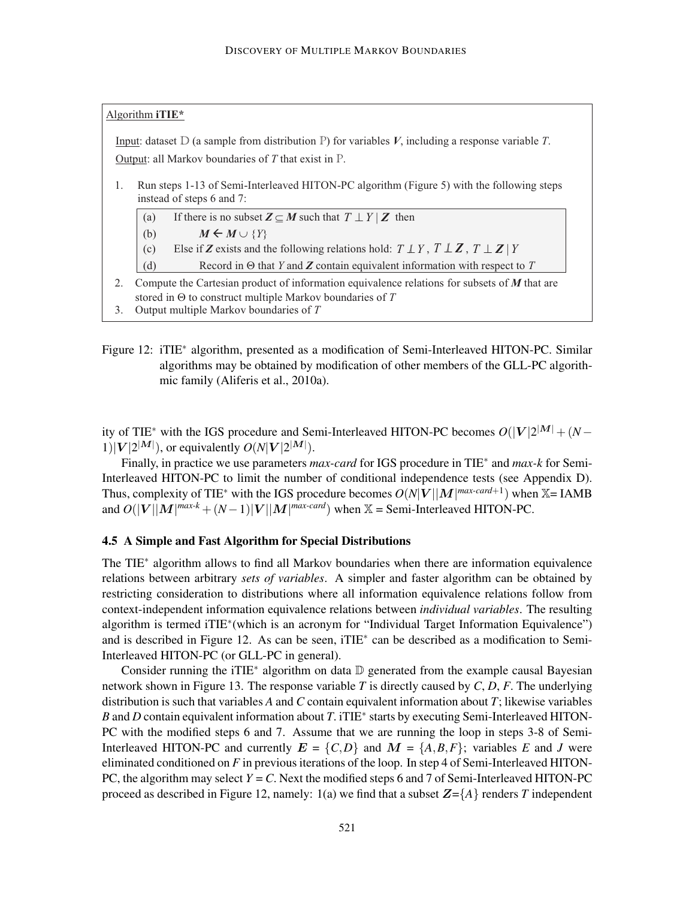Algorithm **iTIE***

Input: dataset $\mathbb{D}$ (a sample from distribution $\mathbb{P}$) for variables $\boldsymbol{V}$, including a response variable $T$.
Output: all Markov boundaries of $T$ that exist in $\mathbb{P}$.

1. Run steps 1-13 of Semi-Interleaved HITON-PC algorithm (Figure 5) with the following steps instead of steps 6 and 7:

| | |
|---|---|
| (a) | If there is no subset $\boldsymbol{Z} \subseteq \boldsymbol{M}$ such that $T \perp Y \mid \boldsymbol{Z}$ then |
| (b) | $\boldsymbol{M} \leftarrow \boldsymbol{M} \cup \{Y\}$ |
| (c) | Else if $\boldsymbol{Z}$ exists and the following relations hold: $T \not\perp Y$, $T \not\perp \boldsymbol{Z}$, $T \perp \boldsymbol{Z} \mid Y$ |
| (d) | Record in $\Theta$ that $Y$ and $\boldsymbol{Z}$ contain equivalent information with respect to $T$ |

2. Compute the Cartesian product of information equivalence relations for subsets of $\boldsymbol{M}$ that are stored in $\Theta$ to construct multiple Markov boundaries of $T$
3. Output multiple Markov boundaries of $T$

Figure 12: iTIE* algorithm, presented as a modification of Semi-Interleaved HITON-PC. Similar algorithms may be obtained by modification of other members of the GLL-PC algorithmic family (Aliferis et al., 2010a).

ity of TIE* with the IGS procedure and Semi-Interleaved HITON-PC becomes $O(|\boldsymbol{V}|2^{|\boldsymbol{M}|} + (N-1)|\boldsymbol{V}|2^{|\boldsymbol{M}|})$, or equivalently $O(N|\boldsymbol{V}|2^{|\boldsymbol{M}|})$.

Finally, in practice we use parameters *max-card* for IGS procedure in TIE* and *max-k* for Semi-Interleaved HITON-PC to limit the number of conditional independence tests (see Appendix D). Thus, complexity of TIE* with the IGS procedure becomes $O(N|\boldsymbol{V}||\boldsymbol{M}|^{\textit{max-card}+1})$ when $\mathbb{X}$= IAMB and $O(|\boldsymbol{V}||\boldsymbol{M}|^{\textit{max-k}} + (N-1)|\boldsymbol{V}||\boldsymbol{M}|^{\textit{max-card}})$ when $\mathbb{X}$ = Semi-Interleaved HITON-PC.

### 4.5 A Simple and Fast Algorithm for Special Distributions

The TIE* algorithm allows to find all Markov boundaries when there are information equivalence relations between arbitrary *sets of variables*. A simpler and faster algorithm can be obtained by restricting consideration to distributions where all information equivalence relations follow from context-independent information equivalence relations between *individual variables*. The resulting algorithm is termed iTIE*(which is an acronym for "Individual Target Information Equivalence") and is described in Figure 12. As can be seen, iTIE* can be described as a modification to Semi-Interleaved HITON-PC (or GLL-PC in general).

Consider running the iTIE* algorithm on data $\mathbb{D}$ generated from the example causal Bayesian network shown in Figure 13. The response variable $T$ is directly caused by $C$, $D$, $F$. The underlying distribution is such that variables $A$ and $C$ contain equivalent information about $T$; likewise variables $B$ and $D$ contain equivalent information about $T$. iTIE* starts by executing Semi-Interleaved HITON-PC with the modified steps 6 and 7. Assume that we are running the loop in steps 3-8 of Semi-Interleaved HITON-PC and currently $\boldsymbol{E} = \{C, D\}$ and $\boldsymbol{M} = \{A, B, F\}$; variables $E$ and $J$ were eliminated conditioned on $F$ in previous iterations of the loop. In step 4 of Semi-Interleaved HITON-PC, the algorithm may select $Y = C$. Next the modified steps 6 and 7 of Semi-Interleaved HITON-PC proceed as described in Figure 12, namely: 1(a) we find that a subset $\boldsymbol{Z}$=$\{A\}$ renders $T$ independent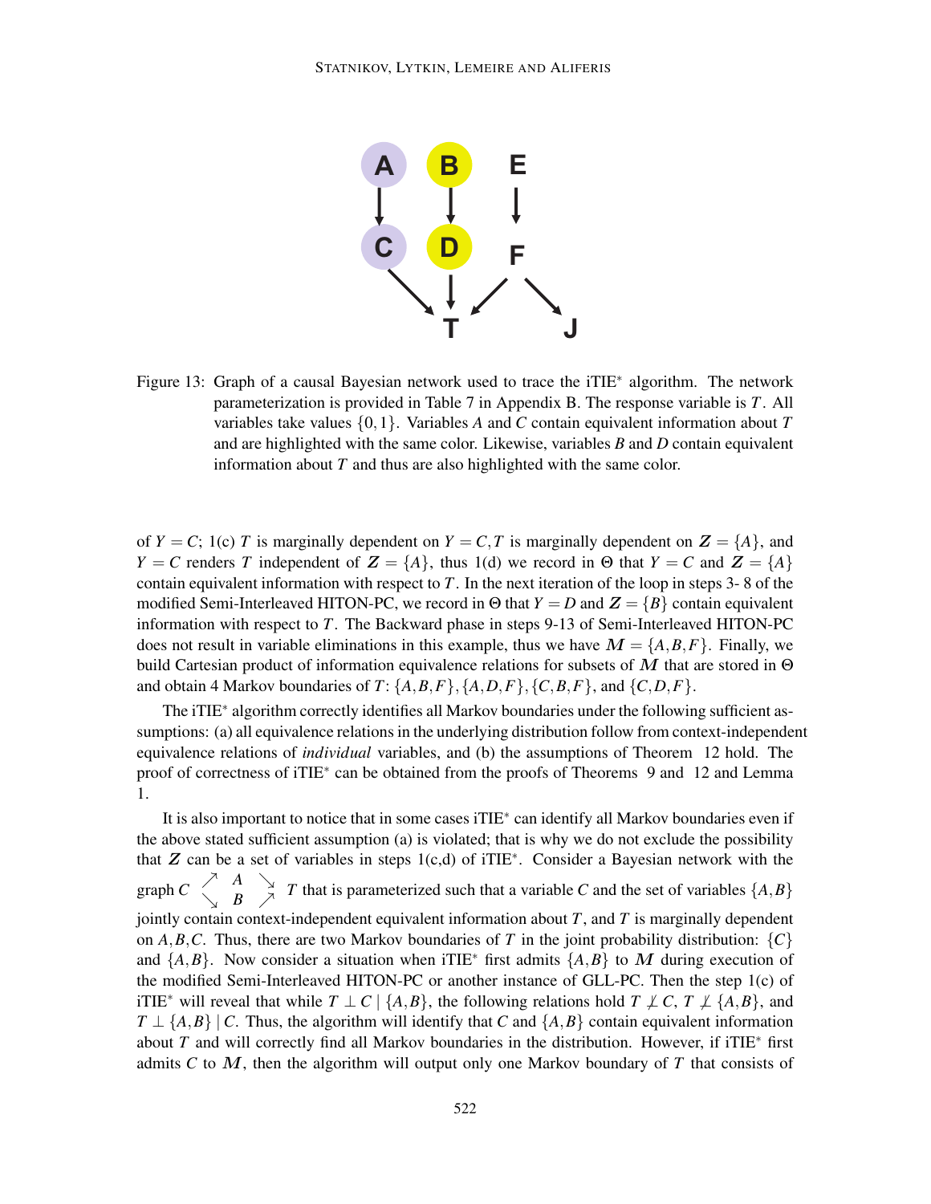Figure 13: Graph of a causal Bayesian network used to trace the iTIE* algorithm. The network parameterization is provided in Table 7 in Appendix B. The response variable is $T$. All variables take values $\{0,1\}$. Variables $A$ and $C$ contain equivalent information about $T$ and are highlighted with the same color. Likewise, variables $B$ and $D$ contain equivalent information about $T$ and thus are also highlighted with the same color.

of $Y = C$; 1(c) $T$ is marginally dependent on $Y = C, T$ is marginally dependent on $\boldsymbol{Z} = \{A\}$, and $Y = C$ renders $T$ independent of $\boldsymbol{Z} = \{A\}$, thus 1(d) we record in $\Theta$ that $Y = C$ and $\boldsymbol{Z} = \{A\}$ contain equivalent information with respect to $T$. In the next iteration of the loop in steps 3- 8 of the modified Semi-Interleaved HITON-PC, we record in $\Theta$ that $Y = D$ and $\boldsymbol{Z} = \{B\}$ contain equivalent information with respect to $T$. The Backward phase in steps 9-13 of Semi-Interleaved HITON-PC does not result in variable eliminations in this example, thus we have $\boldsymbol{M} = \{A, B, F\}$. Finally, we build Cartesian product of information equivalence relations for subsets of $\boldsymbol{M}$ that are stored in $\Theta$ and obtain 4 Markov boundaries of $T$: $\{A,B,F\}, \{A,D,F\}, \{C,B,F\}$, and $\{C,D,F\}$.

The iTIE* algorithm correctly identifies all Markov boundaries under the following sufficient assumptions: (a) all equivalence relations in the underlying distribution follow from context-independent equivalence relations of *individual* variables, and (b) the assumptions of Theorem 12 hold. The proof of correctness of iTIE* can be obtained from the proofs of Theorems 9 and 12 and Lemma 1.

It is also important to notice that in some cases iTIE* can identify all Markov boundaries even if the above stated sufficient assumption (a) is violated; that is why we do not exclude the possibility that $\boldsymbol{Z}$ can be a set of variables in steps 1(c,d) of iTIE*. Consider a Bayesian network with the graph $C \begin{smallmatrix} \nearrow & A & \searrow \\ \searrow & B & \nearrow \end{smallmatrix} T$ that is parameterized such that a variable $C$ and the set of variables $\{A,B\}$ jointly contain context-independent equivalent information about $T$, and $T$ is marginally dependent on $A, B, C$. Thus, there are two Markov boundaries of $T$ in the joint probability distribution: $\{C\}$ and $\{A,B\}$. Now consider a situation when iTIE* first admits $\{A,B\}$ to $\boldsymbol{M}$ during execution of the modified Semi-Interleaved HITON-PC or another instance of GLL-PC. Then the step 1(c) of iTIE* will reveal that while $T \perp C \mid \{A,B\}$, the following relations hold $T \not\perp C$, $T \not\perp \{A,B\}$, and $T \perp \{A,B\} \mid C$. Thus, the algorithm will identify that $C$ and $\{A,B\}$ contain equivalent information about $T$ and will correctly find all Markov boundaries in the distribution. However, if iTIE* first admits $C$ to $\boldsymbol{M}$, then the algorithm will output only one Markov boundary of $T$ that consists of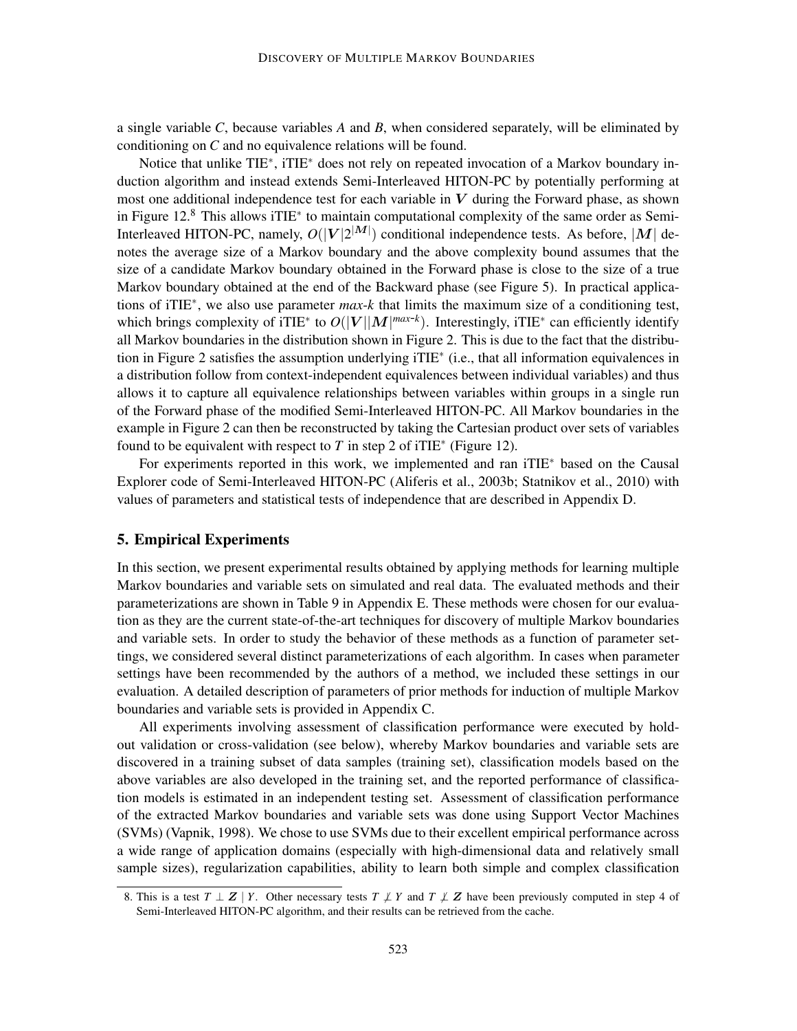a single variable *C*, because variables *A* and *B*, when considered separately, will be eliminated by conditioning on *C* and no equivalence relations will be found.

Notice that unlike TIE*, iTIE* does not rely on repeated invocation of a Markov boundary induction algorithm and instead extends Semi-Interleaved HITON-PC by potentially performing at most one additional independence test for each variable in $\boldsymbol{V}$ during the Forward phase, as shown in Figure 12.[8] This allows iTIE* to maintain computational complexity of the same order as Semi-Interleaved HITON-PC, namely, $O(|\boldsymbol{V}|2^{|\boldsymbol{M}|})$ conditional independence tests. As before, $|\boldsymbol{M}|$ denotes the average size of a Markov boundary and the above complexity bound assumes that the size of a candidate Markov boundary obtained in the Forward phase is close to the size of a true Markov boundary obtained at the end of the Backward phase (see Figure 5). In practical applications of iTIE*, we also use parameter *max-k* that limits the maximum size of a conditioning test, which brings complexity of iTIE* to $O(|\boldsymbol{V}||\boldsymbol{M}|^{max\text{-}k})$. Interestingly, iTIE* can efficiently identify all Markov boundaries in the distribution shown in Figure 2. This is due to the fact that the distribution in Figure 2 satisfies the assumption underlying iTIE* (i.e., that all information equivalences in a distribution follow from context-independent equivalences between individual variables) and thus allows it to capture all equivalence relationships between variables within groups in a single run of the Forward phase of the modified Semi-Interleaved HITON-PC. All Markov boundaries in the example in Figure 2 can then be reconstructed by taking the Cartesian product over sets of variables found to be equivalent with respect to *T* in step 2 of iTIE* (Figure 12).

For experiments reported in this work, we implemented and ran iTIE* based on the Causal Explorer code of Semi-Interleaved HITON-PC (Aliferis et al., 2003b; Statnikov et al., 2010) with values of parameters and statistical tests of independence that are described in Appendix D.

## 5. Empirical Experiments

In this section, we present experimental results obtained by applying methods for learning multiple Markov boundaries and variable sets on simulated and real data. The evaluated methods and their parameterizations are shown in Table 9 in Appendix E. These methods were chosen for our evaluation as they are the current state-of-the-art techniques for discovery of multiple Markov boundaries and variable sets. In order to study the behavior of these methods as a function of parameter settings, we considered several distinct parameterizations of each algorithm. In cases when parameter settings have been recommended by the authors of a method, we included these settings in our evaluation. A detailed description of parameters of prior methods for induction of multiple Markov boundaries and variable sets is provided in Appendix C.

All experiments involving assessment of classification performance were executed by hold-out validation or cross-validation (see below), whereby Markov boundaries and variable sets are discovered in a training subset of data samples (training set), classification models based on the above variables are also developed in the training set, and the reported performance of classification models is estimated in an independent testing set. Assessment of classification performance of the extracted Markov boundaries and variable sets was done using Support Vector Machines (SVMs) (Vapnik, 1998). We chose to use SVMs due to their excellent empirical performance across a wide range of application domains (especially with high-dimensional data and relatively small sample sizes), regularization capabilities, ability to learn both simple and complex classification

8. This is a test $T \perp \boldsymbol{Z} \mid Y$. Other necessary tests $T \not\perp Y$ and $T \not\perp \boldsymbol{Z}$ have been previously computed in step 4 of Semi-Interleaved HITON-PC algorithm, and their results can be retrieved from the cache.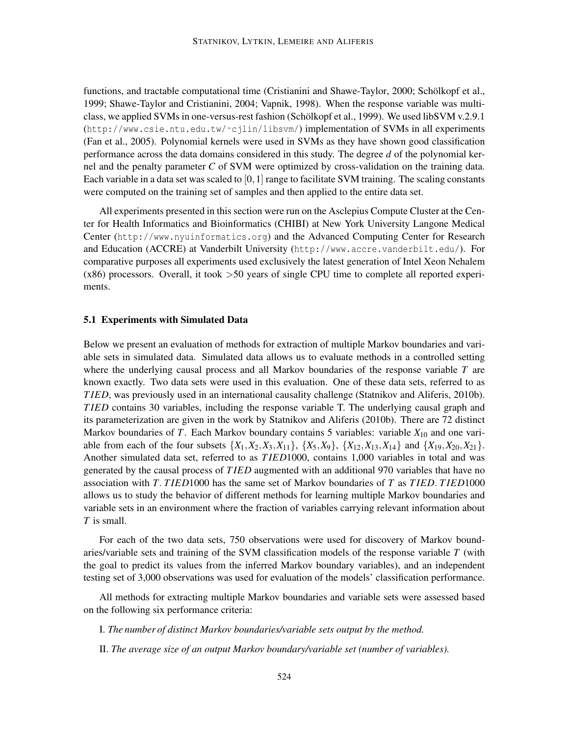functions, and tractable computational time (Cristianini and Shawe-Taylor, 2000; Schölkopf et al., 1999; Shawe-Taylor and Cristianini, 2004; Vapnik, 1998). When the response variable was multiclass, we applied SVMs in one-versus-rest fashion (Schölkopf et al., 1999). We used libSVM v.2.9.1 (http://www.csie.ntu.edu.tw/~cjlin/libsvm/) implementation of SVMs in all experiments (Fan et al., 2005). Polynomial kernels were used in SVMs as they have shown good classification performance across the data domains considered in this study. The degree $d$ of the polynomial kernel and the penalty parameter $C$ of SVM were optimized by cross-validation on the training data. Each variable in a data set was scaled to $[0,1]$ range to facilitate SVM training. The scaling constants were computed on the training set of samples and then applied to the entire data set.

All experiments presented in this section were run on the Asclepius Compute Cluster at the Center for Health Informatics and Bioinformatics (CHIBI) at New York University Langone Medical Center (http://www.nyuinformatics.org) and the Advanced Computing Center for Research and Education (ACCRE) at Vanderbilt University (http://www.accre.vanderbilt.edu/). For comparative purposes all experiments used exclusively the latest generation of Intel Xeon Nehalem (x86) processors. Overall, it took >50 years of single CPU time to complete all reported experiments.

### 5.1 Experiments with Simulated Data

Below we present an evaluation of methods for extraction of multiple Markov boundaries and variable sets in simulated data. Simulated data allows us to evaluate methods in a controlled setting where the underlying causal process and all Markov boundaries of the response variable $T$ are known exactly. Two data sets were used in this evaluation. One of these data sets, referred to as $TIED$, was previously used in an international causality challenge (Statnikov and Aliferis, 2010b). $TIED$ contains 30 variables, including the response variable T. The underlying causal graph and its parameterization are given in the work by Statnikov and Aliferis (2010b). There are 72 distinct Markov boundaries of $T$. Each Markov boundary contains 5 variables: variable $X_{10}$ and one variable from each of the four subsets $\{X_1,X_2,X_3,X_{11}\}$, $\{X_5,X_9\}$, $\{X_{12},X_{13},X_{14}\}$ and $\{X_{19},X_{20},X_{21}\}$. Another simulated data set, referred to as $TIED1000$, contains 1,000 variables in total and was generated by the causal process of $TIED$ augmented with an additional 970 variables that have no association with $T$. $TIED1000$ has the same set of Markov boundaries of $T$ as $TIED$. $TIED1000$ allows us to study the behavior of different methods for learning multiple Markov boundaries and variable sets in an environment where the fraction of variables carrying relevant information about $T$ is small.

For each of the two data sets, 750 observations were used for discovery of Markov boundaries/variable sets and training of the SVM classification models of the response variable $T$ (with the goal to predict its values from the inferred Markov boundary variables), and an independent testing set of 3,000 observations was used for evaluation of the models' classification performance.

All methods for extracting multiple Markov boundaries and variable sets were assessed based on the following six performance criteria:

I. *The number of distinct Markov boundaries/variable sets output by the method.*

II. *The average size of an output Markov boundary/variable set (number of variables).*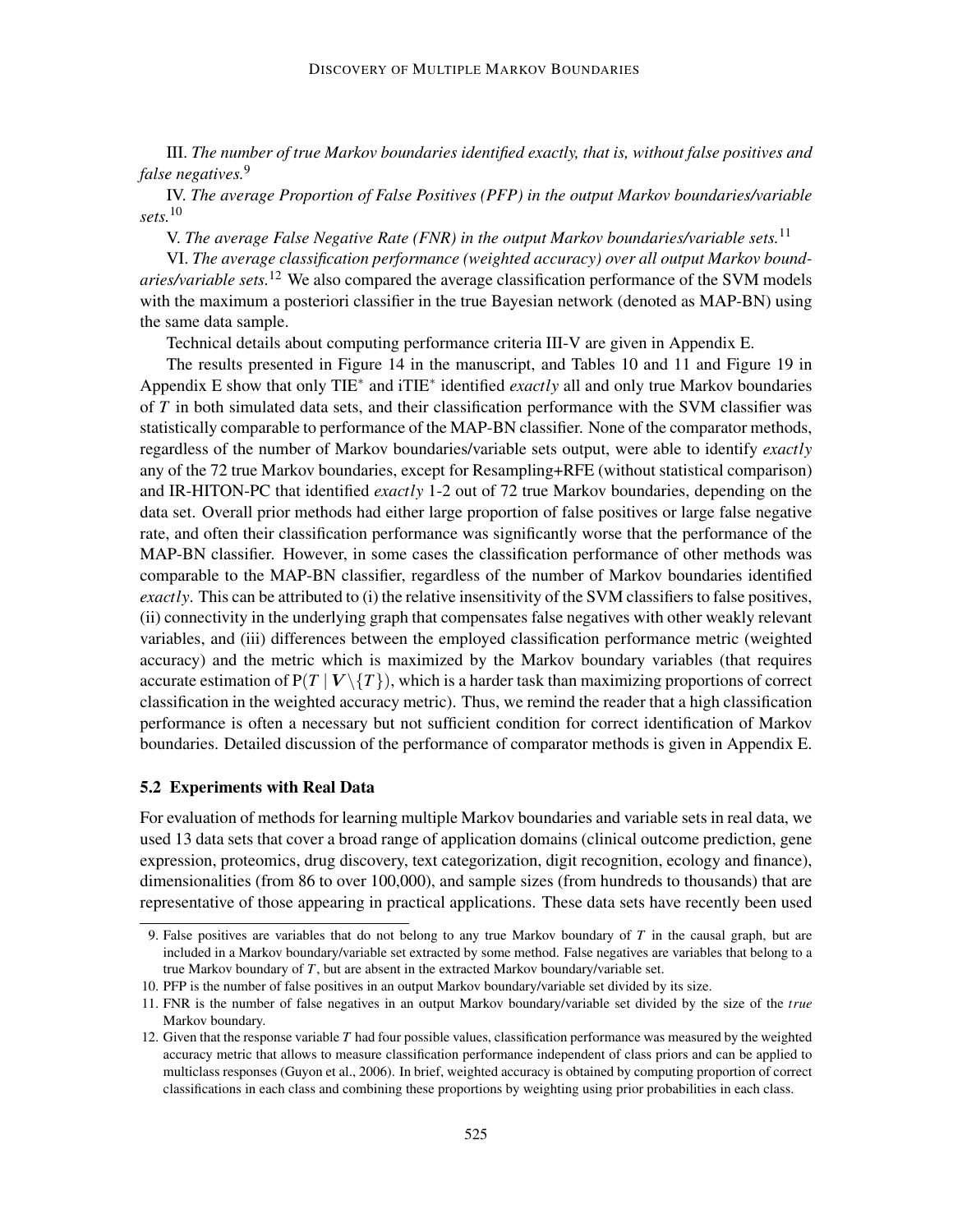III. *The number of true Markov boundaries identified exactly, that is, without false positives and false negatives.*[9]

IV. *The average Proportion of False Positives (PFP) in the output Markov boundaries/variable sets.*[10]

V. *The average False Negative Rate (FNR) in the output Markov boundaries/variable sets.*[11]

VI. *The average classification performance (weighted accuracy) over all output Markov boundaries/variable sets.*[12] We also compared the average classification performance of the SVM models with the maximum a posteriori classifier in the true Bayesian network (denoted as MAP-BN) using the same data sample.

Technical details about computing performance criteria III-V are given in Appendix E.

The results presented in Figure 14 in the manuscript, and Tables 10 and 11 and Figure 19 in Appendix E show that only TIE* and iTIE* identified *exactly* all and only true Markov boundaries of $T$ in both simulated data sets, and their classification performance with the SVM classifier was statistically comparable to performance of the MAP-BN classifier. None of the comparator methods, regardless of the number of Markov boundaries/variable sets output, were able to identify *exactly* any of the 72 true Markov boundaries, except for Resampling+RFE (without statistical comparison) and IR-HITON-PC that identified *exactly* 1-2 out of 72 true Markov boundaries, depending on the data set. Overall prior methods had either large proportion of false positives or large false negative rate, and often their classification performance was significantly worse that the performance of the MAP-BN classifier. However, in some cases the classification performance of other methods was comparable to the MAP-BN classifier, regardless of the number of Markov boundaries identified *exactly*. This can be attributed to (i) the relative insensitivity of the SVM classifiers to false positives, (ii) connectivity in the underlying graph that compensates false negatives with other weakly relevant variables, and (iii) differences between the employed classification performance metric (weighted accuracy) and the metric which is maximized by the Markov boundary variables (that requires accurate estimation of $P(T \mid \mathbf{V} \setminus \{T\})$, which is a harder task than maximizing proportions of correct classification in the weighted accuracy metric). Thus, we remind the reader that a high classification performance is often a necessary but not sufficient condition for correct identification of Markov boundaries. Detailed discussion of the performance of comparator methods is given in Appendix E.

### 5.2 Experiments with Real Data

For evaluation of methods for learning multiple Markov boundaries and variable sets in real data, we used 13 data sets that cover a broad range of application domains (clinical outcome prediction, gene expression, proteomics, drug discovery, text categorization, digit recognition, ecology and finance), dimensionalities (from 86 to over 100,000), and sample sizes (from hundreds to thousands) that are representative of those appearing in practical applications. These data sets have recently been used

---

9. False positives are variables that do not belong to any true Markov boundary of $T$ in the causal graph, but are included in a Markov boundary/variable set extracted by some method. False negatives are variables that belong to a true Markov boundary of $T$, but are absent in the extracted Markov boundary/variable set.

10. PFP is the number of false positives in an output Markov boundary/variable set divided by its size.

11. FNR is the number of false negatives in an output Markov boundary/variable set divided by the size of the *true* Markov boundary.

12. Given that the response variable $T$ had four possible values, classification performance was measured by the weighted accuracy metric that allows to measure classification performance independent of class priors and can be applied to multiclass responses (Guyon et al., 2006). In brief, weighted accuracy is obtained by computing proportion of correct classifications in each class and combining these proportions by weighting using prior probabilities in each class.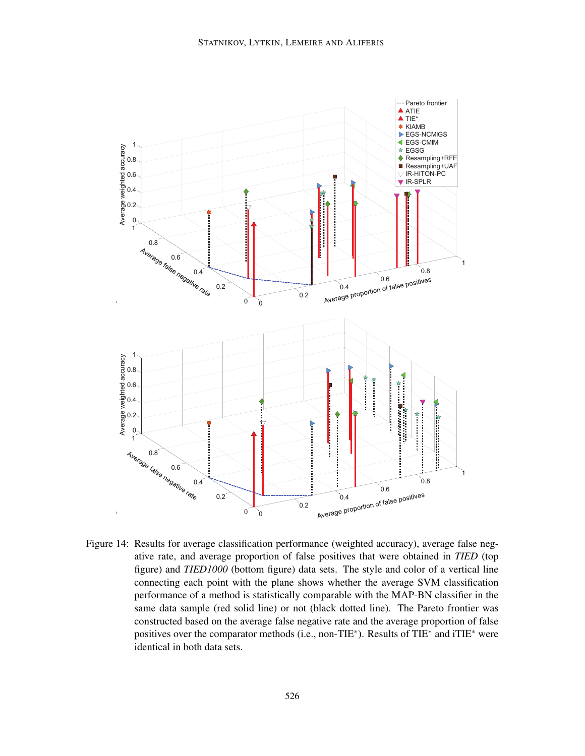Figure 14: Results for average classification performance (weighted accuracy), average false negative rate, and average proportion of false positives that were obtained in *TIED* (top figure) and *TIED1000* (bottom figure) data sets. The style and color of a vertical line connecting each point with the plane shows whether the average SVM classification performance of a method is statistically comparable with the MAP-BN classifier in the same data sample (red solid line) or not (black dotted line). The Pareto frontier was constructed based on the average false negative rate and the average proportion of false positives over the comparator methods (i.e., non-TIE*). Results of TIE* and iTIE* were identical in both data sets.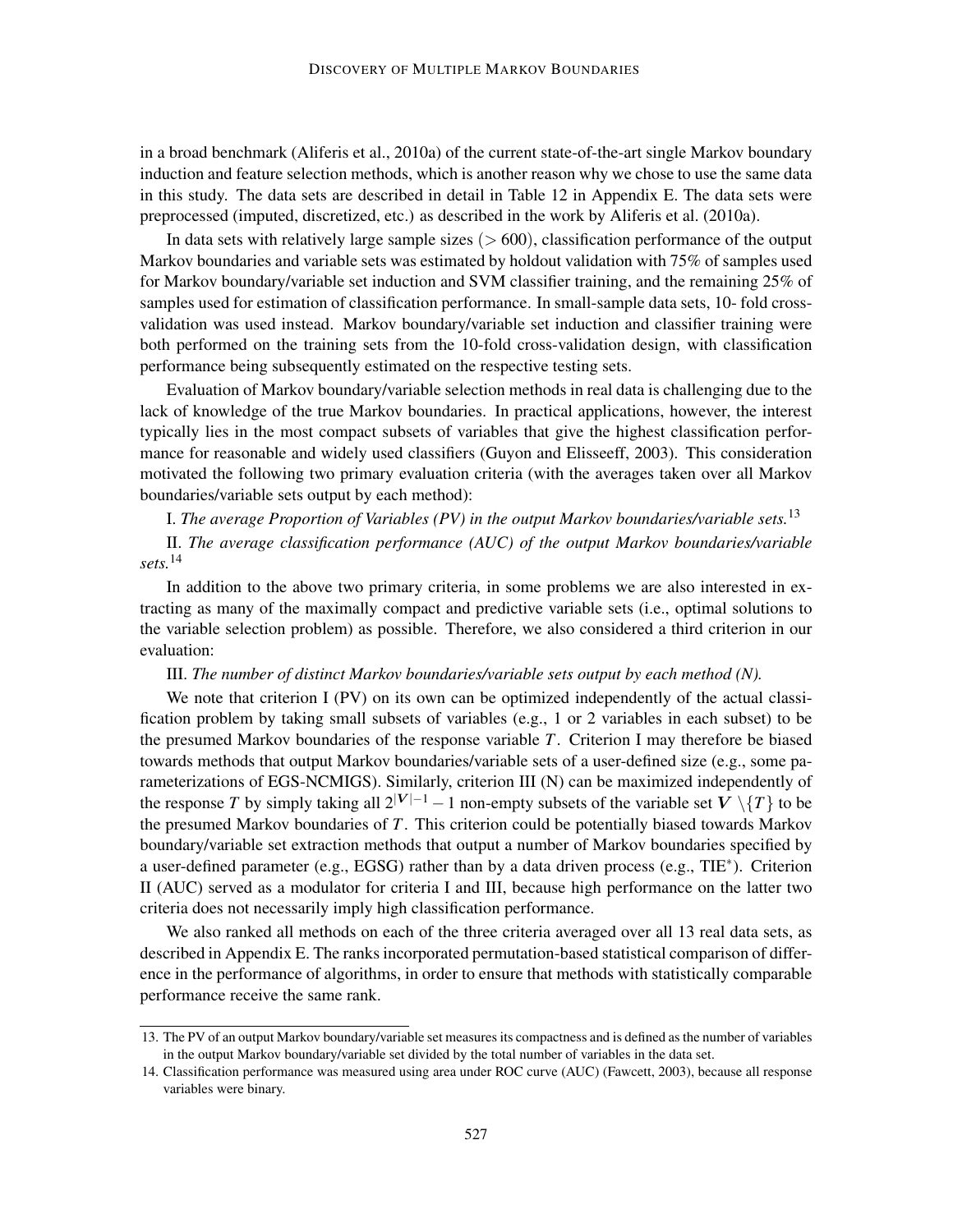in a broad benchmark (Aliferis et al., 2010a) of the current state-of-the-art single Markov boundary induction and feature selection methods, which is another reason why we chose to use the same data in this study. The data sets are described in detail in Table 12 in Appendix E. The data sets were preprocessed (imputed, discretized, etc.) as described in the work by Aliferis et al. (2010a).

In data sets with relatively large sample sizes ($> 600$), classification performance of the output Markov boundaries and variable sets was estimated by holdout validation with 75% of samples used for Markov boundary/variable set induction and SVM classifier training, and the remaining 25% of samples used for estimation of classification performance. In small-sample data sets, 10- fold cross-validation was used instead. Markov boundary/variable set induction and classifier training were both performed on the training sets from the 10-fold cross-validation design, with classification performance being subsequently estimated on the respective testing sets.

Evaluation of Markov boundary/variable selection methods in real data is challenging due to the lack of knowledge of the true Markov boundaries. In practical applications, however, the interest typically lies in the most compact subsets of variables that give the highest classification performance for reasonable and widely used classifiers (Guyon and Elisseeff, 2003). This consideration motivated the following two primary evaluation criteria (with the averages taken over all Markov boundaries/variable sets output by each method):

I. *The average Proportion of Variables (PV) in the output Markov boundaries/variable sets.*[13]

II. *The average classification performance (AUC) of the output Markov boundaries/variable sets.*[14]

In addition to the above two primary criteria, in some problems we are also interested in extracting as many of the maximally compact and predictive variable sets (i.e., optimal solutions to the variable selection problem) as possible. Therefore, we also considered a third criterion in our evaluation:

III. *The number of distinct Markov boundaries/variable sets output by each method (N).*

We note that criterion I (PV) on its own can be optimized independently of the actual classification problem by taking small subsets of variables (e.g., 1 or 2 variables in each subset) to be the presumed Markov boundaries of the response variable $T$. Criterion I may therefore be biased towards methods that output Markov boundaries/variable sets of a user-defined size (e.g., some parameterizations of EGS-NCMIGS). Similarly, criterion III (N) can be maximized independently of the response $T$ by simply taking all $2^{|\boldsymbol{V}|-1}-1$ non-empty subsets of the variable set $\boldsymbol{V} \setminus \{T\}$ to be the presumed Markov boundaries of $T$. This criterion could be potentially biased towards Markov boundary/variable set extraction methods that output a number of Markov boundaries specified by a user-defined parameter (e.g., EGSG) rather than by a data driven process (e.g., TIE$^*$). Criterion II (AUC) served as a modulator for criteria I and III, because high performance on the latter two criteria does not necessarily imply high classification performance.

We also ranked all methods on each of the three criteria averaged over all 13 real data sets, as described in Appendix E. The ranks incorporated permutation-based statistical comparison of difference in the performance of algorithms, in order to ensure that methods with statistically comparable performance receive the same rank.

13. The PV of an output Markov boundary/variable set measures its compactness and is defined as the number of variables in the output Markov boundary/variable set divided by the total number of variables in the data set.

14. Classification performance was measured using area under ROC curve (AUC) (Fawcett, 2003), because all response variables were binary.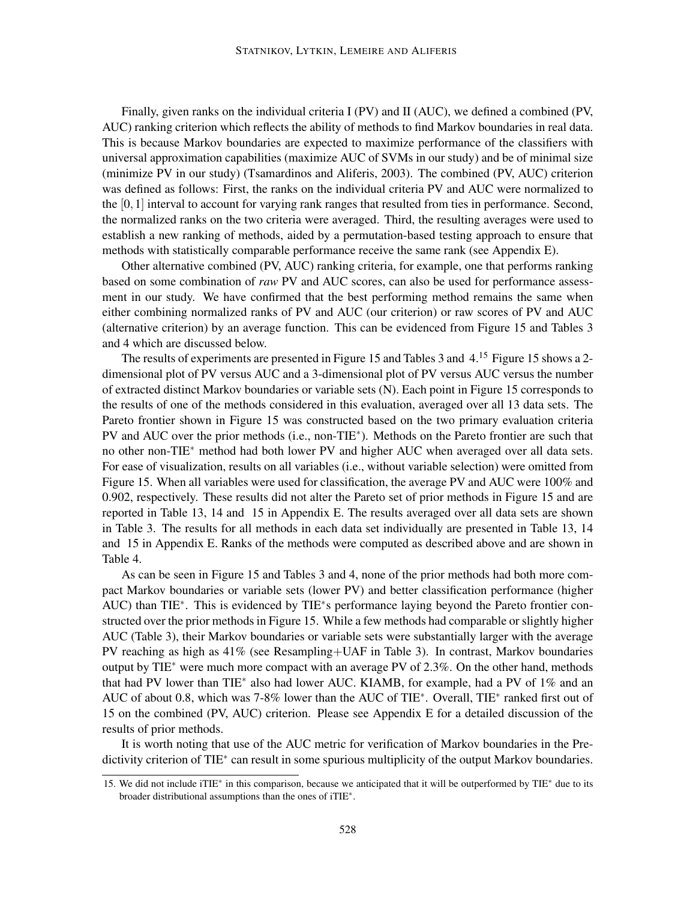Finally, given ranks on the individual criteria I (PV) and II (AUC), we defined a combined (PV, AUC) ranking criterion which reflects the ability of methods to find Markov boundaries in real data. This is because Markov boundaries are expected to maximize performance of the classifiers with universal approximation capabilities (maximize AUC of SVMs in our study) and be of minimal size (minimize PV in our study) (Tsamardinos and Aliferis, 2003). The combined (PV, AUC) criterion was defined as follows: First, the ranks on the individual criteria PV and AUC were normalized to the $[0,1]$ interval to account for varying rank ranges that resulted from ties in performance. Second, the normalized ranks on the two criteria were averaged. Third, the resulting averages were used to establish a new ranking of methods, aided by a permutation-based testing approach to ensure that methods with statistically comparable performance receive the same rank (see Appendix E).

Other alternative combined (PV, AUC) ranking criteria, for example, one that performs ranking based on some combination of *raw* PV and AUC scores, can also be used for performance assessment in our study. We have confirmed that the best performing method remains the same when either combining normalized ranks of PV and AUC (our criterion) or raw scores of PV and AUC (alternative criterion) by an average function. This can be evidenced from Figure 15 and Tables 3 and 4 which are discussed below.

The results of experiments are presented in Figure 15 and Tables 3 and 4.[15] Figure 15 shows a 2-dimensional plot of PV versus AUC and a 3-dimensional plot of PV versus AUC versus the number of extracted distinct Markov boundaries or variable sets (N). Each point in Figure 15 corresponds to the results of one of the methods considered in this evaluation, averaged over all 13 data sets. The Pareto frontier shown in Figure 15 was constructed based on the two primary evaluation criteria PV and AUC over the prior methods (i.e., non-TIE*). Methods on the Pareto frontier are such that no other non-TIE* method had both lower PV and higher AUC when averaged over all data sets. For ease of visualization, results on all variables (i.e., without variable selection) were omitted from Figure 15. When all variables were used for classification, the average PV and AUC were 100% and 0.902, respectively. These results did not alter the Pareto set of prior methods in Figure 15 and are reported in Table 13, 14 and 15 in Appendix E. The results averaged over all data sets are shown in Table 3. The results for all methods in each data set individually are presented in Table 13, 14 and 15 in Appendix E. Ranks of the methods were computed as described above and are shown in Table 4.

As can be seen in Figure 15 and Tables 3 and 4, none of the prior methods had both more compact Markov boundaries or variable sets (lower PV) and better classification performance (higher AUC) than TIE*. This is evidenced by TIE*s performance laying beyond the Pareto frontier constructed over the prior methods in Figure 15. While a few methods had comparable or slightly higher AUC (Table 3), their Markov boundaries or variable sets were substantially larger with the average PV reaching as high as 41% (see Resampling+UAF in Table 3). In contrast, Markov boundaries output by TIE* were much more compact with an average PV of 2.3%. On the other hand, methods that had PV lower than TIE* also had lower AUC. KIAMB, for example, had a PV of 1% and an AUC of about 0.8, which was 7-8% lower than the AUC of TIE*. Overall, TIE* ranked first out of 15 on the combined (PV, AUC) criterion. Please see Appendix E for a detailed discussion of the results of prior methods.

It is worth noting that use of the AUC metric for verification of Markov boundaries in the Predictivity criterion of TIE* can result in some spurious multiplicity of the output Markov boundaries.

15. We did not include iTIE* in this comparison, because we anticipated that it will be outperformed by TIE* due to its broader distributional assumptions than the ones of iTIE*.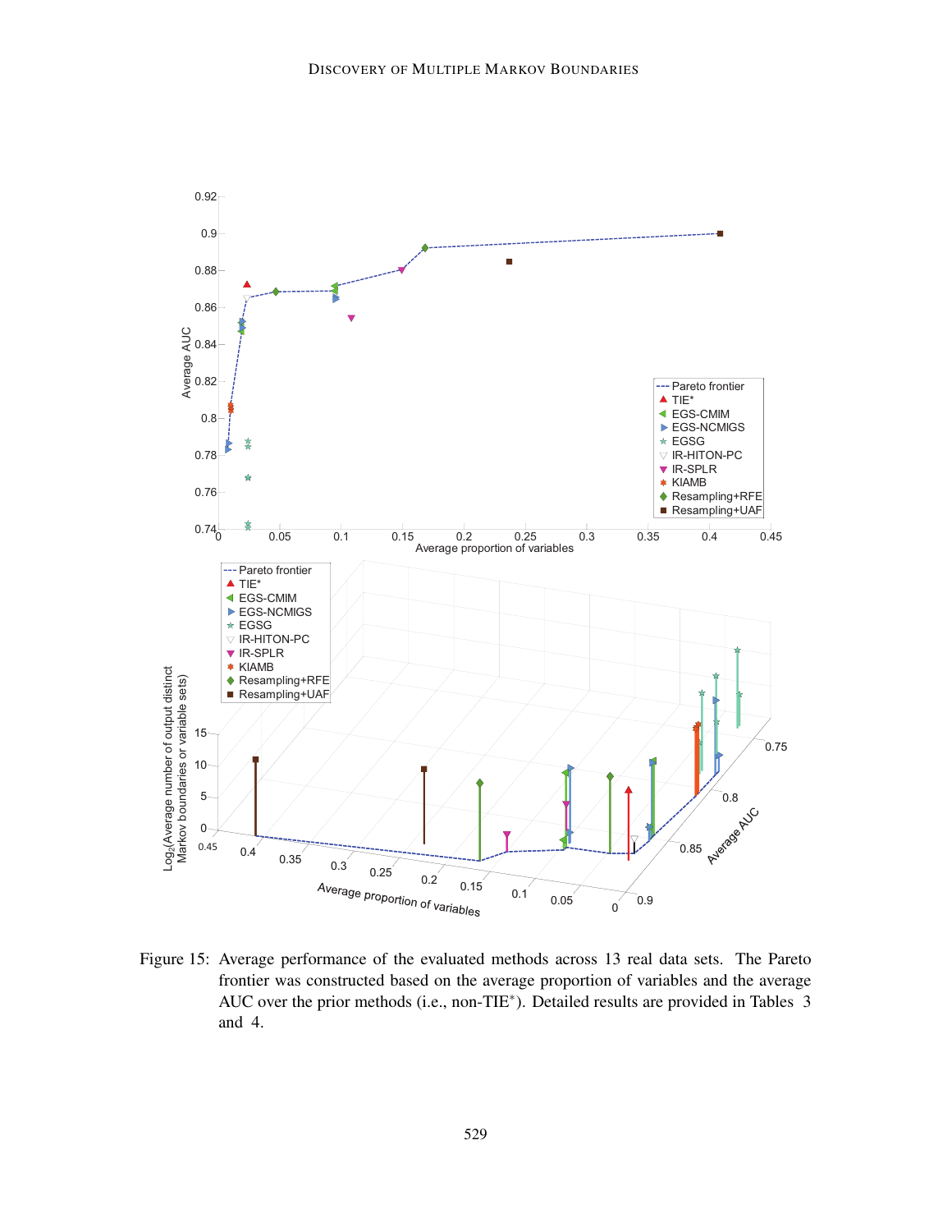Figure 15: Average performance of the evaluated methods across 13 real data sets. The Pareto frontier was constructed based on the average proportion of variables and the average AUC over the prior methods (i.e., non-TIE*). Detailed results are provided in Tables 3 and 4.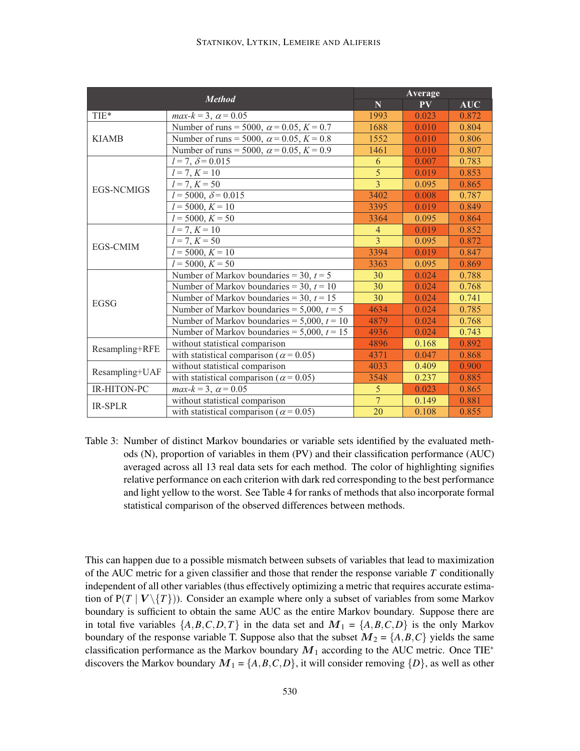| Method | | Average | | |
|---|---|---|---|---|
| | | N | PV | AUC |
| TIE* | $max\text{-}k = 3$, $\alpha = 0.05$ | 1993 | 0.023 | 0.872 |
| KIAMB | Number of runs = 5000, $\alpha = 0.05$, $K = 0.7$ | 1688 | 0.010 | 0.804 |
| | Number of runs = 5000, $\alpha = 0.05$, $K = 0.8$ | 1552 | 0.010 | 0.806 |
| | Number of runs = 5000, $\alpha = 0.05$, $K = 0.9$ | 1461 | 0.010 | 0.807 |
| EGS-NCMIGS | $l = 7$, $\delta = 0.015$ | 6 | 0.007 | 0.783 |
| | $l = 7$, $K = 10$ | 5 | 0.019 | 0.853 |
| | $l = 7$, $K = 50$ | 3 | 0.095 | 0.865 |
| | $l = 5000$, $\delta = 0.015$ | 3402 | 0.008 | 0.787 |
| | $l = 5000$, $K = 10$ | 3395 | 0.019 | 0.849 |
| | $l = 5000$, $K = 50$ | 3364 | 0.095 | 0.864 |
| EGS-CMIM | $l = 7$, $K = 10$ | 4 | 0.019 | 0.852 |
| | $l = 7$, $K = 50$ | 3 | 0.095 | 0.872 |
| | $l = 5000$, $K = 10$ | 3394 | 0.019 | 0.847 |
| | $l = 5000$, $K = 50$ | 3363 | 0.095 | 0.869 |
| EGSG | Number of Markov boundaries = 30, $t = 5$ | 30 | 0.024 | 0.788 |
| | Number of Markov boundaries = 30, $t = 10$ | 30 | 0.024 | 0.768 |
| | Number of Markov boundaries = 30, $t = 15$ | 30 | 0.024 | 0.741 |
| | Number of Markov boundaries = 5,000, $t = 5$ | 4634 | 0.024 | 0.785 |
| | Number of Markov boundaries = 5,000, $t = 10$ | 4879 | 0.024 | 0.768 |
| | Number of Markov boundaries = 5,000, $t = 15$ | 4936 | 0.024 | 0.743 |
| Resampling+RFE | without statistical comparison | 4896 | 0.168 | 0.892 |
| | with statistical comparison ($\alpha = 0.05$) | 4371 | 0.047 | 0.868 |
| Resampling+UAF | without statistical comparison | 4033 | 0.409 | 0.900 |
| | with statistical comparison ($\alpha = 0.05$) | 3548 | 0.237 | 0.885 |
| IR-HITON-PC | $max\text{-}k = 3$, $\alpha = 0.05$ | 5 | 0.023 | 0.865 |
| IR-SPLR | without statistical comparison | 7 | 0.149 | 0.881 |
| | with statistical comparison ($\alpha = 0.05$) | 20 | 0.108 | 0.855 |

Table 3: Number of distinct Markov boundaries or variable sets identified by the evaluated methods (N), proportion of variables in them (PV) and their classification performance (AUC) averaged across all 13 real data sets for each method. The color of highlighting signifies relative performance on each criterion with dark red corresponding to the best performance and light yellow to the worst. See Table 4 for ranks of methods that also incorporate formal statistical comparison of the observed differences between methods.

This can happen due to a possible mismatch between subsets of variables that lead to maximization of the AUC metric for a given classifier and those that render the response variable $T$ conditionally independent of all other variables (thus effectively optimizing a metric that requires accurate estimation of $P(T \mid \boldsymbol{V} \setminus \{T\})$). Consider an example where only a subset of variables from some Markov boundary is sufficient to obtain the same AUC as the entire Markov boundary. Suppose there are in total five variables $\{A,B,C,D,T\}$ in the data set and $\boldsymbol{M}_1 = \{A,B,C,D\}$ is the only Markov boundary of the response variable T. Suppose also that the subset $\boldsymbol{M}_2 = \{A,B,C\}$ yields the same classification performance as the Markov boundary $\boldsymbol{M}_1$ according to the AUC metric. Once TIE$^*$ discovers the Markov boundary $\boldsymbol{M}_1 = \{A,B,C,D\}$, it will consider removing $\{D\}$, as well as other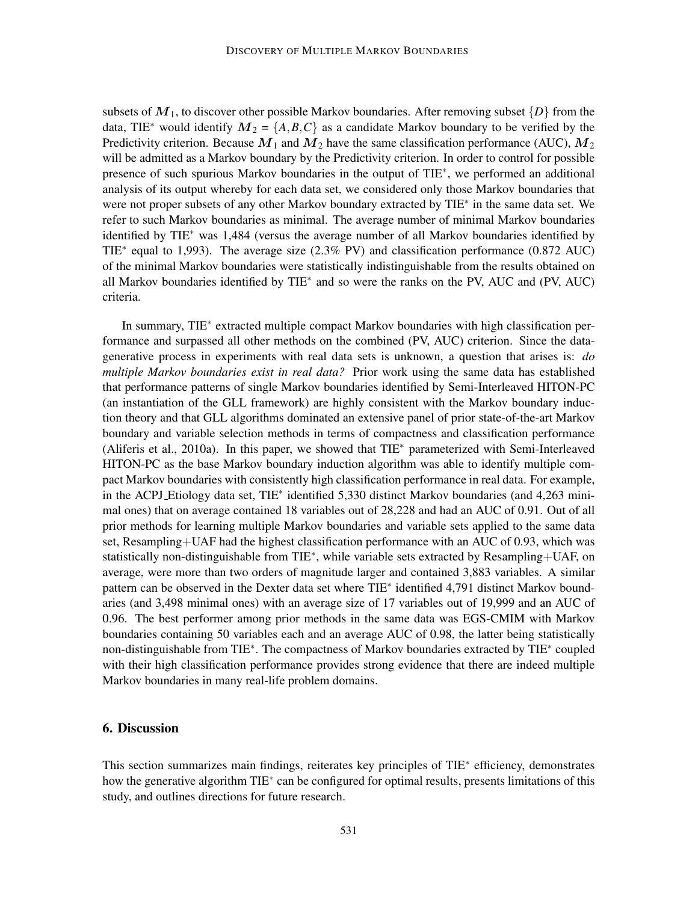subsets of $M_1$, to discover other possible Markov boundaries. After removing subset $\{D\}$ from the data, TIE$^*$ would identify $M_2 = \{A, B, C\}$ as a candidate Markov boundary to be verified by the Predictivity criterion. Because $M_1$ and $M_2$ have the same classification performance (AUC), $M_2$ will be admitted as a Markov boundary by the Predictivity criterion. In order to control for possible presence of such spurious Markov boundaries in the output of TIE$^*$, we performed an additional analysis of its output whereby for each data set, we considered only those Markov boundaries that were not proper subsets of any other Markov boundary extracted by TIE$^*$ in the same data set. We refer to such Markov boundaries as minimal. The average number of minimal Markov boundaries identified by TIE$^*$ was 1,484 (versus the average number of all Markov boundaries identified by TIE$^*$ equal to 1,993). The average size (2.3% PV) and classification performance (0.872 AUC) of the minimal Markov boundaries were statistically indistinguishable from the results obtained on all Markov boundaries identified by TIE$^*$ and so were the ranks on the PV, AUC and (PV, AUC) criteria.

In summary, TIE$^*$ extracted multiple compact Markov boundaries with high classification performance and surpassed all other methods on the combined (PV, AUC) criterion. Since the data-generative process in experiments with real data sets is unknown, a question that arises is: *do multiple Markov boundaries exist in real data?* Prior work using the same data has established that performance patterns of single Markov boundaries identified by Semi-Interleaved HITON-PC (an instantiation of the GLL framework) are highly consistent with the Markov boundary induction theory and that GLL algorithms dominated an extensive panel of prior state-of-the-art Markov boundary and variable selection methods in terms of compactness and classification performance (Aliferis et al., 2010a). In this paper, we showed that TIE$^*$ parameterized with Semi-Interleaved HITON-PC as the base Markov boundary induction algorithm was able to identify multiple compact Markov boundaries with consistently high classification performance in real data. For example, in the ACPJ_Etiology data set, TIE$^*$ identified 5,330 distinct Markov boundaries (and 4,263 minimal ones) that on average contained 18 variables out of 28,228 and had an AUC of 0.91. Out of all prior methods for learning multiple Markov boundaries and variable sets applied to the same data set, Resampling+UAF had the highest classification performance with an AUC of 0.93, which was statistically non-distinguishable from TIE$^*$, while variable sets extracted by Resampling+UAF, on average, were more than two orders of magnitude larger and contained 3,883 variables. A similar pattern can be observed in the Dexter data set where TIE$^*$ identified 4,791 distinct Markov boundaries (and 3,498 minimal ones) with an average size of 17 variables out of 19,999 and an AUC of 0.96. The best performer among prior methods in the same data was EGS-CMIM with Markov boundaries containing 50 variables each and an average AUC of 0.98, the latter being statistically non-distinguishable from TIE$^*$. The compactness of Markov boundaries extracted by TIE$^*$ coupled with their high classification performance provides strong evidence that there are indeed multiple Markov boundaries in many real-life problem domains.

## 6. Discussion

This section summarizes main findings, reiterates key principles of TIE$^*$ efficiency, demonstrates how the generative algorithm TIE$^*$ can be configured for optimal results, presents limitations of this study, and outlines directions for future research.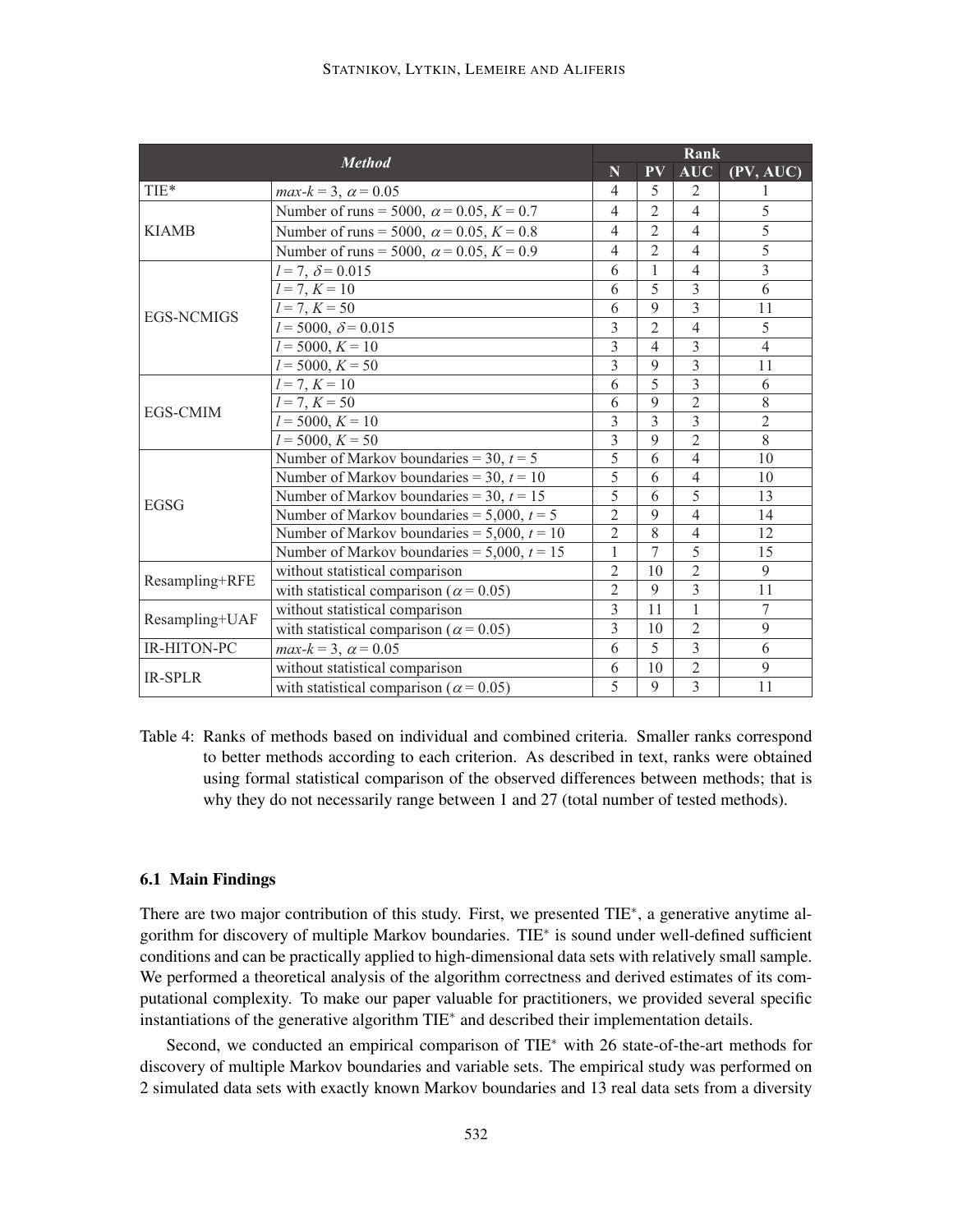| *Method* | | Rank | | | |
|---|---|---|---|---|---|
| | | N | PV | AUC | (PV, AUC) |
| TIE* | $max\text{-}k = 3$, $\alpha = 0.05$ | 4 | 5 | 2 | 1 |
| KIAMB | Number of runs = 5000, $\alpha = 0.05$, $K = 0.7$ | 4 | 2 | 4 | 5 |
| | Number of runs = 5000, $\alpha = 0.05$, $K = 0.8$ | 4 | 2 | 4 | 5 |
| | Number of runs = 5000, $\alpha = 0.05$, $K = 0.9$ | 4 | 2 | 4 | 5 |
| EGS-NCMIGS | $l = 7$, $\delta = 0.015$ | 6 | 1 | 4 | 3 |
| | $l = 7$, $K = 10$ | 6 | 5 | 3 | 6 |
| | $l = 7$, $K = 50$ | 6 | 9 | 3 | 11 |
| | $l = 5000$, $\delta = 0.015$ | 3 | 2 | 4 | 5 |
| | $l = 5000$, $K = 10$ | 3 | 4 | 3 | 4 |
| | $l = 5000$, $K = 50$ | 3 | 9 | 3 | 11 |
| EGS-CMIM | $l = 7$, $K = 10$ | 6 | 5 | 3 | 6 |
| | $l = 7$, $K = 50$ | 6 | 9 | 2 | 8 |
| | $l = 5000$, $K = 10$ | 3 | 3 | 3 | 2 |
| | $l = 5000$, $K = 50$ | 3 | 9 | 2 | 8 |
| EGSG | Number of Markov boundaries = 30, $t = 5$ | 5 | 6 | 4 | 10 |
| | Number of Markov boundaries = 30, $t = 10$ | 5 | 6 | 4 | 10 |
| | Number of Markov boundaries = 30, $t = 15$ | 5 | 6 | 5 | 13 |
| | Number of Markov boundaries = 5,000, $t = 5$ | 2 | 9 | 4 | 14 |
| | Number of Markov boundaries = 5,000, $t = 10$ | 2 | 8 | 4 | 12 |
| | Number of Markov boundaries = 5,000, $t = 15$ | 1 | 7 | 5 | 15 |
| Resampling+RFE | without statistical comparison | 2 | 10 | 2 | 9 |
| | with statistical comparison ($\alpha = 0.05$) | 2 | 9 | 3 | 11 |
| Resampling+UAF | without statistical comparison | 3 | 11 | 1 | 7 |
| | with statistical comparison ($\alpha = 0.05$) | 3 | 10 | 2 | 9 |
| IR-HITON-PC | $max\text{-}k = 3$, $\alpha = 0.05$ | 6 | 5 | 3 | 6 |
| IR-SPLR | without statistical comparison | 6 | 10 | 2 | 9 |
| | with statistical comparison ($\alpha = 0.05$) | 5 | 9 | 3 | 11 |

Table 4: Ranks of methods based on individual and combined criteria. Smaller ranks correspond to better methods according to each criterion. As described in text, ranks were obtained using formal statistical comparison of the observed differences between methods; that is why they do not necessarily range between 1 and 27 (total number of tested methods).

### 6.1 Main Findings

There are two major contribution of this study. First, we presented TIE*, a generative anytime algorithm for discovery of multiple Markov boundaries. TIE* is sound under well-defined sufficient conditions and can be practically applied to high-dimensional data sets with relatively small sample. We performed a theoretical analysis of the algorithm correctness and derived estimates of its computational complexity. To make our paper valuable for practitioners, we provided several specific instantiations of the generative algorithm TIE* and described their implementation details.

Second, we conducted an empirical comparison of TIE* with 26 state-of-the-art methods for discovery of multiple Markov boundaries and variable sets. The empirical study was performed on 2 simulated data sets with exactly known Markov boundaries and 13 real data sets from a diversity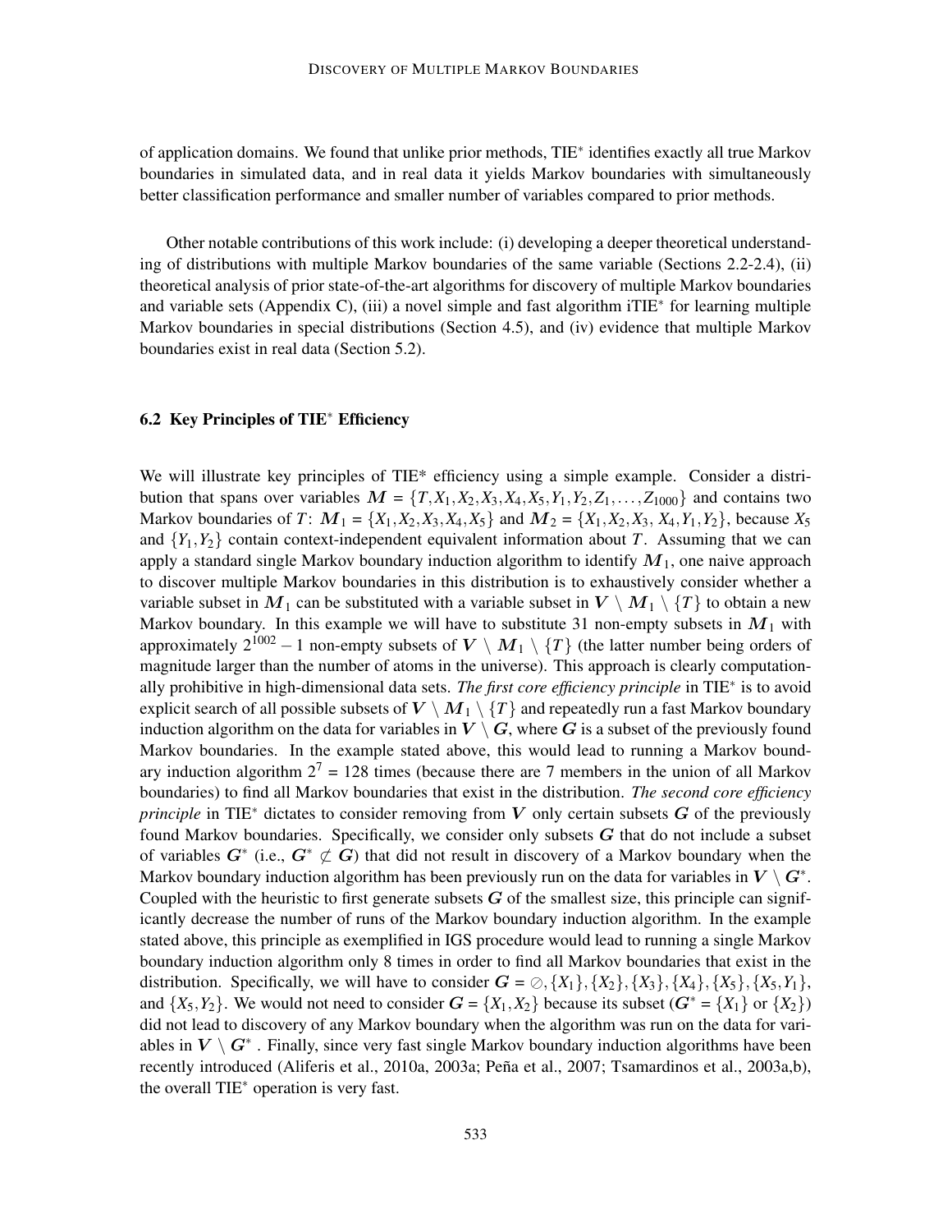of application domains. We found that unlike prior methods, TIE$^*$ identifies exactly all true Markov boundaries in simulated data, and in real data it yields Markov boundaries with simultaneously better classification performance and smaller number of variables compared to prior methods.

Other notable contributions of this work include: (i) developing a deeper theoretical understanding of distributions with multiple Markov boundaries of the same variable (Sections 2.2-2.4), (ii) theoretical analysis of prior state-of-the-art algorithms for discovery of multiple Markov boundaries and variable sets (Appendix C), (iii) a novel simple and fast algorithm iTIE$^*$ for learning multiple Markov boundaries in special distributions (Section 4.5), and (iv) evidence that multiple Markov boundaries exist in real data (Section 5.2).

### 6.2 Key Principles of TIE$^*$ Efficiency

We will illustrate key principles of TIE* efficiency using a simple example. Consider a distribution that spans over variables $\boldsymbol{M} = \{T, X_1, X_2, X_3, X_4, X_5, Y_1, Y_2, Z_1, \ldots, Z_{1000}\}$ and contains two Markov boundaries of $T$: $\boldsymbol{M}_1 = \{X_1, X_2, X_3, X_4, X_5\}$ and $\boldsymbol{M}_2 = \{X_1, X_2, X_3, X_4, Y_1, Y_2\}$, because $X_5$ and $\{Y_1, Y_2\}$ contain context-independent equivalent information about $T$. Assuming that we can apply a standard single Markov boundary induction algorithm to identify $\boldsymbol{M}_1$, one naive approach to discover multiple Markov boundaries in this distribution is to exhaustively consider whether a variable subset in $\boldsymbol{M}_1$ can be substituted with a variable subset in $\boldsymbol{V} \setminus \boldsymbol{M}_1 \setminus \{T\}$ to obtain a new Markov boundary. In this example we will have to substitute 31 non-empty subsets in $\boldsymbol{M}_1$ with approximately $2^{1002} - 1$ non-empty subsets of $\boldsymbol{V} \setminus \boldsymbol{M}_1 \setminus \{T\}$ (the latter number being orders of magnitude larger than the number of atoms in the universe). This approach is clearly computationally prohibitive in high-dimensional data sets. *The first core efficiency principle* in TIE$^*$ is to avoid explicit search of all possible subsets of $\boldsymbol{V} \setminus \boldsymbol{M}_1 \setminus \{T\}$ and repeatedly run a fast Markov boundary induction algorithm on the data for variables in $\boldsymbol{V} \setminus \boldsymbol{G}$, where $\boldsymbol{G}$ is a subset of the previously found Markov boundaries. In the example stated above, this would lead to running a Markov boundary induction algorithm $2^7 = 128$ times (because there are 7 members in the union of all Markov boundaries) to find all Markov boundaries that exist in the distribution. *The second core efficiency principle* in TIE$^*$ dictates to consider removing from $\boldsymbol{V}$ only certain subsets $\boldsymbol{G}$ of the previously found Markov boundaries. Specifically, we consider only subsets $\boldsymbol{G}$ that do not include a subset of variables $\boldsymbol{G}^*$ (i.e., $\boldsymbol{G}^* \not\subset \boldsymbol{G}$) that did not result in discovery of a Markov boundary when the Markov boundary induction algorithm has been previously run on the data for variables in $\boldsymbol{V} \setminus \boldsymbol{G}^*$. Coupled with the heuristic to first generate subsets $\boldsymbol{G}$ of the smallest size, this principle can significantly decrease the number of runs of the Markov boundary induction algorithm. In the example stated above, this principle as exemplified in IGS procedure would lead to running a single Markov boundary induction algorithm only 8 times in order to find all Markov boundaries that exist in the distribution. Specifically, we will have to consider $\boldsymbol{G} = \oslash, \{X_1\}, \{X_2\}, \{X_3\}, \{X_4\}, \{X_5\}, \{X_5, Y_1\}$, and $\{X_5, Y_2\}$. We would not need to consider $\boldsymbol{G} = \{X_1, X_2\}$ because its subset ($\boldsymbol{G}^* = \{X_1\}$ or $\{X_2\}$) did not lead to discovery of any Markov boundary when the algorithm was run on the data for variables in $\boldsymbol{V} \setminus \boldsymbol{G}^*$. Finally, since very fast single Markov boundary induction algorithms have been recently introduced (Aliferis et al., 2010a, 2003a; Peña et al., 2007; Tsamardinos et al., 2003a,b), the overall TIE$^*$ operation is very fast.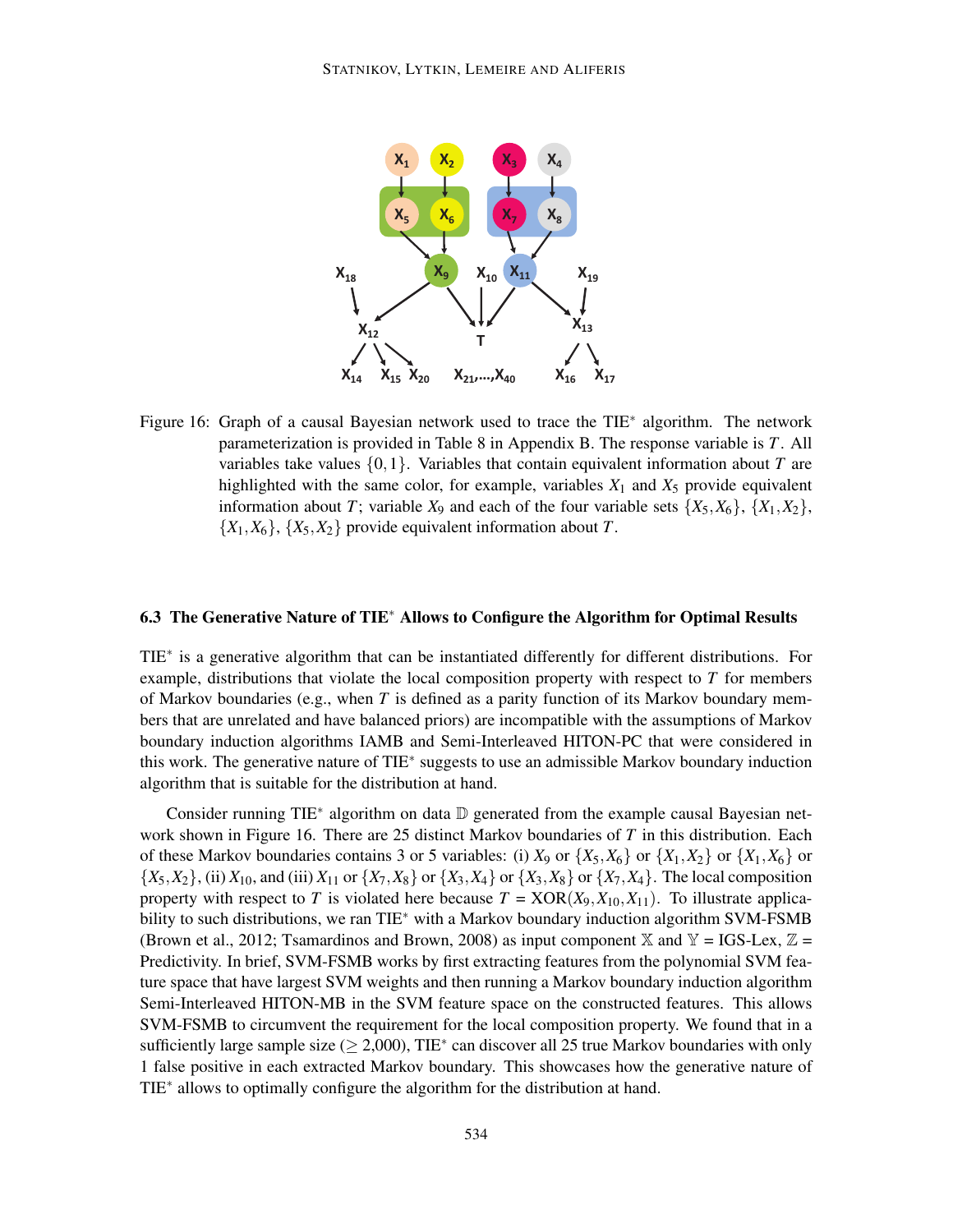Figure 16: Graph of a causal Bayesian network used to trace the TIE* algorithm. The network parameterization is provided in Table 8 in Appendix B. The response variable is $T$. All variables take values $\{0,1\}$. Variables that contain equivalent information about $T$ are highlighted with the same color, for example, variables $X_1$ and $X_5$ provide equivalent information about $T$; variable $X_9$ and each of the four variable sets $\{X_5,X_6\}$, $\{X_1,X_2\}$, $\{X_1,X_6\}$, $\{X_5,X_2\}$ provide equivalent information about $T$.

### 6.3 The Generative Nature of TIE* Allows to Configure the Algorithm for Optimal Results

TIE* is a generative algorithm that can be instantiated differently for different distributions. For example, distributions that violate the local composition property with respect to $T$ for members of Markov boundaries (e.g., when $T$ is defined as a parity function of its Markov boundary members that are unrelated and have balanced priors) are incompatible with the assumptions of Markov boundary induction algorithms IAMB and Semi-Interleaved HITON-PC that were considered in this work. The generative nature of TIE* suggests to use an admissible Markov boundary induction algorithm that is suitable for the distribution at hand.

Consider running TIE* algorithm on data $\mathbb{D}$ generated from the example causal Bayesian network shown in Figure 16. There are 25 distinct Markov boundaries of $T$ in this distribution. Each of these Markov boundaries contains 3 or 5 variables: (i) $X_9$ or $\{X_5,X_6\}$ or $\{X_1,X_2\}$ or $\{X_1,X_6\}$ or $\{X_5,X_2\}$, (ii) $X_{10}$, and (iii) $X_{11}$ or $\{X_7,X_8\}$ or $\{X_3,X_4\}$ or $\{X_3,X_8\}$ or $\{X_7,X_4\}$. The local composition property with respect to $T$ is violated here because $T$ = XOR$(X_9,X_{10},X_{11})$. To illustrate applicability to such distributions, we ran TIE* with a Markov boundary induction algorithm SVM-FSMB (Brown et al., 2012; Tsamardinos and Brown, 2008) as input component $\mathbb{X}$ and $\mathbb{Y}$ = IGS-Lex, $\mathbb{Z}$ = Predictivity. In brief, SVM-FSMB works by first extracting features from the polynomial SVM feature space that have largest SVM weights and then running a Markov boundary induction algorithm Semi-Interleaved HITON-MB in the SVM feature space on the constructed features. This allows SVM-FSMB to circumvent the requirement for the local composition property. We found that in a sufficiently large sample size ($\geq$ 2,000), TIE* can discover all 25 true Markov boundaries with only 1 false positive in each extracted Markov boundary. This showcases how the generative nature of TIE* allows to optimally configure the algorithm for the distribution at hand.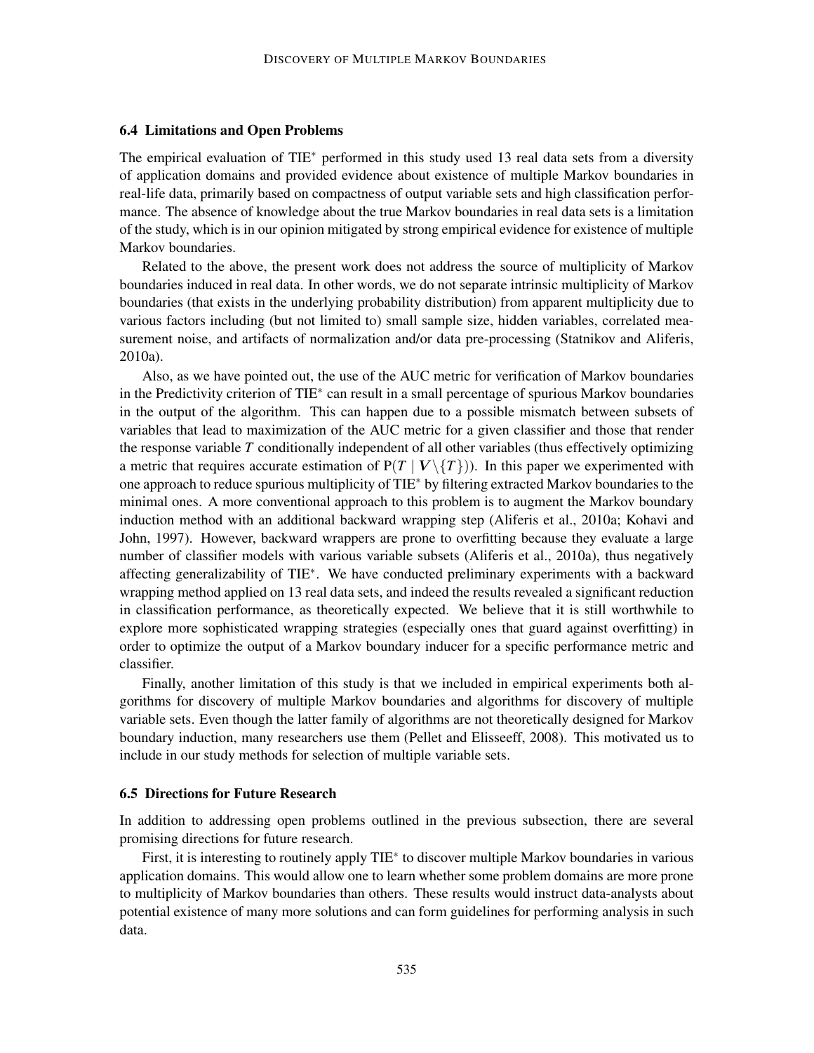### 6.4 Limitations and Open Problems

The empirical evaluation of TIE* performed in this study used 13 real data sets from a diversity of application domains and provided evidence about existence of multiple Markov boundaries in real-life data, primarily based on compactness of output variable sets and high classification performance. The absence of knowledge about the true Markov boundaries in real data sets is a limitation of the study, which is in our opinion mitigated by strong empirical evidence for existence of multiple Markov boundaries.

Related to the above, the present work does not address the source of multiplicity of Markov boundaries induced in real data. In other words, we do not separate intrinsic multiplicity of Markov boundaries (that exists in the underlying probability distribution) from apparent multiplicity due to various factors including (but not limited to) small sample size, hidden variables, correlated measurement noise, and artifacts of normalization and/or data pre-processing (Statnikov and Aliferis, 2010a).

Also, as we have pointed out, the use of the AUC metric for verification of Markov boundaries in the Predictivity criterion of TIE* can result in a small percentage of spurious Markov boundaries in the output of the algorithm. This can happen due to a possible mismatch between subsets of variables that lead to maximization of the AUC metric for a given classifier and those that render the response variable $T$ conditionally independent of all other variables (thus effectively optimizing a metric that requires accurate estimation of $\mathrm{P}(T \mid \boldsymbol{V} \backslash \{T\})$). In this paper we experimented with one approach to reduce spurious multiplicity of TIE* by filtering extracted Markov boundaries to the minimal ones. A more conventional approach to this problem is to augment the Markov boundary induction method with an additional backward wrapping step (Aliferis et al., 2010a; Kohavi and John, 1997). However, backward wrappers are prone to overfitting because they evaluate a large number of classifier models with various variable subsets (Aliferis et al., 2010a), thus negatively affecting generalizability of TIE*. We have conducted preliminary experiments with a backward wrapping method applied on 13 real data sets, and indeed the results revealed a significant reduction in classification performance, as theoretically expected. We believe that it is still worthwhile to explore more sophisticated wrapping strategies (especially ones that guard against overfitting) in order to optimize the output of a Markov boundary inducer for a specific performance metric and classifier.

Finally, another limitation of this study is that we included in empirical experiments both algorithms for discovery of multiple Markov boundaries and algorithms for discovery of multiple variable sets. Even though the latter family of algorithms are not theoretically designed for Markov boundary induction, many researchers use them (Pellet and Elisseeff, 2008). This motivated us to include in our study methods for selection of multiple variable sets.

### 6.5 Directions for Future Research

In addition to addressing open problems outlined in the previous subsection, there are several promising directions for future research.

First, it is interesting to routinely apply TIE* to discover multiple Markov boundaries in various application domains. This would allow one to learn whether some problem domains are more prone to multiplicity of Markov boundaries than others. These results would instruct data-analysts about potential existence of many more solutions and can form guidelines for performing analysis in such data.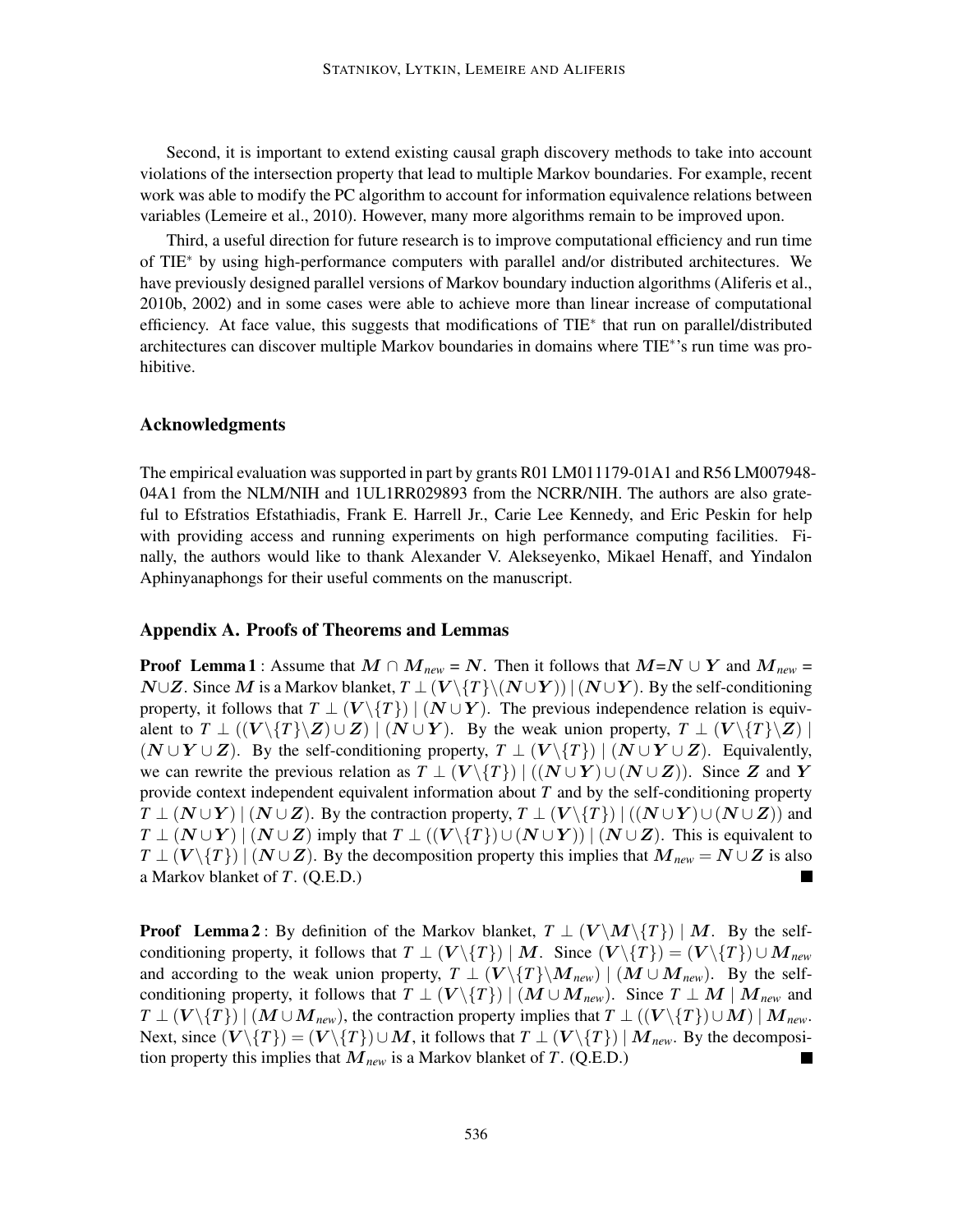Second, it is important to extend existing causal graph discovery methods to take into account violations of the intersection property that lead to multiple Markov boundaries. For example, recent work was able to modify the PC algorithm to account for information equivalence relations between variables (Lemeire et al., 2010). However, many more algorithms remain to be improved upon.

Third, a useful direction for future research is to improve computational efficiency and run time of TIE* by using high-performance computers with parallel and/or distributed architectures. We have previously designed parallel versions of Markov boundary induction algorithms (Aliferis et al., 2010b, 2002) and in some cases were able to achieve more than linear increase of computational efficiency. At face value, this suggests that modifications of TIE* that run on parallel/distributed architectures can discover multiple Markov boundaries in domains where TIE*'s run time was prohibitive.

## Acknowledgments

The empirical evaluation was supported in part by grants R01 LM011179-01A1 and R56 LM007948-04A1 from the NLM/NIH and 1UL1RR029893 from the NCRR/NIH. The authors are also grateful to Efstratios Efstathiadis, Frank E. Harrell Jr., Carie Lee Kennedy, and Eric Peskin for help with providing access and running experiments on high performance computing facilities. Finally, the authors would like to thank Alexander V. Alekseyenko, Mikael Henaff, and Yindalon Aphinyanaphongs for their useful comments on the manuscript.

## Appendix A. Proofs of Theorems and Lemmas

**Proof Lemma 1** : Assume that $\boldsymbol{M} \cap \boldsymbol{M}_{new} = \boldsymbol{N}$. Then it follows that $\boldsymbol{M} = \boldsymbol{N} \cup \boldsymbol{Y}$ and $\boldsymbol{M}_{new} = \boldsymbol{N} \cup \boldsymbol{Z}$. Since $\boldsymbol{M}$ is a Markov blanket, $T \perp (\boldsymbol{V}\backslash\{T\}\backslash(\boldsymbol{N}\cup\boldsymbol{Y})) \mid (\boldsymbol{N}\cup\boldsymbol{Y})$. By the self-conditioning property, it follows that $T \perp (\boldsymbol{V}\backslash\{T\}) \mid (\boldsymbol{N}\cup\boldsymbol{Y})$. The previous independence relation is equivalent to $T \perp ((\boldsymbol{V}\backslash\{T\}\backslash\boldsymbol{Z})\cup\boldsymbol{Z}) \mid (\boldsymbol{N}\cup\boldsymbol{Y})$. By the weak union property, $T \perp (\boldsymbol{V}\backslash\{T\}\backslash\boldsymbol{Z}) \mid (\boldsymbol{N}\cup\boldsymbol{Y}\cup\boldsymbol{Z})$. By the self-conditioning property, $T \perp (\boldsymbol{V}\backslash\{T\}) \mid (\boldsymbol{N}\cup\boldsymbol{Y}\cup\boldsymbol{Z})$. Equivalently, we can rewrite the previous relation as $T \perp (\boldsymbol{V}\backslash\{T\}) \mid ((\boldsymbol{N}\cup\boldsymbol{Y})\cup(\boldsymbol{N}\cup\boldsymbol{Z}))$. Since $\boldsymbol{Z}$ and $\boldsymbol{Y}$ provide context independent equivalent information about $T$ and by the self-conditioning property $T \perp (\boldsymbol{N}\cup\boldsymbol{Y}) \mid (\boldsymbol{N}\cup\boldsymbol{Z})$. By the contraction property, $T \perp (\boldsymbol{V}\backslash\{T\}) \mid ((\boldsymbol{N}\cup\boldsymbol{Y})\cup(\boldsymbol{N}\cup\boldsymbol{Z}))$ and $T \perp (\boldsymbol{N}\cup\boldsymbol{Y}) \mid (\boldsymbol{N}\cup\boldsymbol{Z})$ imply that $T \perp ((\boldsymbol{V}\backslash\{T\})\cup(\boldsymbol{N}\cup\boldsymbol{Y})) \mid (\boldsymbol{N}\cup\boldsymbol{Z})$. This is equivalent to $T \perp (\boldsymbol{V}\backslash\{T\}) \mid (\boldsymbol{N}\cup\boldsymbol{Z})$. By the decomposition property this implies that $\boldsymbol{M}_{new} = \boldsymbol{N}\cup\boldsymbol{Z}$ is also a Markov blanket of $T$. (Q.E.D.) ■

**Proof Lemma 2** : By definition of the Markov blanket, $T \perp (\boldsymbol{V}\backslash\boldsymbol{M}\backslash\{T\}) \mid \boldsymbol{M}$. By the self-conditioning property, it follows that $T \perp (\boldsymbol{V}\backslash\{T\}) \mid \boldsymbol{M}$. Since $(\boldsymbol{V}\backslash\{T\}) = (\boldsymbol{V}\backslash\{T\})\cup\boldsymbol{M}_{new}$ and according to the weak union property, $T \perp (\boldsymbol{V}\backslash\{T\}\backslash\boldsymbol{M}_{new}) \mid (\boldsymbol{M}\cup\boldsymbol{M}_{new})$. By the self-conditioning property, it follows that $T \perp (\boldsymbol{V}\backslash\{T\}) \mid (\boldsymbol{M}\cup\boldsymbol{M}_{new})$. Since $T \perp \boldsymbol{M} \mid \boldsymbol{M}_{new}$ and $T \perp (\boldsymbol{V}\backslash\{T\}) \mid (\boldsymbol{M}\cup\boldsymbol{M}_{new})$, the contraction property implies that $T \perp ((\boldsymbol{V}\backslash\{T\})\cup\boldsymbol{M}) \mid \boldsymbol{M}_{new}$. Next, since $(\boldsymbol{V}\backslash\{T\}) = (\boldsymbol{V}\backslash\{T\})\cup\boldsymbol{M}$, it follows that $T \perp (\boldsymbol{V}\backslash\{T\}) \mid \boldsymbol{M}_{new}$. By the decomposition property this implies that $\boldsymbol{M}_{new}$ is a Markov blanket of $T$. (Q.E.D.) ■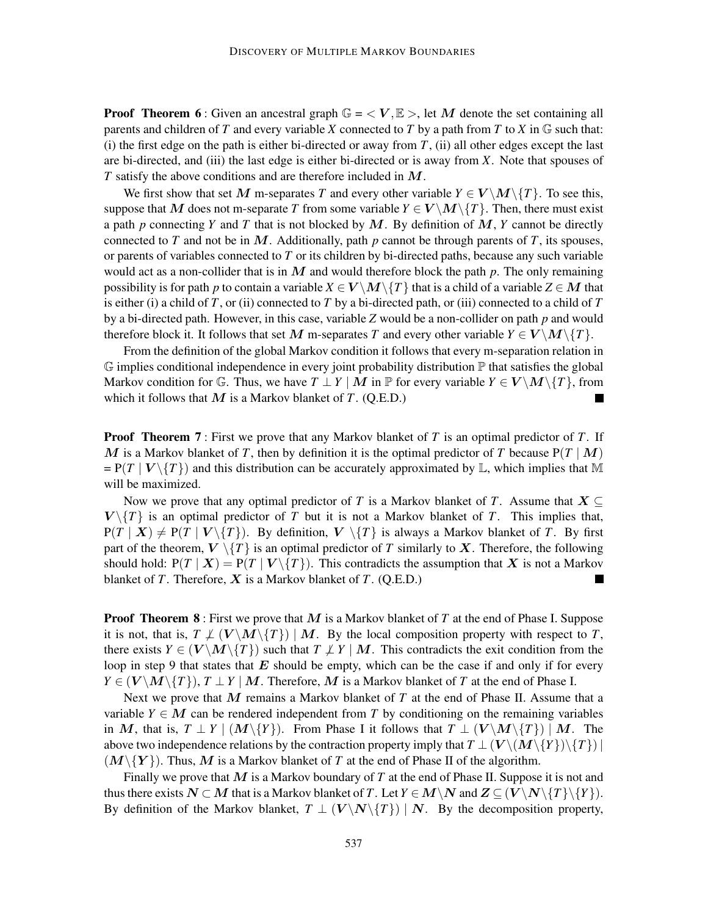**Proof Theorem 6** : Given an ancestral graph $\mathbb{G} = < \boldsymbol{V}, \mathbb{E} >$, let $\boldsymbol{M}$ denote the set containing all parents and children of $T$ and every variable $X$ connected to $T$ by a path from $T$ to $X$ in $\mathbb{G}$ such that: (i) the first edge on the path is either bi-directed or away from $T$, (ii) all other edges except the last are bi-directed, and (iii) the last edge is either bi-directed or is away from $X$. Note that spouses of $T$ satisfy the above conditions and are therefore included in $\boldsymbol{M}$.

We first show that set $\boldsymbol{M}$ m-separates $T$ and every other variable $Y \in \boldsymbol{V} \backslash \boldsymbol{M} \backslash \{T\}$. To see this, suppose that $\boldsymbol{M}$ does not m-separate $T$ from some variable $Y \in \boldsymbol{V} \backslash \boldsymbol{M} \backslash \{T\}$. Then, there must exist a path $p$ connecting $Y$ and $T$ that is not blocked by $\boldsymbol{M}$. By definition of $\boldsymbol{M}$, $Y$ cannot be directly connected to $T$ and not be in $\boldsymbol{M}$. Additionally, path $p$ cannot be through parents of $T$, its spouses, or parents of variables connected to $T$ or its children by bi-directed paths, because any such variable would act as a non-collider that is in $\boldsymbol{M}$ and would therefore block the path $p$. The only remaining possibility is for path $p$ to contain a variable $X \in \boldsymbol{V} \backslash \boldsymbol{M} \backslash \{T\}$ that is a child of a variable $Z \in \boldsymbol{M}$ that is either (i) a child of $T$, or (ii) connected to $T$ by a bi-directed path, or (iii) connected to a child of $T$ by a bi-directed path. However, in this case, variable $Z$ would be a non-collider on path $p$ and would therefore block it. It follows that set $\boldsymbol{M}$ m-separates $T$ and every other variable $Y \in \boldsymbol{V} \backslash \boldsymbol{M} \backslash \{T\}$.

From the definition of the global Markov condition it follows that every m-separation relation in $\mathbb{G}$ implies conditional independence in every joint probability distribution $\mathbb{P}$ that satisfies the global Markov condition for $\mathbb{G}$. Thus, we have $T \perp Y \mid \boldsymbol{M}$ in $\mathbb{P}$ for every variable $Y \in \boldsymbol{V} \backslash \boldsymbol{M} \backslash \{T\}$, from which it follows that $\boldsymbol{M}$ is a Markov blanket of $T$. (Q.E.D.) ■

**Proof Theorem 7** : First we prove that any Markov blanket of $T$ is an optimal predictor of $T$. If $\boldsymbol{M}$ is a Markov blanket of $T$, then by definition it is the optimal predictor of $T$ because $\mathrm{P}(T \mid \boldsymbol{M}) = \mathrm{P}(T \mid \boldsymbol{V} \backslash \{T\})$ and this distribution can be accurately approximated by $\mathbb{L}$, which implies that $\mathbb{M}$ will be maximized.

Now we prove that any optimal predictor of $T$ is a Markov blanket of $T$. Assume that $\boldsymbol{X} \subseteq \boldsymbol{V} \backslash \{T\}$ is an optimal predictor of $T$ but it is not a Markov blanket of $T$. This implies that, $\mathrm{P}(T \mid \boldsymbol{X}) \neq \mathrm{P}(T \mid \boldsymbol{V} \backslash \{T\})$. By definition, $\boldsymbol{V} \backslash \{T\}$ is always a Markov blanket of $T$. By first part of the theorem, $\boldsymbol{V} \backslash \{T\}$ is an optimal predictor of $T$ similarly to $\boldsymbol{X}$. Therefore, the following should hold: $\mathrm{P}(T \mid \boldsymbol{X}) = \mathrm{P}(T \mid \boldsymbol{V} \backslash \{T\})$. This contradicts the assumption that $\boldsymbol{X}$ is not a Markov blanket of $T$. Therefore, $\boldsymbol{X}$ is a Markov blanket of $T$. (Q.E.D.) ■

**Proof Theorem 8** : First we prove that $\boldsymbol{M}$ is a Markov blanket of $T$ at the end of Phase I. Suppose it is not, that is, $T \not\perp (\boldsymbol{V} \backslash \boldsymbol{M} \backslash \{T\}) \mid \boldsymbol{M}$. By the local composition property with respect to $T$, there exists $Y \in (\boldsymbol{V} \backslash \boldsymbol{M} \backslash \{T\})$ such that $T \not\perp Y \mid \boldsymbol{M}$. This contradicts the exit condition from the loop in step 9 that states that $\boldsymbol{E}$ should be empty, which can be the case if and only if for every $Y \in (\boldsymbol{V} \backslash \boldsymbol{M} \backslash \{T\})$, $T \perp Y \mid \boldsymbol{M}$. Therefore, $\boldsymbol{M}$ is a Markov blanket of $T$ at the end of Phase I.

Next we prove that $\boldsymbol{M}$ remains a Markov blanket of $T$ at the end of Phase II. Assume that a variable $Y \in \boldsymbol{M}$ can be rendered independent from $T$ by conditioning on the remaining variables in $\boldsymbol{M}$, that is, $T \perp Y \mid (\boldsymbol{M} \backslash \{Y\})$. From Phase I it follows that $T \perp (\boldsymbol{V} \backslash \boldsymbol{M} \backslash \{T\}) \mid \boldsymbol{M}$. The above two independence relations by the contraction property imply that $T \perp (\boldsymbol{V} \backslash (\boldsymbol{M} \backslash \{Y\}) \backslash \{T\}) \mid (\boldsymbol{M} \backslash \{\boldsymbol{Y}\})$. Thus, $\boldsymbol{M}$ is a Markov blanket of $T$ at the end of Phase II of the algorithm.

Finally we prove that $\boldsymbol{M}$ is a Markov boundary of $T$ at the end of Phase II. Suppose it is not and thus there exists $\boldsymbol{N} \subset \boldsymbol{M}$ that is a Markov blanket of $T$. Let $Y \in \boldsymbol{M} \backslash \boldsymbol{N}$ and $\boldsymbol{Z} \subseteq (\boldsymbol{V} \backslash \boldsymbol{N} \backslash \{T\} \backslash \{Y\})$. By definition of the Markov blanket, $T \perp (\boldsymbol{V} \backslash \boldsymbol{N} \backslash \{T\}) \mid \boldsymbol{N}$. By the decomposition property,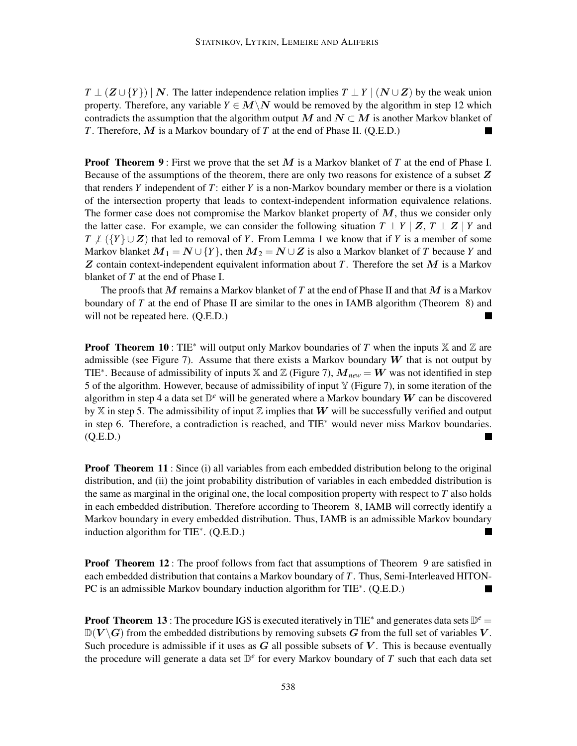$T \perp (\boldsymbol{Z} \cup \{Y\}) \mid \boldsymbol{N}$. The latter independence relation implies $T \perp Y \mid (\boldsymbol{N} \cup \boldsymbol{Z})$ by the weak union property. Therefore, any variable $Y \in \boldsymbol{M} \backslash \boldsymbol{N}$ would be removed by the algorithm in step 12 which contradicts the assumption that the algorithm output $\boldsymbol{M}$ and $\boldsymbol{N} \subset \boldsymbol{M}$ is another Markov blanket of $T$. Therefore, $\boldsymbol{M}$ is a Markov boundary of $T$ at the end of Phase II. (Q.E.D.) ■

**Proof Theorem 9** : First we prove that the set $\boldsymbol{M}$ is a Markov blanket of $T$ at the end of Phase I. Because of the assumptions of the theorem, there are only two reasons for existence of a subset $\boldsymbol{Z}$ that renders $Y$ independent of $T$: either $Y$ is a non-Markov boundary member or there is a violation of the intersection property that leads to context-independent information equivalence relations. The former case does not compromise the Markov blanket property of $\boldsymbol{M}$, thus we consider only the latter case. For example, we can consider the following situation $T \perp Y \mid \boldsymbol{Z}$, $T \perp \boldsymbol{Z} \mid Y$ and $T \not\perp (\{Y\} \cup \boldsymbol{Z})$ that led to removal of $Y$. From Lemma 1 we know that if $Y$ is a member of some Markov blanket $\boldsymbol{M}_1 = \boldsymbol{N} \cup \{Y\}$, then $\boldsymbol{M}_2 = \boldsymbol{N} \cup \boldsymbol{Z}$ is also a Markov blanket of $T$ because $Y$ and $\boldsymbol{Z}$ contain context-independent equivalent information about $T$. Therefore the set $\boldsymbol{M}$ is a Markov blanket of $T$ at the end of Phase I.

The proofs that $\boldsymbol{M}$ remains a Markov blanket of $T$ at the end of Phase II and that $\boldsymbol{M}$ is a Markov boundary of $T$ at the end of Phase II are similar to the ones in IAMB algorithm (Theorem 8) and will not be repeated here. (Q.E.D.) ■

**Proof Theorem 10** : TIE$^*$ will output only Markov boundaries of $T$ when the inputs $\mathbb{X}$ and $\mathbb{Z}$ are admissible (see Figure 7). Assume that there exists a Markov boundary $\boldsymbol{W}$ that is not output by TIE$^*$. Because of admissibility of inputs $\mathbb{X}$ and $\mathbb{Z}$ (Figure 7), $\boldsymbol{M}_{new} = \boldsymbol{W}$ was not identified in step 5 of the algorithm. However, because of admissibility of input $\mathbb{Y}$ (Figure 7), in some iteration of the algorithm in step 4 a data set $\mathbb{D}^e$ will be generated where a Markov boundary $\boldsymbol{W}$ can be discovered by $\mathbb{X}$ in step 5. The admissibility of input $\mathbb{Z}$ implies that $\boldsymbol{W}$ will be successfully verified and output in step 6. Therefore, a contradiction is reached, and TIE$^*$ would never miss Markov boundaries. (Q.E.D.) ■

**Proof Theorem 11** : Since (i) all variables from each embedded distribution belong to the original distribution, and (ii) the joint probability distribution of variables in each embedded distribution is the same as marginal in the original one, the local composition property with respect to $T$ also holds in each embedded distribution. Therefore according to Theorem 8, IAMB will correctly identify a Markov boundary in every embedded distribution. Thus, IAMB is an admissible Markov boundary induction algorithm for TIE$^*$. (Q.E.D.) ■

**Proof Theorem 12** : The proof follows from fact that assumptions of Theorem 9 are satisfied in each embedded distribution that contains a Markov boundary of $T$. Thus, Semi-Interleaved HITON-PC is an admissible Markov boundary induction algorithm for TIE$^*$. (Q.E.D.) ■

**Proof Theorem 13** : The procedure IGS is executed iteratively in TIE$^*$ and generates data sets $\mathbb{D}^e = \mathbb{D}(\boldsymbol{V} \backslash \boldsymbol{G})$ from the embedded distributions by removing subsets $\boldsymbol{G}$ from the full set of variables $\boldsymbol{V}$. Such procedure is admissible if it uses as $\boldsymbol{G}$ all possible subsets of $\boldsymbol{V}$. This is because eventually the procedure will generate a data set $\mathbb{D}^e$ for every Markov boundary of $T$ such that each data set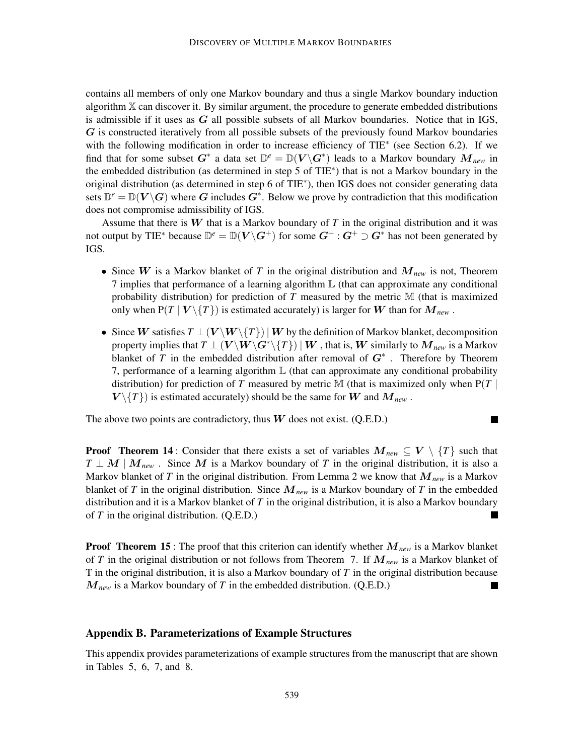contains all members of only one Markov boundary and thus a single Markov boundary induction algorithm $\mathbb{X}$ can discover it. By similar argument, the procedure to generate embedded distributions is admissible if it uses as $\boldsymbol{G}$ all possible subsets of all Markov boundaries. Notice that in IGS, $\boldsymbol{G}$ is constructed iteratively from all possible subsets of the previously found Markov boundaries with the following modification in order to increase efficiency of TIE$^*$ (see Section 6.2). If we find that for some subset $\boldsymbol{G}^*$ a data set $\mathbb{D}^e = \mathbb{D}(\boldsymbol{V} \backslash \boldsymbol{G}^*)$ leads to a Markov boundary $\boldsymbol{M}_{new}$ in the embedded distribution (as determined in step 5 of TIE$^*$) that is not a Markov boundary in the original distribution (as determined in step 6 of TIE$^*$), then IGS does not consider generating data sets $\mathbb{D}^e = \mathbb{D}(\boldsymbol{V} \backslash \boldsymbol{G})$ where $\boldsymbol{G}$ includes $\boldsymbol{G}^*$. Below we prove by contradiction that this modification does not compromise admissibility of IGS.

Assume that there is $\boldsymbol{W}$ that is a Markov boundary of $T$ in the original distribution and it was not output by TIE$^*$ because $\mathbb{D}^e = \mathbb{D}(\boldsymbol{V} \backslash \boldsymbol{G}^+)$ for some $\boldsymbol{G}^+ : \boldsymbol{G}^+ \supset \boldsymbol{G}^*$ has not been generated by IGS.

- Since $\boldsymbol{W}$ is a Markov blanket of $T$ in the original distribution and $\boldsymbol{M}_{new}$ is not, Theorem 7 implies that performance of a learning algorithm $\mathbb{L}$ (that can approximate any conditional probability distribution) for prediction of $T$ measured by the metric $\mathbb{M}$ (that is maximized only when $\mathrm{P}(T \mid \boldsymbol{V} \backslash \{T\})$ is estimated accurately) is larger for $\boldsymbol{W}$ than for $\boldsymbol{M}_{new}$ .
- Since $\boldsymbol{W}$ satisfies $T \perp (\boldsymbol{V} \backslash \boldsymbol{W} \backslash \{T\}) \mid \boldsymbol{W}$ by the definition of Markov blanket, decomposition property implies that $T \perp (\boldsymbol{V} \backslash \boldsymbol{W} \backslash \boldsymbol{G}^* \backslash \{T\}) \mid \boldsymbol{W}$ , that is, $\boldsymbol{W}$ similarly to $\boldsymbol{M}_{new}$ is a Markov blanket of $T$ in the embedded distribution after removal of $\boldsymbol{G}^*$ . Therefore by Theorem 7, performance of a learning algorithm $\mathbb{L}$ (that can approximate any conditional probability distribution) for prediction of $T$ measured by metric $\mathbb{M}$ (that is maximized only when $\mathrm{P}(T \mid \boldsymbol{V} \backslash \{T\})$ is estimated accurately) should be the same for $\boldsymbol{W}$ and $\boldsymbol{M}_{new}$ .

The above two points are contradictory, thus $\boldsymbol{W}$ does not exist. (Q.E.D.) ∎

**Proof Theorem 14** : Consider that there exists a set of variables $\boldsymbol{M}_{new} \subseteq \boldsymbol{V} \setminus \{T\}$ such that $T \perp \boldsymbol{M} \mid \boldsymbol{M}_{new}$ . Since $\boldsymbol{M}$ is a Markov boundary of $T$ in the original distribution, it is also a Markov blanket of $T$ in the original distribution. From Lemma 2 we know that $\boldsymbol{M}_{new}$ is a Markov blanket of $T$ in the original distribution. Since $\boldsymbol{M}_{new}$ is a Markov boundary of $T$ in the embedded distribution and it is a Markov blanket of $T$ in the original distribution, it is also a Markov boundary of $T$ in the original distribution. (Q.E.D.) ∎

**Proof Theorem 15** : The proof that this criterion can identify whether $\boldsymbol{M}_{new}$ is a Markov blanket of $T$ in the original distribution or not follows from Theorem 7. If $\boldsymbol{M}_{new}$ is a Markov blanket of T in the original distribution, it is also a Markov boundary of $T$ in the original distribution because $\boldsymbol{M}_{new}$ is a Markov boundary of $T$ in the embedded distribution. (Q.E.D.) ∎

## Appendix B. Parameterizations of Example Structures

This appendix provides parameterizations of example structures from the manuscript that are shown in Tables 5, 6, 7, and 8.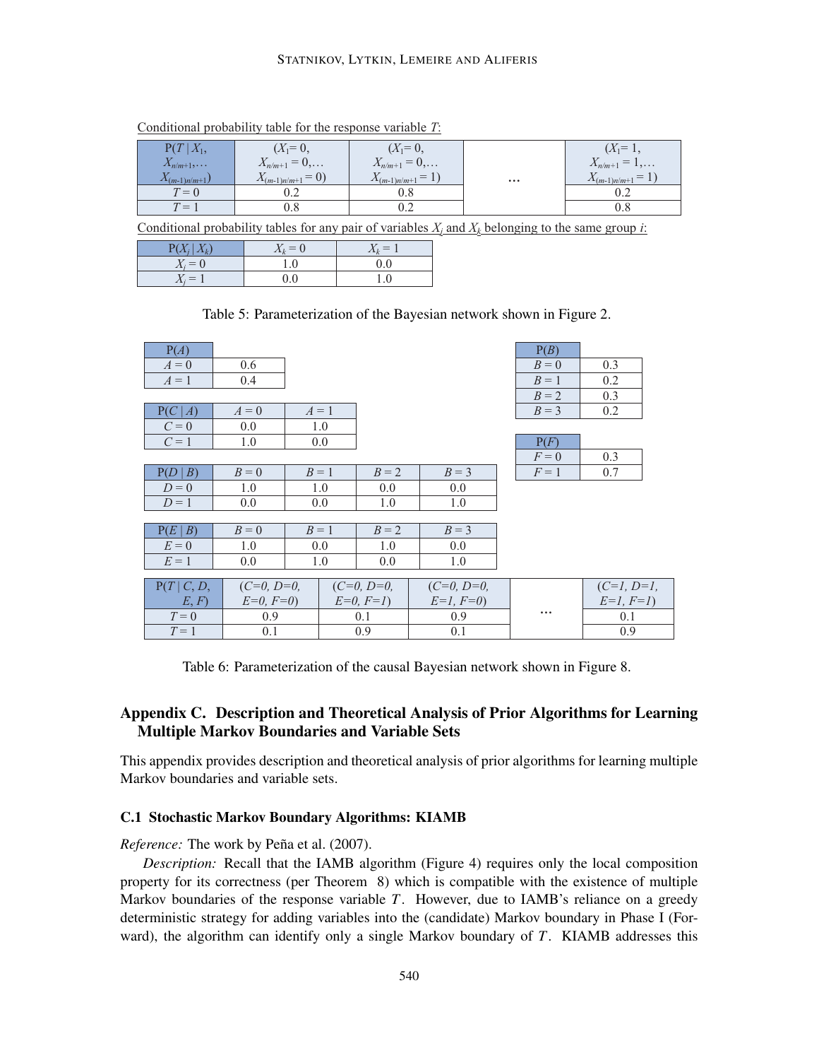Conditional probability table for the response variable $T$:

| $P(T \mid X_1, X_{n/m+1},\ldots X_{(m-1)n/m+1})$ | $(X_1 = 0, X_{n/m+1} = 0,\ldots X_{(m-1)n/m+1} = 0)$ | $(X_1 = 0, X_{n/m+1} = 0,\ldots X_{(m-1)n/m+1} = 1)$ | … | $(X_1 = 1, X_{n/m+1} = 1,\ldots X_{(m-1)n/m+1} = 1)$ |
|---|---|---|---|---|
| $T = 0$ | 0.2 | 0.8 | | 0.2 |
| $T = 1$ | 0.8 | 0.2 | | 0.8 |

Conditional probability tables for any pair of variables $X_j$ and $X_k$ belonging to the same group $i$:

| $P(X_j \mid X_k)$ | $X_k = 0$ | $X_k = 1$ |
|---|---|---|
| $X_j = 0$ | 1.0 | 0.0 |
| $X_j = 1$ | 0.0 | 1.0 |

Table 5: Parameterization of the Bayesian network shown in Figure 2.

| $P(A)$ | |
|---|---|
| $A = 0$ | 0.6 |
| $A = 1$ | 0.4 |

| $P(B)$ | |
|---|---|
| $B = 0$ | 0.3 |
| $B = 1$ | 0.2 |
| $B = 2$ | 0.3 |
| $B = 3$ | 0.2 |

| $P(C \mid A)$ | $A = 0$ | $A = 1$ |
|---|---|---|
| $C = 0$ | 0.0 | 1.0 |
| $C = 1$ | 1.0 | 0.0 |

| $P(F)$ | |
|---|---|
| $F = 0$ | 0.3 |
| $F = 1$ | 0.7 |

| $P(D \mid B)$ | $B = 0$ | $B = 1$ | $B = 2$ | $B = 3$ |
|---|---|---|---|---|
| $D = 0$ | 1.0 | 1.0 | 0.0 | 0.0 |
| $D = 1$ | 0.0 | 0.0 | 1.0 | 1.0 |

| $P(E \mid B)$ | $B = 0$ | $B = 1$ | $B = 2$ | $B = 3$ |
|---|---|---|---|---|
| $E = 0$ | 1.0 | 0.0 | 1.0 | 0.0 |
| $E = 1$ | 0.0 | 1.0 | 0.0 | 1.0 |

| $P(T \mid C, D, E, F)$ | $(C=0, D=0, E=0, F=0)$ | $(C=0, D=0, E=0, F=1)$ | $(C=0, D=0, E=1, F=0)$ | … | $(C=1, D=1, E=1, F=1)$ |
|---|---|---|---|---|---|
| $T = 0$ | 0.9 | 0.1 | 0.9 | | 0.1 |
| $T = 1$ | 0.1 | 0.9 | 0.1 | | 0.9 |

Table 6: Parameterization of the causal Bayesian network shown in Figure 8.

## Appendix C. Description and Theoretical Analysis of Prior Algorithms for Learning Multiple Markov Boundaries and Variable Sets

This appendix provides description and theoretical analysis of prior algorithms for learning multiple Markov boundaries and variable sets.

### C.1 Stochastic Markov Boundary Algorithms: KIAMB

*Reference:* The work by Peña et al. (2007).

*Description:* Recall that the IAMB algorithm (Figure 4) requires only the local composition property for its correctness (per Theorem 8) which is compatible with the existence of multiple Markov boundaries of the response variable $T$. However, due to IAMB's reliance on a greedy deterministic strategy for adding variables into the (candidate) Markov boundary in Phase I (Forward), the algorithm can identify only a single Markov boundary of $T$. KIAMB addresses this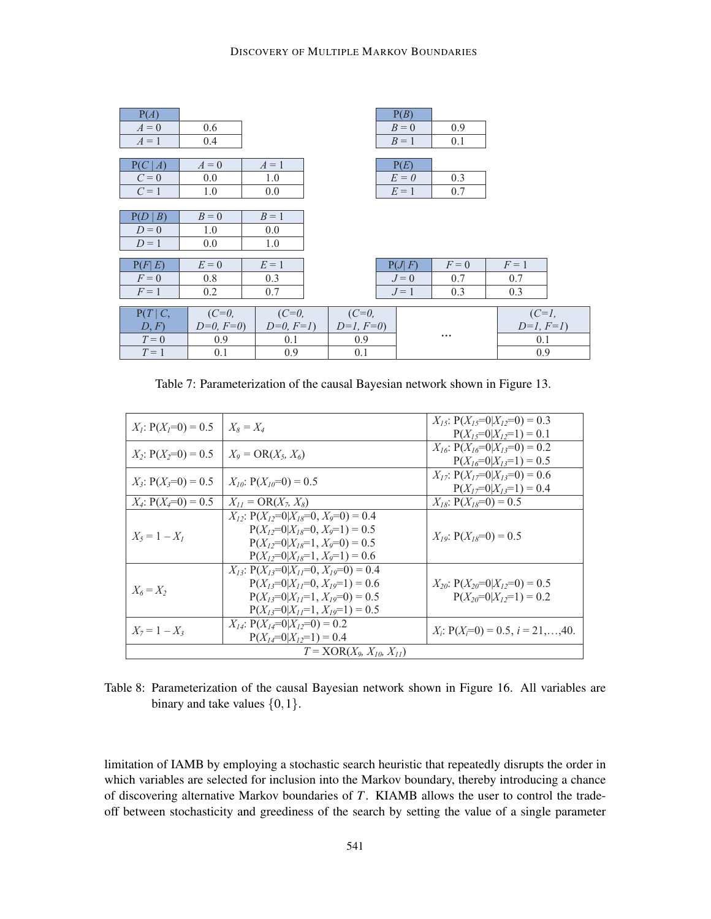| P($A$) | |
|---|---|
| $A = 0$ | 0.6 |
| $A = 1$ | 0.4 |

| P($B$) | |
|---|---|
| $B = 0$ | 0.9 |
| $B = 1$ | 0.1 |

| P($C$ \| $A$) | $A = 0$ | $A = 1$ |
|---|---|---|
| $C = 0$ | 0.0 | 1.0 |
| $C = 1$ | 1.0 | 0.0 |

| P($E$) | |
|---|---|
| $E = 0$ | 0.3 |
| $E = 1$ | 0.7 |

| P($D$ \| $B$) | $B = 0$ | $B = 1$ |
|---|---|---|
| $D = 0$ | 1.0 | 0.0 |
| $D = 1$ | 0.0 | 1.0 |

| P($F$\| $E$) | $E = 0$ | $E = 1$ |
|---|---|---|
| $F = 0$ | 0.8 | 0.3 |
| $F = 1$ | 0.2 | 0.7 |

| P($J$\| $F$) | $F = 0$ | $F = 1$ |
|---|---|---|
| $J = 0$ | 0.7 | 0.7 |
| $J = 1$ | 0.3 | 0.3 |

| P($T$ \| $C$, $D$, $F$) | ($C$=0, $D$=0, $F$=0) | ($C$=0, $D$=0, $F$=1) | ($C$=0, $D$=1, $F$=0) | … | ($C$=1, $D$=1, $F$=1) |
|---|---|---|---|---|---|
| $T = 0$ | 0.9 | 0.1 | 0.9 | | 0.1 |
| $T = 1$ | 0.1 | 0.9 | 0.1 | | 0.9 |

Table 7: Parameterization of the causal Bayesian network shown in Figure 13.

| | | |
|---|---|---|
| $X_1$: P($X_1$=0) = 0.5 | $X_8 = X_4$ | $X_{15}$: P($X_{15}$=0\|$X_{12}$=0) = 0.3<br>P($X_{15}$=0\|$X_{12}$=1) = 0.1 |
| $X_2$: P($X_2$=0) = 0.5 | $X_9$ = OR($X_5$, $X_6$) | $X_{16}$: P($X_{16}$=0\|$X_{13}$=0) = 0.2<br>P($X_{16}$=0\|$X_{13}$=1) = 0.5 |
| $X_3$: P($X_3$=0) = 0.5 | $X_{10}$: P($X_{10}$=0) = 0.5 | $X_{17}$: P($X_{17}$=0\|$X_{13}$=0) = 0.6<br>P($X_{17}$=0\|$X_{13}$=1) = 0.4 |
| $X_4$: P($X_4$=0) = 0.5 | $X_{11}$ = OR($X_7$, $X_8$) | $X_{18}$: P($X_{18}$=0) = 0.5 |
| $X_5 = 1 - X_1$ | $X_{12}$: P($X_{12}$=0\|$X_{18}$=0, $X_9$=0) = 0.4<br>P($X_{12}$=0\|$X_{18}$=0, $X_9$=1) = 0.5<br>P($X_{12}$=0\|$X_{18}$=1, $X_9$=0) = 0.5<br>P($X_{12}$=0\|$X_{18}$=1, $X_9$=1) = 0.6 | $X_{19}$: P($X_{18}$=0) = 0.5 |
| $X_6 = X_2$ | $X_{13}$: P($X_{13}$=0\|$X_{11}$=0, $X_{19}$=0) = 0.4<br>P($X_{13}$=0\|$X_{11}$=0, $X_{19}$=1) = 0.6<br>P($X_{13}$=0\|$X_{11}$=1, $X_{19}$=0) = 0.5<br>P($X_{13}$=0\|$X_{11}$=1, $X_{19}$=1) = 0.5 | $X_{20}$: P($X_{20}$=0\|$X_{12}$=0) = 0.5<br>P($X_{20}$=0\|$X_{12}$=1) = 0.2 |
| $X_7 = 1 - X_3$ | $X_{14}$: P($X_{14}$=0\|$X_{12}$=0) = 0.2<br>P($X_{14}$=0\|$X_{12}$=1) = 0.4 | $X_i$: P($X_i$=0) = 0.5, $i$ = 21,…,40. |
| $T$ = XOR($X_9$, $X_{10}$, $X_{11}$) | | |

Table 8: Parameterization of the causal Bayesian network shown in Figure 16. All variables are binary and take values $\{0,1\}$.

limitation of IAMB by employing a stochastic search heuristic that repeatedly disrupts the order in which variables are selected for inclusion into the Markov boundary, thereby introducing a chance of discovering alternative Markov boundaries of $T$. KIAMB allows the user to control the trade-off between stochasticity and greediness of the search by setting the value of a single parameter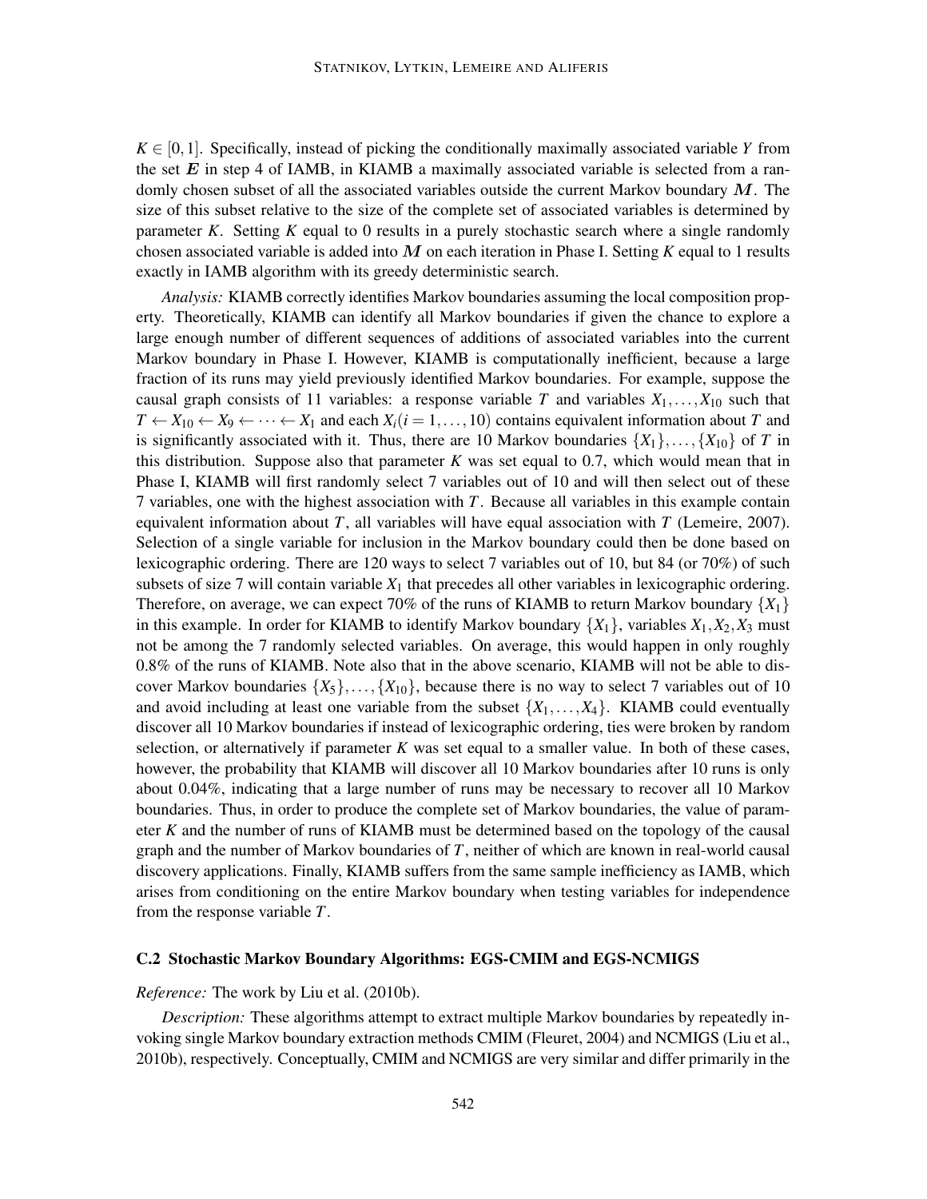$K \in [0,1]$. Specifically, instead of picking the conditionally maximally associated variable $Y$ from the set $\boldsymbol{E}$ in step 4 of IAMB, in KIAMB a maximally associated variable is selected from a randomly chosen subset of all the associated variables outside the current Markov boundary $\boldsymbol{M}$. The size of this subset relative to the size of the complete set of associated variables is determined by parameter $K$. Setting $K$ equal to 0 results in a purely stochastic search where a single randomly chosen associated variable is added into $\boldsymbol{M}$ on each iteration in Phase I. Setting $K$ equal to 1 results exactly in IAMB algorithm with its greedy deterministic search.

*Analysis:* KIAMB correctly identifies Markov boundaries assuming the local composition property. Theoretically, KIAMB can identify all Markov boundaries if given the chance to explore a large enough number of different sequences of additions of associated variables into the current Markov boundary in Phase I. However, KIAMB is computationally inefficient, because a large fraction of its runs may yield previously identified Markov boundaries. For example, suppose the causal graph consists of 11 variables: a response variable $T$ and variables $X_1, \ldots, X_{10}$ such that $T \leftarrow X_{10} \leftarrow X_9 \leftarrow \cdots \leftarrow X_1$ and each $X_i (i = 1, \ldots, 10)$ contains equivalent information about $T$ and is significantly associated with it. Thus, there are 10 Markov boundaries $\{X_1\}, \ldots, \{X_{10}\}$ of $T$ in this distribution. Suppose also that parameter $K$ was set equal to 0.7, which would mean that in Phase I, KIAMB will first randomly select 7 variables out of 10 and will then select out of these 7 variables, one with the highest association with $T$. Because all variables in this example contain equivalent information about $T$, all variables will have equal association with $T$ (Lemeire, 2007). Selection of a single variable for inclusion in the Markov boundary could then be done based on lexicographic ordering. There are 120 ways to select 7 variables out of 10, but 84 (or 70%) of such subsets of size 7 will contain variable $X_1$ that precedes all other variables in lexicographic ordering. Therefore, on average, we can expect 70% of the runs of KIAMB to return Markov boundary $\{X_1\}$ in this example. In order for KIAMB to identify Markov boundary $\{X_1\}$, variables $X_1, X_2, X_3$ must not be among the 7 randomly selected variables. On average, this would happen in only roughly 0.8% of the runs of KIAMB. Note also that in the above scenario, KIAMB will not be able to discover Markov boundaries $\{X_5\}, \ldots, \{X_{10}\}$, because there is no way to select 7 variables out of 10 and avoid including at least one variable from the subset $\{X_1, \ldots, X_4\}$. KIAMB could eventually discover all 10 Markov boundaries if instead of lexicographic ordering, ties were broken by random selection, or alternatively if parameter $K$ was set equal to a smaller value. In both of these cases, however, the probability that KIAMB will discover all 10 Markov boundaries after 10 runs is only about 0.04%, indicating that a large number of runs may be necessary to recover all 10 Markov boundaries. Thus, in order to produce the complete set of Markov boundaries, the value of parameter $K$ and the number of runs of KIAMB must be determined based on the topology of the causal graph and the number of Markov boundaries of $T$, neither of which are known in real-world causal discovery applications. Finally, KIAMB suffers from the same sample inefficiency as IAMB, which arises from conditioning on the entire Markov boundary when testing variables for independence from the response variable $T$.

### C.2 Stochastic Markov Boundary Algorithms: EGS-CMIM and EGS-NCMIGS

*Reference:* The work by Liu et al. (2010b).

*Description:* These algorithms attempt to extract multiple Markov boundaries by repeatedly invoking single Markov boundary extraction methods CMIM (Fleuret, 2004) and NCMIGS (Liu et al., 2010b), respectively. Conceptually, CMIM and NCMIGS are very similar and differ primarily in the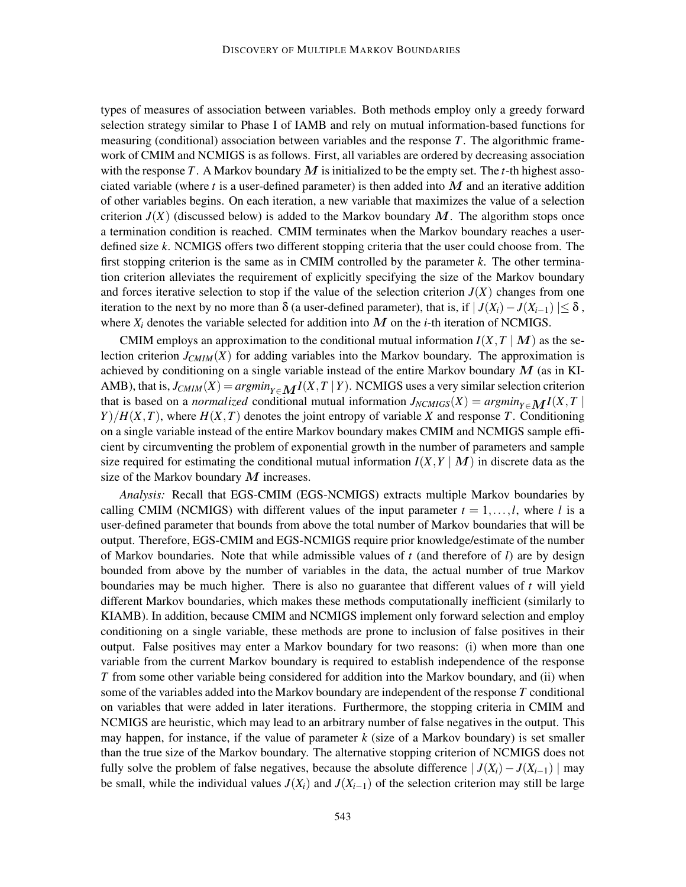types of measures of association between variables. Both methods employ only a greedy forward selection strategy similar to Phase I of IAMB and rely on mutual information-based functions for measuring (conditional) association between variables and the response $T$. The algorithmic framework of CMIM and NCMIGS is as follows. First, all variables are ordered by decreasing association with the response $T$. A Markov boundary $\boldsymbol{M}$ is initialized to be the empty set. The $t$-th highest associated variable (where $t$ is a user-defined parameter) is then added into $\boldsymbol{M}$ and an iterative addition of other variables begins. On each iteration, a new variable that maximizes the value of a selection criterion $J(X)$ (discussed below) is added to the Markov boundary $\boldsymbol{M}$. The algorithm stops once a termination condition is reached. CMIM terminates when the Markov boundary reaches a user-defined size $k$. NCMIGS offers two different stopping criteria that the user could choose from. The first stopping criterion is the same as in CMIM controlled by the parameter $k$. The other termination criterion alleviates the requirement of explicitly specifying the size of the Markov boundary and forces iterative selection to stop if the value of the selection criterion $J(X)$ changes from one iteration to the next by no more than $\delta$ (a user-defined parameter), that is, if $|\, J(X_i) - J(X_{i-1})\, | \leq \delta$, where $X_i$ denotes the variable selected for addition into $\boldsymbol{M}$ on the $i$-th iteration of NCMIGS.

CMIM employs an approximation to the conditional mutual information $I(X,T \mid \boldsymbol{M})$ as the selection criterion $J_{CMIM}(X)$ for adding variables into the Markov boundary. The approximation is achieved by conditioning on a single variable instead of the entire Markov boundary $\boldsymbol{M}$ (as in KIAMB), that is, $J_{CMIM}(X) = argmin_{Y \in \boldsymbol{M}} I(X,T \mid Y)$. NCMIGS uses a very similar selection criterion that is based on a *normalized* conditional mutual information $J_{NCMIGS}(X) = argmin_{Y \in \boldsymbol{M}} I(X,T \mid Y)/H(X,T)$, where $H(X,T)$ denotes the joint entropy of variable $X$ and response $T$. Conditioning on a single variable instead of the entire Markov boundary makes CMIM and NCMIGS sample efficient by circumventing the problem of exponential growth in the number of parameters and sample size required for estimating the conditional mutual information $I(X,Y \mid \boldsymbol{M})$ in discrete data as the size of the Markov boundary $\boldsymbol{M}$ increases.

*Analysis:* Recall that EGS-CMIM (EGS-NCMIGS) extracts multiple Markov boundaries by calling CMIM (NCMIGS) with different values of the input parameter $t = 1,\ldots,l$, where $l$ is a user-defined parameter that bounds from above the total number of Markov boundaries that will be output. Therefore, EGS-CMIM and EGS-NCMIGS require prior knowledge/estimate of the number of Markov boundaries. Note that while admissible values of $t$ (and therefore of $l$) are by design bounded from above by the number of variables in the data, the actual number of true Markov boundaries may be much higher. There is also no guarantee that different values of $t$ will yield different Markov boundaries, which makes these methods computationally inefficient (similarly to KIAMB). In addition, because CMIM and NCMIGS implement only forward selection and employ conditioning on a single variable, these methods are prone to inclusion of false positives in their output. False positives may enter a Markov boundary for two reasons: (i) when more than one variable from the current Markov boundary is required to establish independence of the response $T$ from some other variable being considered for addition into the Markov boundary, and (ii) when some of the variables added into the Markov boundary are independent of the response $T$ conditional on variables that were added in later iterations. Furthermore, the stopping criteria in CMIM and NCMIGS are heuristic, which may lead to an arbitrary number of false negatives in the output. This may happen, for instance, if the value of parameter $k$ (size of a Markov boundary) is set smaller than the true size of the Markov boundary. The alternative stopping criterion of NCMIGS does not fully solve the problem of false negatives, because the absolute difference $|\, J(X_i) - J(X_{i-1})\, |$ may be small, while the individual values $J(X_i)$ and $J(X_{i-1})$ of the selection criterion may still be large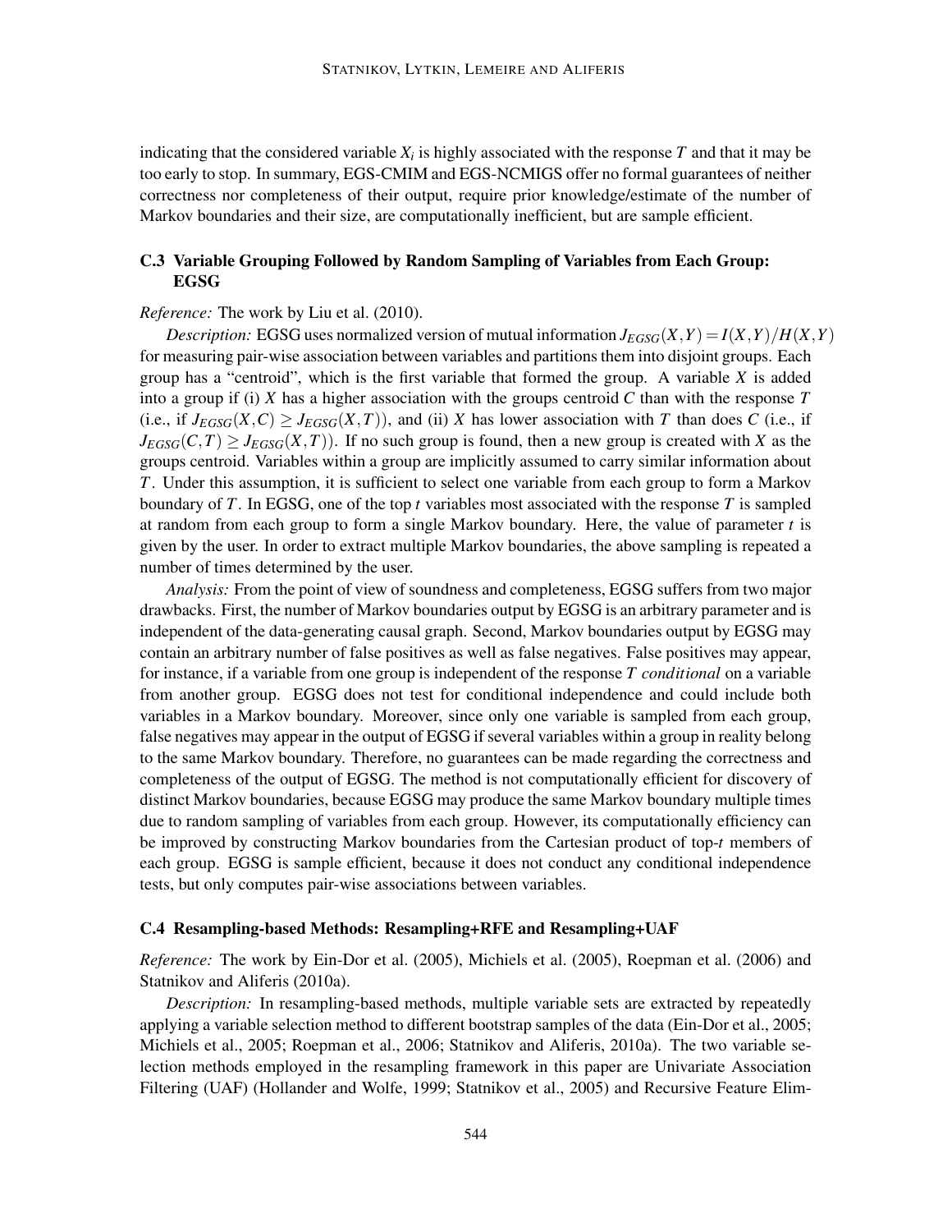indicating that the considered variable $X_i$ is highly associated with the response $T$ and that it may be too early to stop. In summary, EGS-CMIM and EGS-NCMIGS offer no formal guarantees of neither correctness nor completeness of their output, require prior knowledge/estimate of the number of Markov boundaries and their size, are computationally inefficient, but are sample efficient.

### C.3 Variable Grouping Followed by Random Sampling of Variables from Each Group: EGSG

*Reference:* The work by Liu et al. (2010).

*Description:* EGSG uses normalized version of mutual information $J_{EGSG}(X,Y) = I(X,Y)/H(X,Y)$ for measuring pair-wise association between variables and partitions them into disjoint groups. Each group has a "centroid", which is the first variable that formed the group. A variable $X$ is added into a group if (i) $X$ has a higher association with the groups centroid $C$ than with the response $T$ (i.e., if $J_{EGSG}(X,C) \geq J_{EGSG}(X,T)$), and (ii) $X$ has lower association with $T$ than does $C$ (i.e., if $J_{EGSG}(C,T) \geq J_{EGSG}(X,T)$). If no such group is found, then a new group is created with $X$ as the groups centroid. Variables within a group are implicitly assumed to carry similar information about $T$. Under this assumption, it is sufficient to select one variable from each group to form a Markov boundary of $T$. In EGSG, one of the top $t$ variables most associated with the response $T$ is sampled at random from each group to form a single Markov boundary. Here, the value of parameter $t$ is given by the user. In order to extract multiple Markov boundaries, the above sampling is repeated a number of times determined by the user.

*Analysis:* From the point of view of soundness and completeness, EGSG suffers from two major drawbacks. First, the number of Markov boundaries output by EGSG is an arbitrary parameter and is independent of the data-generating causal graph. Second, Markov boundaries output by EGSG may contain an arbitrary number of false positives as well as false negatives. False positives may appear, for instance, if a variable from one group is independent of the response $T$ *conditional* on a variable from another group. EGSG does not test for conditional independence and could include both variables in a Markov boundary. Moreover, since only one variable is sampled from each group, false negatives may appear in the output of EGSG if several variables within a group in reality belong to the same Markov boundary. Therefore, no guarantees can be made regarding the correctness and completeness of the output of EGSG. The method is not computationally efficient for discovery of distinct Markov boundaries, because EGSG may produce the same Markov boundary multiple times due to random sampling of variables from each group. However, its computationally efficiency can be improved by constructing Markov boundaries from the Cartesian product of top-$t$ members of each group. EGSG is sample efficient, because it does not conduct any conditional independence tests, but only computes pair-wise associations between variables.

### C.4 Resampling-based Methods: Resampling+RFE and Resampling+UAF

*Reference:* The work by Ein-Dor et al. (2005), Michiels et al. (2005), Roepman et al. (2006) and Statnikov and Aliferis (2010a).

*Description:* In resampling-based methods, multiple variable sets are extracted by repeatedly applying a variable selection method to different bootstrap samples of the data (Ein-Dor et al., 2005; Michiels et al., 2005; Roepman et al., 2006; Statnikov and Aliferis, 2010a). The two variable selection methods employed in the resampling framework in this paper are Univariate Association Filtering (UAF) (Hollander and Wolfe, 1999; Statnikov et al., 2005) and Recursive Feature Elim-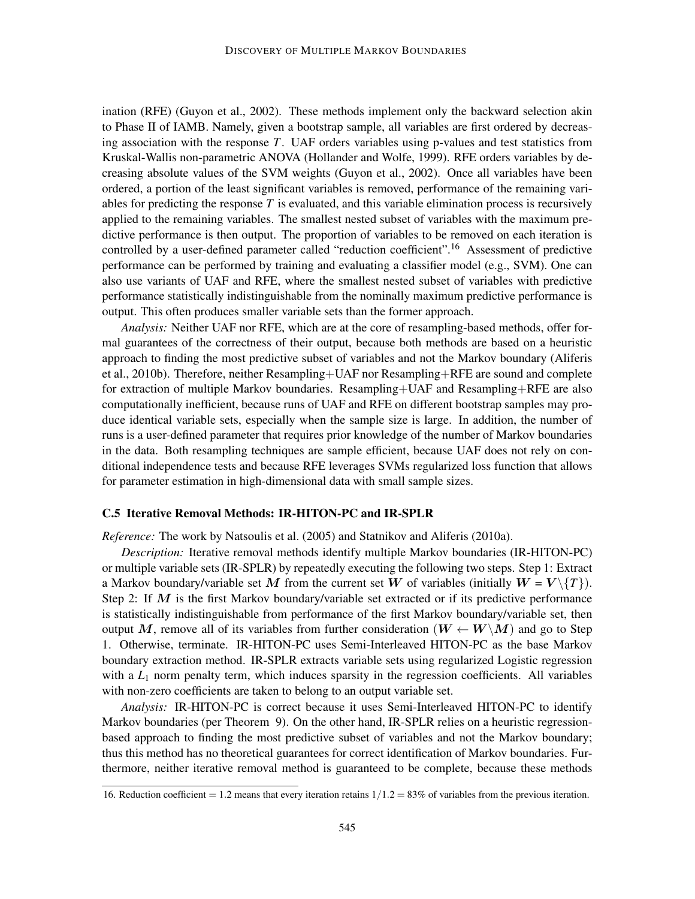ination (RFE) (Guyon et al., 2002). These methods implement only the backward selection akin to Phase II of IAMB. Namely, given a bootstrap sample, all variables are first ordered by decreasing association with the response $T$. UAF orders variables using p-values and test statistics from Kruskal-Wallis non-parametric ANOVA (Hollander and Wolfe, 1999). RFE orders variables by decreasing absolute values of the SVM weights (Guyon et al., 2002). Once all variables have been ordered, a portion of the least significant variables is removed, performance of the remaining variables for predicting the response $T$ is evaluated, and this variable elimination process is recursively applied to the remaining variables. The smallest nested subset of variables with the maximum predictive performance is then output. The proportion of variables to be removed on each iteration is controlled by a user-defined parameter called "reduction coefficient".[16] Assessment of predictive performance can be performed by training and evaluating a classifier model (e.g., SVM). One can also use variants of UAF and RFE, where the smallest nested subset of variables with predictive performance statistically indistinguishable from the nominally maximum predictive performance is output. This often produces smaller variable sets than the former approach.

*Analysis:* Neither UAF nor RFE, which are at the core of resampling-based methods, offer formal guarantees of the correctness of their output, because both methods are based on a heuristic approach to finding the most predictive subset of variables and not the Markov boundary (Aliferis et al., 2010b). Therefore, neither Resampling+UAF nor Resampling+RFE are sound and complete for extraction of multiple Markov boundaries. Resampling+UAF and Resampling+RFE are also computationally inefficient, because runs of UAF and RFE on different bootstrap samples may produce identical variable sets, especially when the sample size is large. In addition, the number of runs is a user-defined parameter that requires prior knowledge of the number of Markov boundaries in the data. Both resampling techniques are sample efficient, because UAF does not rely on conditional independence tests and because RFE leverages SVMs regularized loss function that allows for parameter estimation in high-dimensional data with small sample sizes.

### C.5 Iterative Removal Methods: IR-HITON-PC and IR-SPLR

*Reference:* The work by Natsoulis et al. (2005) and Statnikov and Aliferis (2010a).

*Description:* Iterative removal methods identify multiple Markov boundaries (IR-HITON-PC) or multiple variable sets (IR-SPLR) by repeatedly executing the following two steps. Step 1: Extract a Markov boundary/variable set $\boldsymbol{M}$ from the current set $\boldsymbol{W}$ of variables (initially $\boldsymbol{W} = \boldsymbol{V} \setminus \{T\}$). Step 2: If $\boldsymbol{M}$ is the first Markov boundary/variable set extracted or if its predictive performance is statistically indistinguishable from performance of the first Markov boundary/variable set, then output $\boldsymbol{M}$, remove all of its variables from further consideration ($\boldsymbol{W} \leftarrow \boldsymbol{W} \setminus \boldsymbol{M}$) and go to Step 1. Otherwise, terminate. IR-HITON-PC uses Semi-Interleaved HITON-PC as the base Markov boundary extraction method. IR-SPLR extracts variable sets using regularized Logistic regression with a $L_1$ norm penalty term, which induces sparsity in the regression coefficients. All variables with non-zero coefficients are taken to belong to an output variable set.

*Analysis:* IR-HITON-PC is correct because it uses Semi-Interleaved HITON-PC to identify Markov boundaries (per Theorem 9). On the other hand, IR-SPLR relies on a heuristic regression-based approach to finding the most predictive subset of variables and not the Markov boundary; thus this method has no theoretical guarantees for correct identification of Markov boundaries. Furthermore, neither iterative removal method is guaranteed to be complete, because these methods

16. Reduction coefficient $= 1.2$ means that every iteration retains $1/1.2 = 83\%$ of variables from the previous iteration.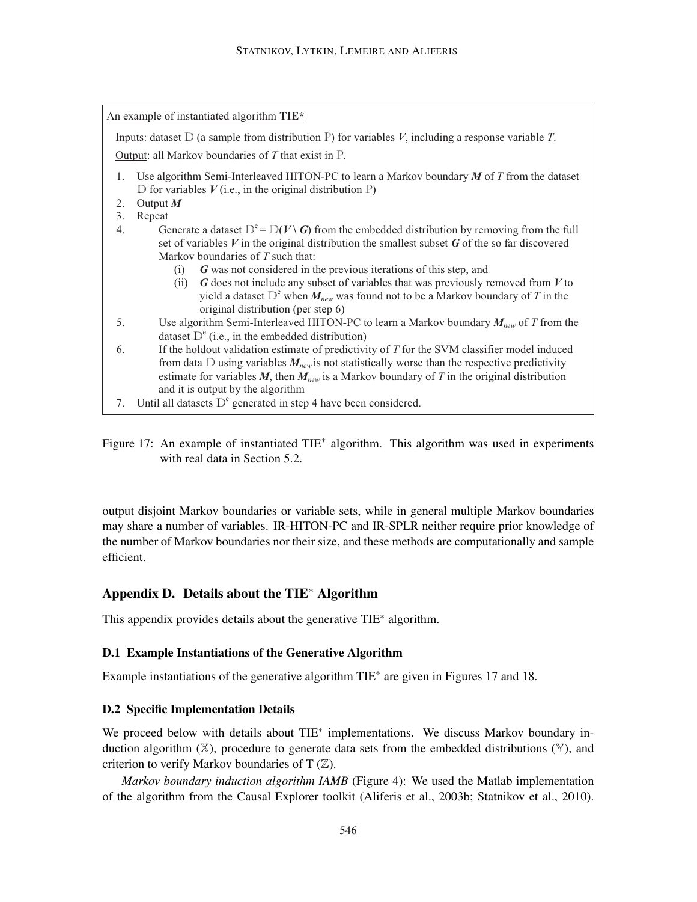An example of instantiated algorithm **TIE***

Inputs: dataset $\mathbb{D}$ (a sample from distribution $\mathbb{P}$) for variables $\boldsymbol{V}$, including a response variable $T$.

Output: all Markov boundaries of $T$ that exist in $\mathbb{P}$.

1. Use algorithm Semi-Interleaved HITON-PC to learn a Markov boundary $\boldsymbol{M}$ of $T$ from the dataset $\mathbb{D}$ for variables $\boldsymbol{V}$ (i.e., in the original distribution $\mathbb{P}$)
2. Output $\boldsymbol{M}$
3. Repeat
4. Generate a dataset $\mathbb{D}^e = \mathbb{D}(\boldsymbol{V} \setminus \boldsymbol{G})$ from the embedded distribution by removing from the full set of variables $\boldsymbol{V}$ in the original distribution the smallest subset $\boldsymbol{G}$ of the so far discovered Markov boundaries of $T$ such that:
   (i) $\boldsymbol{G}$ was not considered in the previous iterations of this step, and
   (ii) $\boldsymbol{G}$ does not include any subset of variables that was previously removed from $\boldsymbol{V}$ to yield a dataset $\mathbb{D}^e$ when $\boldsymbol{M}_{new}$ was found not to be a Markov boundary of $T$ in the original distribution (per step 6)
5. Use algorithm Semi-Interleaved HITON-PC to learn a Markov boundary $\boldsymbol{M}_{new}$ of $T$ from the dataset $\mathbb{D}^e$ (i.e., in the embedded distribution)
6. If the holdout validation estimate of predictivity of $T$ for the SVM classifier model induced from data $\mathbb{D}$ using variables $\boldsymbol{M}_{new}$ is not statistically worse than the respective predictivity estimate for variables $\boldsymbol{M}$, then $\boldsymbol{M}_{new}$ is a Markov boundary of $T$ in the original distribution and it is output by the algorithm
7. Until all datasets $\mathbb{D}^e$ generated in step 4 have been considered.

Figure 17: An example of instantiated TIE* algorithm. This algorithm was used in experiments with real data in Section 5.2.

output disjoint Markov boundaries or variable sets, while in general multiple Markov boundaries may share a number of variables. IR-HITON-PC and IR-SPLR neither require prior knowledge of the number of Markov boundaries nor their size, and these methods are computationally and sample efficient.

## Appendix D. Details about the TIE* Algorithm

This appendix provides details about the generative TIE* algorithm.

### D.1 Example Instantiations of the Generative Algorithm

Example instantiations of the generative algorithm TIE* are given in Figures 17 and 18.

### D.2 Specific Implementation Details

We proceed below with details about TIE* implementations. We discuss Markov boundary induction algorithm ($\mathbb{X}$), procedure to generate data sets from the embedded distributions ($\mathbb{Y}$), and criterion to verify Markov boundaries of T ($\mathbb{Z}$).

*Markov boundary induction algorithm IAMB* (Figure 4): We used the Matlab implementation of the algorithm from the Causal Explorer toolkit (Aliferis et al., 2003b; Statnikov et al., 2010).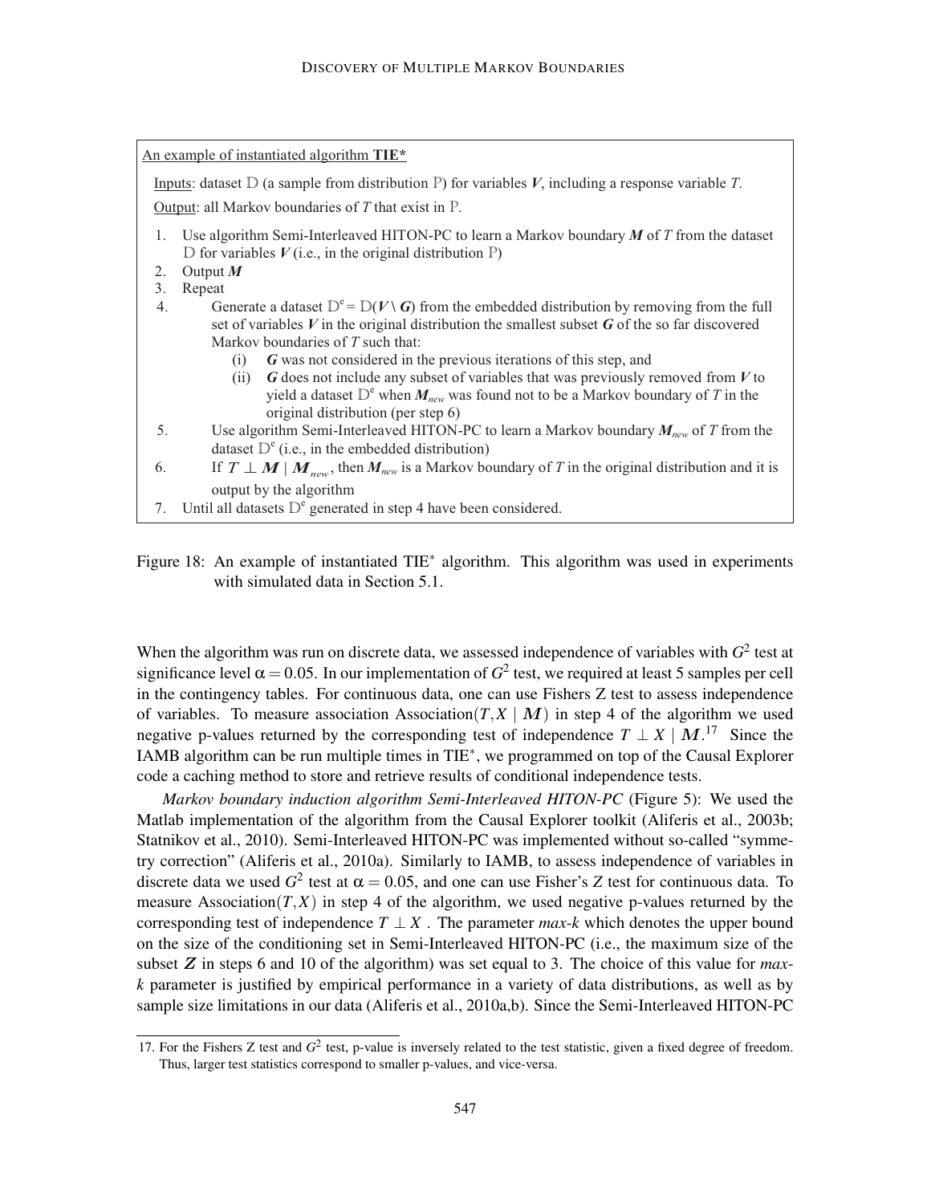An example of instantiated algorithm **TIE***

Inputs: dataset $\mathbb{D}$ (a sample from distribution $\mathbb{P}$) for variables $\boldsymbol{V}$, including a response variable $T$.

Output: all Markov boundaries of $T$ that exist in $\mathbb{P}$.

1. Use algorithm Semi-Interleaved HITON-PC to learn a Markov boundary $\boldsymbol{M}$ of $T$ from the dataset $\mathbb{D}$ for variables $\boldsymbol{V}$ (i.e., in the original distribution $\mathbb{P}$)
2. Output $\boldsymbol{M}$
3. Repeat
4. Generate a dataset $\mathbb{D}^e = \mathbb{D}(\boldsymbol{V} \setminus \boldsymbol{G})$ from the embedded distribution by removing from the full set of variables $\boldsymbol{V}$ in the original distribution the smallest subset $\boldsymbol{G}$ of the so far discovered Markov boundaries of $T$ such that:
   - (i) $\boldsymbol{G}$ was not considered in the previous iterations of this step, and
   - (ii) $\boldsymbol{G}$ does not include any subset of variables that was previously removed from $\boldsymbol{V}$ to yield a dataset $\mathbb{D}^e$ when $\boldsymbol{M}_{new}$ was found not to be a Markov boundary of $T$ in the original distribution (per step 6)
5. Use algorithm Semi-Interleaved HITON-PC to learn a Markov boundary $\boldsymbol{M}_{new}$ of $T$ from the dataset $\mathbb{D}^e$ (i.e., in the embedded distribution)
6. If $T \perp \boldsymbol{M} \mid \boldsymbol{M}_{new}$, then $\boldsymbol{M}_{new}$ is a Markov boundary of $T$ in the original distribution and it is output by the algorithm
7. Until all datasets $\mathbb{D}^e$ generated in step 4 have been considered.

Figure 18: An example of instantiated TIE* algorithm. This algorithm was used in experiments with simulated data in Section 5.1.

When the algorithm was run on discrete data, we assessed independence of variables with $G^2$ test at significance level $\alpha = 0.05$. In our implementation of $G^2$ test, we required at least 5 samples per cell in the contingency tables. For continuous data, one can use Fishers Z test to assess independence of variables. To measure association Association$(T, X \mid \boldsymbol{M})$ in step 4 of the algorithm we used negative p-values returned by the corresponding test of independence $T \perp X \mid \boldsymbol{M}$.[17] Since the IAMB algorithm can be run multiple times in TIE*, we programmed on top of the Causal Explorer code a caching method to store and retrieve results of conditional independence tests.

*Markov boundary induction algorithm Semi-Interleaved HITON-PC* (Figure 5): We used the Matlab implementation of the algorithm from the Causal Explorer toolkit (Aliferis et al., 2003b; Statnikov et al., 2010). Semi-Interleaved HITON-PC was implemented without so-called "symmetry correction" (Aliferis et al., 2010a). Similarly to IAMB, to assess independence of variables in discrete data we used $G^2$ test at $\alpha = 0.05$, and one can use Fisher's $Z$ test for continuous data. To measure Association$(T, X)$ in step 4 of the algorithm, we used negative p-values returned by the corresponding test of independence $T \perp X$ . The parameter *max-k* which denotes the upper bound on the size of the conditioning set in Semi-Interleaved HITON-PC (i.e., the maximum size of the subset $\boldsymbol{Z}$ in steps 6 and 10 of the algorithm) was set equal to 3. The choice of this value for *max-k* parameter is justified by empirical performance in a variety of data distributions, as well as by sample size limitations in our data (Aliferis et al., 2010a,b). Since the Semi-Interleaved HITON-PC

17. For the Fishers Z test and $G^2$ test, p-value is inversely related to the test statistic, given a fixed degree of freedom. Thus, larger test statistics correspond to smaller p-values, and vice-versa.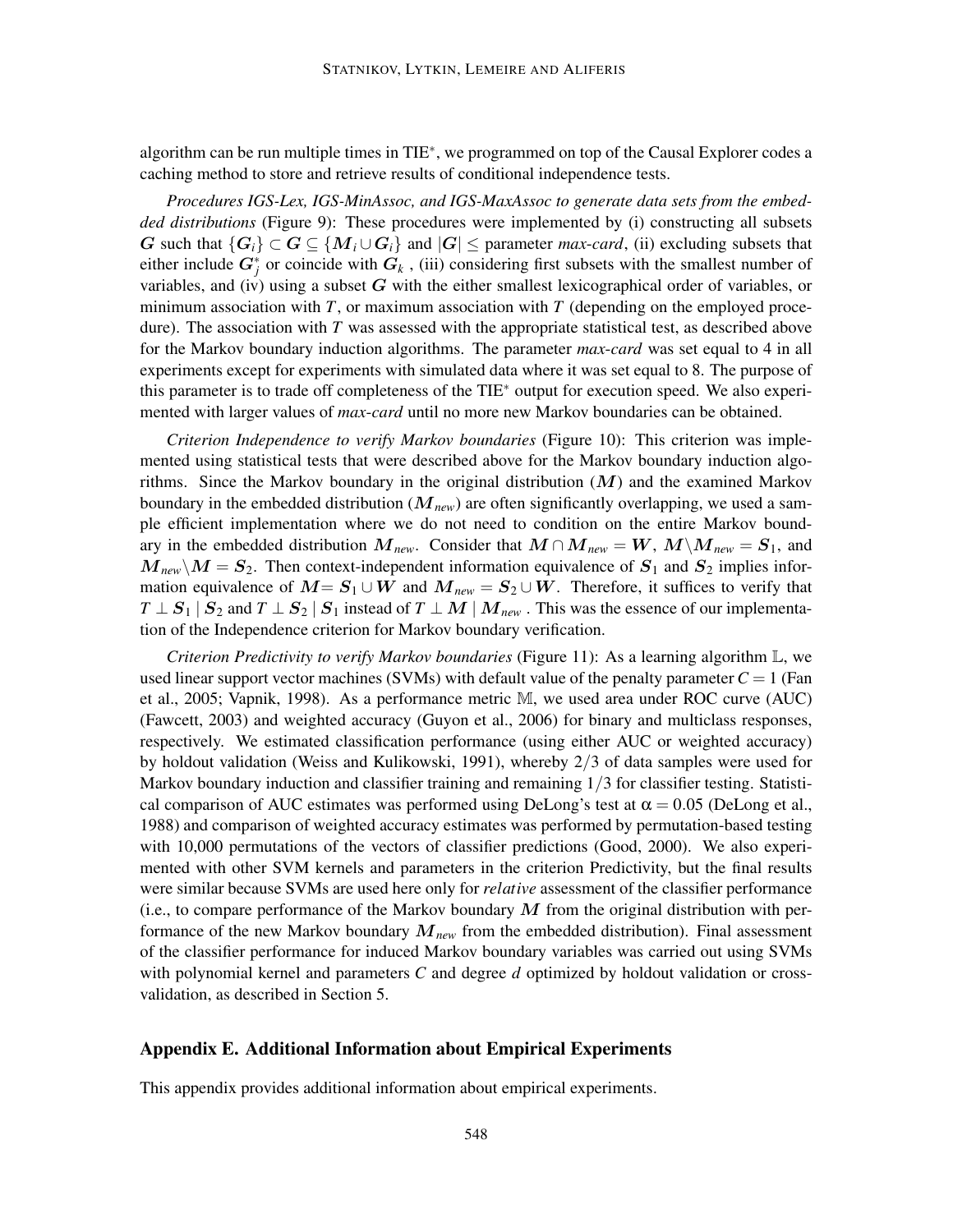algorithm can be run multiple times in TIE$^*$, we programmed on top of the Causal Explorer codes a caching method to store and retrieve results of conditional independence tests.

*Procedures IGS-Lex, IGS-MinAssoc, and IGS-MaxAssoc to generate data sets from the embedded distributions* (Figure 9): These procedures were implemented by (i) constructing all subsets $\boldsymbol{G}$ such that $\{\boldsymbol{G}_i\} \subset \boldsymbol{G} \subseteq \{\boldsymbol{M}_i \cup \boldsymbol{G}_i\}$ and $|\boldsymbol{G}| \leq$ parameter *max-card*, (ii) excluding subsets that either include $\boldsymbol{G}_j^*$ or coincide with $\boldsymbol{G}_k$ , (iii) considering first subsets with the smallest number of variables, and (iv) using a subset $\boldsymbol{G}$ with the either smallest lexicographical order of variables, or minimum association with $T$, or maximum association with $T$ (depending on the employed procedure). The association with $T$ was assessed with the appropriate statistical test, as described above for the Markov boundary induction algorithms. The parameter *max-card* was set equal to 4 in all experiments except for experiments with simulated data where it was set equal to 8. The purpose of this parameter is to trade off completeness of the TIE$^*$ output for execution speed. We also experimented with larger values of *max-card* until no more new Markov boundaries can be obtained.

*Criterion Independence to verify Markov boundaries* (Figure 10): This criterion was implemented using statistical tests that were described above for the Markov boundary induction algorithms. Since the Markov boundary in the original distribution ($\boldsymbol{M}$) and the examined Markov boundary in the embedded distribution ($\boldsymbol{M}_{new}$) are often significantly overlapping, we used a sample efficient implementation where we do not need to condition on the entire Markov boundary in the embedded distribution $\boldsymbol{M}_{new}$. Consider that $\boldsymbol{M} \cap \boldsymbol{M}_{new} = \boldsymbol{W}$, $\boldsymbol{M} \backslash \boldsymbol{M}_{new} = \boldsymbol{S}_1$, and $\boldsymbol{M}_{new} \backslash \boldsymbol{M} = \boldsymbol{S}_2$. Then context-independent information equivalence of $\boldsymbol{S}_1$ and $\boldsymbol{S}_2$ implies information equivalence of $\boldsymbol{M} = \boldsymbol{S}_1 \cup \boldsymbol{W}$ and $\boldsymbol{M}_{new} = \boldsymbol{S}_2 \cup \boldsymbol{W}$. Therefore, it suffices to verify that $T \perp \boldsymbol{S}_1 \mid \boldsymbol{S}_2$ and $T \perp \boldsymbol{S}_2 \mid \boldsymbol{S}_1$ instead of $T \perp \boldsymbol{M} \mid \boldsymbol{M}_{new}$ . This was the essence of our implementation of the Independence criterion for Markov boundary verification.

*Criterion Predictivity to verify Markov boundaries* (Figure 11): As a learning algorithm $\mathbb{L}$, we used linear support vector machines (SVMs) with default value of the penalty parameter $C = 1$ (Fan et al., 2005; Vapnik, 1998). As a performance metric $\mathbb{M}$, we used area under ROC curve (AUC) (Fawcett, 2003) and weighted accuracy (Guyon et al., 2006) for binary and multiclass responses, respectively. We estimated classification performance (using either AUC or weighted accuracy) by holdout validation (Weiss and Kulikowski, 1991), whereby $2/3$ of data samples were used for Markov boundary induction and classifier training and remaining $1/3$ for classifier testing. Statistical comparison of AUC estimates was performed using DeLong's test at $\alpha = 0.05$ (DeLong et al., 1988) and comparison of weighted accuracy estimates was performed by permutation-based testing with 10,000 permutations of the vectors of classifier predictions (Good, 2000). We also experimented with other SVM kernels and parameters in the criterion Predictivity, but the final results were similar because SVMs are used here only for *relative* assessment of the classifier performance (i.e., to compare performance of the Markov boundary $\boldsymbol{M}$ from the original distribution with performance of the new Markov boundary $\boldsymbol{M}_{new}$ from the embedded distribution). Final assessment of the classifier performance for induced Markov boundary variables was carried out using SVMs with polynomial kernel and parameters $C$ and degree $d$ optimized by holdout validation or cross-validation, as described in Section 5.

## Appendix E. Additional Information about Empirical Experiments

This appendix provides additional information about empirical experiments.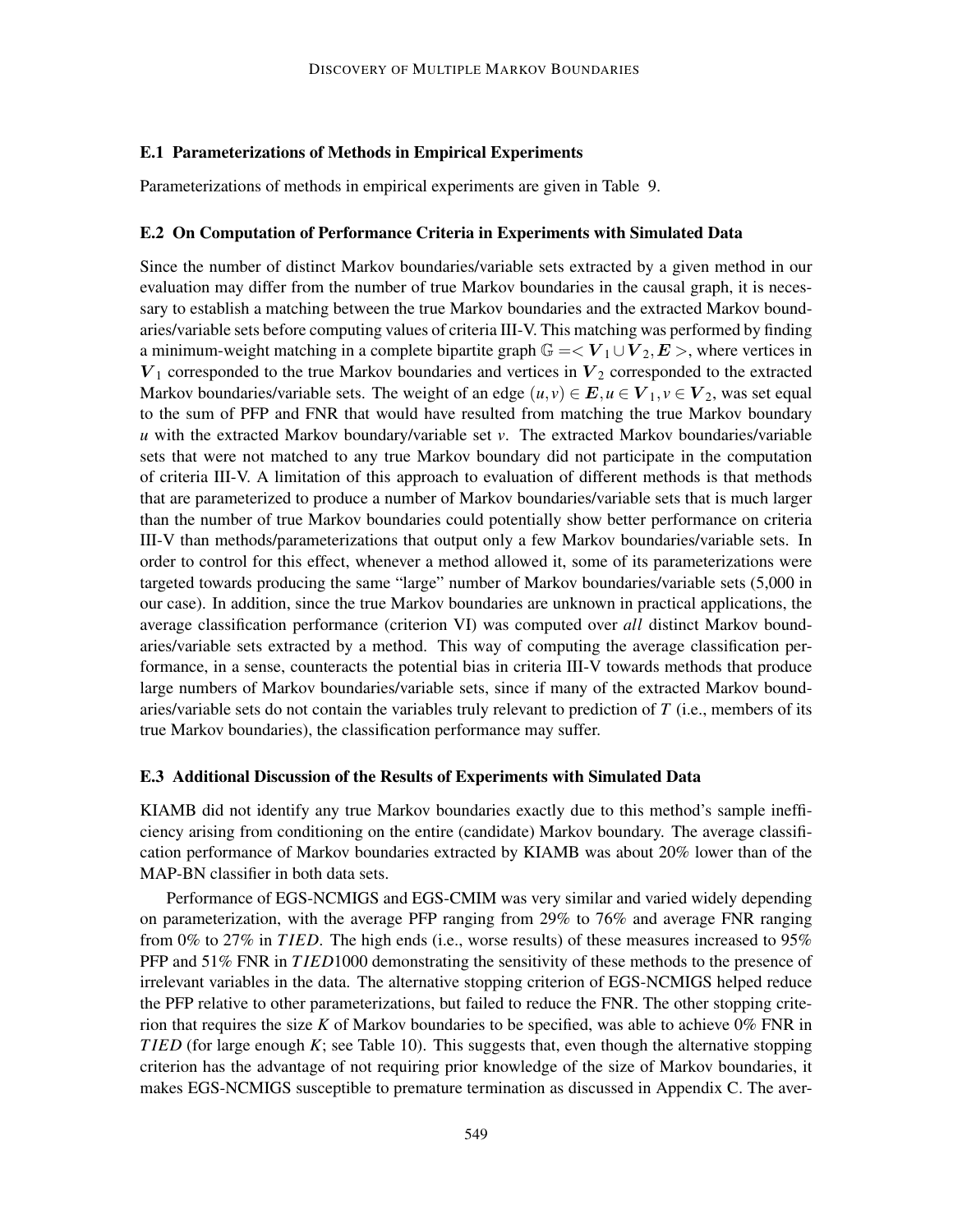### E.1 Parameterizations of Methods in Empirical Experiments

Parameterizations of methods in empirical experiments are given in Table 9.

### E.2 On Computation of Performance Criteria in Experiments with Simulated Data

Since the number of distinct Markov boundaries/variable sets extracted by a given method in our evaluation may differ from the number of true Markov boundaries in the causal graph, it is necessary to establish a matching between the true Markov boundaries and the extracted Markov boundaries/variable sets before computing values of criteria III-V. This matching was performed by finding a minimum-weight matching in a complete bipartite graph $\mathbb{G} = < \boldsymbol{V}_1 \cup \boldsymbol{V}_2, \boldsymbol{E} >$, where vertices in $\boldsymbol{V}_1$ corresponded to the true Markov boundaries and vertices in $\boldsymbol{V}_2$ corresponded to the extracted Markov boundaries/variable sets. The weight of an edge $(u,v) \in \boldsymbol{E}, u \in \boldsymbol{V}_1, v \in \boldsymbol{V}_2$, was set equal to the sum of PFP and FNR that would have resulted from matching the true Markov boundary $u$ with the extracted Markov boundary/variable set $v$. The extracted Markov boundaries/variable sets that were not matched to any true Markov boundary did not participate in the computation of criteria III-V. A limitation of this approach to evaluation of different methods is that methods that are parameterized to produce a number of Markov boundaries/variable sets that is much larger than the number of true Markov boundaries could potentially show better performance on criteria III-V than methods/parameterizations that output only a few Markov boundaries/variable sets. In order to control for this effect, whenever a method allowed it, some of its parameterizations were targeted towards producing the same "large" number of Markov boundaries/variable sets (5,000 in our case). In addition, since the true Markov boundaries are unknown in practical applications, the average classification performance (criterion VI) was computed over *all* distinct Markov boundaries/variable sets extracted by a method. This way of computing the average classification performance, in a sense, counteracts the potential bias in criteria III-V towards methods that produce large numbers of Markov boundaries/variable sets, since if many of the extracted Markov boundaries/variable sets do not contain the variables truly relevant to prediction of $T$ (i.e., members of its true Markov boundaries), the classification performance may suffer.

### E.3 Additional Discussion of the Results of Experiments with Simulated Data

KIAMB did not identify any true Markov boundaries exactly due to this method's sample inefficiency arising from conditioning on the entire (candidate) Markov boundary. The average classification performance of Markov boundaries extracted by KIAMB was about 20% lower than of the MAP-BN classifier in both data sets.

Performance of EGS-NCMIGS and EGS-CMIM was very similar and varied widely depending on parameterization, with the average PFP ranging from 29% to 76% and average FNR ranging from 0% to 27% in $TIED$. The high ends (i.e., worse results) of these measures increased to 95% PFP and 51% FNR in $TIED1000$ demonstrating the sensitivity of these methods to the presence of irrelevant variables in the data. The alternative stopping criterion of EGS-NCMIGS helped reduce the PFP relative to other parameterizations, but failed to reduce the FNR. The other stopping criterion that requires the size $K$ of Markov boundaries to be specified, was able to achieve 0% FNR in $TIED$ (for large enough $K$; see Table 10). This suggests that, even though the alternative stopping criterion has the advantage of not requiring prior knowledge of the size of Markov boundaries, it makes EGS-NCMIGS susceptible to premature termination as discussed in Appendix C. The aver-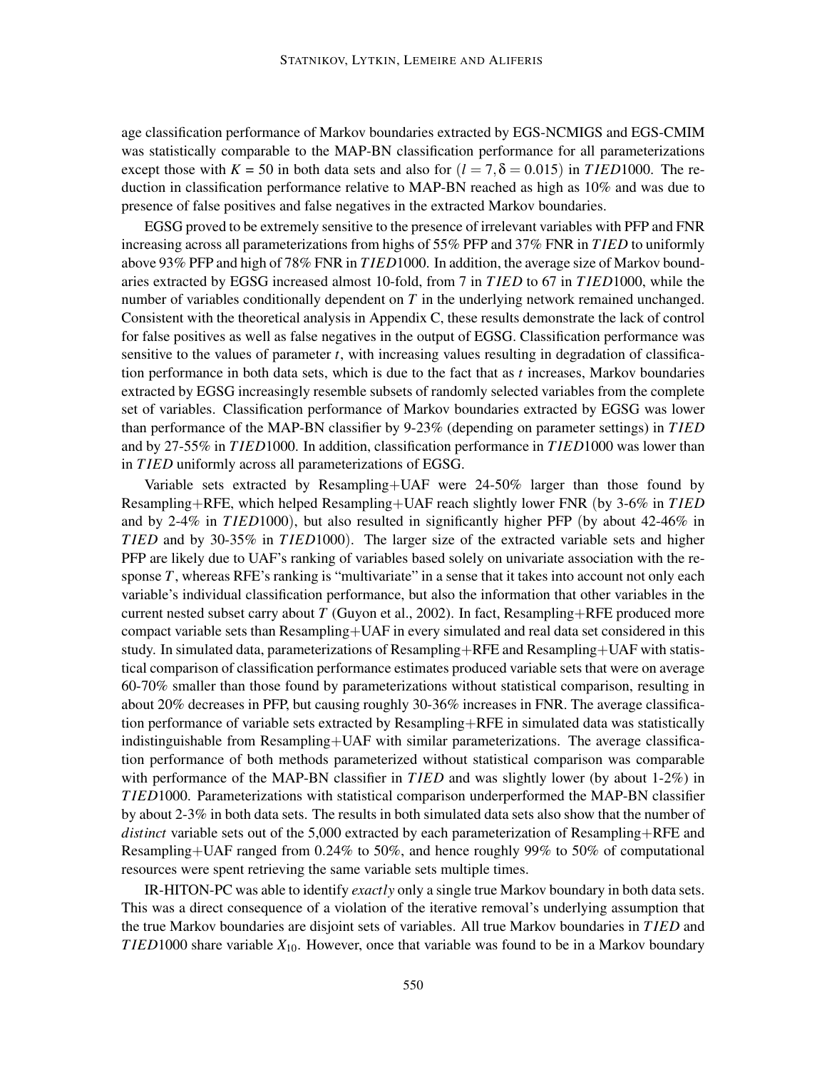age classification performance of Markov boundaries extracted by EGS-NCMIGS and EGS-CMIM was statistically comparable to the MAP-BN classification performance for all parameterizations except those with $K = 50$ in both data sets and also for $(l = 7, \delta = 0.015)$ in $TIED1000$. The reduction in classification performance relative to MAP-BN reached as high as 10% and was due to presence of false positives and false negatives in the extracted Markov boundaries.

EGSG proved to be extremely sensitive to the presence of irrelevant variables with PFP and FNR increasing across all parameterizations from highs of 55% PFP and 37% FNR in $TIED$ to uniformly above 93% PFP and high of 78% FNR in $TIED1000$. In addition, the average size of Markov boundaries extracted by EGSG increased almost 10-fold, from 7 in $TIED$ to 67 in $TIED1000$, while the number of variables conditionally dependent on $T$ in the underlying network remained unchanged. Consistent with the theoretical analysis in Appendix C, these results demonstrate the lack of control for false positives as well as false negatives in the output of EGSG. Classification performance was sensitive to the values of parameter $t$, with increasing values resulting in degradation of classification performance in both data sets, which is due to the fact that as $t$ increases, Markov boundaries extracted by EGSG increasingly resemble subsets of randomly selected variables from the complete set of variables. Classification performance of Markov boundaries extracted by EGSG was lower than performance of the MAP-BN classifier by 9-23% (depending on parameter settings) in $TIED$ and by 27-55% in $TIED1000$. In addition, classification performance in $TIED1000$ was lower than in $TIED$ uniformly across all parameterizations of EGSG.

Variable sets extracted by Resampling+UAF were 24-50% larger than those found by Resampling+RFE, which helped Resampling+UAF reach slightly lower FNR (by 3-6% in $TIED$ and by 2-4% in $TIED1000$), but also resulted in significantly higher PFP (by about 42-46% in $TIED$ and by 30-35% in $TIED1000$). The larger size of the extracted variable sets and higher PFP are likely due to UAF's ranking of variables based solely on univariate association with the response $T$, whereas RFE's ranking is "multivariate" in a sense that it takes into account not only each variable's individual classification performance, but also the information that other variables in the current nested subset carry about $T$ (Guyon et al., 2002). In fact, Resampling+RFE produced more compact variable sets than Resampling+UAF in every simulated and real data set considered in this study. In simulated data, parameterizations of Resampling+RFE and Resampling+UAF with statistical comparison of classification performance estimates produced variable sets that were on average 60-70% smaller than those found by parameterizations without statistical comparison, resulting in about 20% decreases in PFP, but causing roughly 30-36% increases in FNR. The average classification performance of variable sets extracted by Resampling+RFE in simulated data was statistically indistinguishable from Resampling+UAF with similar parameterizations. The average classification performance of both methods parameterized without statistical comparison was comparable with performance of the MAP-BN classifier in $TIED$ and was slightly lower (by about 1-2%) in $TIED1000$. Parameterizations with statistical comparison underperformed the MAP-BN classifier by about 2-3% in both data sets. The results in both simulated data sets also show that the number of *distinct* variable sets out of the 5,000 extracted by each parameterization of Resampling+RFE and Resampling+UAF ranged from 0.24% to 50%, and hence roughly 99% to 50% of computational resources were spent retrieving the same variable sets multiple times.

IR-HITON-PC was able to identify *exactly* only a single true Markov boundary in both data sets. This was a direct consequence of a violation of the iterative removal's underlying assumption that the true Markov boundaries are disjoint sets of variables. All true Markov boundaries in $TIED$ and $TIED1000$ share variable $X_{10}$. However, once that variable was found to be in a Markov boundary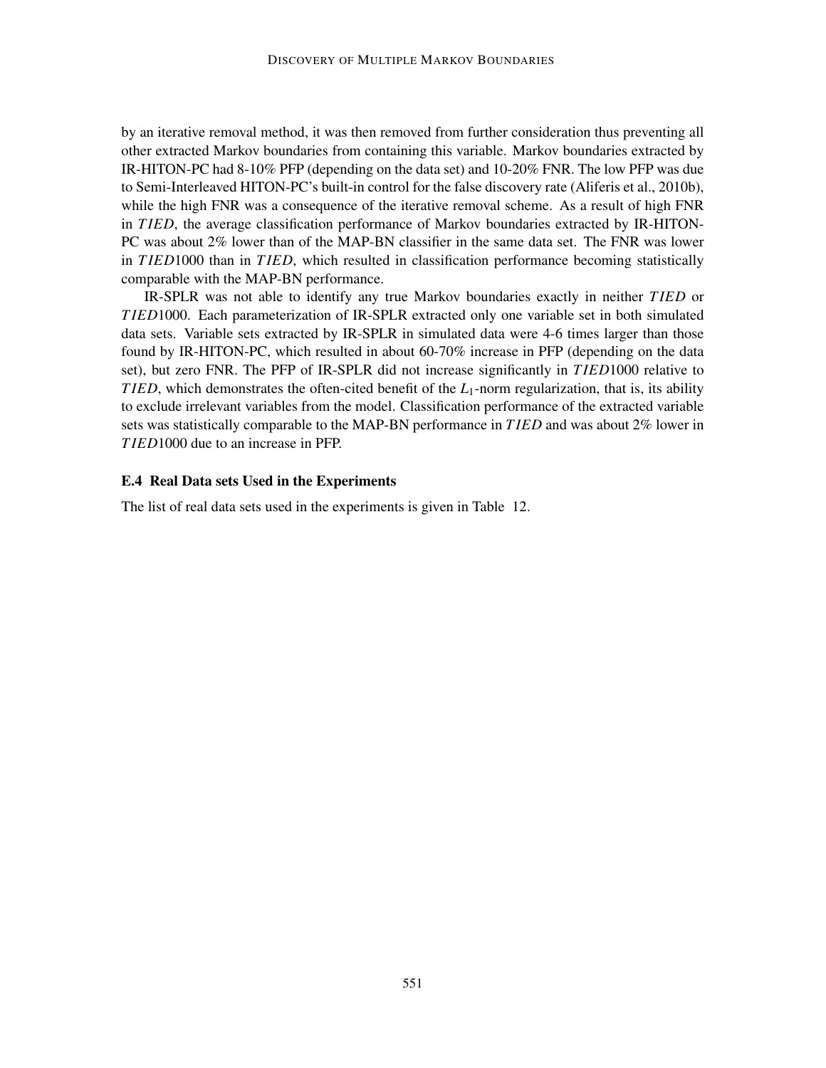by an iterative removal method, it was then removed from further consideration thus preventing all other extracted Markov boundaries from containing this variable. Markov boundaries extracted by IR-HITON-PC had 8-10% PFP (depending on the data set) and 10-20% FNR. The low PFP was due to Semi-Interleaved HITON-PC's built-in control for the false discovery rate (Aliferis et al., 2010b), while the high FNR was a consequence of the iterative removal scheme. As a result of high FNR in $TIED$, the average classification performance of Markov boundaries extracted by IR-HITON-PC was about 2% lower than of the MAP-BN classifier in the same data set. The FNR was lower in $TIED1000$ than in $TIED$, which resulted in classification performance becoming statistically comparable with the MAP-BN performance.

IR-SPLR was not able to identify any true Markov boundaries exactly in neither $TIED$ or $TIED1000$. Each parameterization of IR-SPLR extracted only one variable set in both simulated data sets. Variable sets extracted by IR-SPLR in simulated data were 4-6 times larger than those found by IR-HITON-PC, which resulted in about 60-70% increase in PFP (depending on the data set), but zero FNR. The PFP of IR-SPLR did not increase significantly in $TIED1000$ relative to $TIED$, which demonstrates the often-cited benefit of the $L_1$-norm regularization, that is, its ability to exclude irrelevant variables from the model. Classification performance of the extracted variable sets was statistically comparable to the MAP-BN performance in $TIED$ and was about 2% lower in $TIED1000$ due to an increase in PFP.

### E.4 Real Data sets Used in the Experiments

The list of real data sets used in the experiments is given in Table 12.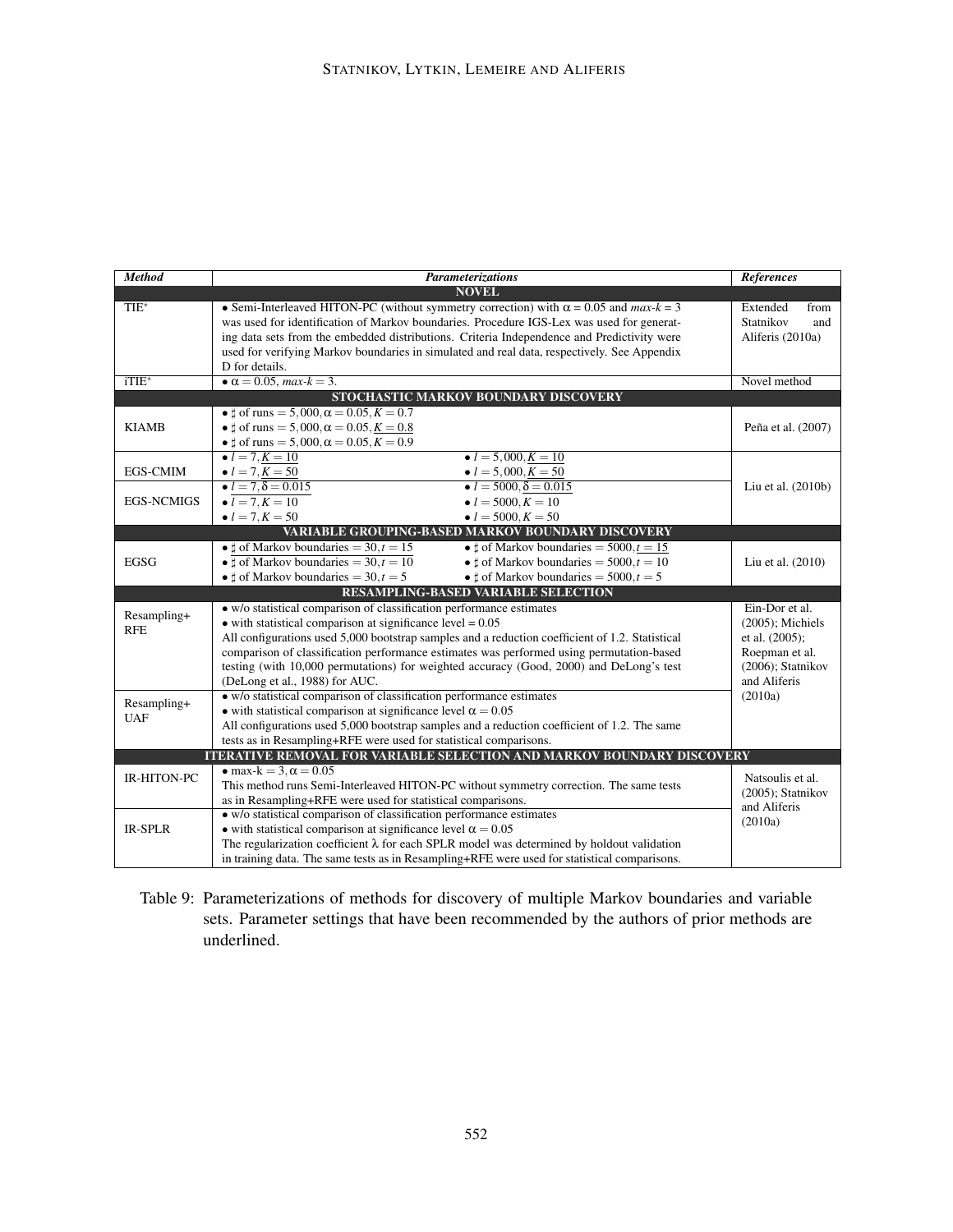| *Method* | *Parameterizations* | *References* |
|---|---|---|
| **NOVEL** | | |
| TIE* | • Semi-Interleaved HITON-PC (without symmetry correction) with $\alpha = 0.05$ and *max-k* = 3 was used for identification of Markov boundaries. Procedure IGS-Lex was used for generating data sets from the embedded distributions. Criteria Independence and Predictivity were used for verifying Markov boundaries in simulated and real data, respectively. See Appendix D for details. | Extended from Statnikov and Aliferis (2010a) |
| iTIE* | • $\alpha = 0.05$, *max-k* = 3. | Novel method |
| **STOCHASTIC MARKOV BOUNDARY DISCOVERY** | | |
| KIAMB | • ♯ of runs $= 5,000, \alpha = 0.05, K = 0.7$<br>• ♯ of runs $= 5,000, \alpha = 0.05, \underline{K = 0.8}$<br>• ♯ of runs $= 5,000, \alpha = 0.05, K = 0.9$ | Peña et al. (2007) |
| EGS-CMIM | • $l = 7, \underline{K = 10}$ &nbsp;&nbsp; • $l = 5,000, \underline{K = 10}$<br>• $l = 7, \underline{K = 50}$ &nbsp;&nbsp; • $l = 5,000, \underline{K = 50}$ | Liu et al. (2010b) |
| EGS-NCMIGS | • $l = 7, \underline{\delta = 0.015}$ &nbsp;&nbsp; • $l = 5000, \underline{\delta = 0.015}$<br>• $l = 7, K = 10$ &nbsp;&nbsp; • $l = 5000, K = 10$<br>• $l = 7, K = 50$ &nbsp;&nbsp; • $l = 5000, K = 50$ | Liu et al. (2010b) |
| **VARIABLE GROUPING-BASED MARKOV BOUNDARY DISCOVERY** | | |
| EGSG | • ♯ of Markov boundaries $= 30, t = 15$ &nbsp;&nbsp; • ♯ of Markov boundaries $= 5000, \underline{t = 15}$<br>• ♯ of Markov boundaries $= 30, t = 10$ &nbsp;&nbsp; • ♯ of Markov boundaries $= 5000, t = 10$<br>• ♯ of Markov boundaries $= 30, t = 5$ &nbsp;&nbsp; • ♯ of Markov boundaries $= 5000, t = 5$ | Liu et al. (2010) |
| **RESAMPLING-BASED VARIABLE SELECTION** | | |
| Resampling+ RFE | • w/o statistical comparison of classification performance estimates<br>• with statistical comparison at significance level = 0.05<br>All configurations used 5,000 bootstrap samples and a reduction coefficient of 1.2. Statistical comparison of classification performance estimates was performed using permutation-based testing (with 10,000 permutations) for weighted accuracy (Good, 2000) and DeLong's test (DeLong et al., 1988) for AUC. | Ein-Dor et al. (2005); Michiels et al. (2005); Roepman et al. (2006); Statnikov and Aliferis (2010a) |
| Resampling+ UAF | • w/o statistical comparison of classification performance estimates<br>• with statistical comparison at significance level $\alpha = 0.05$<br>All configurations used 5,000 bootstrap samples and a reduction coefficient of 1.2. The same tests as in Resampling+RFE were used for statistical comparisons. | Ein-Dor et al. (2005); Michiels et al. (2005); Roepman et al. (2006); Statnikov and Aliferis (2010a) |
| **ITERATIVE REMOVAL FOR VARIABLE SELECTION AND MARKOV BOUNDARY DISCOVERY** | | |
| IR-HITON-PC | • max-k $= 3, \alpha = 0.05$<br>This method runs Semi-Interleaved HITON-PC without symmetry correction. The same tests as in Resampling+RFE were used for statistical comparisons. | Natsoulis et al. (2005); Statnikov and Aliferis (2010a) |
| IR-SPLR | • w/o statistical comparison of classification performance estimates<br>• with statistical comparison at significance level $\alpha = 0.05$<br>The regularization coefficient $\lambda$ for each SPLR model was determined by holdout validation in training data. The same tests as in Resampling+RFE were used for statistical comparisons. | Natsoulis et al. (2005); Statnikov and Aliferis (2010a) |

Table 9: Parameterizations of methods for discovery of multiple Markov boundaries and variable sets. Parameter settings that have been recommended by the authors of prior methods are underlined.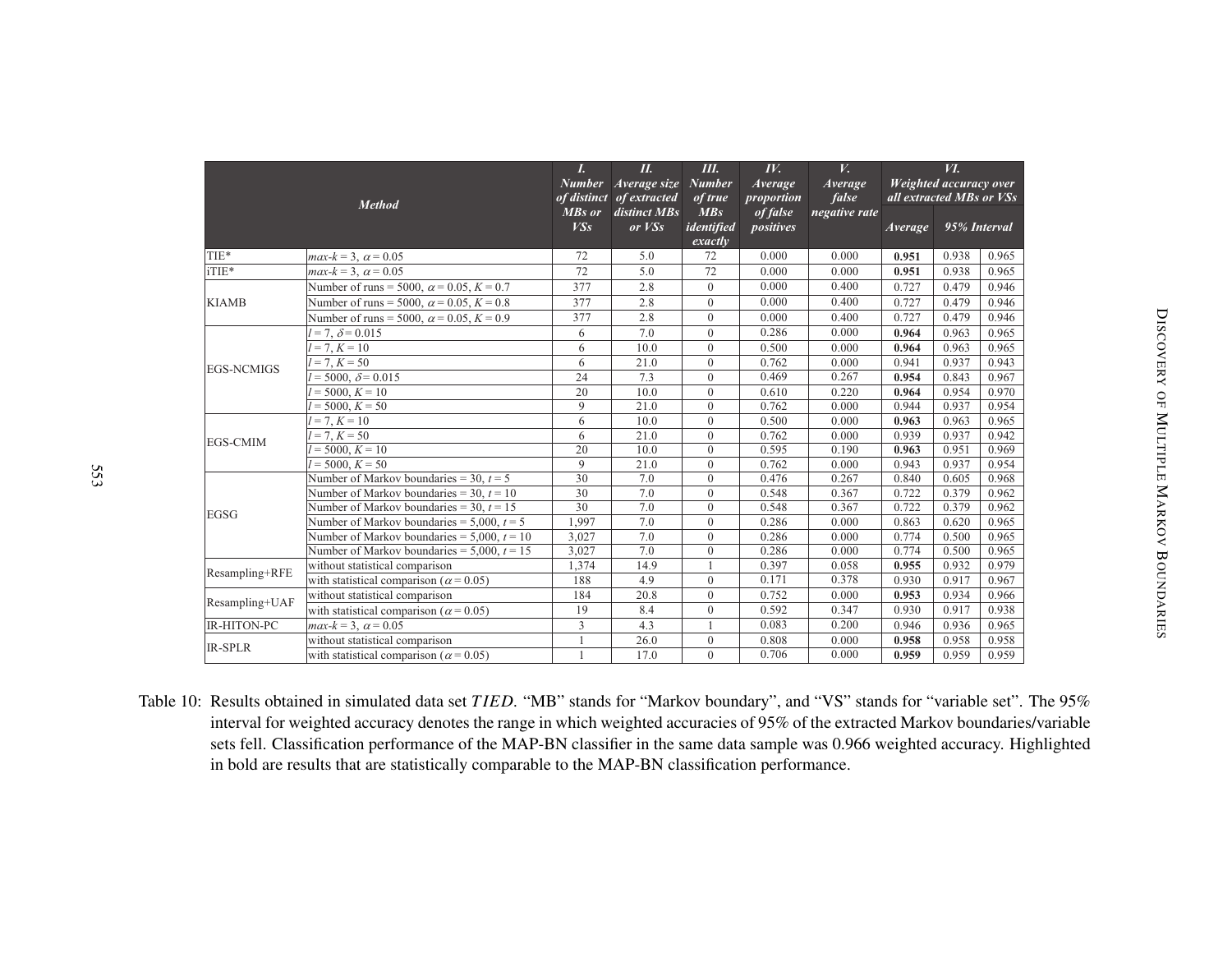| Method | | I. Number of distinct MBs or VSs | II. Average size of extracted distinct MBs or VSs | III. Number of true MBs identified exactly | IV. Average proportion of false positives | V. Average false negative rate | VI. Weighted accuracy over all extracted MBs or VSs | | |
|---|---|---|---|---|---|---|---|---|---|
| | | | | | | | Average | 95% Interval | |
| TIE* | $max$-$k$ = 3, $\alpha$ = 0.05 | 72 | 5.0 | 72 | 0.000 | 0.000 | **0.951** | 0.938 | 0.965 |
| iTIE* | $max$-$k$ = 3, $\alpha$ = 0.05 | 72 | 5.0 | 72 | 0.000 | 0.000 | **0.951** | 0.938 | 0.965 |
| KIAMB | Number of runs = 5000, $\alpha$ = 0.05, $K$ = 0.7 | 377 | 2.8 | 0 | 0.000 | 0.400 | 0.727 | 0.479 | 0.946 |
| | Number of runs = 5000, $\alpha$ = 0.05, $K$ = 0.8 | 377 | 2.8 | 0 | 0.000 | 0.400 | 0.727 | 0.479 | 0.946 |
| | Number of runs = 5000, $\alpha$ = 0.05, $K$ = 0.9 | 377 | 2.8 | 0 | 0.000 | 0.400 | 0.727 | 0.479 | 0.946 |
| EGS-NCMIGS | $l$ = 7, $\delta$ = 0.015 | 6 | 7.0 | 0 | 0.286 | 0.000 | **0.964** | 0.963 | 0.965 |
| | $l$ = 7, $K$ = 10 | 6 | 10.0 | 0 | 0.500 | 0.000 | **0.964** | 0.963 | 0.965 |
| | $l$ = 7, $K$ = 50 | 6 | 21.0 | 0 | 0.762 | 0.000 | 0.941 | 0.937 | 0.943 |
| | $l$ = 5000, $\delta$ = 0.015 | 24 | 7.3 | 0 | 0.469 | 0.267 | **0.954** | 0.843 | 0.967 |
| | $l$ = 5000, $K$ = 10 | 20 | 10.0 | 0 | 0.610 | 0.220 | **0.964** | 0.954 | 0.970 |
| | $l$ = 5000, $K$ = 50 | 9 | 21.0 | 0 | 0.762 | 0.000 | 0.944 | 0.937 | 0.954 |
| EGS-CMIM | $l$ = 7, $K$ = 10 | 6 | 10.0 | 0 | 0.500 | 0.000 | **0.963** | 0.963 | 0.965 |
| | $l$ = 7, $K$ = 50 | 6 | 21.0 | 0 | 0.762 | 0.000 | 0.939 | 0.937 | 0.942 |
| | $l$ = 5000, $K$ = 10 | 20 | 10.0 | 0 | 0.595 | 0.190 | **0.963** | 0.951 | 0.969 |
| | $l$ = 5000, $K$ = 50 | 9 | 21.0 | 0 | 0.762 | 0.000 | 0.943 | 0.937 | 0.954 |
| EGSG | Number of Markov boundaries = 30, $t$ = 5 | 30 | 7.0 | 0 | 0.476 | 0.267 | 0.840 | 0.605 | 0.968 |
| | Number of Markov boundaries = 30, $t$ = 10 | 30 | 7.0 | 0 | 0.548 | 0.367 | 0.722 | 0.379 | 0.962 |
| | Number of Markov boundaries = 30, $t$ = 15 | 30 | 7.0 | 0 | 0.548 | 0.367 | 0.722 | 0.379 | 0.962 |
| | Number of Markov boundaries = 5,000, $t$ = 5 | 1,997 | 7.0 | 0 | 0.286 | 0.000 | 0.863 | 0.620 | 0.965 |
| | Number of Markov boundaries = 5,000, $t$ = 10 | 3,027 | 7.0 | 0 | 0.286 | 0.000 | 0.774 | 0.500 | 0.965 |
| | Number of Markov boundaries = 5,000, $t$ = 15 | 3,027 | 7.0 | 0 | 0.286 | 0.000 | 0.774 | 0.500 | 0.965 |
| Resampling+RFE | without statistical comparison | 1,374 | 14.9 | 1 | 0.397 | 0.058 | **0.955** | 0.932 | 0.979 |
| | with statistical comparison ($\alpha$ = 0.05) | 188 | 4.9 | 0 | 0.171 | 0.378 | 0.930 | 0.917 | 0.967 |
| Resampling+UAF | without statistical comparison | 184 | 20.8 | 0 | 0.752 | 0.000 | **0.953** | 0.934 | 0.966 |
| | with statistical comparison ($\alpha$ = 0.05) | 19 | 8.4 | 0 | 0.592 | 0.347 | 0.930 | 0.917 | 0.938 |
| IR-HITON-PC | $max$-$k$ = 3, $\alpha$ = 0.05 | 3 | 4.3 | 1 | 0.083 | 0.200 | 0.946 | 0.936 | 0.965 |
| IR-SPLR | without statistical comparison | 1 | 26.0 | 0 | 0.808 | 0.000 | **0.958** | 0.958 | 0.958 |
| | with statistical comparison ($\alpha$ = 0.05) | 1 | 17.0 | 0 | 0.706 | 0.000 | **0.959** | 0.959 | 0.959 |

Table 10: Results obtained in simulated data set *TIED*. "MB" stands for "Markov boundary", and "VS" stands for "variable set". The 95% interval for weighted accuracy denotes the range in which weighted accuracies of 95% of the extracted Markov boundaries/variable sets fell. Classification performance of the MAP-BN classifier in the same data sample was 0.966 weighted accuracy. Highlighted in bold are results that are statistically comparable to the MAP-BN classification performance.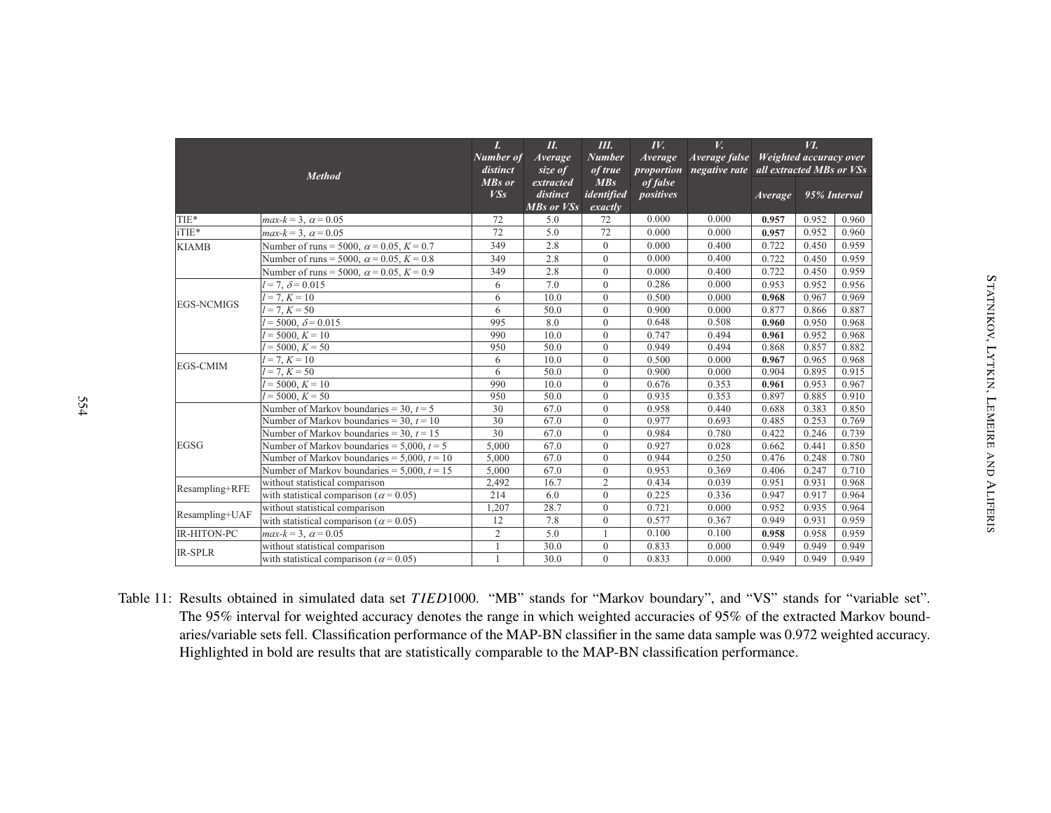| Method | | I. Number of distinct MBs or VSs | II. Average size of extracted distinct MBs or VSs | III. Number of true MBs identified exactly | IV. Average proportion of false positives | V. Average false negative rate | VI. Weighted accuracy over all extracted MBs or VSs | |
|---|---|---|---|---|---|---|---|---|
| | | | | | | | Average | 95% Interval | |
| TIE* | $max\text{-}k = 3$, $\alpha = 0.05$ | 72 | 5.0 | 72 | 0.000 | 0.000 | **0.957** | 0.952 | 0.960 |
| iTIE* | $max\text{-}k = 3$, $\alpha = 0.05$ | 72 | 5.0 | 72 | 0.000 | 0.000 | **0.957** | 0.952 | 0.960 |
| KIAMB | Number of runs = 5000, $\alpha = 0.05$, $K = 0.7$ | 349 | 2.8 | 0 | 0.000 | 0.400 | 0.722 | 0.450 | 0.959 |
| | Number of runs = 5000, $\alpha = 0.05$, $K = 0.8$ | 349 | 2.8 | 0 | 0.000 | 0.400 | 0.722 | 0.450 | 0.959 |
| | Number of runs = 5000, $\alpha = 0.05$, $K = 0.9$ | 349 | 2.8 | 0 | 0.000 | 0.400 | 0.722 | 0.450 | 0.959 |
| EGS-NCMIGS | $l = 7$, $\delta = 0.015$ | 6 | 7.0 | 0 | 0.286 | 0.000 | 0.953 | 0.952 | 0.956 |
| | $l = 7$, $K = 10$ | 6 | 10.0 | 0 | 0.500 | 0.000 | **0.968** | 0.967 | 0.969 |
| | $l = 7$, $K = 50$ | 6 | 50.0 | 0 | 0.900 | 0.000 | 0.877 | 0.866 | 0.887 |
| | $l = 5000$, $\delta = 0.015$ | 995 | 8.0 | 0 | 0.648 | 0.508 | **0.960** | 0.950 | 0.968 |
| | $l = 5000$, $K = 10$ | 990 | 10.0 | 0 | 0.747 | 0.494 | **0.961** | 0.952 | 0.968 |
| | $l = 5000$, $K = 50$ | 950 | 50.0 | 0 | 0.949 | 0.494 | 0.868 | 0.857 | 0.882 |
| EGS-CMIM | $l = 7$, $K = 10$ | 6 | 10.0 | 0 | 0.500 | 0.000 | **0.967** | 0.965 | 0.968 |
| | $l = 7$, $K = 50$ | 6 | 50.0 | 0 | 0.900 | 0.000 | 0.904 | 0.895 | 0.915 |
| | $l = 5000$, $K = 10$ | 990 | 10.0 | 0 | 0.676 | 0.353 | **0.961** | 0.953 | 0.967 |
| | $l = 5000$, $K = 50$ | 950 | 50.0 | 0 | 0.935 | 0.353 | 0.897 | 0.885 | 0.910 |
| EGSG | Number of Markov boundaries = 30, $t = 5$ | 30 | 67.0 | 0 | 0.958 | 0.440 | 0.688 | 0.383 | 0.850 |
| | Number of Markov boundaries = 30, $t = 10$ | 30 | 67.0 | 0 | 0.977 | 0.693 | 0.485 | 0.253 | 0.769 |
| | Number of Markov boundaries = 30, $t = 15$ | 30 | 67.0 | 0 | 0.984 | 0.780 | 0.422 | 0.246 | 0.739 |
| | Number of Markov boundaries = 5,000, $t = 5$ | 5,000 | 67.0 | 0 | 0.927 | 0.028 | 0.662 | 0.441 | 0.850 |
| | Number of Markov boundaries = 5,000, $t = 10$ | 5,000 | 67.0 | 0 | 0.944 | 0.250 | 0.476 | 0.248 | 0.780 |
| | Number of Markov boundaries = 5,000, $t = 15$ | 5,000 | 67.0 | 0 | 0.953 | 0.369 | 0.406 | 0.247 | 0.710 |
| Resampling+RFE | without statistical comparison | 2,492 | 16.7 | 2 | 0.434 | 0.039 | 0.951 | 0.931 | 0.968 |
| | with statistical comparison ($\alpha = 0.05$) | 214 | 6.0 | 0 | 0.225 | 0.336 | 0.947 | 0.917 | 0.964 |
| Resampling+UAF | without statistical comparison | 1,207 | 28.7 | 0 | 0.721 | 0.000 | 0.952 | 0.935 | 0.964 |
| | with statistical comparison ($\alpha = 0.05$) | 12 | 7.8 | 0 | 0.577 | 0.367 | 0.949 | 0.931 | 0.959 |
| IR-HITON-PC | $max\text{-}k = 3$, $\alpha = 0.05$ | 2 | 5.0 | 1 | 0.100 | 0.100 | **0.958** | 0.958 | 0.959 |
| IR-SPLR | without statistical comparison | 1 | 30.0 | 0 | 0.833 | 0.000 | 0.949 | 0.949 | 0.949 |
| | with statistical comparison ($\alpha = 0.05$) | 1 | 30.0 | 0 | 0.833 | 0.000 | 0.949 | 0.949 | 0.949 |

Table 11: Results obtained in simulated data set *TIED*1000. "MB" stands for "Markov boundary", and "VS" stands for "variable set". The 95% interval for weighted accuracy denotes the range in which weighted accuracies of 95% of the extracted Markov boundaries/variable sets fell. Classification performance of the MAP-BN classifier in the same data sample was 0.972 weighted accuracy. Highlighted in bold are results that are statistically comparable to the MAP-BN classification performance.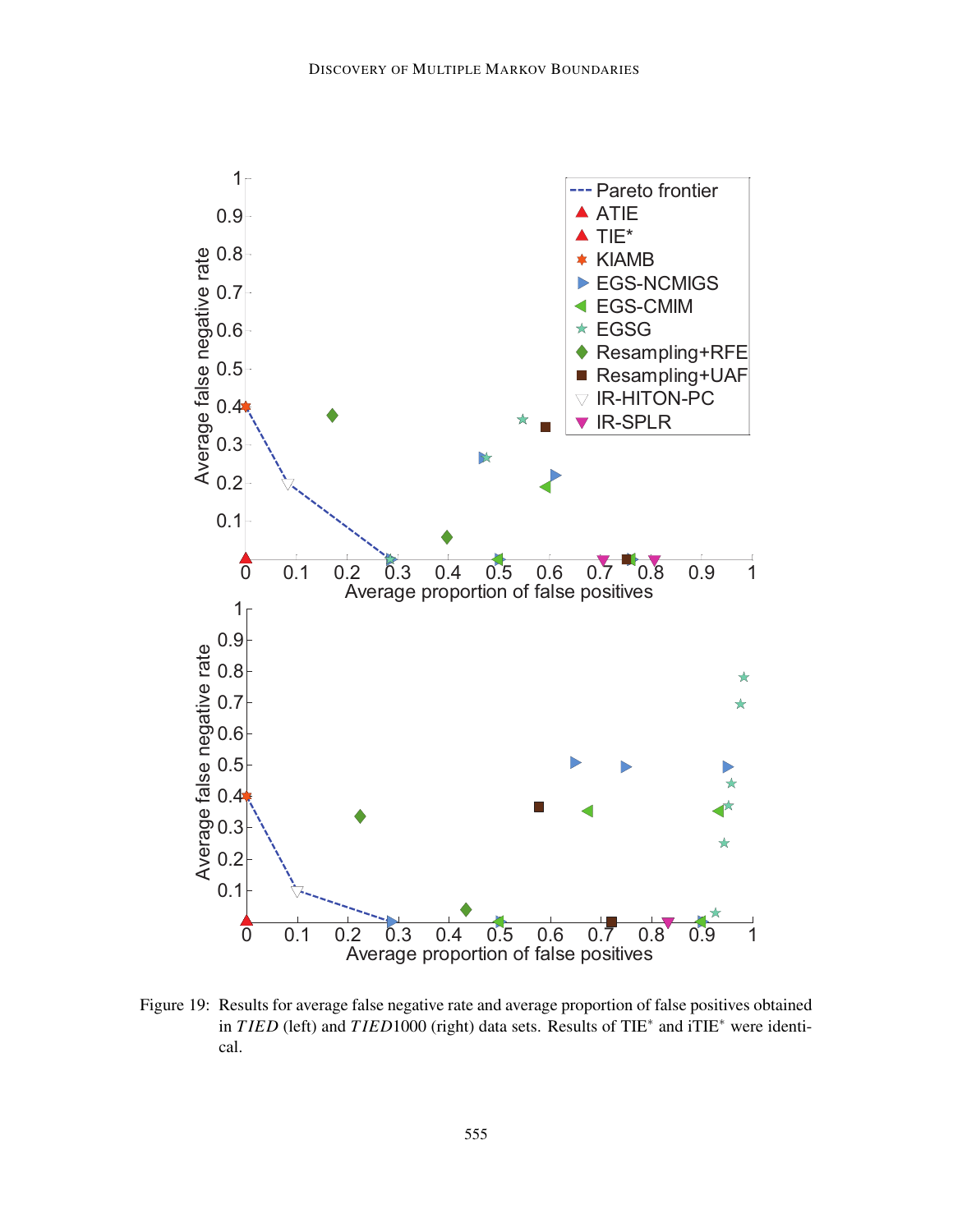Figure 19: Results for average false negative rate and average proportion of false positives obtained in *TIED* (left) and *TIED*1000 (right) data sets. Results of TIE* and iTIE* were identical.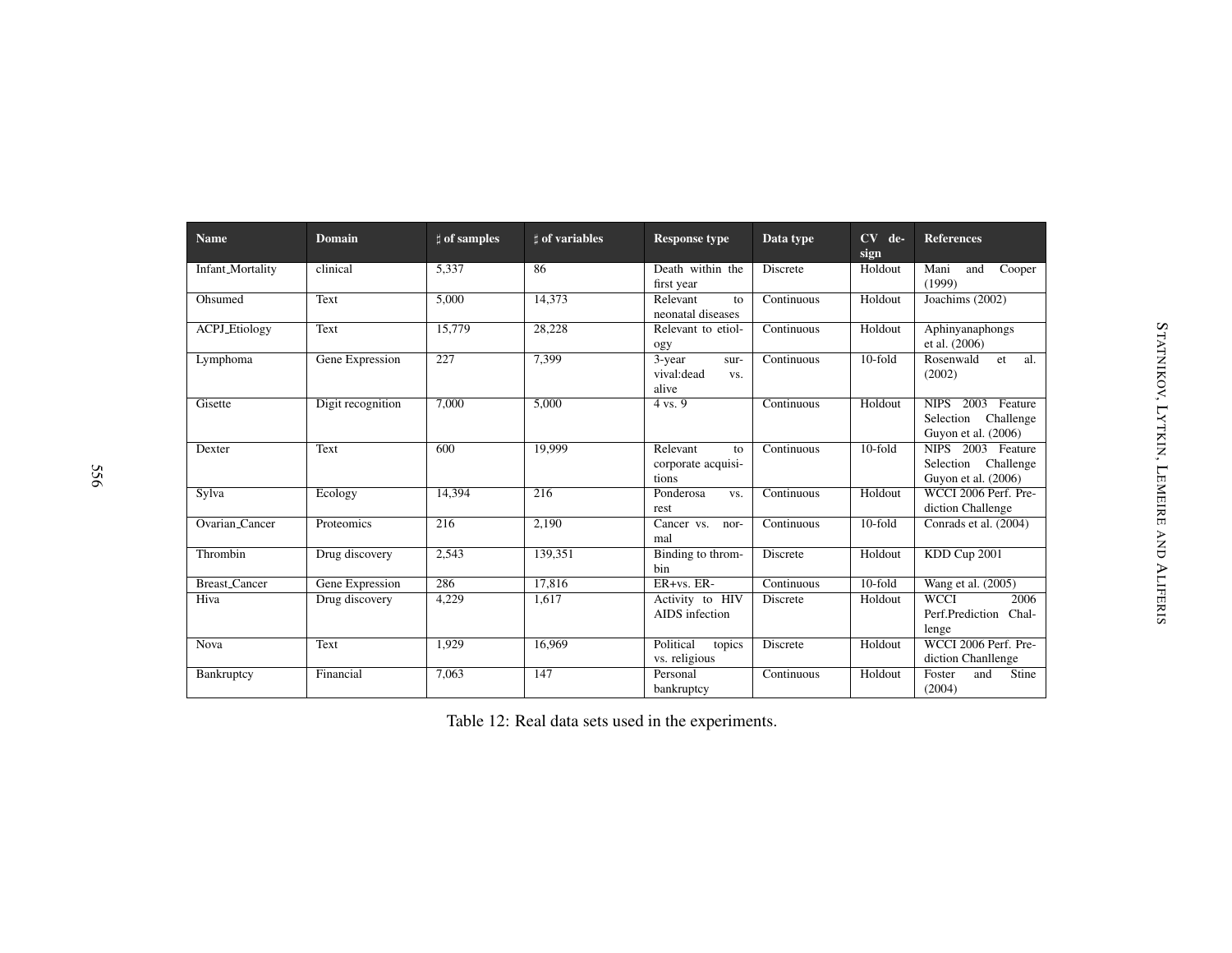| Name | Domain | ♯ of samples | ♯ of variables | Response type | Data type | CV design | References |
|---|---|---|---|---|---|---|---|
| Infant_Mortality | clinical | 5,337 | 86 | Death within the first year | Discrete | Holdout | Mani and Cooper (1999) |
| Ohsumed | Text | 5,000 | 14,373 | Relevant to neonatal diseases | Continuous | Holdout | Joachims (2002) |
| ACPJ_Etiology | Text | 15,779 | 28,228 | Relevant to etiology | Continuous | Holdout | Aphinyanaphongs et al. (2006) |
| Lymphoma | Gene Expression | 227 | 7,399 | 3-year survival:dead vs. alive | Continuous | 10-fold | Rosenwald et al. (2002) |
| Gisette | Digit recognition | 7,000 | 5,000 | 4 vs. 9 | Continuous | Holdout | NIPS 2003 Feature Selection Challenge Guyon et al. (2006) |
| Dexter | Text | 600 | 19,999 | Relevant to corporate acquisitions | Continuous | 10-fold | NIPS 2003 Feature Selection Challenge Guyon et al. (2006) |
| Sylva | Ecology | 14,394 | 216 | Ponderosa vs. rest | Continuous | Holdout | WCCI 2006 Perf. Prediction Challenge |
| Ovarian_Cancer | Proteomics | 216 | 2,190 | Cancer vs. normal | Continuous | 10-fold | Conrads et al. (2004) |
| Thrombin | Drug discovery | 2,543 | 139,351 | Binding to thrombin | Discrete | Holdout | KDD Cup 2001 |
| Breast_Cancer | Gene Expression | 286 | 17,816 | ER+vs. ER- | Continuous | 10-fold | Wang et al. (2005) |
| Hiva | Drug discovery | 4,229 | 1,617 | Activity to HIV AIDS infection | Discrete | Holdout | WCCI 2006 Perf.Prediction Challenge |
| Nova | Text | 1,929 | 16,969 | Political topics vs. religious | Discrete | Holdout | WCCI 2006 Perf. Prediction Chanllenge |
| Bankruptcy | Financial | 7,063 | 147 | Personal bankruptcy | Continuous | Holdout | Foster and Stine (2004) |

Table 12: Real data sets used in the experiments.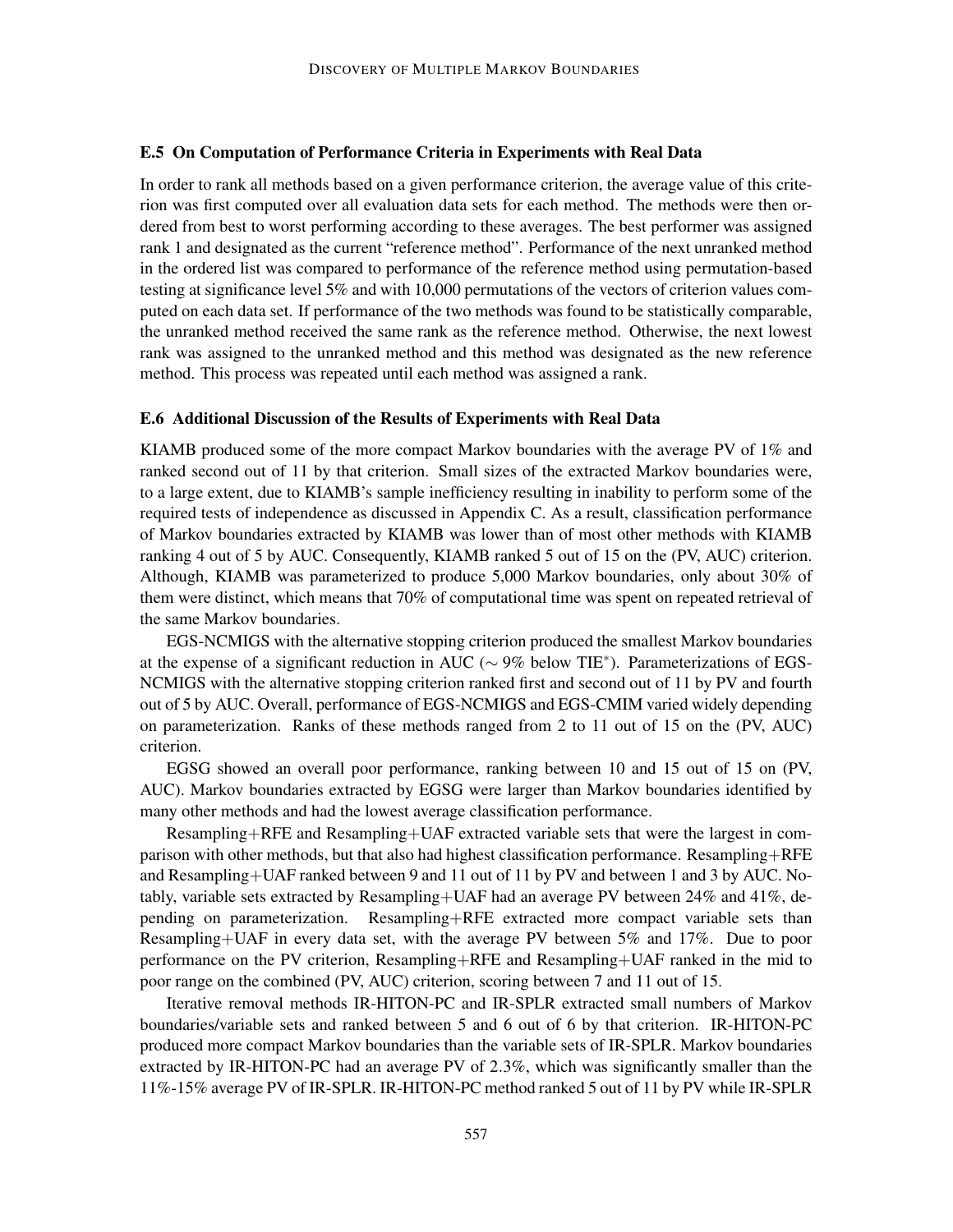### E.5 On Computation of Performance Criteria in Experiments with Real Data

In order to rank all methods based on a given performance criterion, the average value of this criterion was first computed over all evaluation data sets for each method. The methods were then ordered from best to worst performing according to these averages. The best performer was assigned rank 1 and designated as the current "reference method". Performance of the next unranked method in the ordered list was compared to performance of the reference method using permutation-based testing at significance level 5% and with 10,000 permutations of the vectors of criterion values computed on each data set. If performance of the two methods was found to be statistically comparable, the unranked method received the same rank as the reference method. Otherwise, the next lowest rank was assigned to the unranked method and this method was designated as the new reference method. This process was repeated until each method was assigned a rank.

### E.6 Additional Discussion of the Results of Experiments with Real Data

KIAMB produced some of the more compact Markov boundaries with the average PV of 1% and ranked second out of 11 by that criterion. Small sizes of the extracted Markov boundaries were, to a large extent, due to KIAMB's sample inefficiency resulting in inability to perform some of the required tests of independence as discussed in Appendix C. As a result, classification performance of Markov boundaries extracted by KIAMB was lower than of most other methods with KIAMB ranking 4 out of 5 by AUC. Consequently, KIAMB ranked 5 out of 15 on the (PV, AUC) criterion. Although, KIAMB was parameterized to produce 5,000 Markov boundaries, only about 30% of them were distinct, which means that 70% of computational time was spent on repeated retrieval of the same Markov boundaries.

EGS-NCMIGS with the alternative stopping criterion produced the smallest Markov boundaries at the expense of a significant reduction in AUC ($\sim$ 9% below TIE$^*$). Parameterizations of EGS-NCMIGS with the alternative stopping criterion ranked first and second out of 11 by PV and fourth out of 5 by AUC. Overall, performance of EGS-NCMIGS and EGS-CMIM varied widely depending on parameterization. Ranks of these methods ranged from 2 to 11 out of 15 on the (PV, AUC) criterion.

EGSG showed an overall poor performance, ranking between 10 and 15 out of 15 on (PV, AUC). Markov boundaries extracted by EGSG were larger than Markov boundaries identified by many other methods and had the lowest average classification performance.

Resampling+RFE and Resampling+UAF extracted variable sets that were the largest in comparison with other methods, but that also had highest classification performance. Resampling+RFE and Resampling+UAF ranked between 9 and 11 out of 11 by PV and between 1 and 3 by AUC. Notably, variable sets extracted by Resampling+UAF had an average PV between 24% and 41%, depending on parameterization. Resampling+RFE extracted more compact variable sets than Resampling+UAF in every data set, with the average PV between 5% and 17%. Due to poor performance on the PV criterion, Resampling+RFE and Resampling+UAF ranked in the mid to poor range on the combined (PV, AUC) criterion, scoring between 7 and 11 out of 15.

Iterative removal methods IR-HITON-PC and IR-SPLR extracted small numbers of Markov boundaries/variable sets and ranked between 5 and 6 out of 6 by that criterion. IR-HITON-PC produced more compact Markov boundaries than the variable sets of IR-SPLR. Markov boundaries extracted by IR-HITON-PC had an average PV of 2.3%, which was significantly smaller than the 11%-15% average PV of IR-SPLR. IR-HITON-PC method ranked 5 out of 11 by PV while IR-SPLR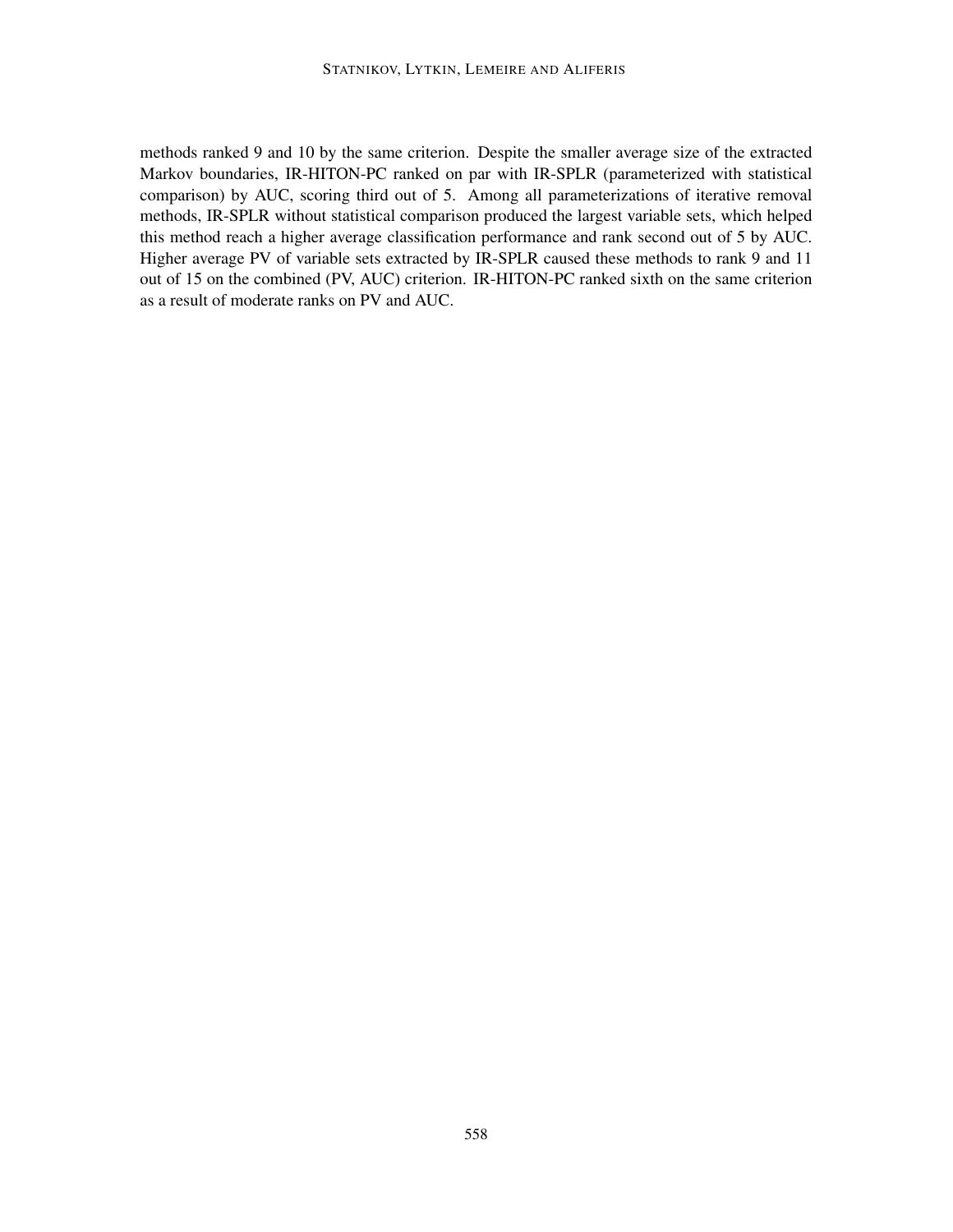methods ranked 9 and 10 by the same criterion. Despite the smaller average size of the extracted Markov boundaries, IR-HITON-PC ranked on par with IR-SPLR (parameterized with statistical comparison) by AUC, scoring third out of 5. Among all parameterizations of iterative removal methods, IR-SPLR without statistical comparison produced the largest variable sets, which helped this method reach a higher average classification performance and rank second out of 5 by AUC. Higher average PV of variable sets extracted by IR-SPLR caused these methods to rank 9 and 11 out of 15 on the combined (PV, AUC) criterion. IR-HITON-PC ranked sixth on the same criterion as a result of moderate ranks on PV and AUC.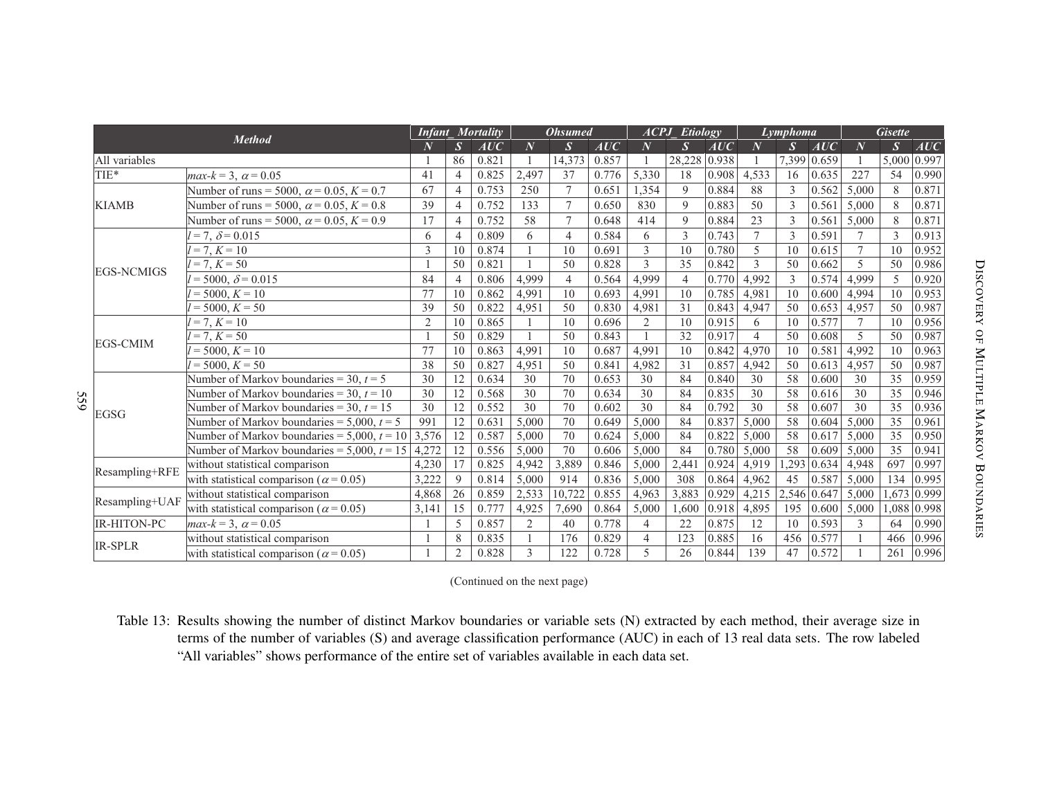| Method | | Infant_Mortality | | | Ohsumed | | | ACPJ_Etiology | | | Lymphoma | | | Gisette | | |
|---|---|---|---|---|---|---|---|---|---|---|---|---|---|---|---|---|
| | | N | S | AUC | N | S | AUC | N | S | AUC | N | S | AUC | N | S | AUC |
| All variables | | 1 | 86 | 0.821 | 1 | 14,373 | 0.857 | 1 | 28,228 | 0.938 | 1 | 7,399 | 0.659 | 1 | 5,000 | 0.997 |
| TIE* | $max\text{-}k = 3$, $\alpha = 0.05$ | 41 | 4 | 0.825 | 2,497 | 37 | 0.776 | 5,330 | 18 | 0.908 | 4,533 | 16 | 0.635 | 227 | 54 | 0.990 |
| KIAMB | Number of runs = 5000, $\alpha = 0.05$, $K = 0.7$ | 67 | 4 | 0.753 | 250 | 7 | 0.651 | 1,354 | 9 | 0.884 | 88 | 3 | 0.562 | 5,000 | 8 | 0.871 |
| | Number of runs = 5000, $\alpha = 0.05$, $K = 0.8$ | 39 | 4 | 0.752 | 133 | 7 | 0.650 | 830 | 9 | 0.883 | 50 | 3 | 0.561 | 5,000 | 8 | 0.871 |
| | Number of runs = 5000, $\alpha = 0.05$, $K = 0.9$ | 17 | 4 | 0.752 | 58 | 7 | 0.648 | 414 | 9 | 0.884 | 23 | 3 | 0.561 | 5,000 | 8 | 0.871 |
| EGS-NCMIGS | $l = 7$, $\delta = 0.015$ | 6 | 4 | 0.809 | 6 | 4 | 0.584 | 6 | 3 | 0.743 | 7 | 3 | 0.591 | 7 | 3 | 0.913 |
| | $l = 7$, $K = 10$ | 3 | 10 | 0.874 | 1 | 10 | 0.691 | 3 | 10 | 0.780 | 5 | 10 | 0.615 | 7 | 10 | 0.952 |
| | $l = 7$, $K = 50$ | 1 | 50 | 0.821 | 1 | 50 | 0.828 | 3 | 35 | 0.842 | 3 | 50 | 0.662 | 5 | 50 | 0.986 |
| | $l = 5000$, $\delta = 0.015$ | 84 | 4 | 0.806 | 4,999 | 4 | 0.564 | 4,999 | 4 | 0.770 | 4,992 | 3 | 0.574 | 4,999 | 5 | 0.920 |
| | $l = 5000$, $K = 10$ | 77 | 10 | 0.862 | 4,991 | 10 | 0.693 | 4,991 | 10 | 0.785 | 4,981 | 10 | 0.600 | 4,994 | 10 | 0.953 |
| | $l = 5000$, $K = 50$ | 39 | 50 | 0.822 | 4,951 | 50 | 0.830 | 4,981 | 31 | 0.843 | 4,947 | 50 | 0.653 | 4,957 | 50 | 0.987 |
| EGS-CMIM | $l = 7$, $K = 10$ | 2 | 10 | 0.865 | 1 | 10 | 0.696 | 2 | 10 | 0.915 | 6 | 10 | 0.577 | 7 | 10 | 0.956 |
| | $l = 7$, $K = 50$ | 1 | 50 | 0.829 | 1 | 50 | 0.843 | 1 | 32 | 0.917 | 4 | 50 | 0.608 | 5 | 50 | 0.987 |
| | $l = 5000$, $K = 10$ | 77 | 10 | 0.863 | 4,991 | 10 | 0.687 | 4,991 | 10 | 0.842 | 4,970 | 10 | 0.581 | 4,992 | 10 | 0.963 |
| | $l = 5000$, $K = 50$ | 38 | 50 | 0.827 | 4,951 | 50 | 0.841 | 4,982 | 31 | 0.857 | 4,942 | 50 | 0.613 | 4,957 | 50 | 0.987 |
| EGSG | Number of Markov boundaries = 30, $t = 5$ | 30 | 12 | 0.634 | 30 | 70 | 0.653 | 30 | 84 | 0.840 | 30 | 58 | 0.600 | 30 | 35 | 0.959 |
| | Number of Markov boundaries = 30, $t = 10$ | 30 | 12 | 0.568 | 30 | 70 | 0.634 | 30 | 84 | 0.835 | 30 | 58 | 0.616 | 30 | 35 | 0.946 |
| | Number of Markov boundaries = 30, $t = 15$ | 30 | 12 | 0.552 | 30 | 70 | 0.602 | 30 | 84 | 0.792 | 30 | 58 | 0.607 | 30 | 35 | 0.936 |
| | Number of Markov boundaries = 5,000, $t = 5$ | 991 | 12 | 0.631 | 5,000 | 70 | 0.649 | 5,000 | 84 | 0.837 | 5,000 | 58 | 0.604 | 5,000 | 35 | 0.961 |
| | Number of Markov boundaries = 5,000, $t = 10$ | 3,576 | 12 | 0.587 | 5,000 | 70 | 0.624 | 5,000 | 84 | 0.822 | 5,000 | 58 | 0.617 | 5,000 | 35 | 0.950 |
| | Number of Markov boundaries = 5,000, $t = 15$ | 4,272 | 12 | 0.556 | 5,000 | 70 | 0.606 | 5,000 | 84 | 0.780 | 5,000 | 58 | 0.609 | 5,000 | 35 | 0.941 |
| Resampling+RFE | without statistical comparison | 4,230 | 17 | 0.825 | 4,942 | 3,889 | 0.846 | 5,000 | 2,441 | 0.924 | 4,919 | 1,293 | 0.634 | 4,948 | 697 | 0.997 |
| | with statistical comparison ($\alpha = 0.05$) | 3,222 | 9 | 0.814 | 5,000 | 914 | 0.836 | 5,000 | 308 | 0.864 | 4,962 | 45 | 0.587 | 5,000 | 134 | 0.995 |
| Resampling+UAF | without statistical comparison | 4,868 | 26 | 0.859 | 2,533 | 10,722 | 0.855 | 4,963 | 3,883 | 0.929 | 4,215 | 2,546 | 0.647 | 5,000 | 1,673 | 0.999 |
| | with statistical comparison ($\alpha = 0.05$) | 3,141 | 15 | 0.777 | 4,925 | 7,690 | 0.864 | 5,000 | 1,600 | 0.918 | 4,895 | 195 | 0.600 | 5,000 | 1,088 | 0.998 |
| IR-HITON-PC | $max\text{-}k = 3$, $\alpha = 0.05$ | 1 | 5 | 0.857 | 2 | 40 | 0.778 | 4 | 22 | 0.875 | 12 | 10 | 0.593 | 3 | 64 | 0.990 |
| IR-SPLR | without statistical comparison | 1 | 8 | 0.835 | 1 | 176 | 0.829 | 4 | 123 | 0.885 | 16 | 456 | 0.577 | 1 | 466 | 0.996 |
| | with statistical comparison ($\alpha = 0.05$) | 1 | 2 | 0.828 | 3 | 122 | 0.728 | 5 | 26 | 0.844 | 139 | 47 | 0.572 | 1 | 261 | 0.996 |

(Continued on the next page)

Table 13: Results showing the number of distinct Markov boundaries or variable sets (N) extracted by each method, their average size in terms of the number of variables (S) and average classification performance (AUC) in each of 13 real data sets. The row labeled "All variables" shows performance of the entire set of variables available in each data set.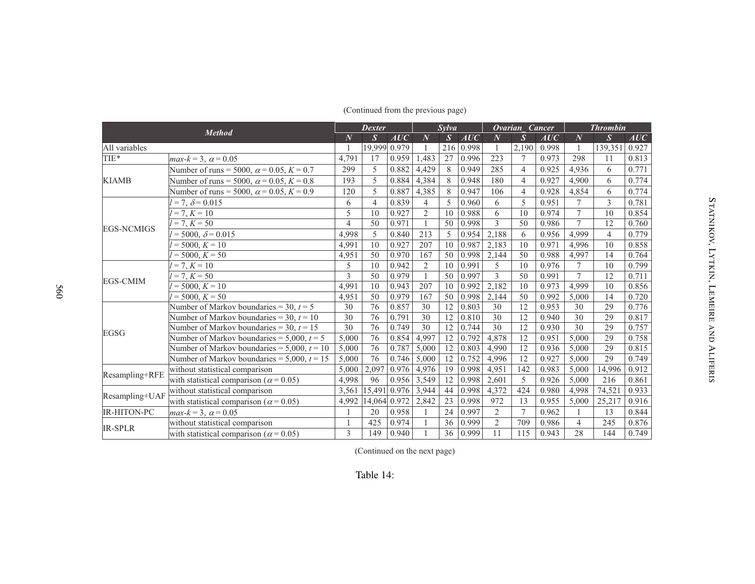(Continued from the previous page)

| Method | | Dexter | | | Sylva | | | Ovarian_Cancer | | | Thrombin | | |
|---|---|---|---|---|---|---|---|---|---|---|---|---|---|
| | | *N* | *S* | *AUC* | *N* | *S* | *AUC* | *N* | *S* | *AUC* | *N* | *S* | *AUC* |
| All variables | | 1 | 19,999 | 0.979 | 1 | 216 | 0.998 | 1 | 2,190 | 0.998 | 1 | 139,351 | 0.927 |
| TIE* | *max-k* = 3, $\alpha$ = 0.05 | 4,791 | 17 | 0.959 | 1,483 | 27 | 0.996 | 223 | 7 | 0.973 | 298 | 11 | 0.813 |
| KIAMB | Number of runs = 5000, $\alpha$ = 0.05, *K* = 0.7 | 299 | 5 | 0.882 | 4,429 | 8 | 0.949 | 285 | 4 | 0.925 | 4,936 | 6 | 0.771 |
| | Number of runs = 5000, $\alpha$ = 0.05, *K* = 0.8 | 193 | 5 | 0.884 | 4,384 | 8 | 0.948 | 180 | 4 | 0.927 | 4,900 | 6 | 0.774 |
| | Number of runs = 5000, $\alpha$ = 0.05, *K* = 0.9 | 120 | 5 | 0.887 | 4,385 | 8 | 0.947 | 106 | 4 | 0.928 | 4,854 | 6 | 0.774 |
| EGS-NCMIGS | *l* = 7, $\delta$ = 0.015 | 6 | 4 | 0.839 | 4 | 5 | 0.960 | 6 | 5 | 0.951 | 7 | 3 | 0.781 |
| | *l* = 7, *K* = 10 | 5 | 10 | 0.927 | 2 | 10 | 0.988 | 6 | 10 | 0.974 | 7 | 10 | 0.854 |
| | *l* = 7, *K* = 50 | 4 | 50 | 0.971 | 1 | 50 | 0.998 | 3 | 50 | 0.986 | 7 | 12 | 0.760 |
| | *l* = 5000, $\delta$ = 0.015 | 4,998 | 5 | 0.840 | 213 | 5 | 0.954 | 2,188 | 6 | 0.956 | 4,999 | 4 | 0.779 |
| | *l* = 5000, *K* = 10 | 4,991 | 10 | 0.927 | 207 | 10 | 0.987 | 2,183 | 10 | 0.971 | 4,996 | 10 | 0.858 |
| | *l* = 5000, *K* = 50 | 4,951 | 50 | 0.970 | 167 | 50 | 0.998 | 2,144 | 50 | 0.988 | 4,997 | 14 | 0.764 |
| EGS-CMIM | *l* = 7, *K* = 10 | 5 | 10 | 0.942 | 2 | 10 | 0.991 | 5 | 10 | 0.976 | 7 | 10 | 0.799 |
| | *l* = 7, *K* = 50 | 3 | 50 | 0.979 | 1 | 50 | 0.997 | 3 | 50 | 0.991 | 7 | 12 | 0.711 |
| | *l* = 5000, *K* = 10 | 4,991 | 10 | 0.943 | 207 | 10 | 0.992 | 2,182 | 10 | 0.973 | 4,999 | 10 | 0.856 |
| | *l* = 5000, *K* = 50 | 4,951 | 50 | 0.979 | 167 | 50 | 0.998 | 2,144 | 50 | 0.992 | 5,000 | 14 | 0.720 |
| EGSG | Number of Markov boundaries = 30, *t* = 5 | 30 | 76 | 0.857 | 30 | 12 | 0.803 | 30 | 12 | 0.953 | 30 | 29 | 0.776 |
| | Number of Markov boundaries = 30, *t* = 10 | 30 | 76 | 0.791 | 30 | 12 | 0.810 | 30 | 12 | 0.940 | 30 | 29 | 0.817 |
| | Number of Markov boundaries = 30, *t* = 15 | 30 | 76 | 0.749 | 30 | 12 | 0.744 | 30 | 12 | 0.930 | 30 | 29 | 0.757 |
| | Number of Markov boundaries = 5,000, *t* = 5 | 5,000 | 76 | 0.854 | 4,997 | 12 | 0.792 | 4,878 | 12 | 0.951 | 5,000 | 29 | 0.758 |
| | Number of Markov boundaries = 5,000, *t* = 10 | 5,000 | 76 | 0.787 | 5,000 | 12 | 0.803 | 4,990 | 12 | 0.936 | 5,000 | 29 | 0.815 |
| | Number of Markov boundaries = 5,000, *t* = 15 | 5,000 | 76 | 0.746 | 5,000 | 12 | 0.752 | 4,996 | 12 | 0.927 | 5,000 | 29 | 0.749 |
| Resampling+RFE | without statistical comparison | 5,000 | 2,097 | 0.976 | 4,976 | 19 | 0.998 | 4,951 | 142 | 0.983 | 5,000 | 14,996 | 0.912 |
| | with statistical comparison ($\alpha$ = 0.05) | 4,998 | 96 | 0.956 | 3,549 | 12 | 0.998 | 2,601 | 5 | 0.926 | 5,000 | 216 | 0.861 |
| Resampling+UAF | without statistical comparison | 3,561 | 15,491 | 0.976 | 3,944 | 44 | 0.998 | 4,372 | 424 | 0.980 | 4,998 | 74,521 | 0.933 |
| | with statistical comparison ($\alpha$ = 0.05) | 4,992 | 14,064 | 0.972 | 2,842 | 23 | 0.998 | 972 | 13 | 0.955 | 5,000 | 25,217 | 0.916 |
| IR-HITON-PC | *max-k* = 3, $\alpha$ = 0.05 | 1 | 20 | 0.958 | 1 | 24 | 0.997 | 2 | 7 | 0.962 | 1 | 13 | 0.844 |
| IR-SPLR | without statistical comparison | 1 | 425 | 0.974 | 1 | 36 | 0.999 | 2 | 709 | 0.986 | 4 | 245 | 0.876 |
| | with statistical comparison ($\alpha$ = 0.05) | 3 | 149 | 0.940 | 1 | 36 | 0.999 | 11 | 115 | 0.943 | 28 | 144 | 0.749 |

(Continued on the next page)

Table 14: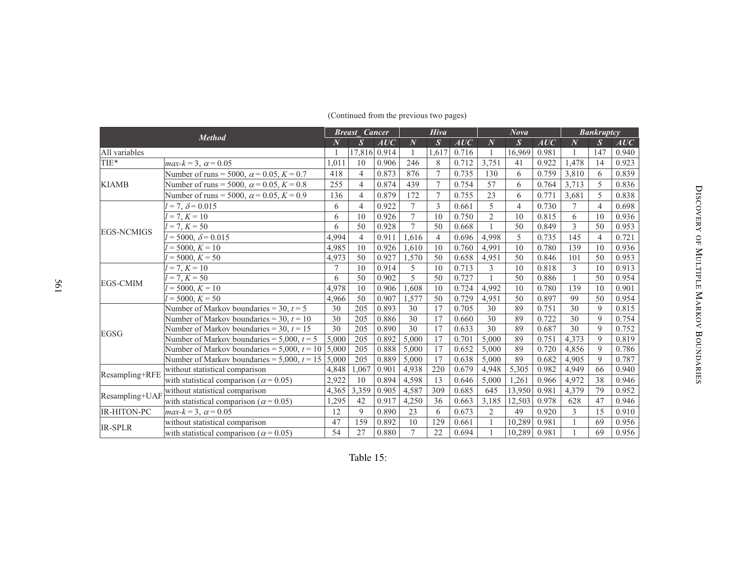(Continued from the previous two pages)

| Method | | Breast_Cancer | | | Hiva | | | Nova | | | Bankruptcy | | |
|---|---|---|---|---|---|---|---|---|---|---|---|---|---|
| | | *N* | *S* | *AUC* | *N* | *S* | *AUC* | *N* | *S* | *AUC* | *N* | *S* | *AUC* |
| All variables | | 1 | 17,816 | 0.914 | 1 | 1,617 | 0.716 | 1 | 16,969 | 0.981 | 1 | 147 | 0.940 |
| TIE* | $max\text{-}k = 3$, $\alpha = 0.05$ | 1,011 | 10 | 0.906 | 246 | 8 | 0.712 | 3,751 | 41 | 0.922 | 1,478 | 14 | 0.923 |
| KIAMB | Number of runs = 5000, $\alpha = 0.05$, $K = 0.7$ | 418 | 4 | 0.873 | 876 | 7 | 0.735 | 130 | 6 | 0.759 | 3,810 | 6 | 0.839 |
| | Number of runs = 5000, $\alpha = 0.05$, $K = 0.8$ | 255 | 4 | 0.874 | 439 | 7 | 0.754 | 57 | 6 | 0.764 | 3,713 | 5 | 0.836 |
| | Number of runs = 5000, $\alpha = 0.05$, $K = 0.9$ | 136 | 4 | 0.879 | 172 | 7 | 0.755 | 23 | 6 | 0.771 | 3,681 | 5 | 0.838 |
| EGS-NCMIGS | $l = 7$, $\delta = 0.015$ | 6 | 4 | 0.922 | 7 | 3 | 0.661 | 5 | 4 | 0.730 | 7 | 4 | 0.698 |
| | $l = 7$, $K = 10$ | 6 | 10 | 0.926 | 7 | 10 | 0.750 | 2 | 10 | 0.815 | 6 | 10 | 0.936 |
| | $l = 7$, $K = 50$ | 6 | 50 | 0.928 | 7 | 50 | 0.668 | 1 | 50 | 0.849 | 3 | 50 | 0.953 |
| | $l = 5000$, $\delta = 0.015$ | 4,994 | 4 | 0.911 | 1,616 | 4 | 0.696 | 4,998 | 5 | 0.735 | 145 | 4 | 0.721 |
| | $l = 5000$, $K = 10$ | 4,985 | 10 | 0.926 | 1,610 | 10 | 0.760 | 4,991 | 10 | 0.780 | 139 | 10 | 0.936 |
| | $l = 5000$, $K = 50$ | 4,973 | 50 | 0.927 | 1,570 | 50 | 0.658 | 4,951 | 50 | 0.846 | 101 | 50 | 0.953 |
| EGS-CMIM | $l = 7$, $K = 10$ | 7 | 10 | 0.914 | 5 | 10 | 0.713 | 3 | 10 | 0.818 | 3 | 10 | 0.913 |
| | $l = 7$, $K = 50$ | 6 | 50 | 0.902 | 5 | 50 | 0.727 | 1 | 50 | 0.886 | 1 | 50 | 0.954 |
| | $l = 5000$, $K = 10$ | 4,978 | 10 | 0.906 | 1,608 | 10 | 0.724 | 4,992 | 10 | 0.780 | 139 | 10 | 0.901 |
| | $l = 5000$, $K = 50$ | 4,966 | 50 | 0.907 | 1,577 | 50 | 0.729 | 4,951 | 50 | 0.897 | 99 | 50 | 0.954 |
| EGSG | Number of Markov boundaries = 30, $t = 5$ | 30 | 205 | 0.893 | 30 | 17 | 0.705 | 30 | 89 | 0.751 | 30 | 9 | 0.815 |
| | Number of Markov boundaries = 30, $t = 10$ | 30 | 205 | 0.886 | 30 | 17 | 0.660 | 30 | 89 | 0.722 | 30 | 9 | 0.754 |
| | Number of Markov boundaries = 30, $t = 15$ | 30 | 205 | 0.890 | 30 | 17 | 0.633 | 30 | 89 | 0.687 | 30 | 9 | 0.752 |
| | Number of Markov boundaries = 5,000, $t = 5$ | 5,000 | 205 | 0.892 | 5,000 | 17 | 0.701 | 5,000 | 89 | 0.751 | 4,373 | 9 | 0.819 |
| | Number of Markov boundaries = 5,000, $t = 10$ | 5,000 | 205 | 0.888 | 5,000 | 17 | 0.652 | 5,000 | 89 | 0.720 | 4,856 | 9 | 0.786 |
| | Number of Markov boundaries = 5,000, $t = 15$ | 5,000 | 205 | 0.889 | 5,000 | 17 | 0.638 | 5,000 | 89 | 0.682 | 4,905 | 9 | 0.787 |
| Resampling+RFE | without statistical comparison | 4,848 | 1,067 | 0.901 | 4,938 | 220 | 0.679 | 4,948 | 5,305 | 0.982 | 4,949 | 66 | 0.940 |
| | with statistical comparison ($\alpha = 0.05$) | 2,922 | 10 | 0.894 | 4,598 | 13 | 0.646 | 5,000 | 1,261 | 0.966 | 4,972 | 38 | 0.946 |
| Resampling+UAF | without statistical comparison | 4,365 | 3,359 | 0.905 | 4,587 | 309 | 0.685 | 645 | 13,950 | 0.981 | 4,379 | 79 | 0.952 |
| | with statistical comparison ($\alpha = 0.05$) | 1,295 | 42 | 0.917 | 4,250 | 36 | 0.663 | 3,185 | 12,503 | 0.978 | 628 | 47 | 0.946 |
| IR-HITON-PC | $max\text{-}k = 3$, $\alpha = 0.05$ | 12 | 9 | 0.890 | 23 | 6 | 0.673 | 2 | 49 | 0.920 | 3 | 15 | 0.910 |
| IR-SPLR | without statistical comparison | 47 | 159 | 0.892 | 10 | 129 | 0.661 | 1 | 10,289 | 0.981 | 1 | 69 | 0.956 |
| | with statistical comparison ($\alpha = 0.05$) | 54 | 27 | 0.880 | 7 | 22 | 0.694 | 1 | 10,289 | 0.981 | 1 | 69 | 0.956 |

Table 15: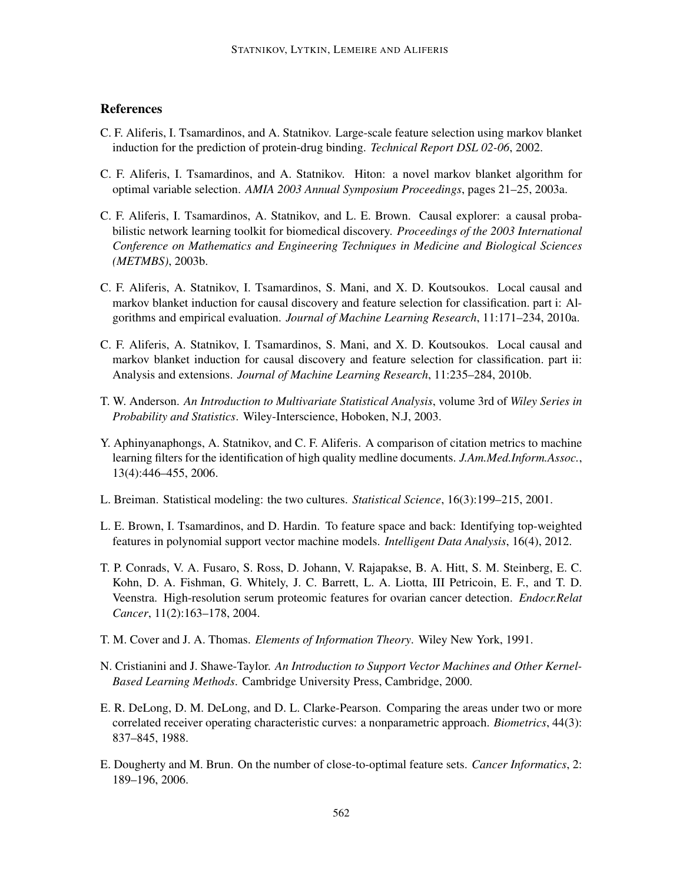## References

C. F. Aliferis, I. Tsamardinos, and A. Statnikov. Large-scale feature selection using markov blanket induction for the prediction of protein-drug binding. *Technical Report DSL 02-06*, 2002.

C. F. Aliferis, I. Tsamardinos, and A. Statnikov. Hiton: a novel markov blanket algorithm for optimal variable selection. *AMIA 2003 Annual Symposium Proceedings*, pages 21–25, 2003a.

C. F. Aliferis, I. Tsamardinos, A. Statnikov, and L. E. Brown. Causal explorer: a causal probabilistic network learning toolkit for biomedical discovery. *Proceedings of the 2003 International Conference on Mathematics and Engineering Techniques in Medicine and Biological Sciences (METMBS)*, 2003b.

C. F. Aliferis, A. Statnikov, I. Tsamardinos, S. Mani, and X. D. Koutsoukos. Local causal and markov blanket induction for causal discovery and feature selection for classification. part i: Algorithms and empirical evaluation. *Journal of Machine Learning Research*, 11:171–234, 2010a.

C. F. Aliferis, A. Statnikov, I. Tsamardinos, S. Mani, and X. D. Koutsoukos. Local causal and markov blanket induction for causal discovery and feature selection for classification. part ii: Analysis and extensions. *Journal of Machine Learning Research*, 11:235–284, 2010b.

T. W. Anderson. *An Introduction to Multivariate Statistical Analysis*, volume 3rd of *Wiley Series in Probability and Statistics*. Wiley-Interscience, Hoboken, N.J, 2003.

Y. Aphinyanaphongs, A. Statnikov, and C. F. Aliferis. A comparison of citation metrics to machine learning filters for the identification of high quality medline documents. *J.Am.Med.Inform.Assoc.*, 13(4):446–455, 2006.

L. Breiman. Statistical modeling: the two cultures. *Statistical Science*, 16(3):199–215, 2001.

L. E. Brown, I. Tsamardinos, and D. Hardin. To feature space and back: Identifying top-weighted features in polynomial support vector machine models. *Intelligent Data Analysis*, 16(4), 2012.

T. P. Conrads, V. A. Fusaro, S. Ross, D. Johann, V. Rajapakse, B. A. Hitt, S. M. Steinberg, E. C. Kohn, D. A. Fishman, G. Whitely, J. C. Barrett, L. A. Liotta, III Petricoin, E. F., and T. D. Veenstra. High-resolution serum proteomic features for ovarian cancer detection. *Endocr.Relat Cancer*, 11(2):163–178, 2004.

T. M. Cover and J. A. Thomas. *Elements of Information Theory*. Wiley New York, 1991.

N. Cristianini and J. Shawe-Taylor. *An Introduction to Support Vector Machines and Other Kernel-Based Learning Methods*. Cambridge University Press, Cambridge, 2000.

E. R. DeLong, D. M. DeLong, and D. L. Clarke-Pearson. Comparing the areas under two or more correlated receiver operating characteristic curves: a nonparametric approach. *Biometrics*, 44(3): 837–845, 1988.

E. Dougherty and M. Brun. On the number of close-to-optimal feature sets. *Cancer Informatics*, 2: 189–196, 2006.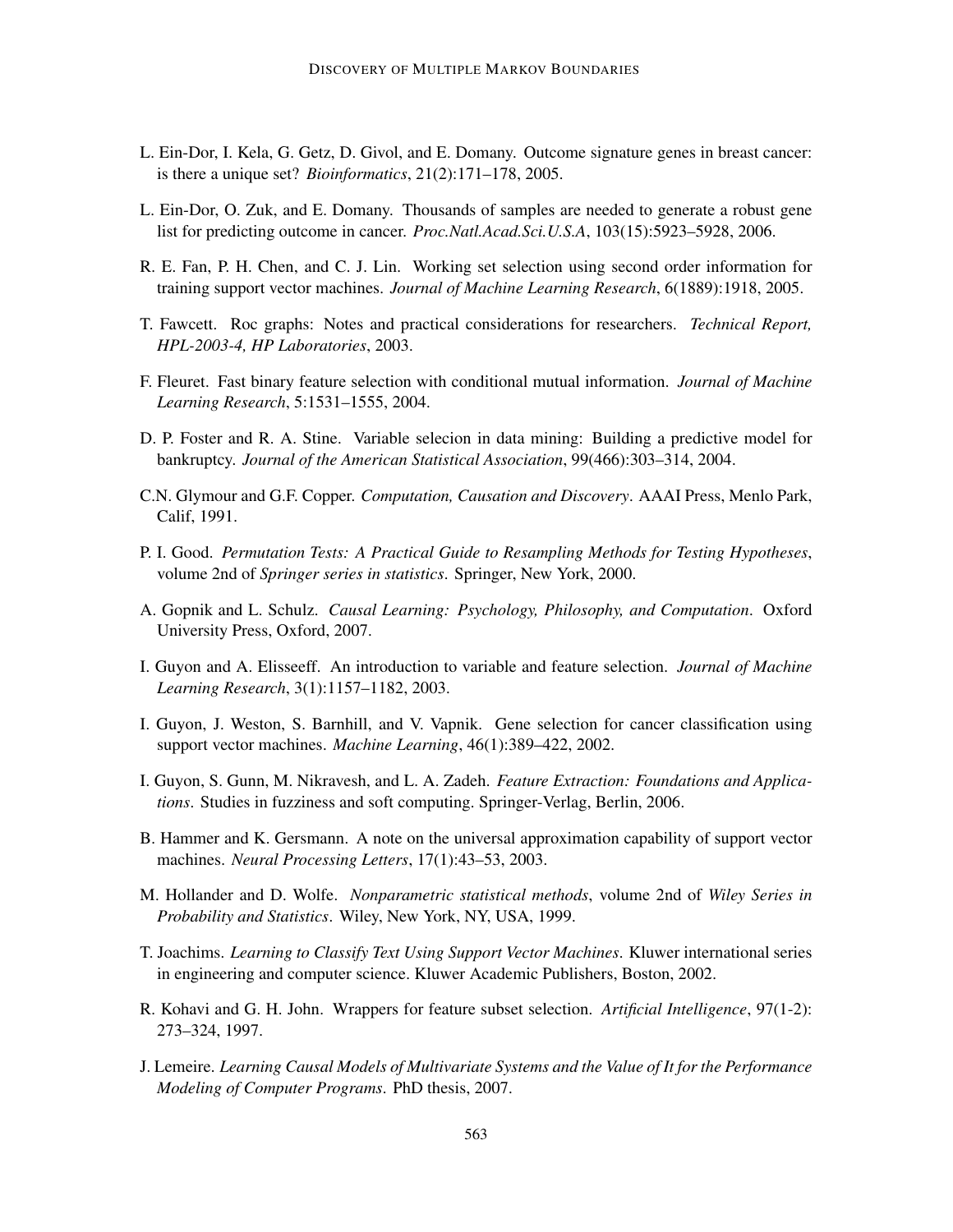L. Ein-Dor, I. Kela, G. Getz, D. Givol, and E. Domany. Outcome signature genes in breast cancer: is there a unique set? *Bioinformatics*, 21(2):171–178, 2005.

L. Ein-Dor, O. Zuk, and E. Domany. Thousands of samples are needed to generate a robust gene list for predicting outcome in cancer. *Proc.Natl.Acad.Sci.U.S.A*, 103(15):5923–5928, 2006.

R. E. Fan, P. H. Chen, and C. J. Lin. Working set selection using second order information for training support vector machines. *Journal of Machine Learning Research*, 6(1889):1918, 2005.

T. Fawcett. Roc graphs: Notes and practical considerations for researchers. *Technical Report, HPL-2003-4, HP Laboratories*, 2003.

F. Fleuret. Fast binary feature selection with conditional mutual information. *Journal of Machine Learning Research*, 5:1531–1555, 2004.

D. P. Foster and R. A. Stine. Variable selecion in data mining: Building a predictive model for bankruptcy. *Journal of the American Statistical Association*, 99(466):303–314, 2004.

C.N. Glymour and G.F. Copper. *Computation, Causation and Discovery*. AAAI Press, Menlo Park, Calif, 1991.

P. I. Good. *Permutation Tests: A Practical Guide to Resampling Methods for Testing Hypotheses*, volume 2nd of *Springer series in statistics*. Springer, New York, 2000.

A. Gopnik and L. Schulz. *Causal Learning: Psychology, Philosophy, and Computation*. Oxford University Press, Oxford, 2007.

I. Guyon and A. Elisseeff. An introduction to variable and feature selection. *Journal of Machine Learning Research*, 3(1):1157–1182, 2003.

I. Guyon, J. Weston, S. Barnhill, and V. Vapnik. Gene selection for cancer classification using support vector machines. *Machine Learning*, 46(1):389–422, 2002.

I. Guyon, S. Gunn, M. Nikravesh, and L. A. Zadeh. *Feature Extraction: Foundations and Applications*. Studies in fuzziness and soft computing. Springer-Verlag, Berlin, 2006.

B. Hammer and K. Gersmann. A note on the universal approximation capability of support vector machines. *Neural Processing Letters*, 17(1):43–53, 2003.

M. Hollander and D. Wolfe. *Nonparametric statistical methods*, volume 2nd of *Wiley Series in Probability and Statistics*. Wiley, New York, NY, USA, 1999.

T. Joachims. *Learning to Classify Text Using Support Vector Machines*. Kluwer international series in engineering and computer science. Kluwer Academic Publishers, Boston, 2002.

R. Kohavi and G. H. John. Wrappers for feature subset selection. *Artificial Intelligence*, 97(1-2): 273–324, 1997.

J. Lemeire. *Learning Causal Models of Multivariate Systems and the Value of It for the Performance Modeling of Computer Programs*. PhD thesis, 2007.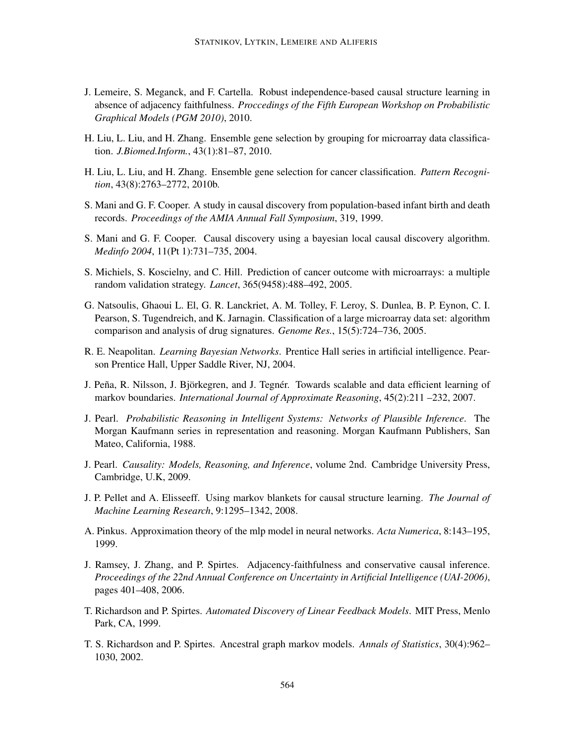J. Lemeire, S. Meganck, and F. Cartella. Robust independence-based causal structure learning in absence of adjacency faithfulness. *Proccedings of the Fifth European Workshop on Probabilistic Graphical Models (PGM 2010)*, 2010.

H. Liu, L. Liu, and H. Zhang. Ensemble gene selection by grouping for microarray data classification. *J.Biomed.Inform.*, 43(1):81–87, 2010.

H. Liu, L. Liu, and H. Zhang. Ensemble gene selection for cancer classification. *Pattern Recognition*, 43(8):2763–2772, 2010b.

S. Mani and G. F. Cooper. A study in causal discovery from population-based infant birth and death records. *Proceedings of the AMIA Annual Fall Symposium*, 319, 1999.

S. Mani and G. F. Cooper. Causal discovery using a bayesian local causal discovery algorithm. *Medinfo 2004*, 11(Pt 1):731–735, 2004.

S. Michiels, S. Koscielny, and C. Hill. Prediction of cancer outcome with microarrays: a multiple random validation strategy. *Lancet*, 365(9458):488–492, 2005.

G. Natsoulis, Ghaoui L. El, G. R. Lanckriet, A. M. Tolley, F. Leroy, S. Dunlea, B. P. Eynon, C. I. Pearson, S. Tugendreich, and K. Jarnagin. Classification of a large microarray data set: algorithm comparison and analysis of drug signatures. *Genome Res.*, 15(5):724–736, 2005.

R. E. Neapolitan. *Learning Bayesian Networks*. Prentice Hall series in artificial intelligence. Pearson Prentice Hall, Upper Saddle River, NJ, 2004.

J. Peña, R. Nilsson, J. Björkegren, and J. Tegnér. Towards scalable and data efficient learning of markov boundaries. *International Journal of Approximate Reasoning*, 45(2):211 –232, 2007.

J. Pearl. *Probabilistic Reasoning in Intelligent Systems: Networks of Plausible Inference*. The Morgan Kaufmann series in representation and reasoning. Morgan Kaufmann Publishers, San Mateo, California, 1988.

J. Pearl. *Causality: Models, Reasoning, and Inference*, volume 2nd. Cambridge University Press, Cambridge, U.K, 2009.

J. P. Pellet and A. Elisseeff. Using markov blankets for causal structure learning. *The Journal of Machine Learning Research*, 9:1295–1342, 2008.

A. Pinkus. Approximation theory of the mlp model in neural networks. *Acta Numerica*, 8:143–195, 1999.

J. Ramsey, J. Zhang, and P. Spirtes. Adjacency-faithfulness and conservative causal inference. *Proceedings of the 22nd Annual Conference on Uncertainty in Artificial Intelligence (UAI-2006)*, pages 401–408, 2006.

T. Richardson and P. Spirtes. *Automated Discovery of Linear Feedback Models*. MIT Press, Menlo Park, CA, 1999.

T. S. Richardson and P. Spirtes. Ancestral graph markov models. *Annals of Statistics*, 30(4):962–1030, 2002.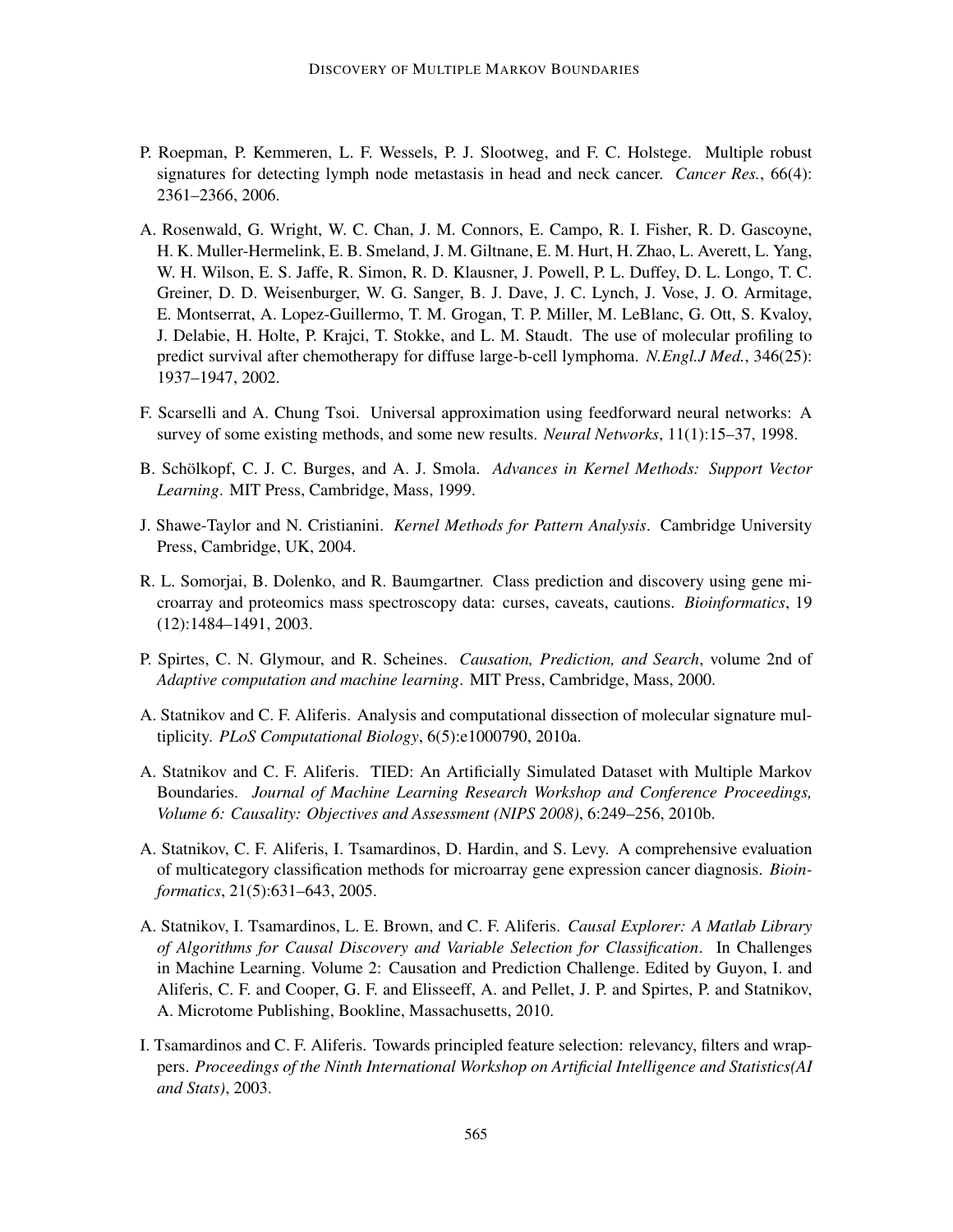P. Roepman, P. Kemmeren, L. F. Wessels, P. J. Slootweg, and F. C. Holstege. Multiple robust signatures for detecting lymph node metastasis in head and neck cancer. *Cancer Res.*, 66(4): 2361–2366, 2006.

A. Rosenwald, G. Wright, W. C. Chan, J. M. Connors, E. Campo, R. I. Fisher, R. D. Gascoyne, H. K. Muller-Hermelink, E. B. Smeland, J. M. Giltnane, E. M. Hurt, H. Zhao, L. Averett, L. Yang, W. H. Wilson, E. S. Jaffe, R. Simon, R. D. Klausner, J. Powell, P. L. Duffey, D. L. Longo, T. C. Greiner, D. D. Weisenburger, W. G. Sanger, B. J. Dave, J. C. Lynch, J. Vose, J. O. Armitage, E. Montserrat, A. Lopez-Guillermo, T. M. Grogan, T. P. Miller, M. LeBlanc, G. Ott, S. Kvaloy, J. Delabie, H. Holte, P. Krajci, T. Stokke, and L. M. Staudt. The use of molecular profiling to predict survival after chemotherapy for diffuse large-b-cell lymphoma. *N.Engl.J Med.*, 346(25): 1937–1947, 2002.

F. Scarselli and A. Chung Tsoi. Universal approximation using feedforward neural networks: A survey of some existing methods, and some new results. *Neural Networks*, 11(1):15–37, 1998.

B. Schölkopf, C. J. C. Burges, and A. J. Smola. *Advances in Kernel Methods: Support Vector Learning*. MIT Press, Cambridge, Mass, 1999.

J. Shawe-Taylor and N. Cristianini. *Kernel Methods for Pattern Analysis*. Cambridge University Press, Cambridge, UK, 2004.

R. L. Somorjai, B. Dolenko, and R. Baumgartner. Class prediction and discovery using gene microarray and proteomics mass spectroscopy data: curses, caveats, cautions. *Bioinformatics*, 19 (12):1484–1491, 2003.

P. Spirtes, C. N. Glymour, and R. Scheines. *Causation, Prediction, and Search*, volume 2nd of *Adaptive computation and machine learning*. MIT Press, Cambridge, Mass, 2000.

A. Statnikov and C. F. Aliferis. Analysis and computational dissection of molecular signature multiplicity. *PLoS Computational Biology*, 6(5):e1000790, 2010a.

A. Statnikov and C. F. Aliferis. TIED: An Artificially Simulated Dataset with Multiple Markov Boundaries. *Journal of Machine Learning Research Workshop and Conference Proceedings, Volume 6: Causality: Objectives and Assessment (NIPS 2008)*, 6:249–256, 2010b.

A. Statnikov, C. F. Aliferis, I. Tsamardinos, D. Hardin, and S. Levy. A comprehensive evaluation of multicategory classification methods for microarray gene expression cancer diagnosis. *Bioinformatics*, 21(5):631–643, 2005.

A. Statnikov, I. Tsamardinos, L. E. Brown, and C. F. Aliferis. *Causal Explorer: A Matlab Library of Algorithms for Causal Discovery and Variable Selection for Classification*. In Challenges in Machine Learning. Volume 2: Causation and Prediction Challenge. Edited by Guyon, I. and Aliferis, C. F. and Cooper, G. F. and Elisseeff, A. and Pellet, J. P. and Spirtes, P. and Statnikov, A. Microtome Publishing, Bookline, Massachusetts, 2010.

I. Tsamardinos and C. F. Aliferis. Towards principled feature selection: relevancy, filters and wrappers. *Proceedings of the Ninth International Workshop on Artificial Intelligence and Statistics(AI and Stats)*, 2003.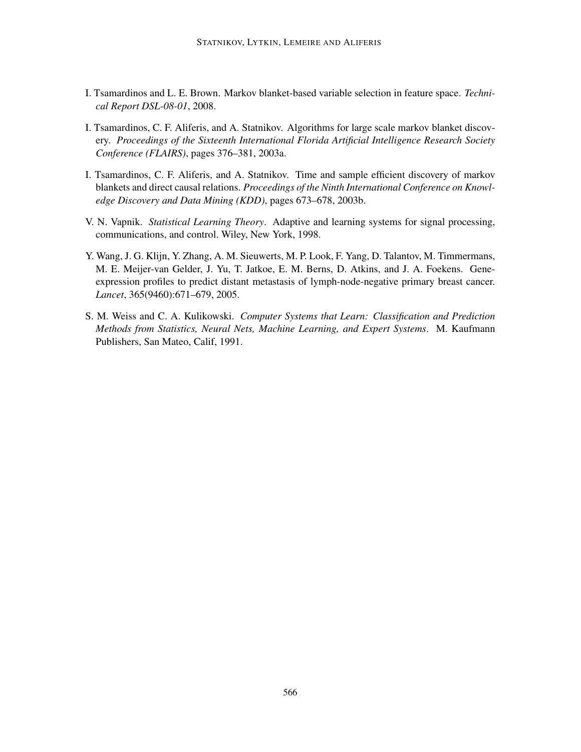I. Tsamardinos and L. E. Brown. Markov blanket-based variable selection in feature space. *Technical Report DSL-08-01*, 2008.

I. Tsamardinos, C. F. Aliferis, and A. Statnikov. Algorithms for large scale markov blanket discovery. *Proceedings of the Sixteenth International Florida Artificial Intelligence Research Society Conference (FLAIRS)*, pages 376–381, 2003a.

I. Tsamardinos, C. F. Aliferis, and A. Statnikov. Time and sample efficient discovery of markov blankets and direct causal relations. *Proceedings of the Ninth International Conference on Knowledge Discovery and Data Mining (KDD)*, pages 673–678, 2003b.

V. N. Vapnik. *Statistical Learning Theory*. Adaptive and learning systems for signal processing, communications, and control. Wiley, New York, 1998.

Y. Wang, J. G. Klijn, Y. Zhang, A. M. Sieuwerts, M. P. Look, F. Yang, D. Talantov, M. Timmermans, M. E. Meijer-van Gelder, J. Yu, T. Jatkoe, E. M. Berns, D. Atkins, and J. A. Foekens. Gene-expression profiles to predict distant metastasis of lymph-node-negative primary breast cancer. *Lancet*, 365(9460):671–679, 2005.

S. M. Weiss and C. A. Kulikowski. *Computer Systems that Learn: Classification and Prediction Methods from Statistics, Neural Nets, Machine Learning, and Expert Systems*. M. Kaufmann Publishers, San Mateo, Calif, 1991.